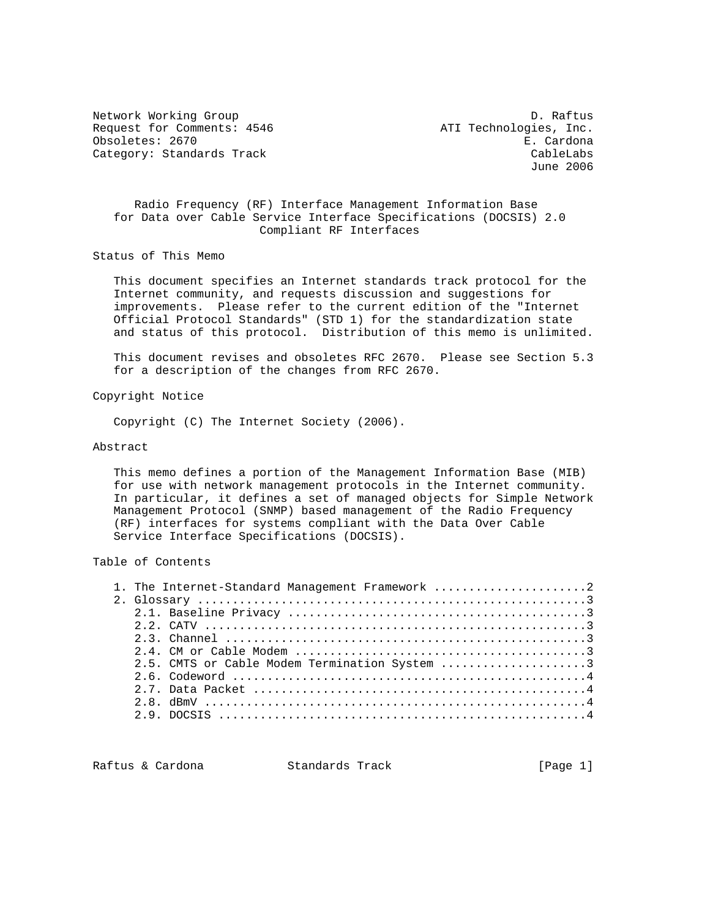Network Working Group D. Raftus
Request for Comments: 4546 ATI Technologies, Inc.
Obsoletes: 2670 E. Cardona
Category: Standards Track CableLabs
June 2006

# Radio Frequency (RF) Interface Management Information Base for Data over Cable Service Interface Specifications (DOCSIS) 2.0 Compliant RF Interfaces

## Status of This Memo

This document specifies an Internet standards track protocol for the Internet community, and requests discussion and suggestions for improvements. Please refer to the current edition of the "Internet Official Protocol Standards" (STD 1) for the standardization state and status of this protocol. Distribution of this memo is unlimited.

This document revises and obsoletes RFC 2670. Please see Section 5.3 for a description of the changes from RFC 2670.

## Copyright Notice

Copyright (C) The Internet Society (2006).

## Abstract

This memo defines a portion of the Management Information Base (MIB) for use with network management protocols in the Internet community. In particular, it defines a set of managed objects for Simple Network Management Protocol (SNMP) based management of the Radio Frequency (RF) interfaces for systems compliant with the Data Over Cable Service Interface Specifications (DOCSIS).

## Table of Contents

1. The Internet-Standard Management Framework ......................2
2. Glossary ........................................................3
   2.1. Baseline Privacy ...........................................3
   2.2. CATV .......................................................3
   2.3. Channel ....................................................3
   2.4. CM or Cable Modem ..........................................3
   2.5. CMTS or Cable Modem Termination System .....................3
   2.6. Codeword ...................................................4
   2.7. Data Packet ................................................4
   2.8. dBmV .......................................................4
   2.9. DOCSIS .....................................................4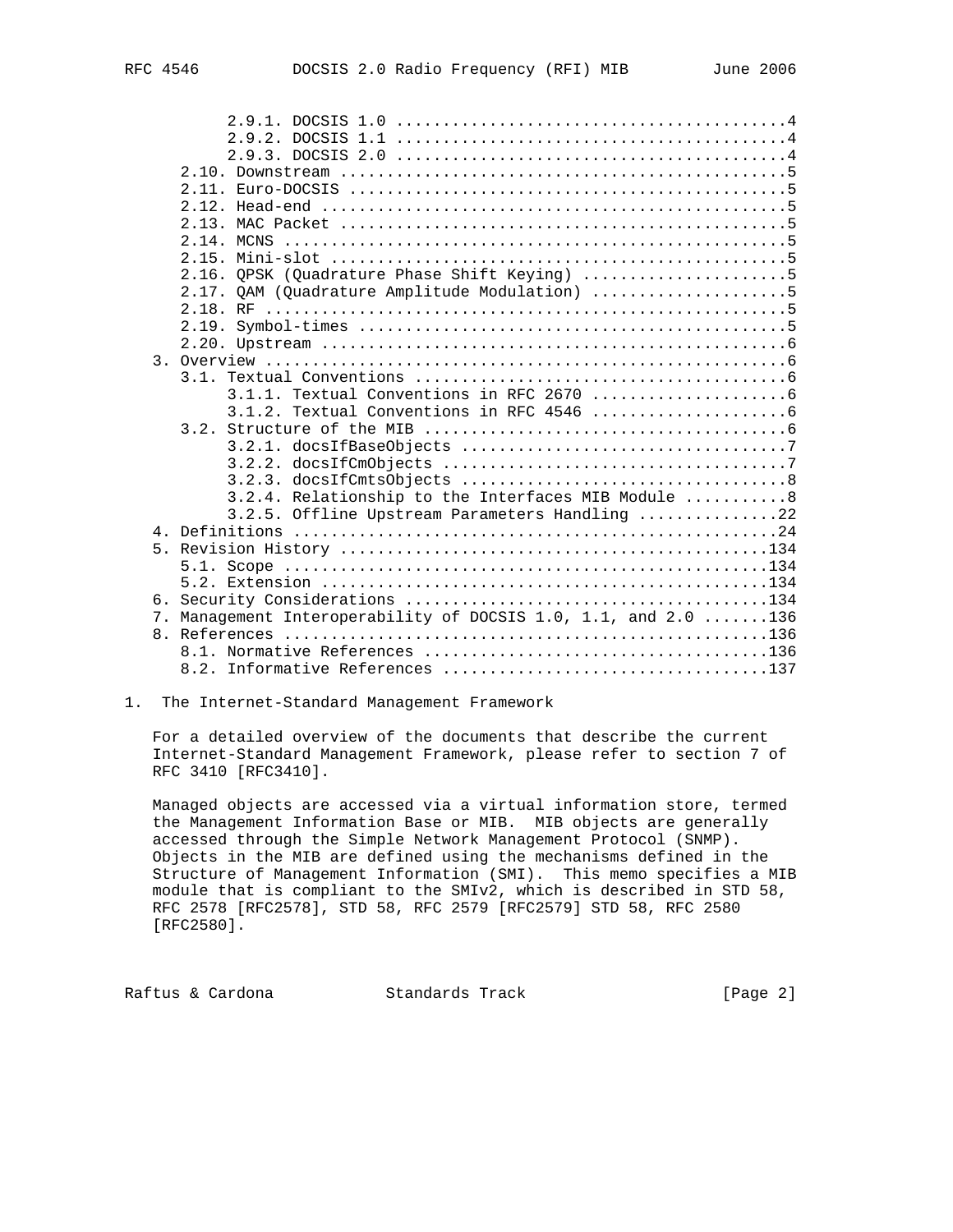2.9.1. DOCSIS 1.0 .........................................4
2.9.2. DOCSIS 1.1 .........................................4
2.9.3. DOCSIS 2.0 .........................................4
2.10. Downstream ..............................................5
2.11. Euro-DOCSIS .............................................5
2.12. Head-end ................................................5
2.13. MAC Packet ..............................................5
2.14. MCNS ....................................................5
2.15. Mini-slot ...............................................5
2.16. QPSK (Quadrature Phase Shift Keying) ......................5
2.17. QAM (Quadrature Amplitude Modulation) .....................5
2.18. RF ......................................................5
2.19. Symbol-times ............................................5
2.20. Upstream ................................................6
3. Overview ......................................................6
3.1. Textual Conventions .......................................6
3.1.1. Textual Conventions in RFC 2670 ....................6
3.1.2. Textual Conventions in RFC 4546 ....................6
3.2. Structure of the MIB ......................................6
3.2.1. docsIfBaseObjects ..................................7
3.2.2. docsIfCmObjects ....................................7
3.2.3. docsIfCmtsObjects ..................................8
3.2.4. Relationship to the Interfaces MIB Module ...........8
3.2.5. Offline Upstream Parameters Handling ...............22
4. Definitions ..................................................24
5. Revision History .............................................134
5.1. Scope ...................................................134
5.2. Extension ...............................................134
6. Security Considerations ......................................134
7. Management Interoperability of DOCSIS 1.0, 1.1, and 2.0 .......136
8. References ...................................................136
8.1. Normative References ....................................136
8.2. Informative References ..................................137

# 1. The Internet-Standard Management Framework

For a detailed overview of the documents that describe the current Internet-Standard Management Framework, please refer to section 7 of RFC 3410 [RFC3410].

Managed objects are accessed via a virtual information store, termed the Management Information Base or MIB. MIB objects are generally accessed through the Simple Network Management Protocol (SNMP). Objects in the MIB are defined using the mechanisms defined in the Structure of Management Information (SMI). This memo specifies a MIB module that is compliant to the SMIv2, which is described in STD 58, RFC 2578 [RFC2578], STD 58, RFC 2579 [RFC2579] STD 58, RFC 2580 [RFC2580].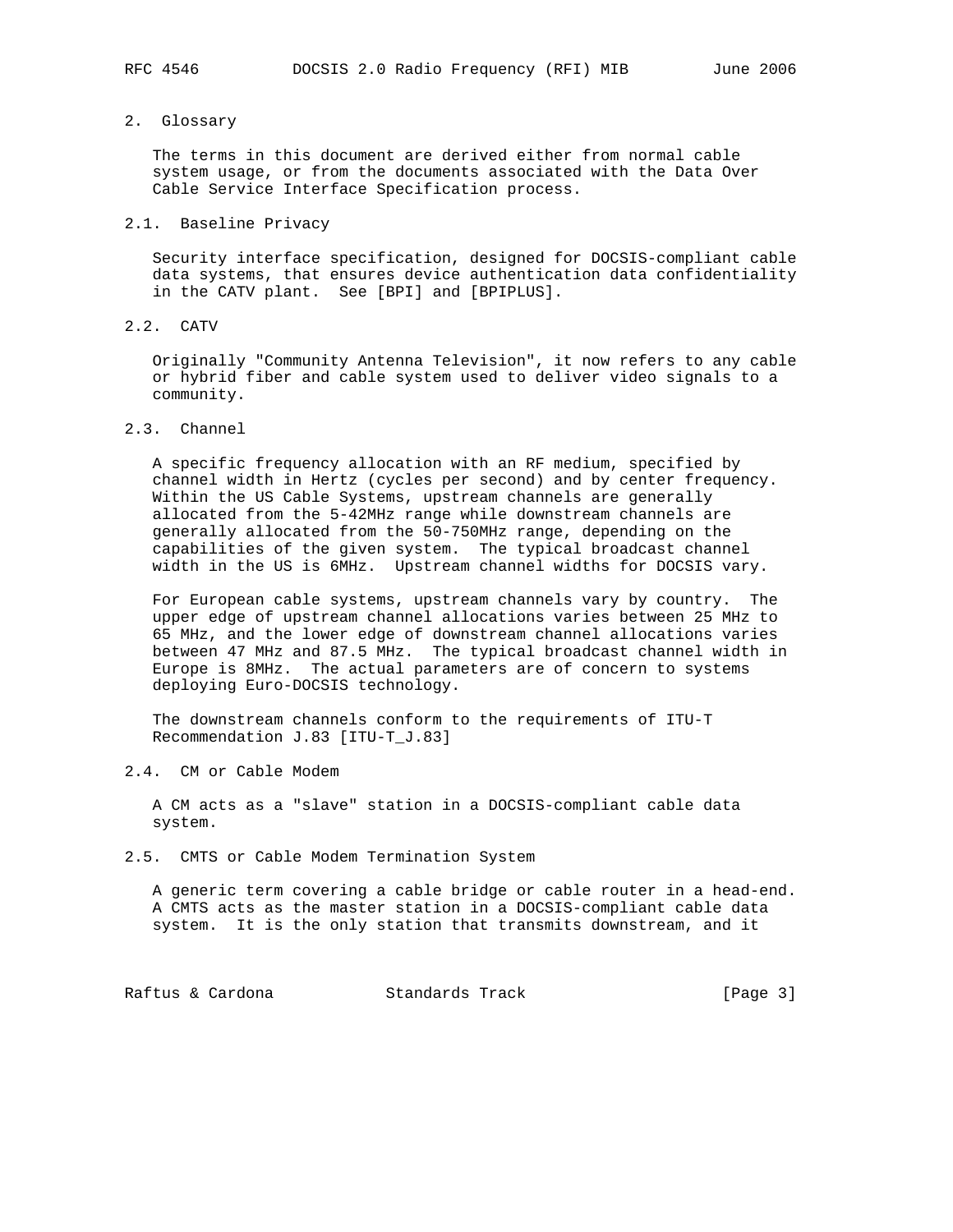## 2. Glossary

The terms in this document are derived either from normal cable system usage, or from the documents associated with the Data Over Cable Service Interface Specification process.

### 2.1. Baseline Privacy

Security interface specification, designed for DOCSIS-compliant cable data systems, that ensures device authentication data confidentiality in the CATV plant. See [BPI] and [BPIPLUS].

### 2.2. CATV

Originally "Community Antenna Television", it now refers to any cable or hybrid fiber and cable system used to deliver video signals to a community.

### 2.3. Channel

A specific frequency allocation with an RF medium, specified by channel width in Hertz (cycles per second) and by center frequency. Within the US Cable Systems, upstream channels are generally allocated from the 5-42MHz range while downstream channels are generally allocated from the 50-750MHz range, depending on the capabilities of the given system. The typical broadcast channel width in the US is 6MHz. Upstream channel widths for DOCSIS vary.

For European cable systems, upstream channels vary by country. The upper edge of upstream channel allocations varies between 25 MHz to 65 MHz, and the lower edge of downstream channel allocations varies between 47 MHz and 87.5 MHz. The typical broadcast channel width in Europe is 8MHz. The actual parameters are of concern to systems deploying Euro-DOCSIS technology.

The downstream channels conform to the requirements of ITU-T Recommendation J.83 [ITU-T_J.83]

### 2.4. CM or Cable Modem

A CM acts as a "slave" station in a DOCSIS-compliant cable data system.

### 2.5. CMTS or Cable Modem Termination System

A generic term covering a cable bridge or cable router in a head-end. A CMTS acts as the master station in a DOCSIS-compliant cable data system. It is the only station that transmits downstream, and it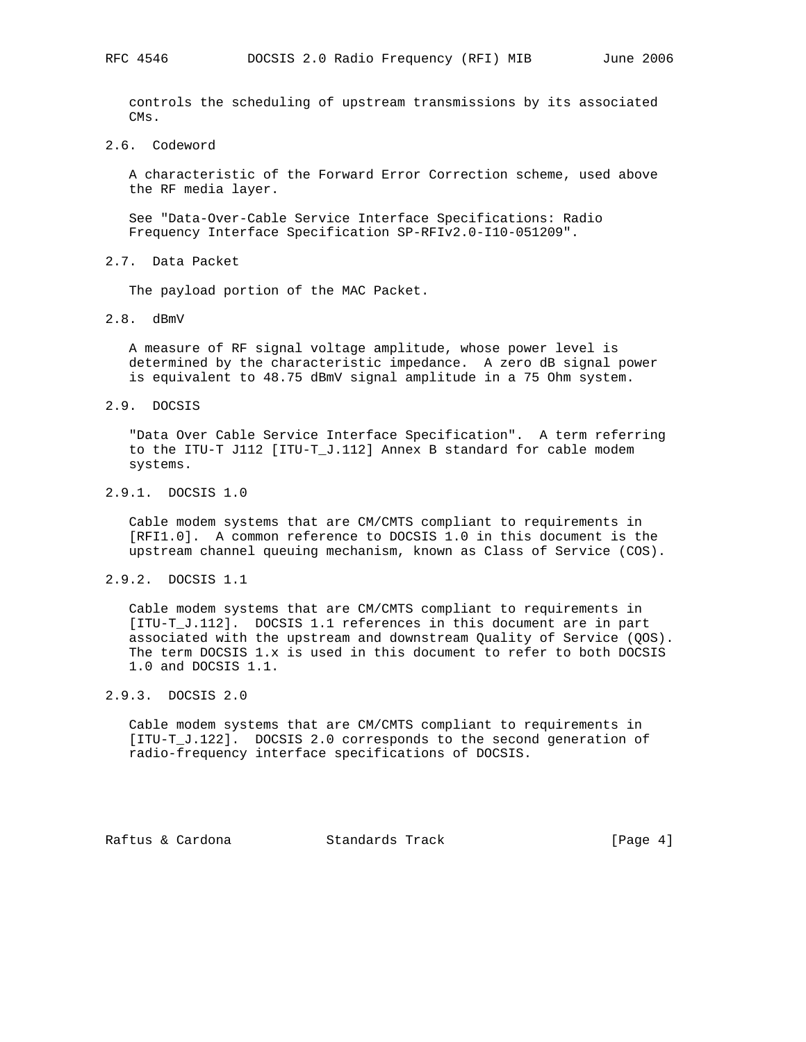controls the scheduling of upstream transmissions by its associated CMs.

### 2.6. Codeword

A characteristic of the Forward Error Correction scheme, used above the RF media layer.

See "Data-Over-Cable Service Interface Specifications: Radio Frequency Interface Specification SP-RFIv2.0-I10-051209".

### 2.7. Data Packet

The payload portion of the MAC Packet.

### 2.8. dBmV

A measure of RF signal voltage amplitude, whose power level is determined by the characteristic impedance. A zero dB signal power is equivalent to 48.75 dBmV signal amplitude in a 75 Ohm system.

### 2.9. DOCSIS

"Data Over Cable Service Interface Specification". A term referring to the ITU-T J112 [ITU-T_J.112] Annex B standard for cable modem systems.

#### 2.9.1. DOCSIS 1.0

Cable modem systems that are CM/CMTS compliant to requirements in [RFI1.0]. A common reference to DOCSIS 1.0 in this document is the upstream channel queuing mechanism, known as Class of Service (COS).

#### 2.9.2. DOCSIS 1.1

Cable modem systems that are CM/CMTS compliant to requirements in [ITU-T_J.112]. DOCSIS 1.1 references in this document are in part associated with the upstream and downstream Quality of Service (QOS). The term DOCSIS 1.x is used in this document to refer to both DOCSIS 1.0 and DOCSIS 1.1.

#### 2.9.3. DOCSIS 2.0

Cable modem systems that are CM/CMTS compliant to requirements in [ITU-T_J.122]. DOCSIS 2.0 corresponds to the second generation of radio-frequency interface specifications of DOCSIS.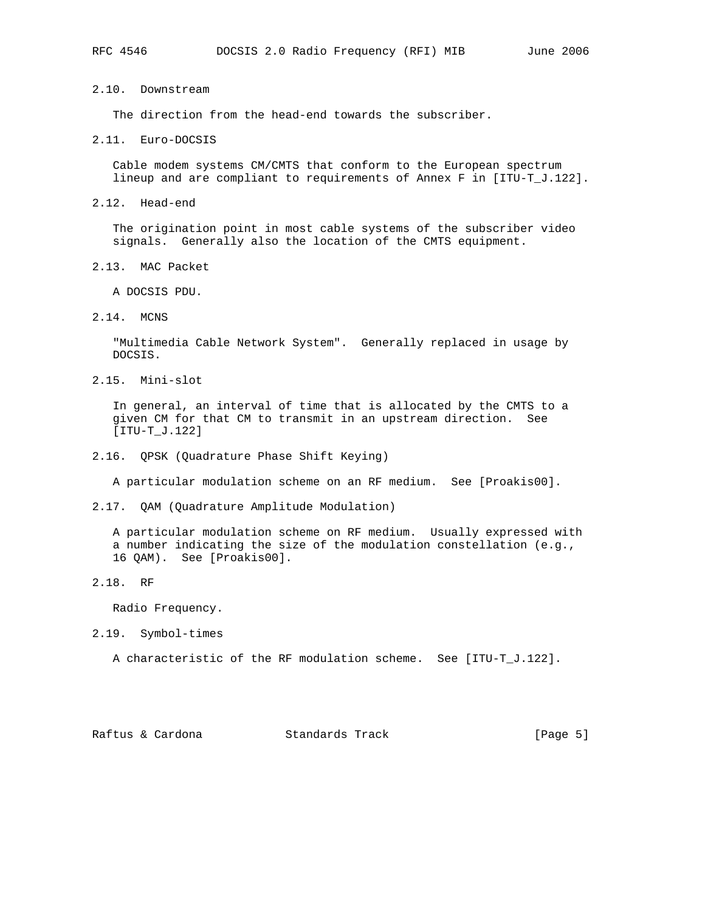### 2.10. Downstream

The direction from the head-end towards the subscriber.

### 2.11. Euro-DOCSIS

Cable modem systems CM/CMTS that conform to the European spectrum lineup and are compliant to requirements of Annex F in [ITU-T_J.122].

### 2.12. Head-end

The origination point in most cable systems of the subscriber video signals. Generally also the location of the CMTS equipment.

### 2.13. MAC Packet

A DOCSIS PDU.

### 2.14. MCNS

"Multimedia Cable Network System". Generally replaced in usage by DOCSIS.

### 2.15. Mini-slot

In general, an interval of time that is allocated by the CMTS to a given CM for that CM to transmit in an upstream direction. See [ITU-T_J.122]

### 2.16. QPSK (Quadrature Phase Shift Keying)

A particular modulation scheme on an RF medium. See [Proakis00].

### 2.17. QAM (Quadrature Amplitude Modulation)

A particular modulation scheme on RF medium. Usually expressed with a number indicating the size of the modulation constellation (e.g., 16 QAM). See [Proakis00].

### 2.18. RF

Radio Frequency.

### 2.19. Symbol-times

A characteristic of the RF modulation scheme. See [ITU-T_J.122].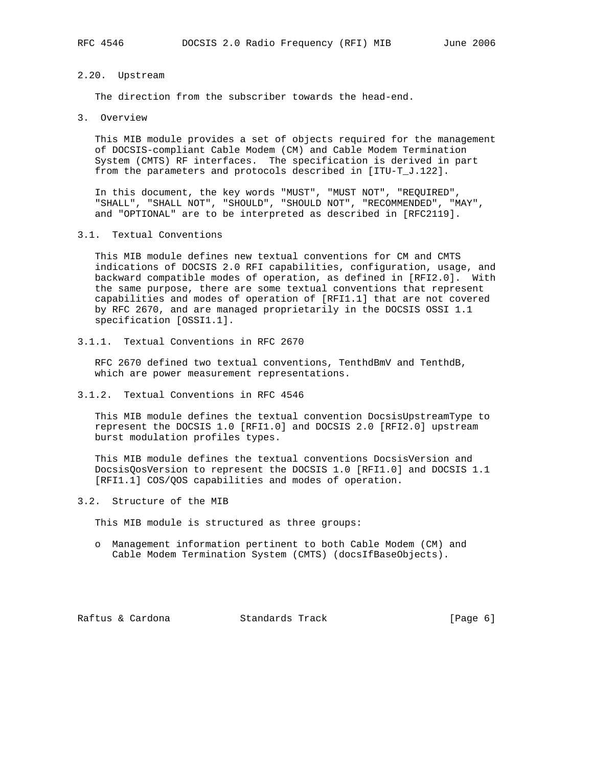### 2.20. Upstream

The direction from the subscriber towards the head-end.

## 3. Overview

This MIB module provides a set of objects required for the management of DOCSIS-compliant Cable Modem (CM) and Cable Modem Termination System (CMTS) RF interfaces. The specification is derived in part from the parameters and protocols described in [ITU-T_J.122].

In this document, the key words "MUST", "MUST NOT", "REQUIRED", "SHALL", "SHALL NOT", "SHOULD", "SHOULD NOT", "RECOMMENDED", "MAY", and "OPTIONAL" are to be interpreted as described in [RFC2119].

### 3.1. Textual Conventions

This MIB module defines new textual conventions for CM and CMTS indications of DOCSIS 2.0 RFI capabilities, configuration, usage, and backward compatible modes of operation, as defined in [RFI2.0]. With the same purpose, there are some textual conventions that represent capabilities and modes of operation of [RFI1.1] that are not covered by RFC 2670, and are managed proprietarily in the DOCSIS OSSI 1.1 specification [OSSI1.1].

#### 3.1.1. Textual Conventions in RFC 2670

RFC 2670 defined two textual conventions, TenthdBmV and TenthdB, which are power measurement representations.

#### 3.1.2. Textual Conventions in RFC 4546

This MIB module defines the textual convention DocsisUpstreamType to represent the DOCSIS 1.0 [RFI1.0] and DOCSIS 2.0 [RFI2.0] upstream burst modulation profiles types.

This MIB module defines the textual conventions DocsisVersion and DocsisQosVersion to represent the DOCSIS 1.0 [RFI1.0] and DOCSIS 1.1 [RFI1.1] COS/QOS capabilities and modes of operation.

### 3.2. Structure of the MIB

This MIB module is structured as three groups:

- Management information pertinent to both Cable Modem (CM) and Cable Modem Termination System (CMTS) (docsIfBaseObjects).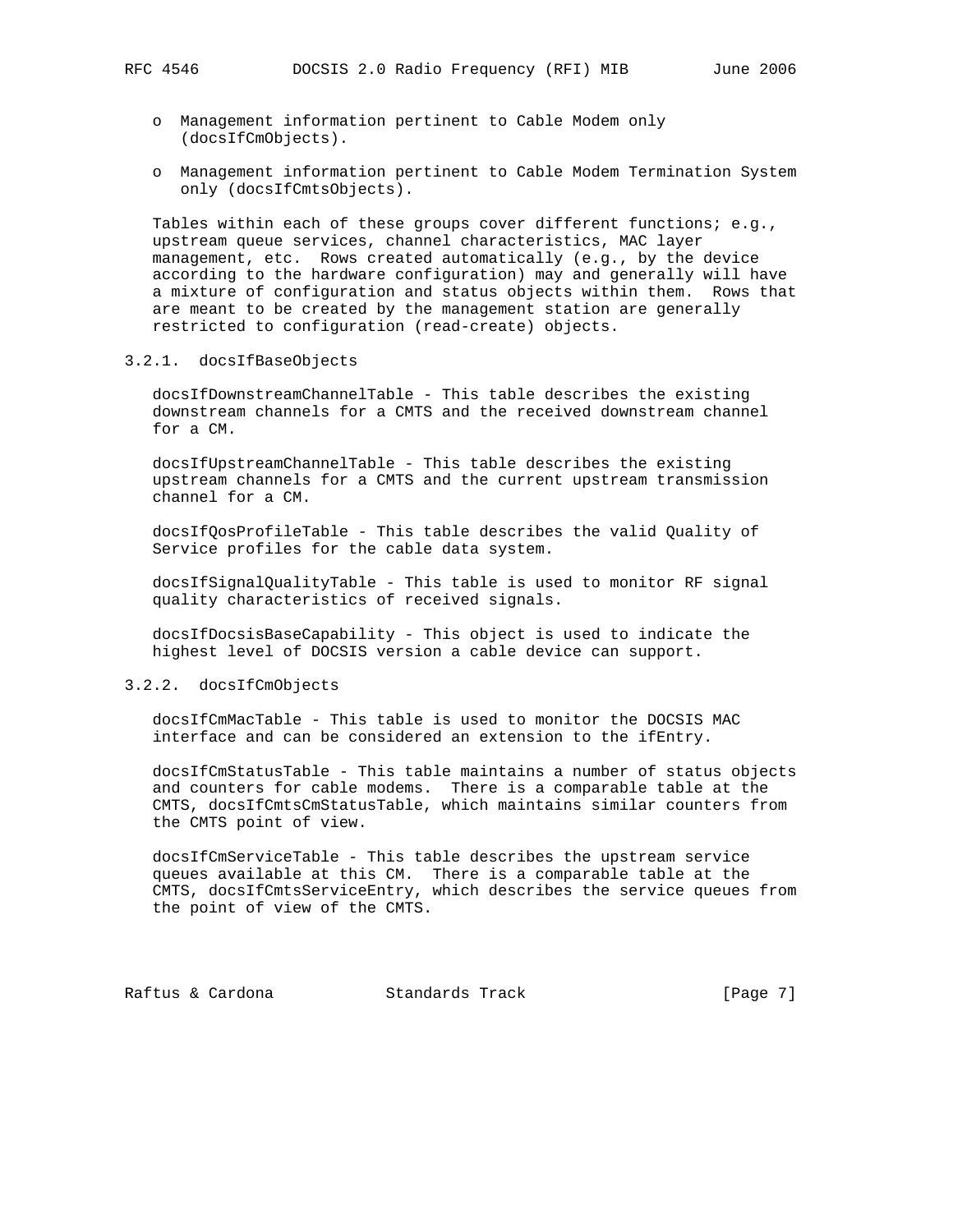- Management information pertinent to Cable Modem only (docsIfCmObjects).

- Management information pertinent to Cable Modem Termination System only (docsIfCmtsObjects).

Tables within each of these groups cover different functions; e.g., upstream queue services, channel characteristics, MAC layer management, etc. Rows created automatically (e.g., by the device according to the hardware configuration) may and generally will have a mixture of configuration and status objects within them. Rows that are meant to be created by the management station are generally restricted to configuration (read-create) objects.

### 3.2.1. docsIfBaseObjects

docsIfDownstreamChannelTable - This table describes the existing downstream channels for a CMTS and the received downstream channel for a CM.

docsIfUpstreamChannelTable - This table describes the existing upstream channels for a CMTS and the current upstream transmission channel for a CM.

docsIfQosProfileTable - This table describes the valid Quality of Service profiles for the cable data system.

docsIfSignalQualityTable - This table is used to monitor RF signal quality characteristics of received signals.

docsIfDocsisBaseCapability - This object is used to indicate the highest level of DOCSIS version a cable device can support.

### 3.2.2. docsIfCmObjects

docsIfCmMacTable - This table is used to monitor the DOCSIS MAC interface and can be considered an extension to the ifEntry.

docsIfCmStatusTable - This table maintains a number of status objects and counters for cable modems. There is a comparable table at the CMTS, docsIfCmtsCmStatusTable, which maintains similar counters from the CMTS point of view.

docsIfCmServiceTable - This table describes the upstream service queues available at this CM. There is a comparable table at the CMTS, docsIfCmtsServiceEntry, which describes the service queues from the point of view of the CMTS.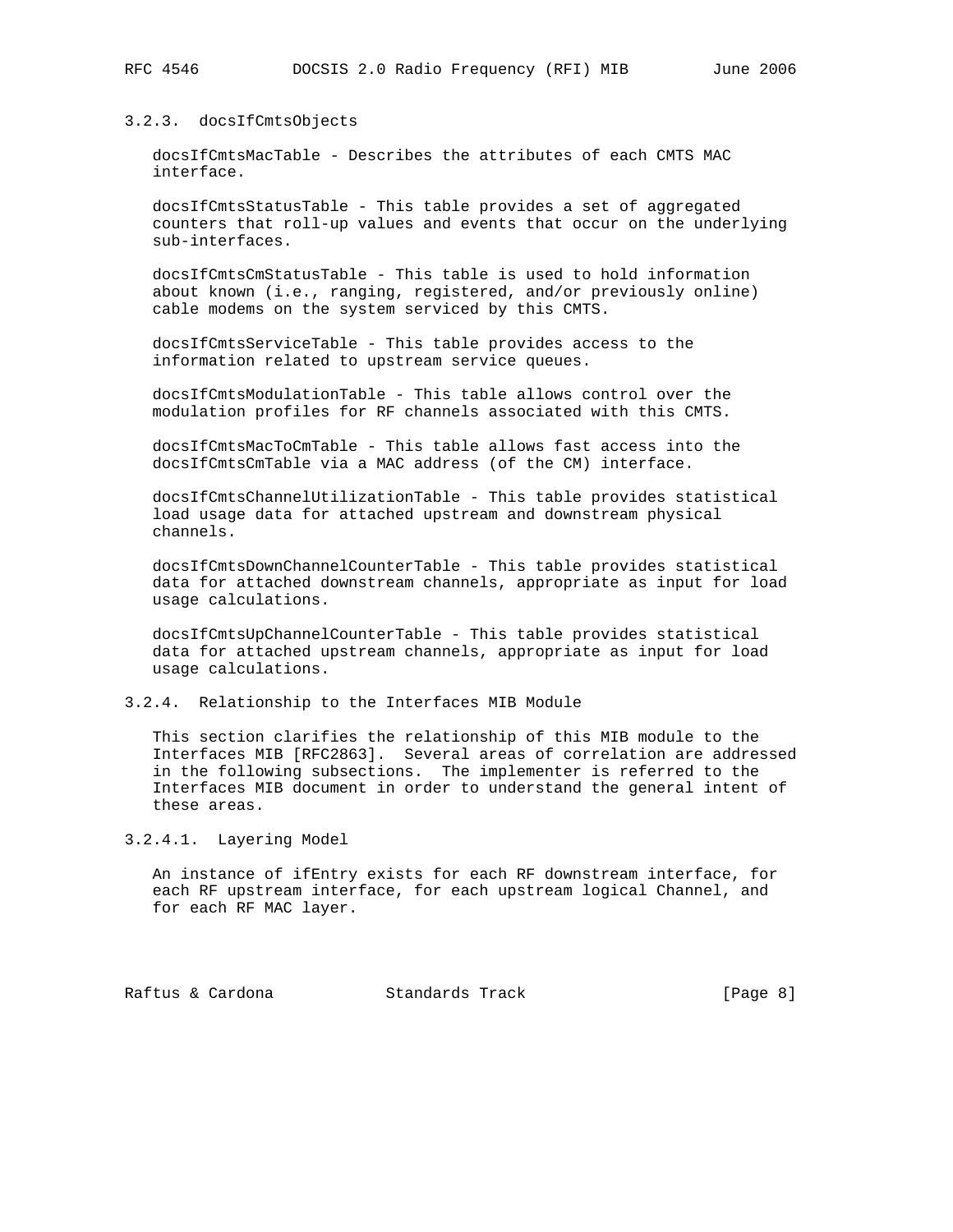### 3.2.3. docsIfCmtsObjects

docsIfCmtsMacTable - Describes the attributes of each CMTS MAC interface.

docsIfCmtsStatusTable - This table provides a set of aggregated counters that roll-up values and events that occur on the underlying sub-interfaces.

docsIfCmtsCmStatusTable - This table is used to hold information about known (i.e., ranging, registered, and/or previously online) cable modems on the system serviced by this CMTS.

docsIfCmtsServiceTable - This table provides access to the information related to upstream service queues.

docsIfCmtsModulationTable - This table allows control over the modulation profiles for RF channels associated with this CMTS.

docsIfCmtsMacToCmTable - This table allows fast access into the docsIfCmtsCmTable via a MAC address (of the CM) interface.

docsIfCmtsChannelUtilizationTable - This table provides statistical load usage data for attached upstream and downstream physical channels.

docsIfCmtsDownChannelCounterTable - This table provides statistical data for attached downstream channels, appropriate as input for load usage calculations.

docsIfCmtsUpChannelCounterTable - This table provides statistical data for attached upstream channels, appropriate as input for load usage calculations.

### 3.2.4. Relationship to the Interfaces MIB Module

This section clarifies the relationship of this MIB module to the Interfaces MIB [RFC2863]. Several areas of correlation are addressed in the following subsections. The implementer is referred to the Interfaces MIB document in order to understand the general intent of these areas.

#### 3.2.4.1. Layering Model

An instance of ifEntry exists for each RF downstream interface, for each RF upstream interface, for each upstream logical Channel, and for each RF MAC layer.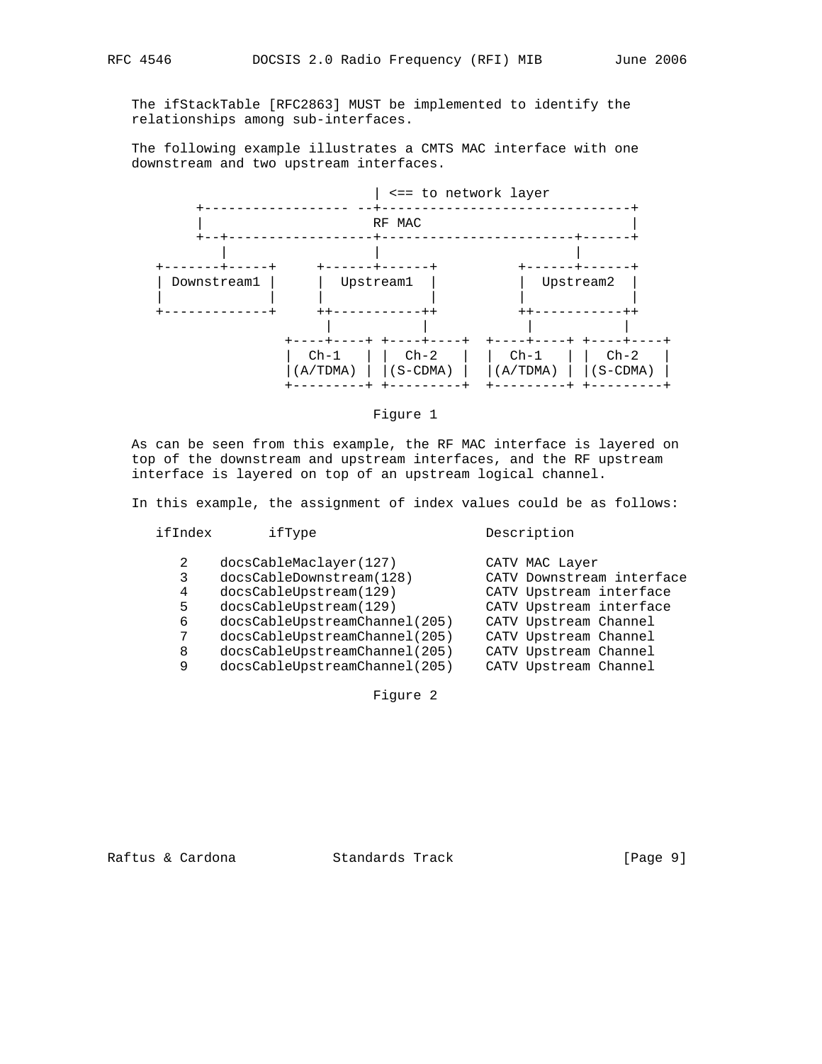The ifStackTable [RFC2863] MUST be implemented to identify the relationships among sub-interfaces.

The following example illustrates a CMTS MAC interface with one downstream and two upstream interfaces.

```
                          | <== to network layer
      +------------------ --+-------------------------------+
      |                    RF MAC                            |
      +--+------------------+------------------------+------+
         |                  |                        |
  +-------+-----+     +------+------+         +------+------+
  | Downstream1 |     |  Upstream1  |         |  Upstream2  |
  |             |     |             |         |             |
  +-------------+     ++-----------++         ++-----------++
                        |         |             |          |
                  +----+----+ +----+----+  +----+----+ +----+----+
                  |  Ch-1   | |  Ch-2   |  |  Ch-1   | |  Ch-2   |
                  |(A/TDMA) | |(S-CDMA) |  |(A/TDMA) | |(S-CDMA) |
                  +---------+ +---------+  +---------+ +---------+
```

Figure 1

As can be seen from this example, the RF MAC interface is layered on top of the downstream and upstream interfaces, and the RF upstream interface is layered on top of an upstream logical channel.

In this example, the assignment of index values could be as follows:

| ifIndex | ifType | Description |
|---|---|---|
| 2 | docsCableMaclayer(127) | CATV MAC Layer |
| 3 | docsCableDownstream(128) | CATV Downstream interface |
| 4 | docsCableUpstream(129) | CATV Upstream interface |
| 5 | docsCableUpstream(129) | CATV Upstream interface |
| 6 | docsCableUpstreamChannel(205) | CATV Upstream Channel |
| 7 | docsCableUpstreamChannel(205) | CATV Upstream Channel |
| 8 | docsCableUpstreamChannel(205) | CATV Upstream Channel |
| 9 | docsCableUpstreamChannel(205) | CATV Upstream Channel |

Figure 2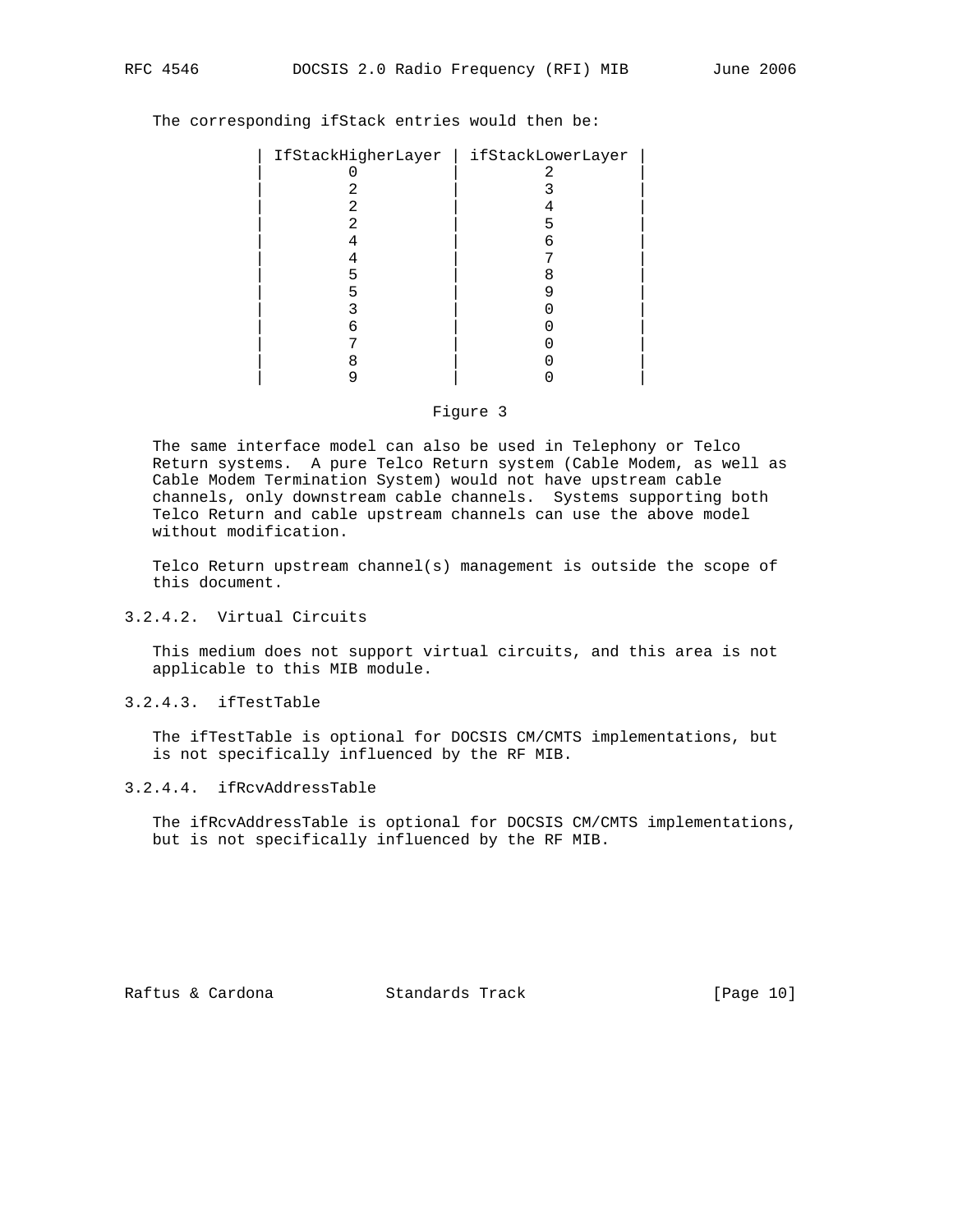The corresponding ifStack entries would then be:

| IfStackHigherLayer | ifStackLowerLayer |
| --- | --- |
| 0 | 2 |
| 2 | 3 |
| 2 | 4 |
| 2 | 5 |
| 4 | 6 |
| 4 | 7 |
| 5 | 8 |
| 5 | 9 |
| 3 | 0 |
| 6 | 0 |
| 7 | 0 |
| 8 | 0 |
| 9 | 0 |

Figure 3

The same interface model can also be used in Telephony or Telco Return systems. A pure Telco Return system (Cable Modem, as well as Cable Modem Termination System) would not have upstream cable channels, only downstream cable channels. Systems supporting both Telco Return and cable upstream channels can use the above model without modification.

Telco Return upstream channel(s) management is outside the scope of this document.

#### 3.2.4.2. Virtual Circuits

This medium does not support virtual circuits, and this area is not applicable to this MIB module.

#### 3.2.4.3. ifTestTable

The ifTestTable is optional for DOCSIS CM/CMTS implementations, but is not specifically influenced by the RF MIB.

#### 3.2.4.4. ifRcvAddressTable

The ifRcvAddressTable is optional for DOCSIS CM/CMTS implementations, but is not specifically influenced by the RF MIB.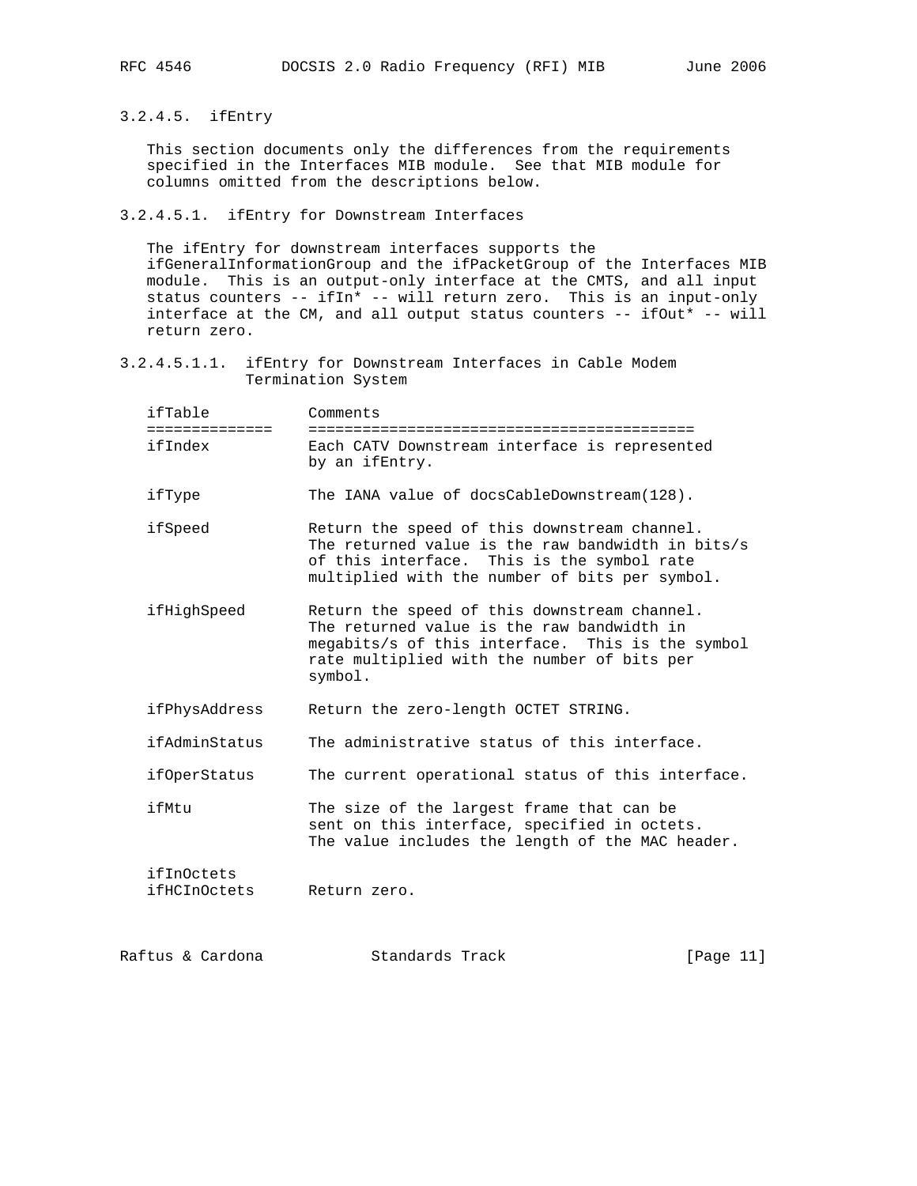#### 3.2.4.5. ifEntry

This section documents only the differences from the requirements specified in the Interfaces MIB module. See that MIB module for columns omitted from the descriptions below.

##### 3.2.4.5.1. ifEntry for Downstream Interfaces

The ifEntry for downstream interfaces supports the ifGeneralInformationGroup and the ifPacketGroup of the Interfaces MIB module. This is an output-only interface at the CMTS, and all input status counters -- ifIn* -- will return zero. This is an input-only interface at the CM, and all output status counters -- ifOut* -- will return zero.

###### 3.2.4.5.1.1. ifEntry for Downstream Interfaces in Cable Modem Termination System

| ifTable | Comments |
|---|---|
| ifIndex | Each CATV Downstream interface is represented by an ifEntry. |
| ifType | The IANA value of docsCableDownstream(128). |
| ifSpeed | Return the speed of this downstream channel. The returned value is the raw bandwidth in bits/s of this interface. This is the symbol rate multiplied with the number of bits per symbol. |
| ifHighSpeed | Return the speed of this downstream channel. The returned value is the raw bandwidth in megabits/s of this interface. This is the symbol rate multiplied with the number of bits per symbol. |
| ifPhysAddress | Return the zero-length OCTET STRING. |
| ifAdminStatus | The administrative status of this interface. |
| ifOperStatus | The current operational status of this interface. |
| ifMtu | The size of the largest frame that can be sent on this interface, specified in octets. The value includes the length of the MAC header. |
| ifInOctets<br>ifHCInOctets | Return zero. |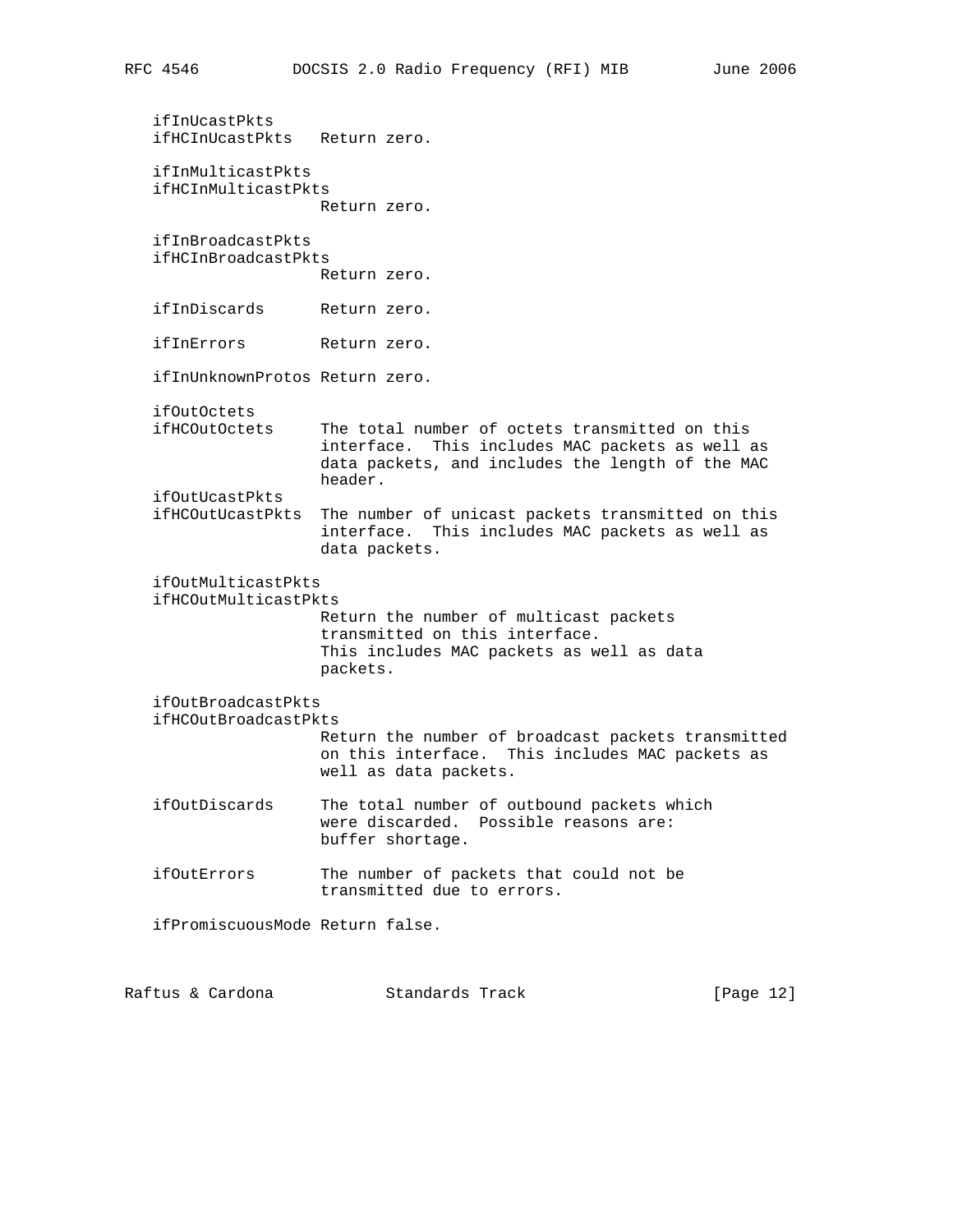```
   ifInUcastPkts
   ifHCInUcastPkts   Return zero.

   ifInMulticastPkts
   ifHCInMulticastPkts
                     Return zero.

   ifInBroadcastPkts
   ifHCInBroadcastPkts
                     Return zero.

   ifInDiscards      Return zero.

   ifInErrors        Return zero.

   ifInUnknownProtos Return zero.

   ifOutOctets
   ifHCOutOctets     The total number of octets transmitted on this
                     interface.  This includes MAC packets as well as
                     data packets, and includes the length of the MAC
                     header.
   ifOutUcastPkts
   ifHCOutUcastPkts  The number of unicast packets transmitted on this
                     interface.  This includes MAC packets as well as
                     data packets.

   ifOutMulticastPkts
   ifHCOutMulticastPkts
                     Return the number of multicast packets
                     transmitted on this interface.
                     This includes MAC packets as well as data
                     packets.

   ifOutBroadcastPkts
   ifHCOutBroadcastPkts
                     Return the number of broadcast packets transmitted
                     on this interface.  This includes MAC packets as
                     well as data packets.

   ifOutDiscards     The total number of outbound packets which
                     were discarded.  Possible reasons are:
                     buffer shortage.

   ifOutErrors       The number of packets that could not be
                     transmitted due to errors.

   ifPromiscuousMode Return false.
```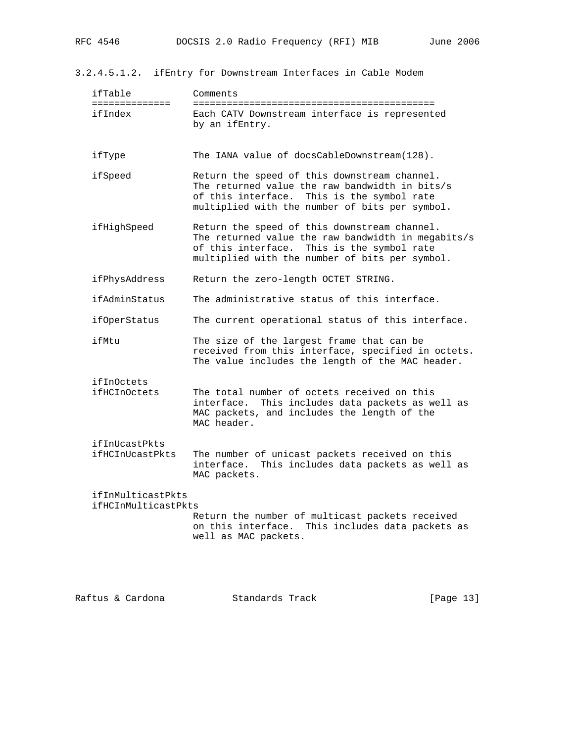### 3.2.4.5.1.2. ifEntry for Downstream Interfaces in Cable Modem

| ifTable | Comments |
| --- | --- |
| ifIndex | Each CATV Downstream interface is represented by an ifEntry. |
| ifType | The IANA value of docsCableDownstream(128). |
| ifSpeed | Return the speed of this downstream channel. The returned value the raw bandwidth in bits/s of this interface. This is the symbol rate multiplied with the number of bits per symbol. |
| ifHighSpeed | Return the speed of this downstream channel. The returned value the raw bandwidth in megabits/s of this interface. This is the symbol rate multiplied with the number of bits per symbol. |
| ifPhysAddress | Return the zero-length OCTET STRING. |
| ifAdminStatus | The administrative status of this interface. |
| ifOperStatus | The current operational status of this interface. |
| ifMtu | The size of the largest frame that can be received from this interface, specified in octets. The value includes the length of the MAC header. |
| ifInOctets<br>ifHCInOctets | The total number of octets received on this interface. This includes data packets as well as MAC packets, and includes the length of the MAC header. |
| ifInUcastPkts<br>ifHCInUcastPkts | The number of unicast packets received on this interface. This includes data packets as well as MAC packets. |
| ifInMulticastPkts<br>ifHCInMulticastPkts | Return the number of multicast packets received on this interface. This includes data packets as well as MAC packets. |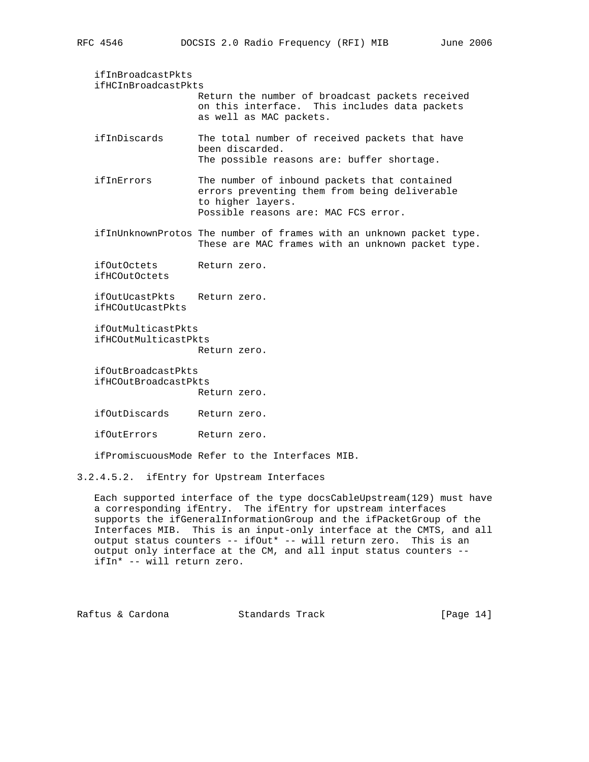ifInBroadcastPkts
ifHCInBroadcastPkts
Return the number of broadcast packets received on this interface. This includes data packets as well as MAC packets.

ifInDiscards
The total number of received packets that have been discarded.
The possible reasons are: buffer shortage.

ifInErrors
The number of inbound packets that contained errors preventing them from being deliverable to higher layers.
Possible reasons are: MAC FCS error.

ifInUnknownProtos
The number of frames with an unknown packet type. These are MAC frames with an unknown packet type.

ifOutOctets
ifHCOutOctets
Return zero.

ifOutUcastPkts
ifHCOutUcastPkts
Return zero.

ifOutMulticastPkts
ifHCOutMulticastPkts
Return zero.

ifOutBroadcastPkts
ifHCOutBroadcastPkts
Return zero.

ifOutDiscards
Return zero.

ifOutErrors
Return zero.

ifPromiscuousMode
Refer to the Interfaces MIB.

### 3.2.4.5.2. ifEntry for Upstream Interfaces

Each supported interface of the type docsCableUpstream(129) must have a corresponding ifEntry. The ifEntry for upstream interfaces supports the ifGeneralInformationGroup and the ifPacketGroup of the Interfaces MIB. This is an input-only interface at the CMTS, and all output status counters -- ifOut* -- will return zero. This is an output only interface at the CM, and all input status counters -- ifIn* -- will return zero.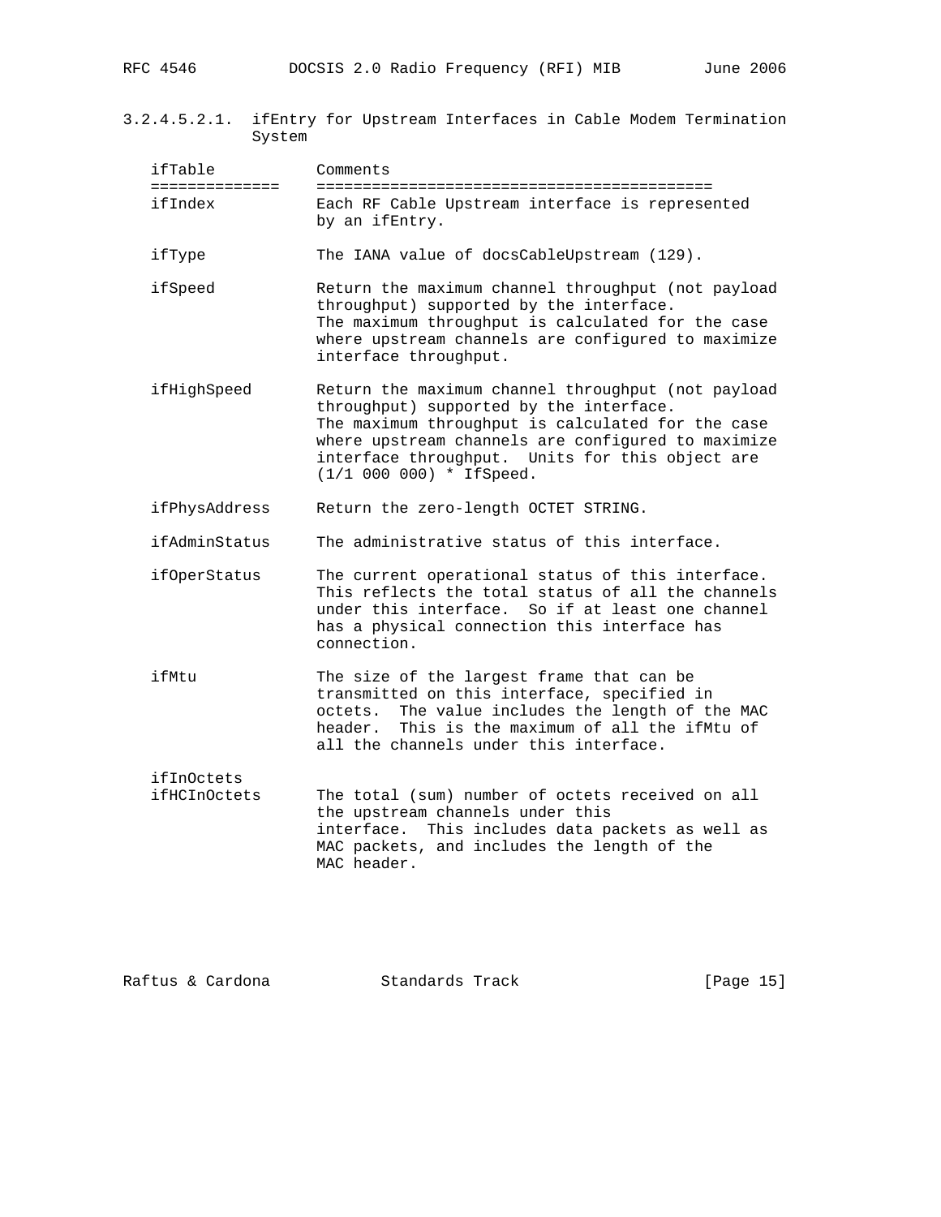#### 3.2.4.5.2.1. ifEntry for Upstream Interfaces in Cable Modem Termination System

| ifTable | Comments |
| --- | --- |
| ifIndex | Each RF Cable Upstream interface is represented by an ifEntry. |
| ifType | The IANA value of docsCableUpstream (129). |
| ifSpeed | Return the maximum channel throughput (not payload throughput) supported by the interface. The maximum throughput is calculated for the case where upstream channels are configured to maximize interface throughput. |
| ifHighSpeed | Return the maximum channel throughput (not payload throughput) supported by the interface. The maximum throughput is calculated for the case where upstream channels are configured to maximize interface throughput. Units for this object are (1/1 000 000) * IfSpeed. |
| ifPhysAddress | Return the zero-length OCTET STRING. |
| ifAdminStatus | The administrative status of this interface. |
| ifOperStatus | The current operational status of this interface. This reflects the total status of all the channels under this interface. So if at least one channel has a physical connection this interface has connection. |
| ifMtu | The size of the largest frame that can be transmitted on this interface, specified in octets. The value includes the length of the MAC header. This is the maximum of all the ifMtu of all the channels under this interface. |
| ifInOctets ifHCInOctets | The total (sum) number of octets received on all the upstream channels under this interface. This includes data packets as well as MAC packets, and includes the length of the MAC header. |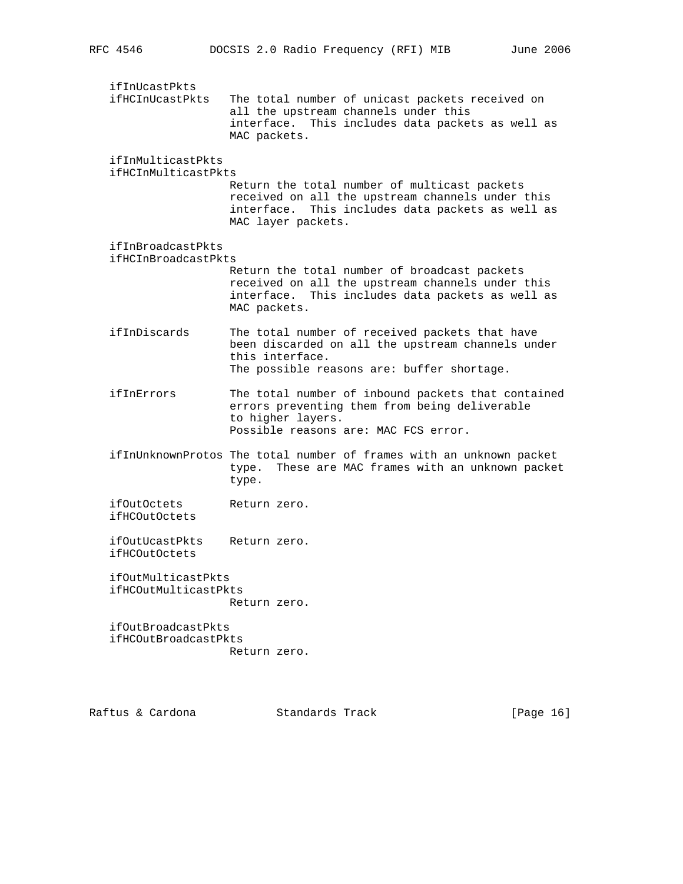```
   ifInUcastPkts
   ifHCInUcastPkts   The total number of unicast packets received on
                     all the upstream channels under this
                     interface.  This includes data packets as well as
                     MAC packets.

   ifInMulticastPkts
   ifHCInMulticastPkts
                     Return the total number of multicast packets
                     received on all the upstream channels under this
                     interface.  This includes data packets as well as
                     MAC layer packets.

   ifInBroadcastPkts
   ifHCInBroadcastPkts
                     Return the total number of broadcast packets
                     received on all the upstream channels under this
                     interface.  This includes data packets as well as
                     MAC packets.

   ifInDiscards      The total number of received packets that have
                     been discarded on all the upstream channels under
                     this interface.
                     The possible reasons are: buffer shortage.

   ifInErrors        The total number of inbound packets that contained
                     errors preventing them from being deliverable
                     to higher layers.
                     Possible reasons are: MAC FCS error.

   ifInUnknownProtos The total number of frames with an unknown packet
                     type.  These are MAC frames with an unknown packet
                     type.

   ifOutOctets       Return zero.
   ifHCOutOctets

   ifOutUcastPkts    Return zero.
   ifHCOutOctets

   ifOutMulticastPkts
   ifHCOutMulticastPkts
                     Return zero.

   ifOutBroadcastPkts
   ifHCOutBroadcastPkts
                     Return zero.
```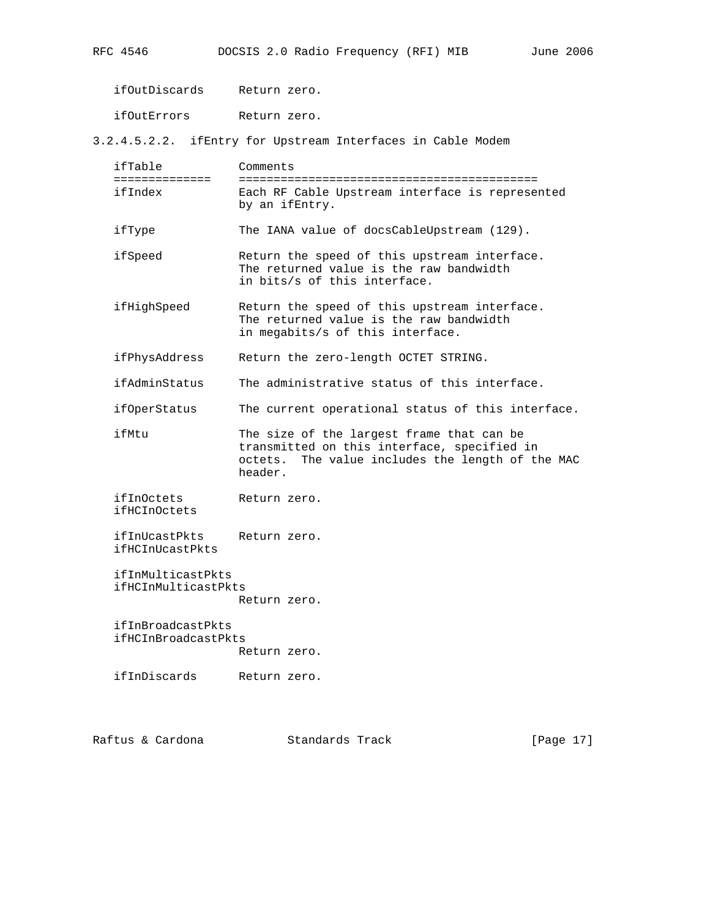ifOutDiscards Return zero.

ifOutErrors Return zero.

#### 3.2.4.5.2.2. ifEntry for Upstream Interfaces in Cable Modem

| ifTable | Comments |
|---|---|
| ifIndex | Each RF Cable Upstream interface is represented by an ifEntry. |
| ifType | The IANA value of docsCableUpstream (129). |
| ifSpeed | Return the speed of this upstream interface. The returned value is the raw bandwidth in bits/s of this interface. |
| ifHighSpeed | Return the speed of this upstream interface. The returned value is the raw bandwidth in megabits/s of this interface. |
| ifPhysAddress | Return the zero-length OCTET STRING. |
| ifAdminStatus | The administrative status of this interface. |
| ifOperStatus | The current operational status of this interface. |
| ifMtu | The size of the largest frame that can be transmitted on this interface, specified in octets. The value includes the length of the MAC header. |
| ifInOctets<br>ifHCInOctets | Return zero. |
| ifInUcastPkts<br>ifHCInUcastPkts | Return zero. |
| ifInMulticastPkts<br>ifHCInMulticastPkts | Return zero. |
| ifInBroadcastPkts<br>ifHCInBroadcastPkts | Return zero. |
| ifInDiscards | Return zero. |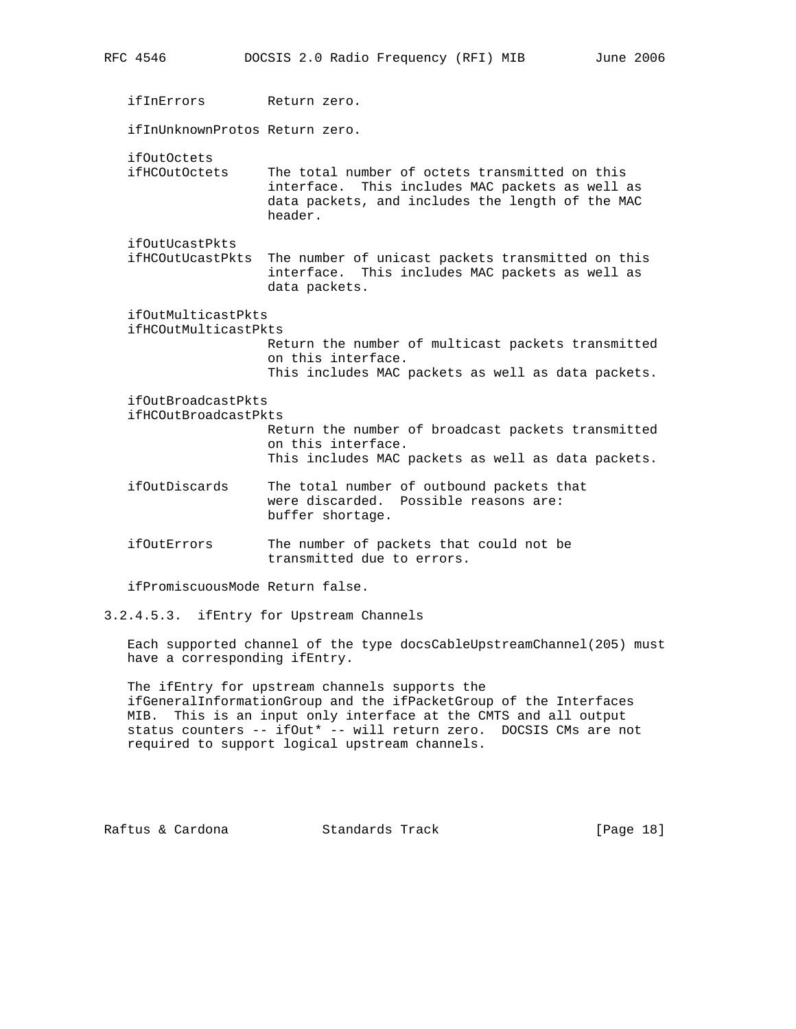ifInErrors         Return zero.

ifInUnknownProtos Return zero.

ifOutOctets
ifHCOutOctets      The total number of octets transmitted on this interface. This includes MAC packets as well as data packets, and includes the length of the MAC header.

ifOutUcastPkts
ifHCOutUcastPkts   The number of unicast packets transmitted on this interface. This includes MAC packets as well as data packets.

ifOutMulticastPkts
ifHCOutMulticastPkts
                   Return the number of multicast packets transmitted on this interface.
                   This includes MAC packets as well as data packets.

ifOutBroadcastPkts
ifHCOutBroadcastPkts
                   Return the number of broadcast packets transmitted on this interface.
                   This includes MAC packets as well as data packets.

ifOutDiscards      The total number of outbound packets that were discarded. Possible reasons are: buffer shortage.

ifOutErrors        The number of packets that could not be transmitted due to errors.

ifPromiscuousMode Return false.

#### 3.2.4.5.3. ifEntry for Upstream Channels

Each supported channel of the type docsCableUpstreamChannel(205) must have a corresponding ifEntry.

The ifEntry for upstream channels supports the ifGeneralInformationGroup and the ifPacketGroup of the Interfaces MIB. This is an input only interface at the CMTS and all output status counters -- ifOut* -- will return zero. DOCSIS CMs are not required to support logical upstream channels.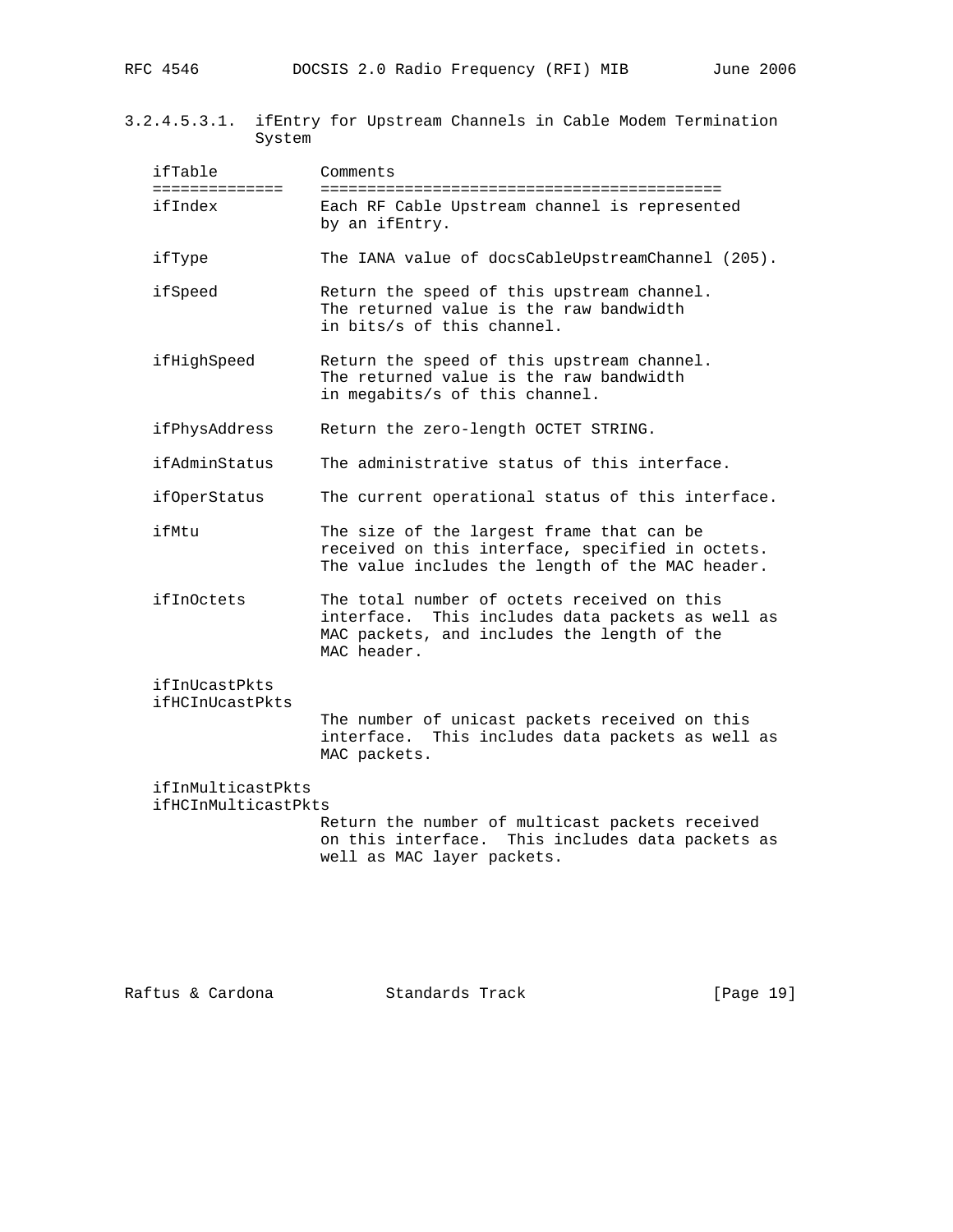#### 3.2.4.5.3.1. ifEntry for Upstream Channels in Cable Modem Termination System

| ifTable | Comments |
|---|---|
| ifIndex | Each RF Cable Upstream channel is represented by an ifEntry. |
| ifType | The IANA value of docsCableUpstreamChannel (205). |
| ifSpeed | Return the speed of this upstream channel. The returned value is the raw bandwidth in bits/s of this channel. |
| ifHighSpeed | Return the speed of this upstream channel. The returned value is the raw bandwidth in megabits/s of this channel. |
| ifPhysAddress | Return the zero-length OCTET STRING. |
| ifAdminStatus | The administrative status of this interface. |
| ifOperStatus | The current operational status of this interface. |
| ifMtu | The size of the largest frame that can be received on this interface, specified in octets. The value includes the length of the MAC header. |
| ifInOctets | The total number of octets received on this interface. This includes data packets as well as MAC packets, and includes the length of the MAC header. |
| ifInUcastPkts<br>ifHCInUcastPkts | The number of unicast packets received on this interface. This includes data packets as well as MAC packets. |
| ifInMulticastPkts<br>ifHCInMulticastPkts | Return the number of multicast packets received on this interface. This includes data packets as well as MAC layer packets. |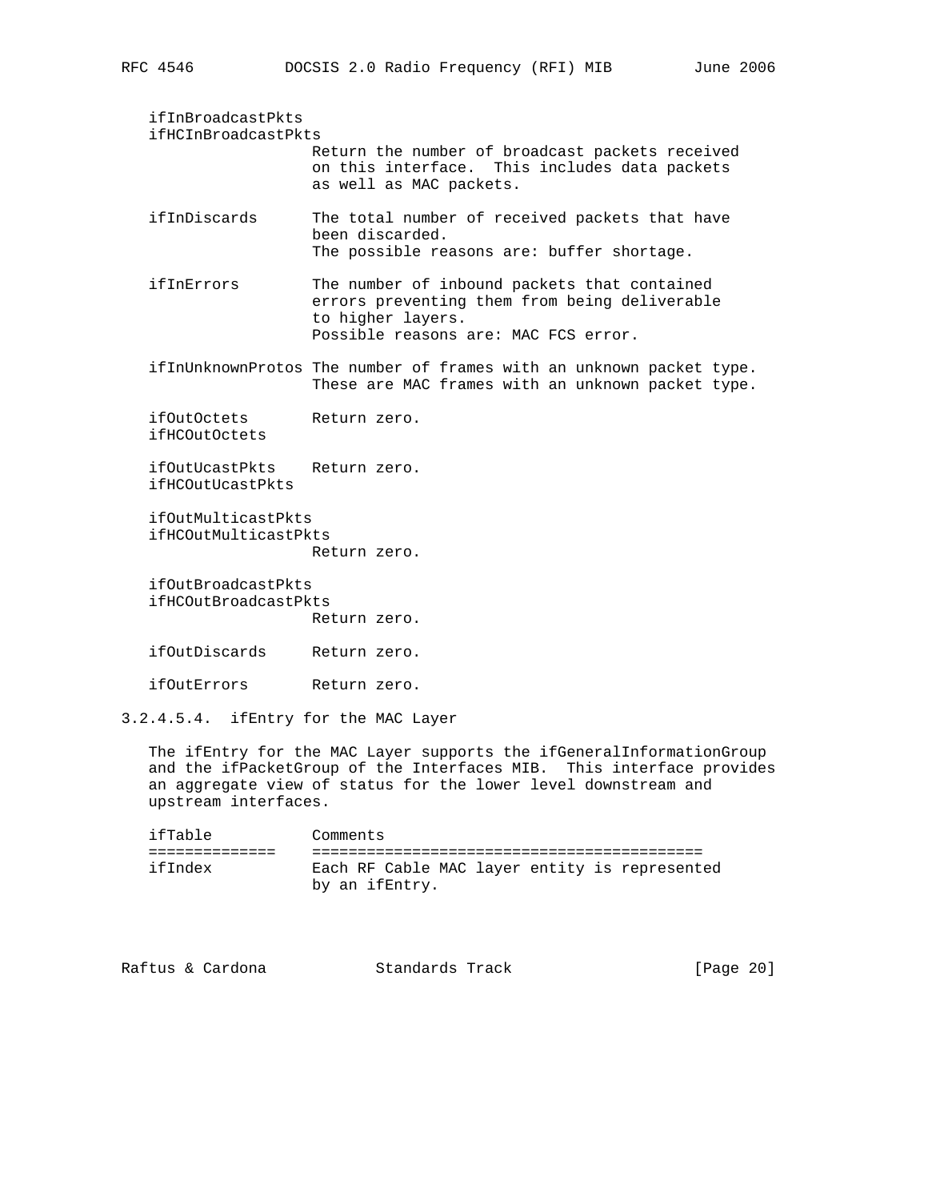| | |
|---|---|
| ifInBroadcastPkts<br>ifHCInBroadcastPkts | Return the number of broadcast packets received on this interface. This includes data packets as well as MAC packets. |
| ifInDiscards | The total number of received packets that have been discarded.<br>The possible reasons are: buffer shortage. |
| ifInErrors | The number of inbound packets that contained errors preventing them from being deliverable to higher layers.<br>Possible reasons are: MAC FCS error. |
| ifInUnknownProtos | The number of frames with an unknown packet type. These are MAC frames with an unknown packet type. |
| ifOutOctets<br>ifHCOutOctets | Return zero. |
| ifOutUcastPkts<br>ifHCOutUcastPkts | Return zero. |
| ifOutMulticastPkts<br>ifHCOutMulticastPkts | Return zero. |
| ifOutBroadcastPkts<br>ifHCOutBroadcastPkts | Return zero. |
| ifOutDiscards | Return zero. |
| ifOutErrors | Return zero. |

#### 3.2.4.5.4. ifEntry for the MAC Layer

The ifEntry for the MAC Layer supports the ifGeneralInformationGroup and the ifPacketGroup of the Interfaces MIB. This interface provides an aggregate view of status for the lower level downstream and upstream interfaces.

| ifTable | Comments |
|---|---|
| ifIndex | Each RF Cable MAC layer entity is represented by an ifEntry. |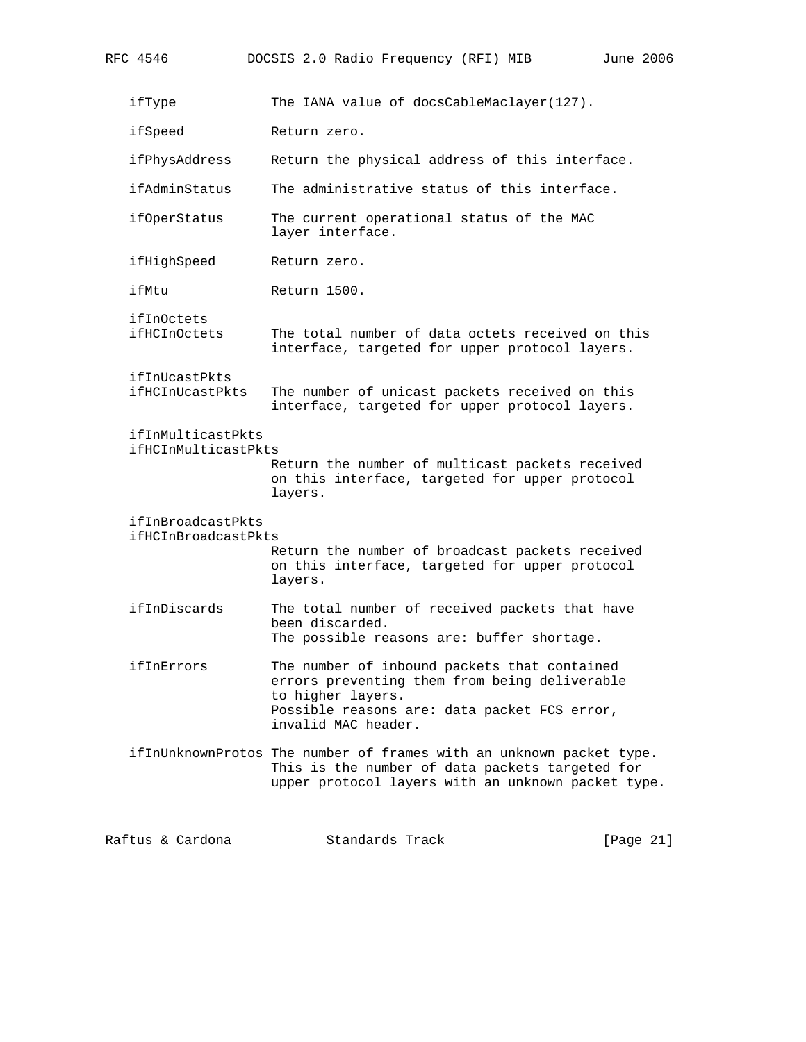```
   ifType            The IANA value of docsCableMaclayer(127).

   ifSpeed           Return zero.

   ifPhysAddress     Return the physical address of this interface.

   ifAdminStatus     The administrative status of this interface.

   ifOperStatus      The current operational status of the MAC
                     layer interface.

   ifHighSpeed       Return zero.

   ifMtu             Return 1500.

   ifInOctets
   ifHCInOctets      The total number of data octets received on this
                     interface, targeted for upper protocol layers.

   ifInUcastPkts
   ifHCInUcastPkts   The number of unicast packets received on this
                     interface, targeted for upper protocol layers.

   ifInMulticastPkts
   ifHCInMulticastPkts
                     Return the number of multicast packets received
                     on this interface, targeted for upper protocol
                     layers.

   ifInBroadcastPkts
   ifHCInBroadcastPkts
                     Return the number of broadcast packets received
                     on this interface, targeted for upper protocol
                     layers.

   ifInDiscards      The total number of received packets that have
                     been discarded.
                     The possible reasons are: buffer shortage.

   ifInErrors        The number of inbound packets that contained
                     errors preventing them from being deliverable
                     to higher layers.
                     Possible reasons are: data packet FCS error,
                     invalid MAC header.

   ifInUnknownProtos The number of frames with an unknown packet type.
                     This is the number of data packets targeted for
                     upper protocol layers with an unknown packet type.
```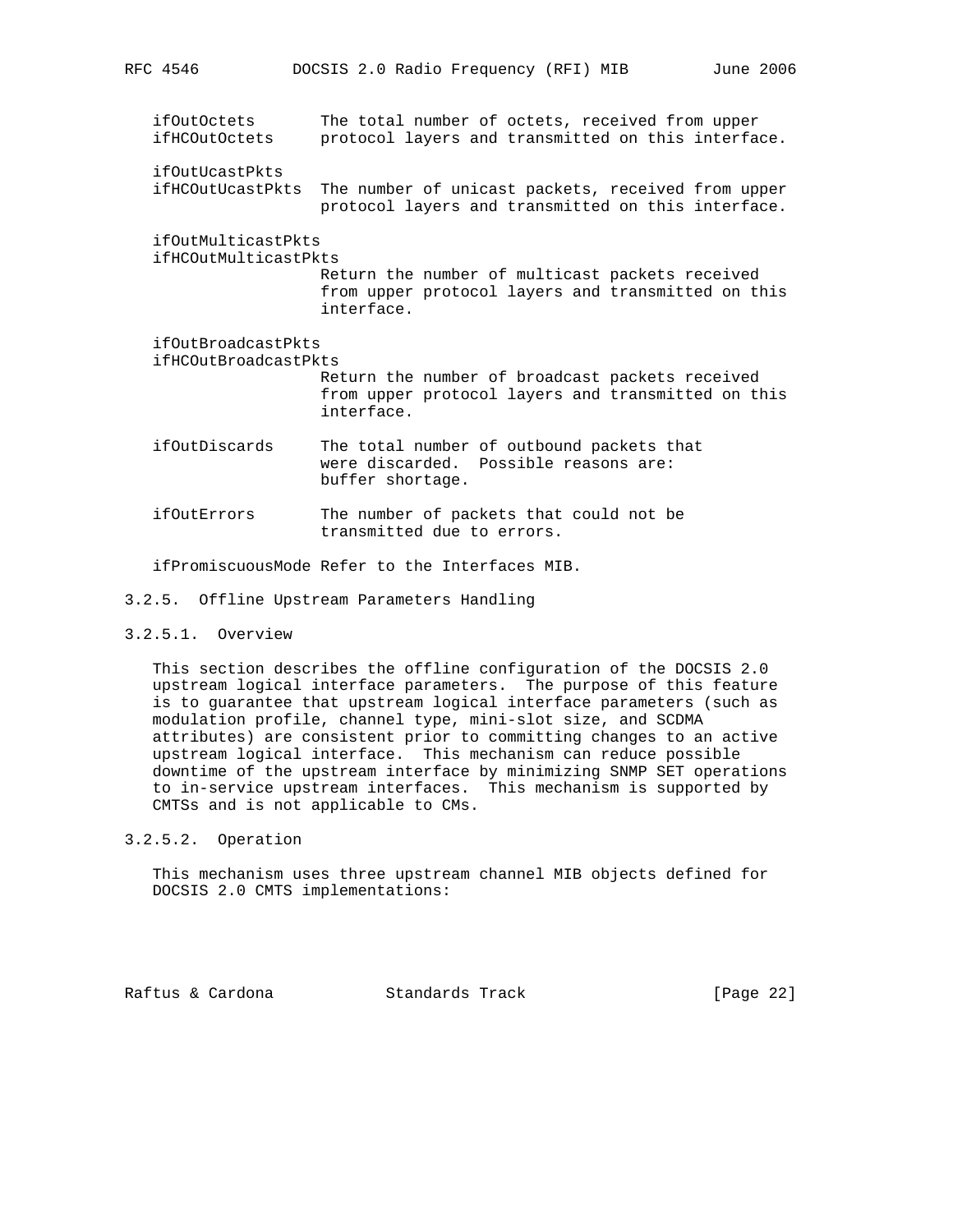ifOutOctets
ifHCOutOctets The total number of octets, received from upper protocol layers and transmitted on this interface.

ifOutUcastPkts
ifHCOutUcastPkts The number of unicast packets, received from upper protocol layers and transmitted on this interface.

ifOutMulticastPkts
ifHCOutMulticastPkts
Return the number of multicast packets received from upper protocol layers and transmitted on this interface.

ifOutBroadcastPkts
ifHCOutBroadcastPkts
Return the number of broadcast packets received from upper protocol layers and transmitted on this interface.

ifOutDiscards The total number of outbound packets that were discarded. Possible reasons are: buffer shortage.

ifOutErrors The number of packets that could not be transmitted due to errors.

ifPromiscuousMode Refer to the Interfaces MIB.

### 3.2.5. Offline Upstream Parameters Handling

#### 3.2.5.1. Overview

This section describes the offline configuration of the DOCSIS 2.0 upstream logical interface parameters. The purpose of this feature is to guarantee that upstream logical interface parameters (such as modulation profile, channel type, mini-slot size, and SCDMA attributes) are consistent prior to committing changes to an active upstream logical interface. This mechanism can reduce possible downtime of the upstream interface by minimizing SNMP SET operations to in-service upstream interfaces. This mechanism is supported by CMTSs and is not applicable to CMs.

#### 3.2.5.2. Operation

This mechanism uses three upstream channel MIB objects defined for DOCSIS 2.0 CMTS implementations: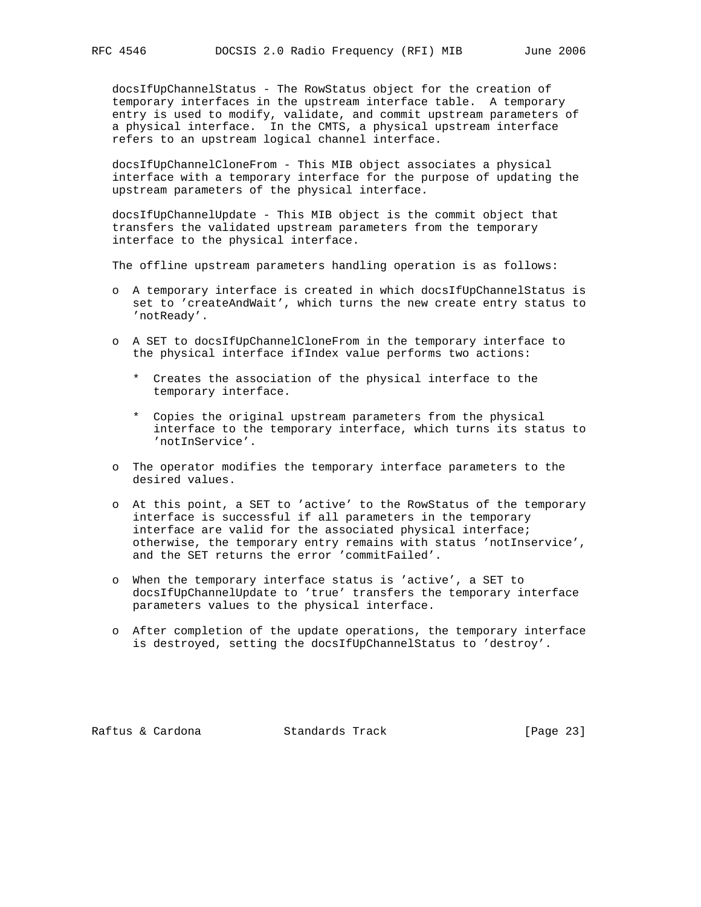docsIfUpChannelStatus - The RowStatus object for the creation of temporary interfaces in the upstream interface table. A temporary entry is used to modify, validate, and commit upstream parameters of a physical interface. In the CMTS, a physical upstream interface refers to an upstream logical channel interface.

docsIfUpChannelCloneFrom - This MIB object associates a physical interface with a temporary interface for the purpose of updating the upstream parameters of the physical interface.

docsIfUpChannelUpdate - This MIB object is the commit object that transfers the validated upstream parameters from the temporary interface to the physical interface.

The offline upstream parameters handling operation is as follows:

- A temporary interface is created in which docsIfUpChannelStatus is set to 'createAndWait', which turns the new create entry status to 'notReady'.
- A SET to docsIfUpChannelCloneFrom in the temporary interface to the physical interface ifIndex value performs two actions:
  - Creates the association of the physical interface to the temporary interface.
  - Copies the original upstream parameters from the physical interface to the temporary interface, which turns its status to 'notInService'.
- The operator modifies the temporary interface parameters to the desired values.
- At this point, a SET to 'active' to the RowStatus of the temporary interface is successful if all parameters in the temporary interface are valid for the associated physical interface; otherwise, the temporary entry remains with status 'notInservice', and the SET returns the error 'commitFailed'.
- When the temporary interface status is 'active', a SET to docsIfUpChannelUpdate to 'true' transfers the temporary interface parameters values to the physical interface.
- After completion of the update operations, the temporary interface is destroyed, setting the docsIfUpChannelStatus to 'destroy'.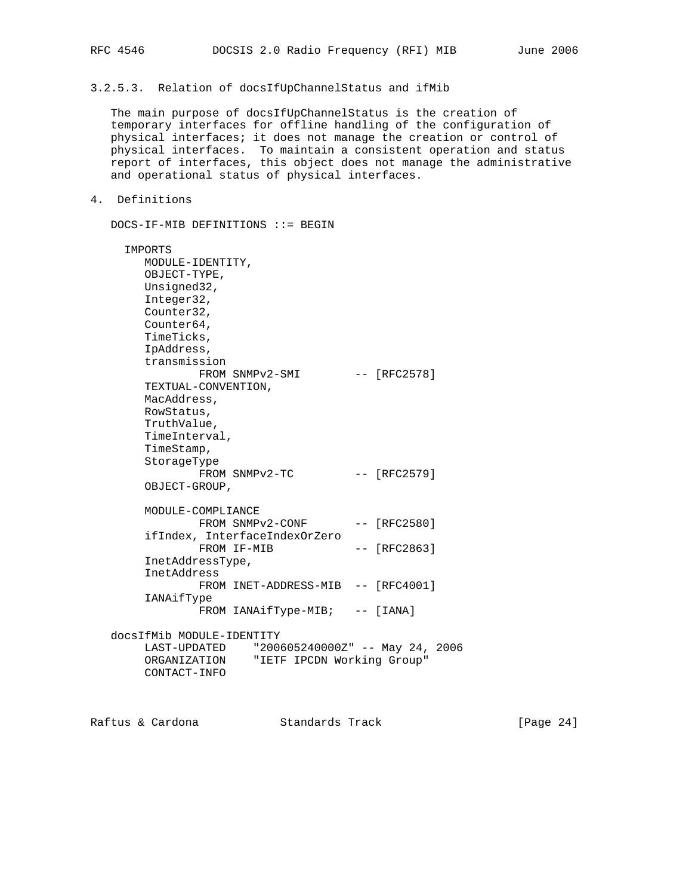### 3.2.5.3. Relation of docsIfUpChannelStatus and ifMib

The main purpose of docsIfUpChannelStatus is the creation of temporary interfaces for offline handling of the configuration of physical interfaces; it does not manage the creation or control of physical interfaces. To maintain a consistent operation and status report of interfaces, this object does not manage the administrative and operational status of physical interfaces.

## 4. Definitions

```
DOCS-IF-MIB DEFINITIONS ::= BEGIN

  IMPORTS
     MODULE-IDENTITY,
     OBJECT-TYPE,
     Unsigned32,
     Integer32,
     Counter32,
     Counter64,
     TimeTicks,
     IpAddress,
     transmission
             FROM SNMPv2-SMI        -- [RFC2578]
     TEXTUAL-CONVENTION,
     MacAddress,
     RowStatus,
     TruthValue,
     TimeInterval,
     TimeStamp,
     StorageType
             FROM SNMPv2-TC         -- [RFC2579]
     OBJECT-GROUP,

     MODULE-COMPLIANCE
             FROM SNMPv2-CONF       -- [RFC2580]
     ifIndex, InterfaceIndexOrZero
             FROM IF-MIB            -- [RFC2863]
     InetAddressType,
     InetAddress
             FROM INET-ADDRESS-MIB  -- [RFC4001]
     IANAifType
             FROM IANAifType-MIB;   -- [IANA]

docsIfMib MODULE-IDENTITY
     LAST-UPDATED    "200605240000Z" -- May 24, 2006
     ORGANIZATION    "IETF IPCDN Working Group"
     CONTACT-INFO
```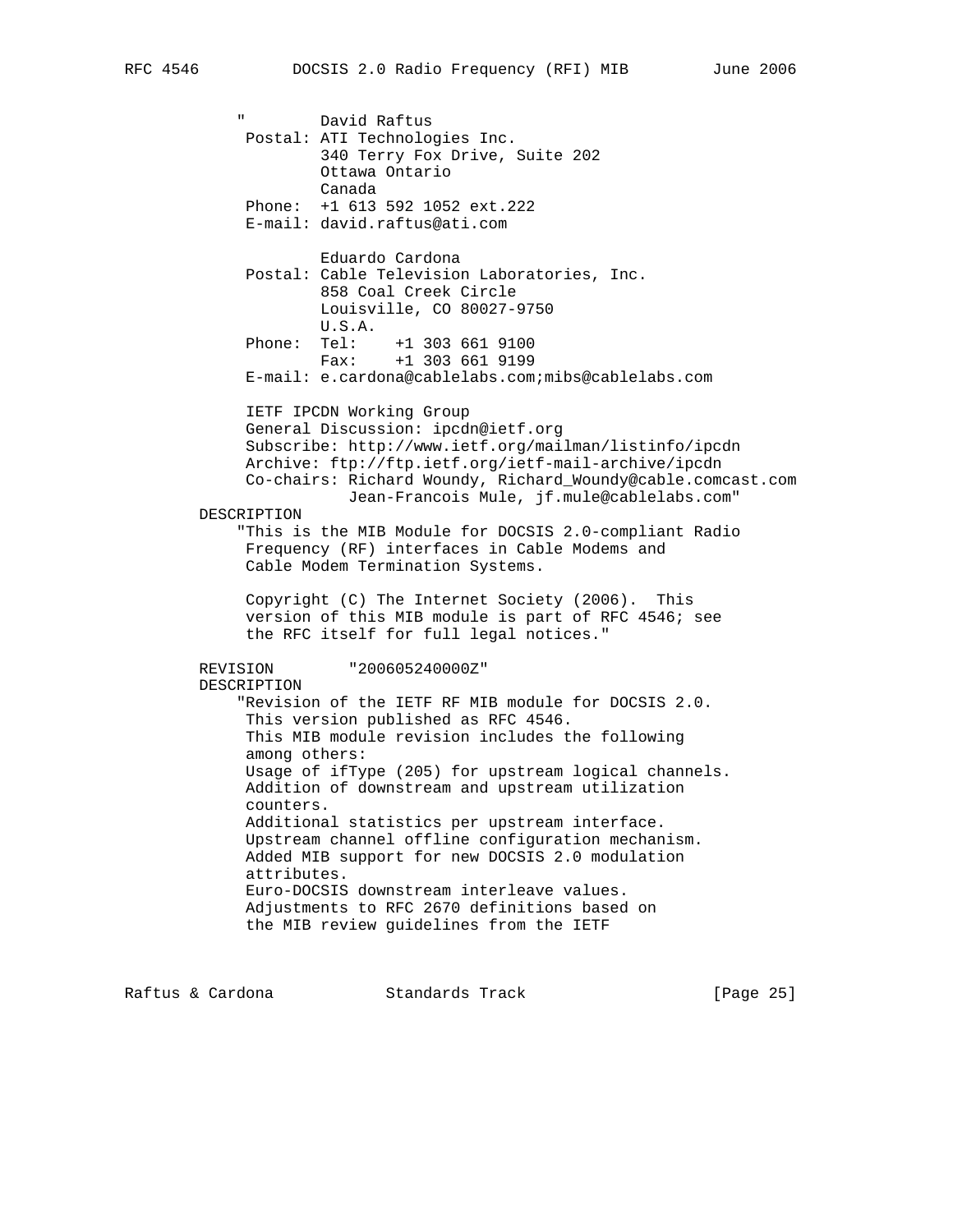```
           "        David Raftus
            Postal: ATI Technologies Inc.
                    340 Terry Fox Drive, Suite 202
                    Ottawa Ontario
                    Canada
            Phone:  +1 613 592 1052 ext.222
            E-mail: david.raftus@ati.com

                    Eduardo Cardona
            Postal: Cable Television Laboratories, Inc.
                    858 Coal Creek Circle
                    Louisville, CO 80027-9750
                    U.S.A.
            Phone:  Tel:    +1 303 661 9100
                    Fax:    +1 303 661 9199
            E-mail: e.cardona@cablelabs.com;mibs@cablelabs.com

            IETF IPCDN Working Group
            General Discussion: ipcdn@ietf.org
            Subscribe: http://www.ietf.org/mailman/listinfo/ipcdn
            Archive: ftp://ftp.ietf.org/ietf-mail-archive/ipcdn
            Co-chairs: Richard Woundy, Richard_Woundy@cable.comcast.com
                       Jean-Francois Mule, jf.mule@cablelabs.com"
       DESCRIPTION
           "This is the MIB Module for DOCSIS 2.0-compliant Radio
            Frequency (RF) interfaces in Cable Modems and
            Cable Modem Termination Systems.

            Copyright (C) The Internet Society (2006).  This
            version of this MIB module is part of RFC 4546; see
            the RFC itself for full legal notices."

       REVISION         "200605240000Z"
       DESCRIPTION
           "Revision of the IETF RF MIB module for DOCSIS 2.0.
            This version published as RFC 4546.
            This MIB module revision includes the following
            among others:
            Usage of ifType (205) for upstream logical channels.
            Addition of downstream and upstream utilization
            counters.
            Additional statistics per upstream interface.
            Upstream channel offline configuration mechanism.
            Added MIB support for new DOCSIS 2.0 modulation
            attributes.
            Euro-DOCSIS downstream interleave values.
            Adjustments to RFC 2670 definitions based on
            the MIB review guidelines from the IETF
```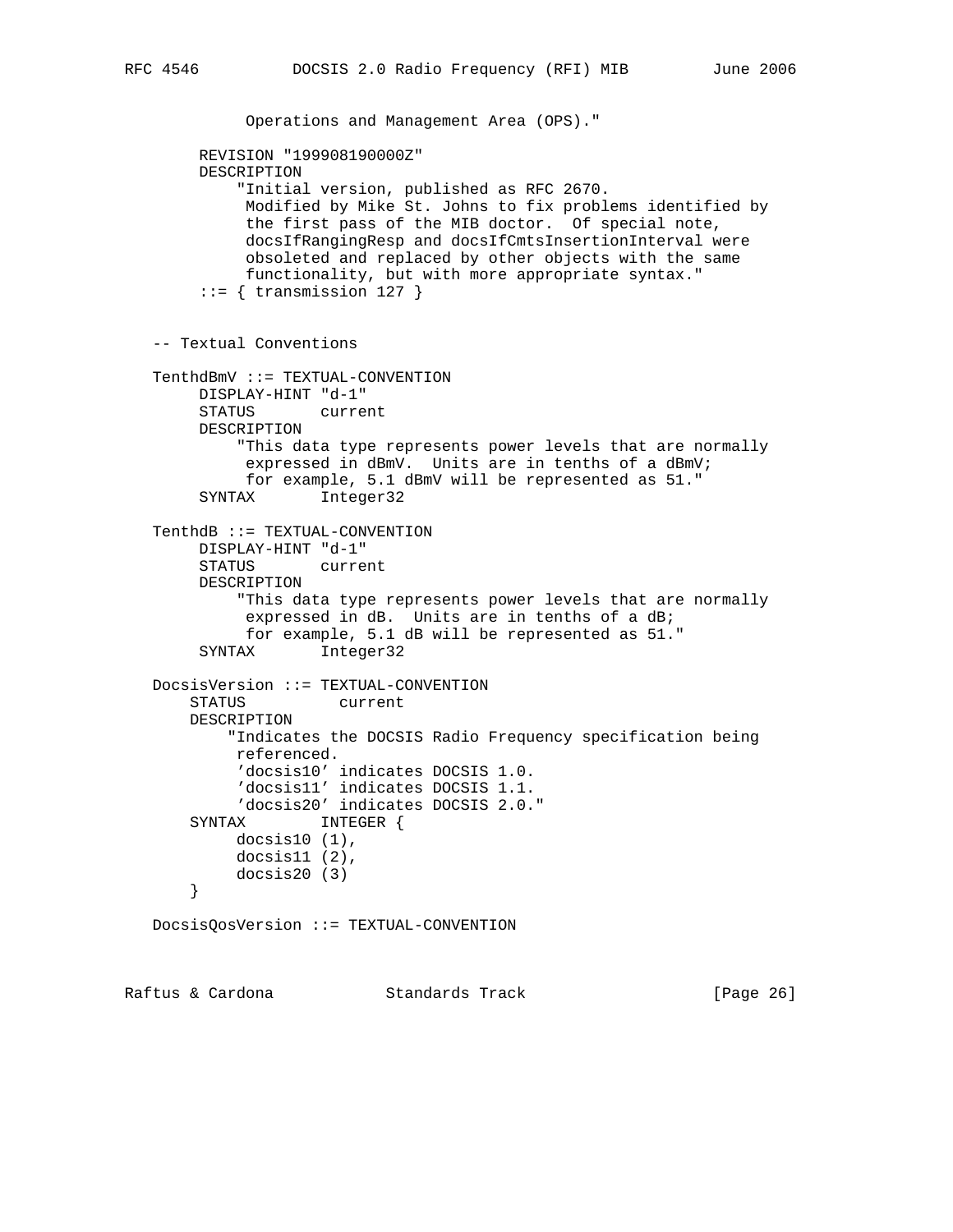```
            Operations and Management Area (OPS)."

        REVISION "199908190000Z"
        DESCRIPTION
            "Initial version, published as RFC 2670.
             Modified by Mike St. Johns to fix problems identified by
             the first pass of the MIB doctor.  Of special note,
             docsIfRangingResp and docsIfCmtsInsertionInterval were
             obsoleted and replaced by other objects with the same
             functionality, but with more appropriate syntax."
        ::= { transmission 127 }


   -- Textual Conventions

   TenthdBmV ::= TEXTUAL-CONVENTION
        DISPLAY-HINT "d-1"
        STATUS       current
        DESCRIPTION
            "This data type represents power levels that are normally
             expressed in dBmV.  Units are in tenths of a dBmV;
             for example, 5.1 dBmV will be represented as 51."
        SYNTAX       Integer32

   TenthdB ::= TEXTUAL-CONVENTION
        DISPLAY-HINT "d-1"
        STATUS       current
        DESCRIPTION
            "This data type represents power levels that are normally
             expressed in dB.  Units are in tenths of a dB;
             for example, 5.1 dB will be represented as 51."
        SYNTAX       Integer32

   DocsisVersion ::= TEXTUAL-CONVENTION
       STATUS          current
       DESCRIPTION
           "Indicates the DOCSIS Radio Frequency specification being
            referenced.
            'docsis10' indicates DOCSIS 1.0.
            'docsis11' indicates DOCSIS 1.1.
            'docsis20' indicates DOCSIS 2.0."
       SYNTAX        INTEGER {
            docsis10 (1),
            docsis11 (2),
            docsis20 (3)
       }

   DocsisQosVersion ::= TEXTUAL-CONVENTION
```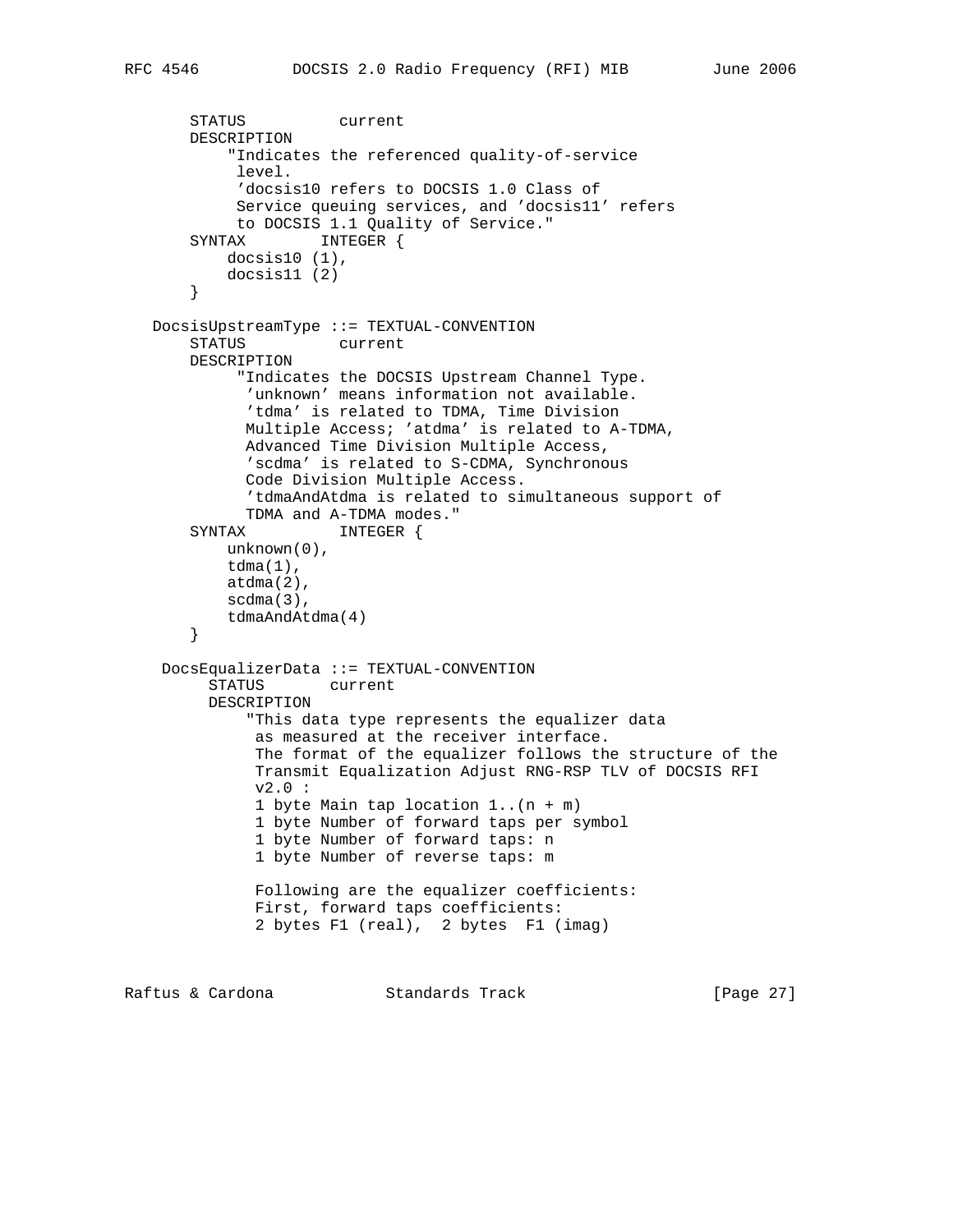```
        STATUS          current
        DESCRIPTION
            "Indicates the referenced quality-of-service
             level.
             'docsis10 refers to DOCSIS 1.0 Class of
             Service queuing services, and 'docsis11' refers
             to DOCSIS 1.1 Quality of Service."
        SYNTAX        INTEGER {
            docsis10 (1),
            docsis11 (2)
        }

    DocsisUpstreamType ::= TEXTUAL-CONVENTION
        STATUS          current
        DESCRIPTION
             "Indicates the DOCSIS Upstream Channel Type.
              'unknown' means information not available.
              'tdma' is related to TDMA, Time Division
              Multiple Access; 'atdma' is related to A-TDMA,
              Advanced Time Division Multiple Access,
              'scdma' is related to S-CDMA, Synchronous
              Code Division Multiple Access.
              'tdmaAndAtdma is related to simultaneous support of
              TDMA and A-TDMA modes."
        SYNTAX          INTEGER {
            unknown(0),
            tdma(1),
            atdma(2),
            scdma(3),
            tdmaAndAtdma(4)
        }

     DocsEqualizerData ::= TEXTUAL-CONVENTION
          STATUS       current
          DESCRIPTION
              "This data type represents the equalizer data
               as measured at the receiver interface.
               The format of the equalizer follows the structure of the
               Transmit Equalization Adjust RNG-RSP TLV of DOCSIS RFI
               v2.0 :
               1 byte Main tap location 1..(n + m)
               1 byte Number of forward taps per symbol
               1 byte Number of forward taps: n
               1 byte Number of reverse taps: m

               Following are the equalizer coefficients:
               First, forward taps coefficients:
               2 bytes F1 (real),  2 bytes  F1 (imag)
```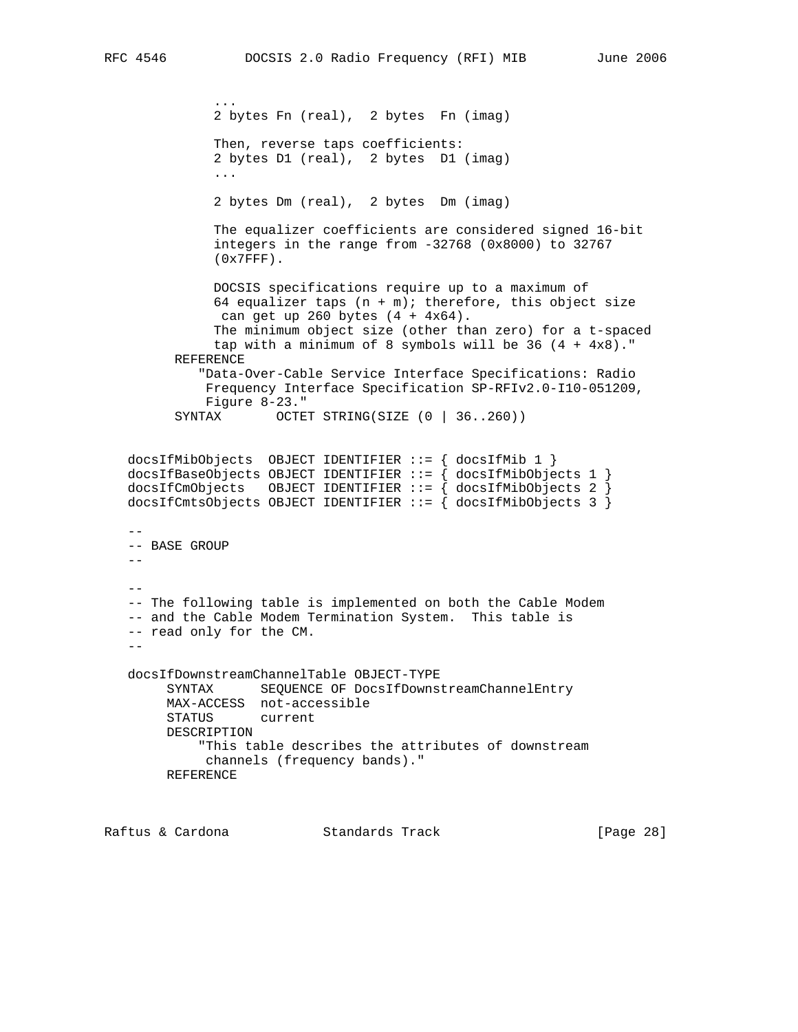```
             ...
             2 bytes Fn (real),  2 bytes  Fn (imag)

             Then, reverse taps coefficients:
             2 bytes D1 (real),  2 bytes  D1 (imag)
             ...

             2 bytes Dm (real),  2 bytes  Dm (imag)

             The equalizer coefficients are considered signed 16-bit
             integers in the range from -32768 (0x8000) to 32767
             (0x7FFF).

             DOCSIS specifications require up to a maximum of
             64 equalizer taps (n + m); therefore, this object size
              can get up 260 bytes (4 + 4x64).
             The minimum object size (other than zero) for a t-spaced
             tap with a minimum of 8 symbols will be 36 (4 + 4x8)."
        REFERENCE
           "Data-Over-Cable Service Interface Specifications: Radio
            Frequency Interface Specification SP-RFIv2.0-I10-051209,
            Figure 8-23."
        SYNTAX       OCTET STRING(SIZE (0 | 36..260))


   docsIfMibObjects  OBJECT IDENTIFIER ::= { docsIfMib 1 }
   docsIfBaseObjects OBJECT IDENTIFIER ::= { docsIfMibObjects 1 }
   docsIfCmObjects   OBJECT IDENTIFIER ::= { docsIfMibObjects 2 }
   docsIfCmtsObjects OBJECT IDENTIFIER ::= { docsIfMibObjects 3 }

   --
   -- BASE GROUP
   --

   --
   -- The following table is implemented on both the Cable Modem
   -- and the Cable Modem Termination System.  This table is
   -- read only for the CM.
   --

   docsIfDownstreamChannelTable OBJECT-TYPE
        SYNTAX      SEQUENCE OF DocsIfDownstreamChannelEntry
        MAX-ACCESS  not-accessible
        STATUS      current
        DESCRIPTION
            "This table describes the attributes of downstream
             channels (frequency bands)."
        REFERENCE
```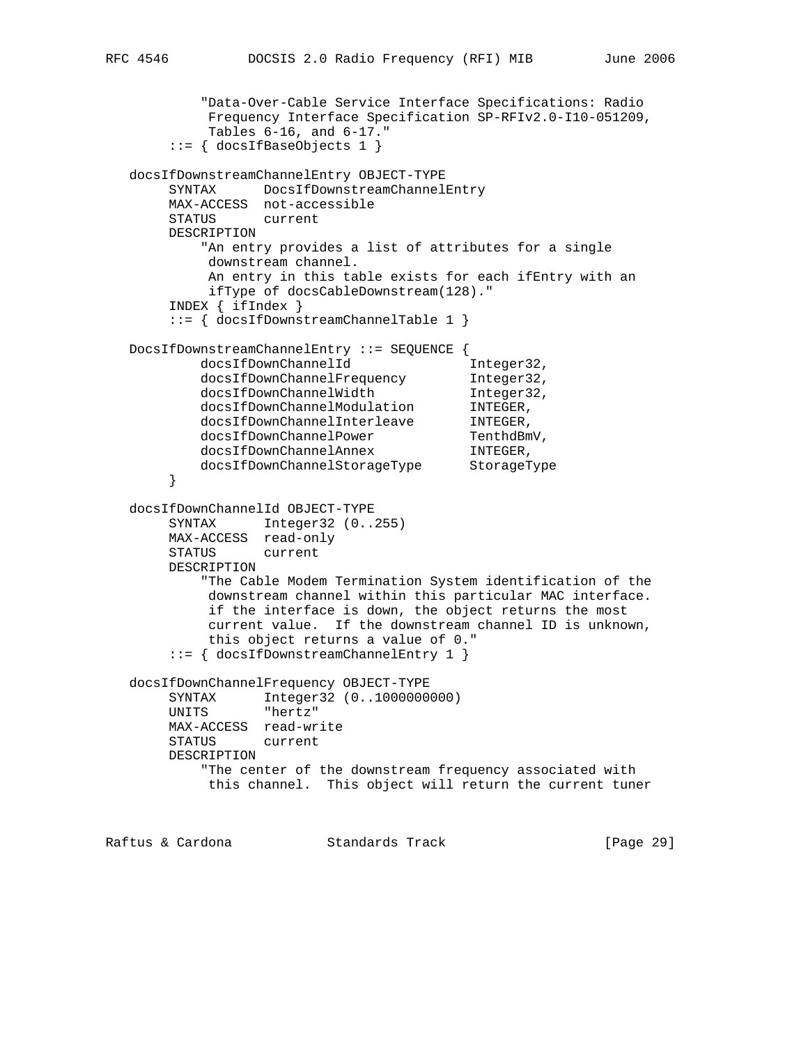```
            "Data-Over-Cable Service Interface Specifications: Radio
             Frequency Interface Specification SP-RFIv2.0-I10-051209,
             Tables 6-16, and 6-17."
        ::= { docsIfBaseObjects 1 }

   docsIfDownstreamChannelEntry OBJECT-TYPE
        SYNTAX      DocsIfDownstreamChannelEntry
        MAX-ACCESS  not-accessible
        STATUS      current
        DESCRIPTION
            "An entry provides a list of attributes for a single
             downstream channel.
             An entry in this table exists for each ifEntry with an
             ifType of docsCableDownstream(128)."
        INDEX { ifIndex }
        ::= { docsIfDownstreamChannelTable 1 }

   DocsIfDownstreamChannelEntry ::= SEQUENCE {
            docsIfDownChannelId               Integer32,
            docsIfDownChannelFrequency        Integer32,
            docsIfDownChannelWidth            Integer32,
            docsIfDownChannelModulation       INTEGER,
            docsIfDownChannelInterleave       INTEGER,
            docsIfDownChannelPower            TenthdBmV,
            docsIfDownChannelAnnex            INTEGER,
            docsIfDownChannelStorageType      StorageType
        }

   docsIfDownChannelId OBJECT-TYPE
        SYNTAX      Integer32 (0..255)
        MAX-ACCESS  read-only
        STATUS      current
        DESCRIPTION
            "The Cable Modem Termination System identification of the
             downstream channel within this particular MAC interface.
             if the interface is down, the object returns the most
             current value.  If the downstream channel ID is unknown,
             this object returns a value of 0."
        ::= { docsIfDownstreamChannelEntry 1 }

   docsIfDownChannelFrequency  OBJECT-TYPE
        SYNTAX      Integer32 (0..1000000000)
        UNITS       "hertz"
        MAX-ACCESS  read-write
        STATUS      current
        DESCRIPTION
            "The center of the downstream frequency associated with
             this channel.  This object will return the current tuner
```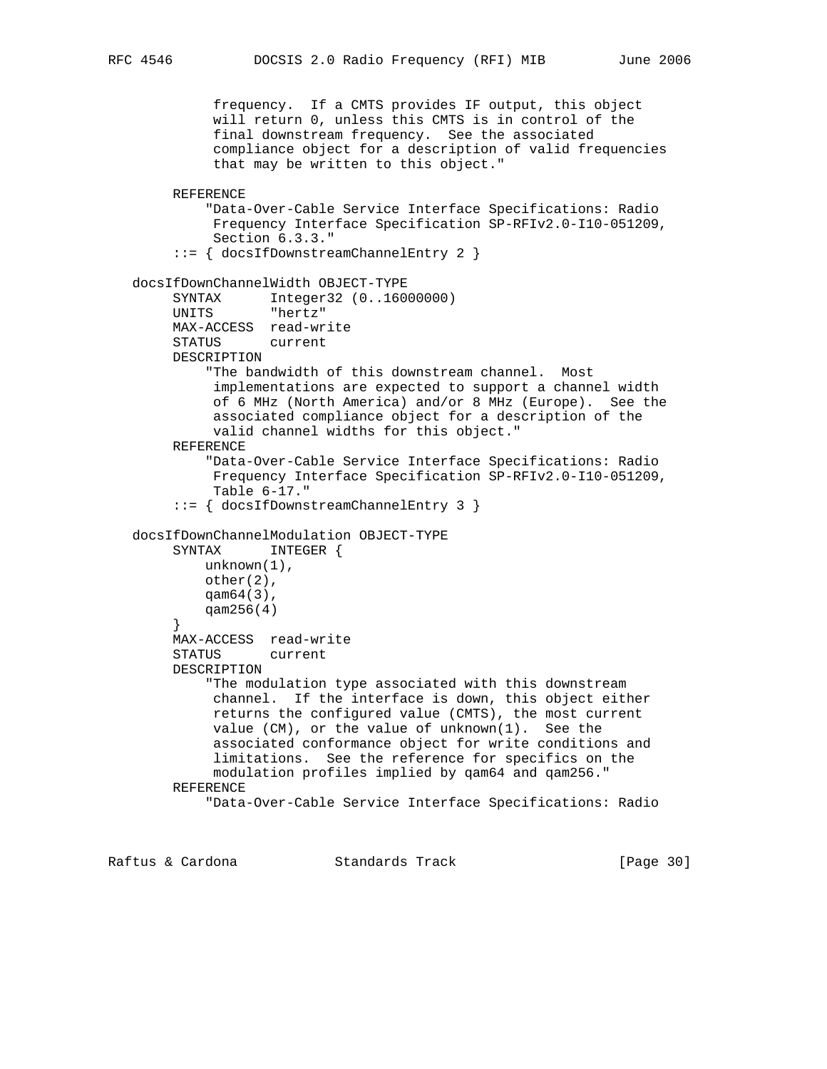```
             frequency.  If a CMTS provides IF output, this object
             will return 0, unless this CMTS is in control of the
             final downstream frequency.  See the associated
             compliance object for a description of valid frequencies
             that may be written to this object."

        REFERENCE
            "Data-Over-Cable Service Interface Specifications: Radio
             Frequency Interface Specification SP-RFIv2.0-I10-051209,
             Section 6.3.3."
        ::= { docsIfDownstreamChannelEntry 2 }

   docsIfDownChannelWidth OBJECT-TYPE
        SYNTAX      Integer32 (0..16000000)
        UNITS       "hertz"
        MAX-ACCESS  read-write
        STATUS      current
        DESCRIPTION
            "The bandwidth of this downstream channel.  Most
             implementations are expected to support a channel width
             of 6 MHz (North America) and/or 8 MHz (Europe).  See the
             associated compliance object for a description of the
             valid channel widths for this object."
        REFERENCE
            "Data-Over-Cable Service Interface Specifications: Radio
             Frequency Interface Specification SP-RFIv2.0-I10-051209,
             Table 6-17."
        ::= { docsIfDownstreamChannelEntry 3 }

   docsIfDownChannelModulation OBJECT-TYPE
        SYNTAX      INTEGER {
            unknown(1),
            other(2),
            qam64(3),
            qam256(4)
        }
        MAX-ACCESS  read-write
        STATUS      current
        DESCRIPTION
            "The modulation type associated with this downstream
             channel.  If the interface is down, this object either
             returns the configured value (CMTS), the most current
             value (CM), or the value of unknown(1).  See the
             associated conformance object for write conditions and
             limitations.  See the reference for specifics on the
             modulation profiles implied by qam64 and qam256."
        REFERENCE
            "Data-Over-Cable Service Interface Specifications: Radio
```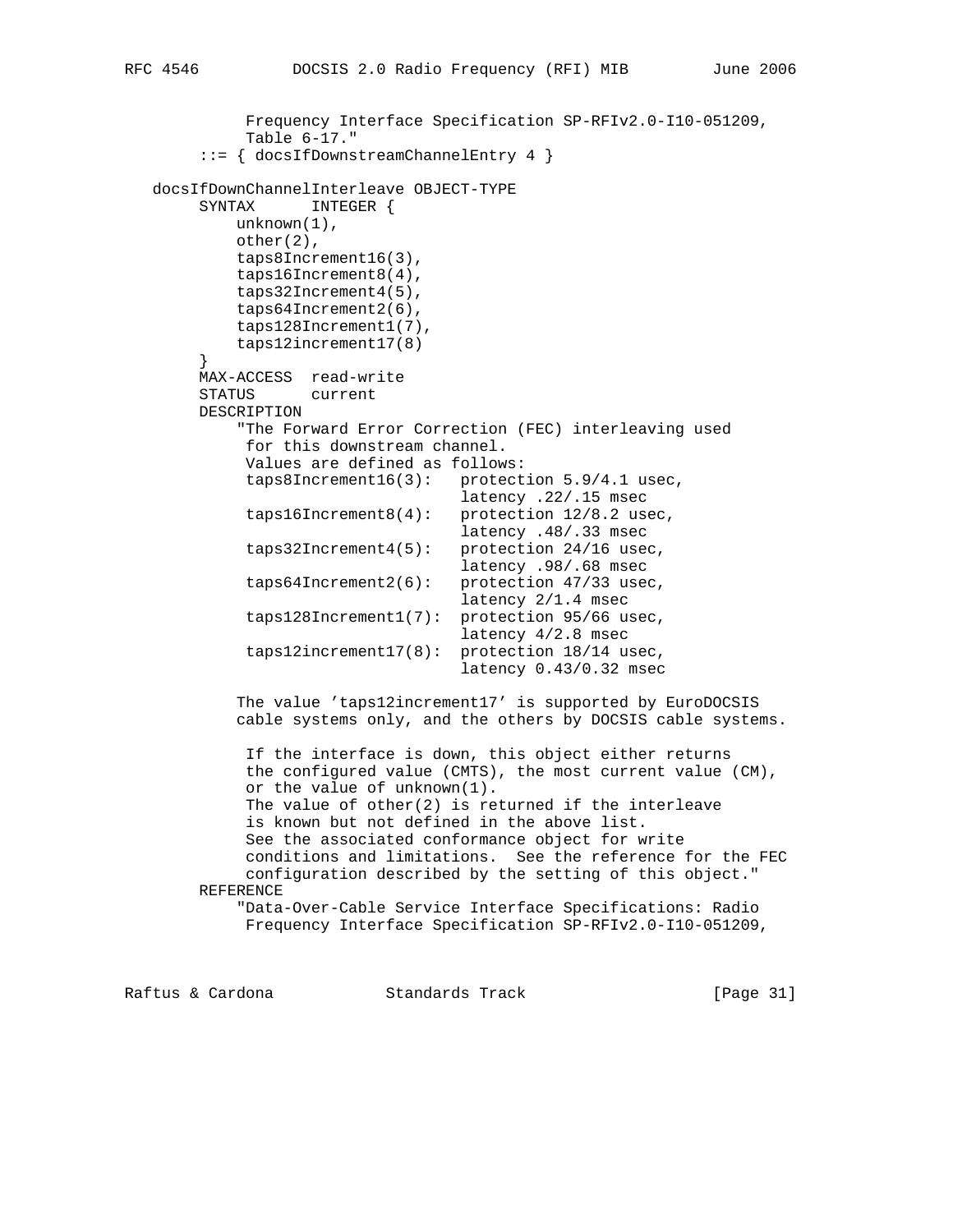```
             Frequency Interface Specification SP-RFIv2.0-I10-051209,
             Table 6-17."
        ::= { docsIfDownstreamChannelEntry 4 }

   docsIfDownChannelInterleave OBJECT-TYPE
        SYNTAX      INTEGER {
            unknown(1),
            other(2),
            taps8Increment16(3),
            taps16Increment8(4),
            taps32Increment4(5),
            taps64Increment2(6),
            taps128Increment1(7),
            taps12increment17(8)
        }
        MAX-ACCESS  read-write
        STATUS      current
        DESCRIPTION
            "The Forward Error Correction (FEC) interleaving used
             for this downstream channel.
             Values are defined as follows:
             taps8Increment16(3):   protection 5.9/4.1 usec,
                                    latency .22/.15 msec
             taps16Increment8(4):   protection 12/8.2 usec,
                                    latency .48/.33 msec
             taps32Increment4(5):   protection 24/16 usec,
                                    latency .98/.68 msec
             taps64Increment2(6):   protection 47/33 usec,
                                    latency 2/1.4 msec
             taps128Increment1(7):  protection 95/66 usec,
                                    latency 4/2.8 msec
             taps12increment17(8):  protection 18/14 usec,
                                    latency 0.43/0.32 msec

            The value 'taps12increment17' is supported by EuroDOCSIS
            cable systems only, and the others by DOCSIS cable systems.

             If the interface is down, this object either returns
             the configured value (CMTS), the most current value (CM),
             or the value of unknown(1).
             The value of other(2) is returned if the interleave
             is known but not defined in the above list.
             See the associated conformance object for write
             conditions and limitations.  See the reference for the FEC
             configuration described by the setting of this object."
        REFERENCE
            "Data-Over-Cable Service Interface Specifications: Radio
             Frequency Interface Specification SP-RFIv2.0-I10-051209,
```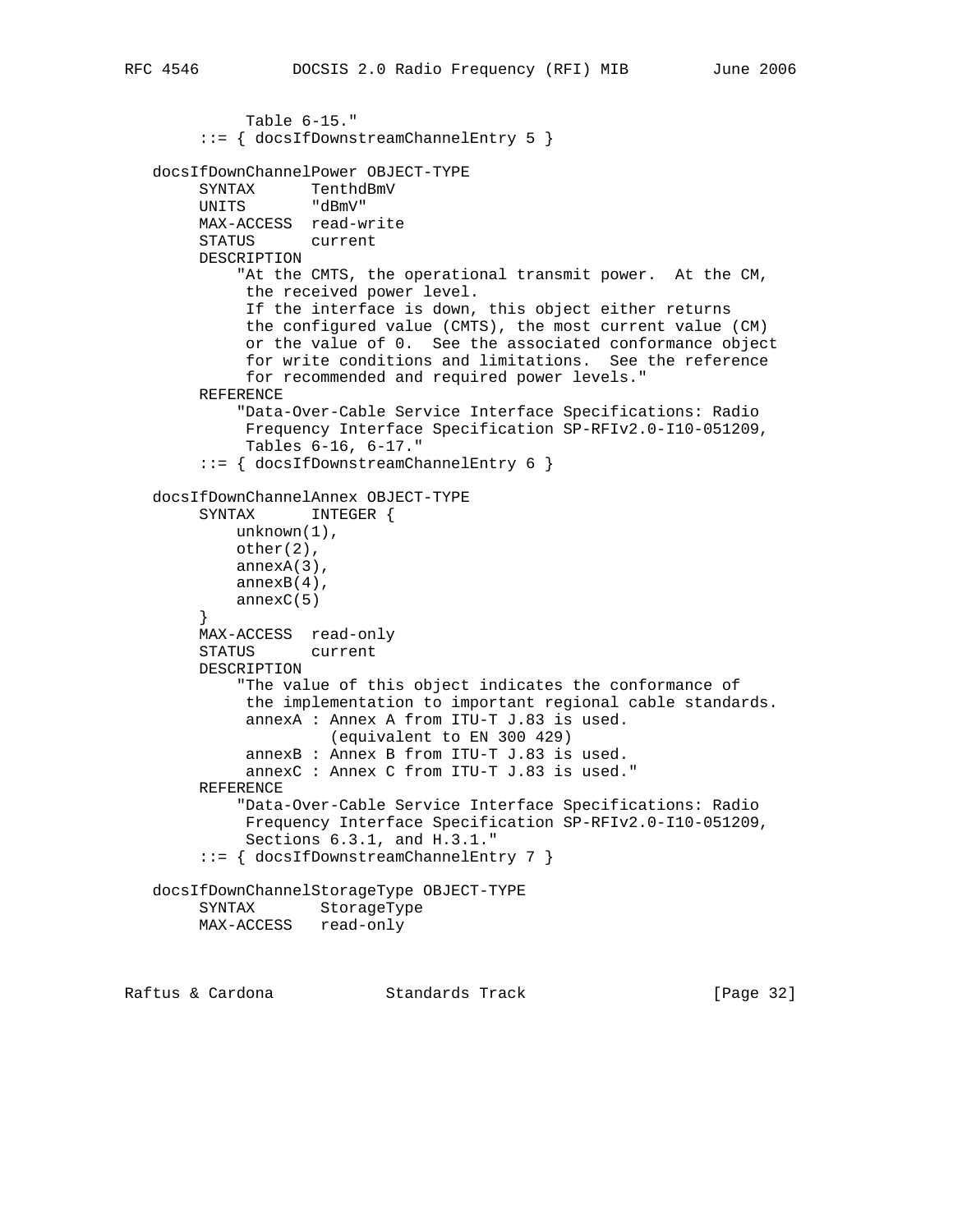```
            Table 6-15."
        ::= { docsIfDownstreamChannelEntry 5 }

   docsIfDownChannelPower OBJECT-TYPE
        SYNTAX      TenthdBmV
        UNITS       "dBmV"
        MAX-ACCESS  read-write
        STATUS      current
        DESCRIPTION
            "At the CMTS, the operational transmit power.  At the CM,
             the received power level.
             If the interface is down, this object either returns
             the configured value (CMTS), the most current value (CM)
             or the value of 0.  See the associated conformance object
             for write conditions and limitations.  See the reference
             for recommended and required power levels."
        REFERENCE
            "Data-Over-Cable Service Interface Specifications: Radio
             Frequency Interface Specification SP-RFIv2.0-I10-051209,
             Tables 6-16, 6-17."
        ::= { docsIfDownstreamChannelEntry 6 }

   docsIfDownChannelAnnex OBJECT-TYPE
        SYNTAX      INTEGER {
            unknown(1),
            other(2),
            annexA(3),
            annexB(4),
            annexC(5)
        }
        MAX-ACCESS  read-only
        STATUS      current
        DESCRIPTION
            "The value of this object indicates the conformance of
             the implementation to important regional cable standards.
             annexA : Annex A from ITU-T J.83 is used.
                      (equivalent to EN 300 429)
             annexB : Annex B from ITU-T J.83 is used.
             annexC : Annex C from ITU-T J.83 is used."
        REFERENCE
            "Data-Over-Cable Service Interface Specifications: Radio
             Frequency Interface Specification SP-RFIv2.0-I10-051209,
             Sections 6.3.1, and H.3.1."
        ::= { docsIfDownstreamChannelEntry 7 }

   docsIfDownChannelStorageType OBJECT-TYPE
        SYNTAX       StorageType
        MAX-ACCESS   read-only
```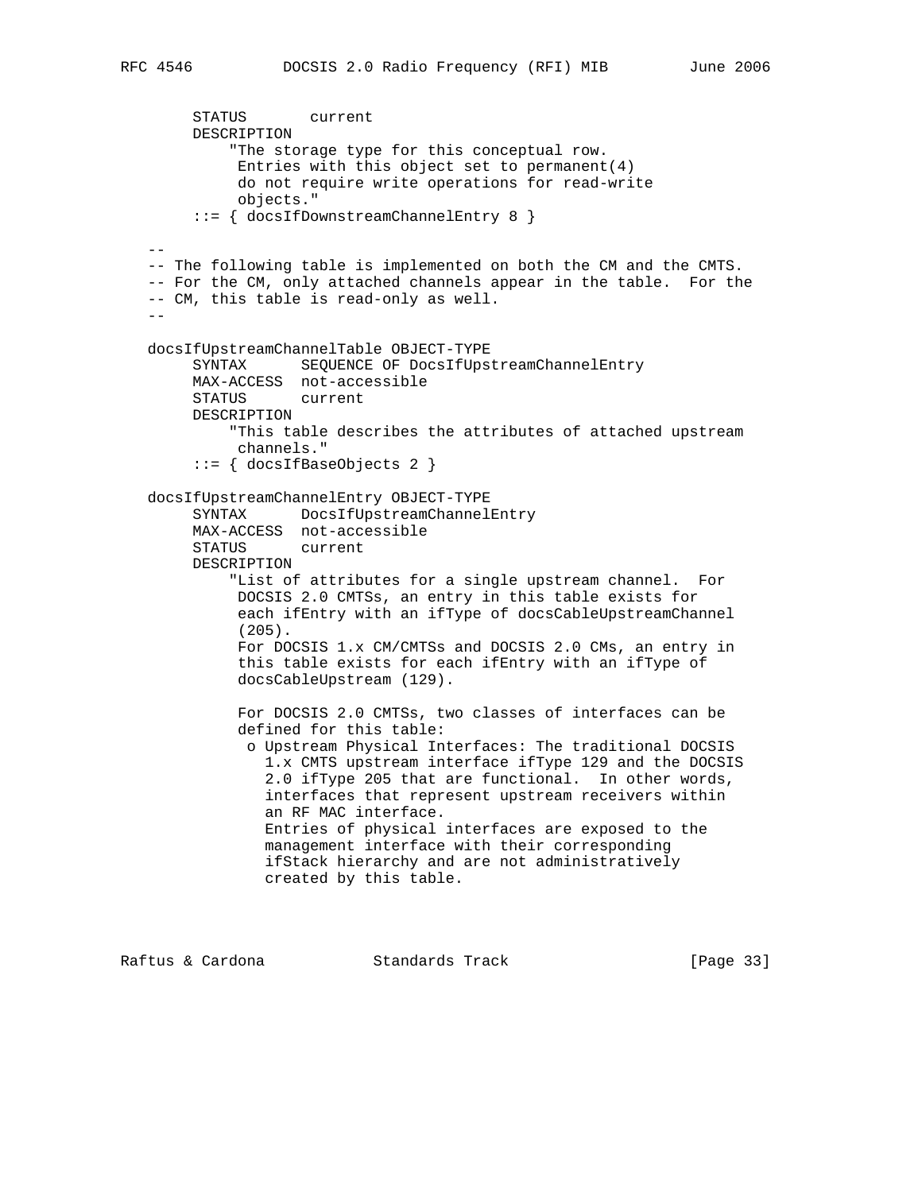```
        STATUS       current
        DESCRIPTION
            "The storage type for this conceptual row.
             Entries with this object set to permanent(4)
             do not require write operations for read-write
             objects."
        ::= { docsIfDownstreamChannelEntry 8 }

   --
   -- The following table is implemented on both the CM and the CMTS.
   -- For the CM, only attached channels appear in the table.  For the
   -- CM, this table is read-only as well.
   --

   docsIfUpstreamChannelTable OBJECT-TYPE
        SYNTAX      SEQUENCE OF DocsIfUpstreamChannelEntry
        MAX-ACCESS  not-accessible
        STATUS      current
        DESCRIPTION
            "This table describes the attributes of attached upstream
             channels."
        ::= { docsIfBaseObjects 2 }

   docsIfUpstreamChannelEntry OBJECT-TYPE
        SYNTAX      DocsIfUpstreamChannelEntry
        MAX-ACCESS  not-accessible
        STATUS      current
        DESCRIPTION
            "List of attributes for a single upstream channel.  For
             DOCSIS 2.0 CMTSs, an entry in this table exists for
             each ifEntry with an ifType of docsCableUpstreamChannel
             (205).
             For DOCSIS 1.x CM/CMTSs and DOCSIS 2.0 CMs, an entry in
             this table exists for each ifEntry with an ifType of
             docsCableUpstream (129).

             For DOCSIS 2.0 CMTSs, two classes of interfaces can be
             defined for this table:
              o Upstream Physical Interfaces: The traditional DOCSIS
                1.x CMTS upstream interface ifType 129 and the DOCSIS
                2.0 ifType 205 that are functional.  In other words,
                interfaces that represent upstream receivers within
                an RF MAC interface.
                Entries of physical interfaces are exposed to the
                management interface with their corresponding
                ifStack hierarchy and are not administratively
                created by this table.
```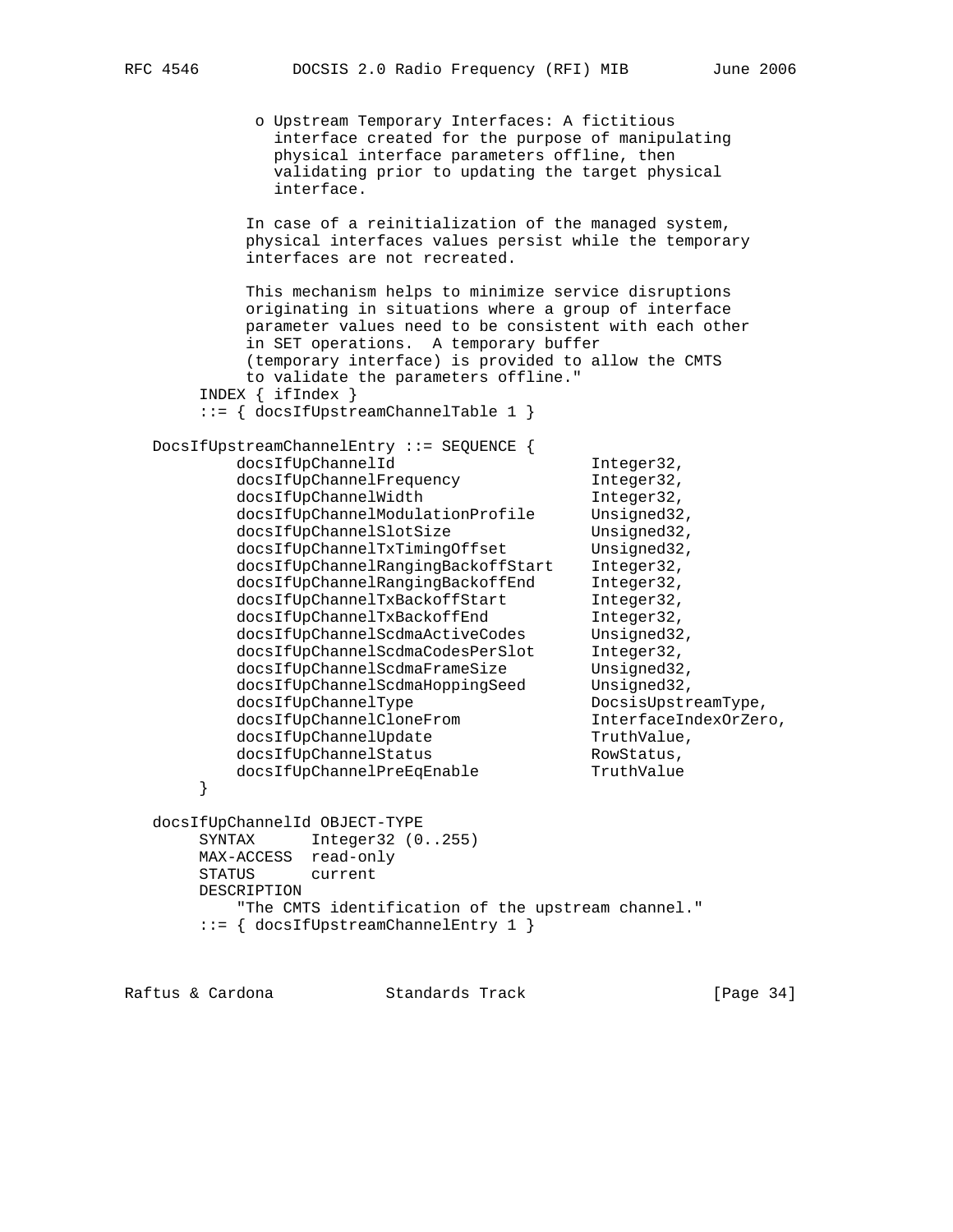```
             o Upstream Temporary Interfaces: A fictitious
               interface created for the purpose of manipulating
               physical interface parameters offline, then
               validating prior to updating the target physical
               interface.

            In case of a reinitialization of the managed system,
            physical interfaces values persist while the temporary
            interfaces are not recreated.

            This mechanism helps to minimize service disruptions
            originating in situations where a group of interface
            parameter values need to be consistent with each other
            in SET operations.  A temporary buffer
            (temporary interface) is provided to allow the CMTS
            to validate the parameters offline."
       INDEX { ifIndex }
       ::= { docsIfUpstreamChannelTable 1 }

   DocsIfUpstreamChannelEntry ::= SEQUENCE {
           docsIfUpChannelId                    Integer32,
           docsIfUpChannelFrequency             Integer32,
           docsIfUpChannelWidth                 Integer32,
           docsIfUpChannelModulationProfile     Unsigned32,
           docsIfUpChannelSlotSize              Unsigned32,
           docsIfUpChannelTxTimingOffset        Unsigned32,
           docsIfUpChannelRangingBackoffStart   Integer32,
           docsIfUpChannelRangingBackoffEnd     Integer32,
           docsIfUpChannelTxBackoffStart        Integer32,
           docsIfUpChannelTxBackoffEnd          Integer32,
           docsIfUpChannelScdmaActiveCodes      Unsigned32,
           docsIfUpChannelScdmaCodesPerSlot     Integer32,
           docsIfUpChannelScdmaFrameSize        Unsigned32,
           docsIfUpChannelScdmaHoppingSeed      Unsigned32,
           docsIfUpChannelType                  DocsisUpstreamType,
           docsIfUpChannelCloneFrom             InterfaceIndexOrZero,
           docsIfUpChannelUpdate                TruthValue,
           docsIfUpChannelStatus                RowStatus,
           docsIfUpChannelPreEqEnable           TruthValue
       }

   docsIfUpChannelId OBJECT-TYPE
        SYNTAX      Integer32 (0..255)
        MAX-ACCESS  read-only
        STATUS      current
        DESCRIPTION
            "The CMTS identification of the upstream channel."
        ::= { docsIfUpstreamChannelEntry 1 }
```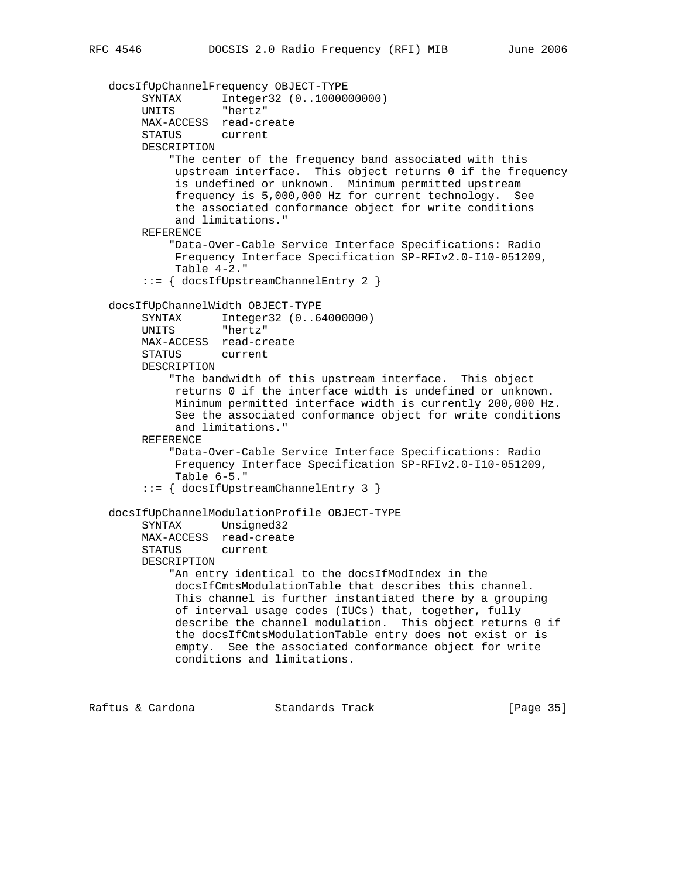```
   docsIfUpChannelFrequency OBJECT-TYPE
        SYNTAX      Integer32 (0..1000000000)
        UNITS       "hertz"
        MAX-ACCESS  read-create
        STATUS      current
        DESCRIPTION
            "The center of the frequency band associated with this
             upstream interface.  This object returns 0 if the frequency
             is undefined or unknown.  Minimum permitted upstream
             frequency is 5,000,000 Hz for current technology.  See
             the associated conformance object for write conditions
             and limitations."
        REFERENCE
            "Data-Over-Cable Service Interface Specifications: Radio
             Frequency Interface Specification SP-RFIv2.0-I10-051209,
             Table 4-2."
        ::= { docsIfUpstreamChannelEntry 2 }

   docsIfUpChannelWidth OBJECT-TYPE
        SYNTAX      Integer32 (0..64000000)
        UNITS       "hertz"
        MAX-ACCESS  read-create
        STATUS      current
        DESCRIPTION
            "The bandwidth of this upstream interface.  This object
             returns 0 if the interface width is undefined or unknown.
             Minimum permitted interface width is currently 200,000 Hz.
             See the associated conformance object for write conditions
             and limitations."
        REFERENCE
            "Data-Over-Cable Service Interface Specifications: Radio
             Frequency Interface Specification SP-RFIv2.0-I10-051209,
             Table 6-5."
        ::= { docsIfUpstreamChannelEntry 3 }

   docsIfUpChannelModulationProfile OBJECT-TYPE
        SYNTAX      Unsigned32
        MAX-ACCESS  read-create
        STATUS      current
        DESCRIPTION
            "An entry identical to the docsIfModIndex in the
             docsIfCmtsModulationTable that describes this channel.
             This channel is further instantiated there by a grouping
             of interval usage codes (IUCs) that, together, fully
             describe the channel modulation.  This object returns 0 if
             the docsIfCmtsModulationTable entry does not exist or is
             empty.  See the associated conformance object for write
             conditions and limitations.
```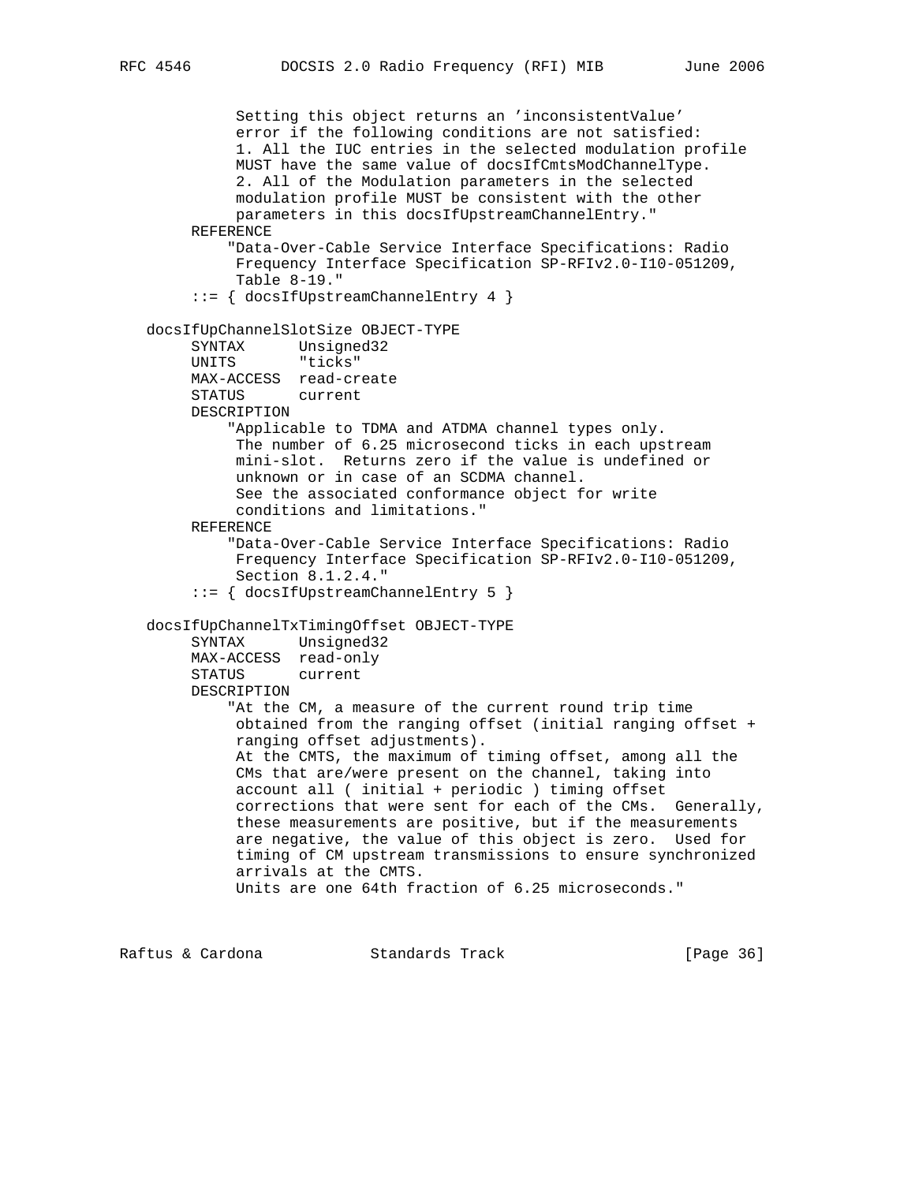```
            Setting this object returns an 'inconsistentValue'
            error if the following conditions are not satisfied:
            1. All the IUC entries in the selected modulation profile
            MUST have the same value of docsIfCmtsModChannelType.
            2. All of the Modulation parameters in the selected
            modulation profile MUST be consistent with the other
            parameters in this docsIfUpstreamChannelEntry."
        REFERENCE
            "Data-Over-Cable Service Interface Specifications: Radio
            Frequency Interface Specification SP-RFIv2.0-I10-051209,
            Table 8-19."
        ::= { docsIfUpstreamChannelEntry 4 }

   docsIfUpChannelSlotSize OBJECT-TYPE
        SYNTAX      Unsigned32
        UNITS       "ticks"
        MAX-ACCESS  read-create
        STATUS      current
        DESCRIPTION
            "Applicable to TDMA and ATDMA channel types only.
            The number of 6.25 microsecond ticks in each upstream
            mini-slot.  Returns zero if the value is undefined or
            unknown or in case of an SCDMA channel.
            See the associated conformance object for write
            conditions and limitations."
        REFERENCE
            "Data-Over-Cable Service Interface Specifications: Radio
            Frequency Interface Specification SP-RFIv2.0-I10-051209,
            Section 8.1.2.4."
        ::= { docsIfUpstreamChannelEntry 5 }

   docsIfUpChannelTxTimingOffset OBJECT-TYPE
        SYNTAX      Unsigned32
        MAX-ACCESS  read-only
        STATUS      current
        DESCRIPTION
            "At the CM, a measure of the current round trip time
            obtained from the ranging offset (initial ranging offset +
            ranging offset adjustments).
            At the CMTS, the maximum of timing offset, among all the
            CMs that are/were present on the channel, taking into
            account all ( initial + periodic ) timing offset
            corrections that were sent for each of the CMs.  Generally,
            these measurements are positive, but if the measurements
            are negative, the value of this object is zero.  Used for
            timing of CM upstream transmissions to ensure synchronized
            arrivals at the CMTS.
            Units are one 64th fraction of 6.25 microseconds."
```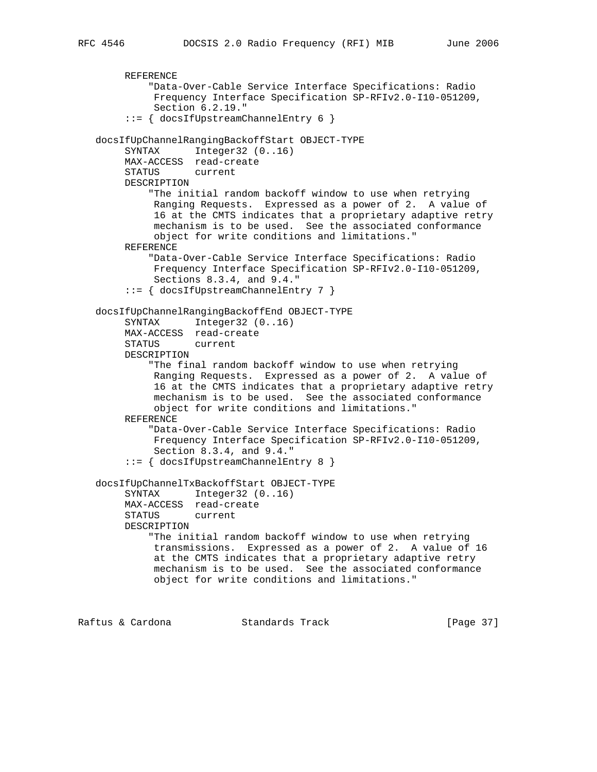```
        REFERENCE
            "Data-Over-Cable Service Interface Specifications: Radio
             Frequency Interface Specification SP-RFIv2.0-I10-051209,
             Section 6.2.19."
        ::= { docsIfUpstreamChannelEntry 6 }

   docsIfUpChannelRangingBackoffStart OBJECT-TYPE
        SYNTAX      Integer32 (0..16)
        MAX-ACCESS  read-create
        STATUS      current
        DESCRIPTION
            "The initial random backoff window to use when retrying
             Ranging Requests.  Expressed as a power of 2.  A value of
             16 at the CMTS indicates that a proprietary adaptive retry
             mechanism is to be used.  See the associated conformance
             object for write conditions and limitations."
        REFERENCE
            "Data-Over-Cable Service Interface Specifications: Radio
             Frequency Interface Specification SP-RFIv2.0-I10-051209,
             Sections 8.3.4, and 9.4."
        ::= { docsIfUpstreamChannelEntry 7 }

   docsIfUpChannelRangingBackoffEnd OBJECT-TYPE
        SYNTAX      Integer32 (0..16)
        MAX-ACCESS  read-create
        STATUS      current
        DESCRIPTION
            "The final random backoff window to use when retrying
             Ranging Requests.  Expressed as a power of 2.  A value of
             16 at the CMTS indicates that a proprietary adaptive retry
             mechanism is to be used.  See the associated conformance
             object for write conditions and limitations."
        REFERENCE
            "Data-Over-Cable Service Interface Specifications: Radio
             Frequency Interface Specification SP-RFIv2.0-I10-051209,
             Section 8.3.4, and 9.4."
        ::= { docsIfUpstreamChannelEntry 8 }

   docsIfUpChannelTxBackoffStart OBJECT-TYPE
        SYNTAX      Integer32 (0..16)
        MAX-ACCESS  read-create
        STATUS      current
        DESCRIPTION
            "The initial random backoff window to use when retrying
             transmissions.  Expressed as a power of 2.  A value of 16
             at the CMTS indicates that a proprietary adaptive retry
             mechanism is to be used.  See the associated conformance
             object for write conditions and limitations."
```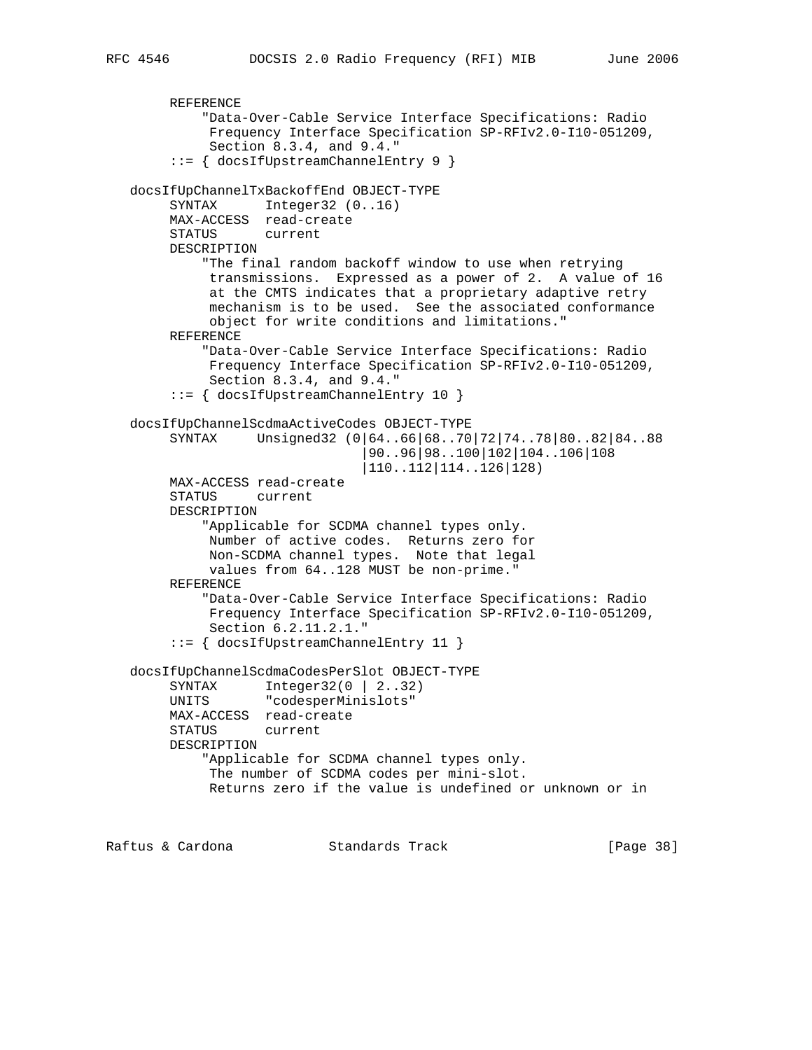```
        REFERENCE
            "Data-Over-Cable Service Interface Specifications: Radio
             Frequency Interface Specification SP-RFIv2.0-I10-051209,
             Section 8.3.4, and 9.4."
        ::= { docsIfUpstreamChannelEntry 9 }

   docsIfUpChannelTxBackoffEnd OBJECT-TYPE
        SYNTAX      Integer32 (0..16)
        MAX-ACCESS  read-create
        STATUS      current
        DESCRIPTION
            "The final random backoff window to use when retrying
             transmissions.  Expressed as a power of 2.  A value of 16
             at the CMTS indicates that a proprietary adaptive retry
             mechanism is to be used.  See the associated conformance
             object for write conditions and limitations."
        REFERENCE
            "Data-Over-Cable Service Interface Specifications: Radio
             Frequency Interface Specification SP-RFIv2.0-I10-051209,
             Section 8.3.4, and 9.4."
        ::= { docsIfUpstreamChannelEntry 10 }

   docsIfUpChannelScdmaActiveCodes OBJECT-TYPE
        SYNTAX     Unsigned32 (0|64..66|68..70|72|74..78|80..82|84..88
                              |90..96|98..100|102|104..106|108
                              |110..112|114..126|128)
        MAX-ACCESS read-create
        STATUS     current
        DESCRIPTION
            "Applicable for SCDMA channel types only.
             Number of active codes.  Returns zero for
             Non-SCDMA channel types.  Note that legal
             values from 64..128 MUST be non-prime."
        REFERENCE
            "Data-Over-Cable Service Interface Specifications: Radio
             Frequency Interface Specification SP-RFIv2.0-I10-051209,
             Section 6.2.11.2.1."
        ::= { docsIfUpstreamChannelEntry 11 }

   docsIfUpChannelScdmaCodesPerSlot OBJECT-TYPE
        SYNTAX      Integer32(0 | 2..32)
        UNITS       "codesperMinislots"
        MAX-ACCESS  read-create
        STATUS      current
        DESCRIPTION
            "Applicable for SCDMA channel types only.
             The number of SCDMA codes per mini-slot.
             Returns zero if the value is undefined or unknown or in
```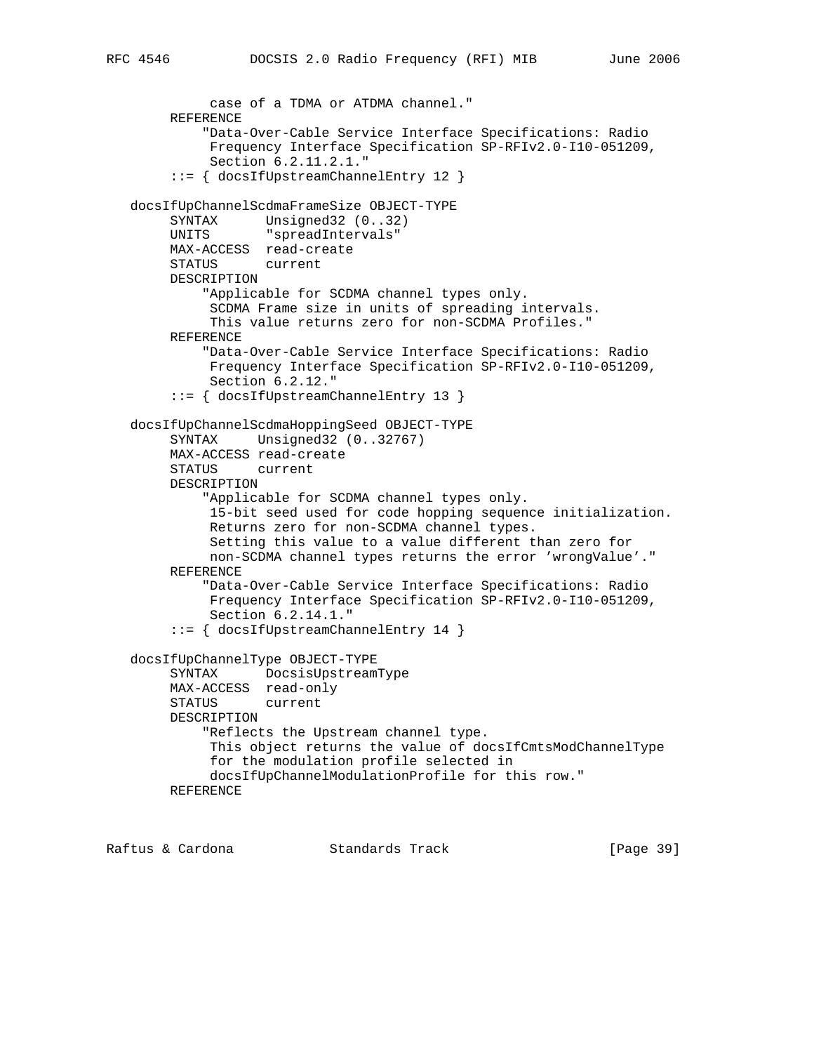```
            case of a TDMA or ATDMA channel."
        REFERENCE
            "Data-Over-Cable Service Interface Specifications: Radio
             Frequency Interface Specification SP-RFIv2.0-I10-051209,
             Section 6.2.11.2.1."
        ::= { docsIfUpstreamChannelEntry 12 }

   docsIfUpChannelScdmaFrameSize OBJECT-TYPE
        SYNTAX      Unsigned32 (0..32)
        UNITS       "spreadIntervals"
        MAX-ACCESS  read-create
        STATUS      current
        DESCRIPTION
            "Applicable for SCDMA channel types only.
             SCDMA Frame size in units of spreading intervals.
             This value returns zero for non-SCDMA Profiles."
        REFERENCE
            "Data-Over-Cable Service Interface Specifications: Radio
             Frequency Interface Specification SP-RFIv2.0-I10-051209,
             Section 6.2.12."
        ::= { docsIfUpstreamChannelEntry 13 }

   docsIfUpChannelScdmaHoppingSeed OBJECT-TYPE
        SYNTAX     Unsigned32 (0..32767)
        MAX-ACCESS read-create
        STATUS     current
        DESCRIPTION
            "Applicable for SCDMA channel types only.
             15-bit seed used for code hopping sequence initialization.
             Returns zero for non-SCDMA channel types.
             Setting this value to a value different than zero for
             non-SCDMA channel types returns the error 'wrongValue'."
        REFERENCE
            "Data-Over-Cable Service Interface Specifications: Radio
             Frequency Interface Specification SP-RFIv2.0-I10-051209,
             Section 6.2.14.1."
        ::= { docsIfUpstreamChannelEntry 14 }

   docsIfUpChannelType OBJECT-TYPE
        SYNTAX      DocsisUpstreamType
        MAX-ACCESS  read-only
        STATUS      current
        DESCRIPTION
            "Reflects the Upstream channel type.
             This object returns the value of docsIfCmtsModChannelType
             for the modulation profile selected in
             docsIfUpChannelModulationProfile for this row."
        REFERENCE
```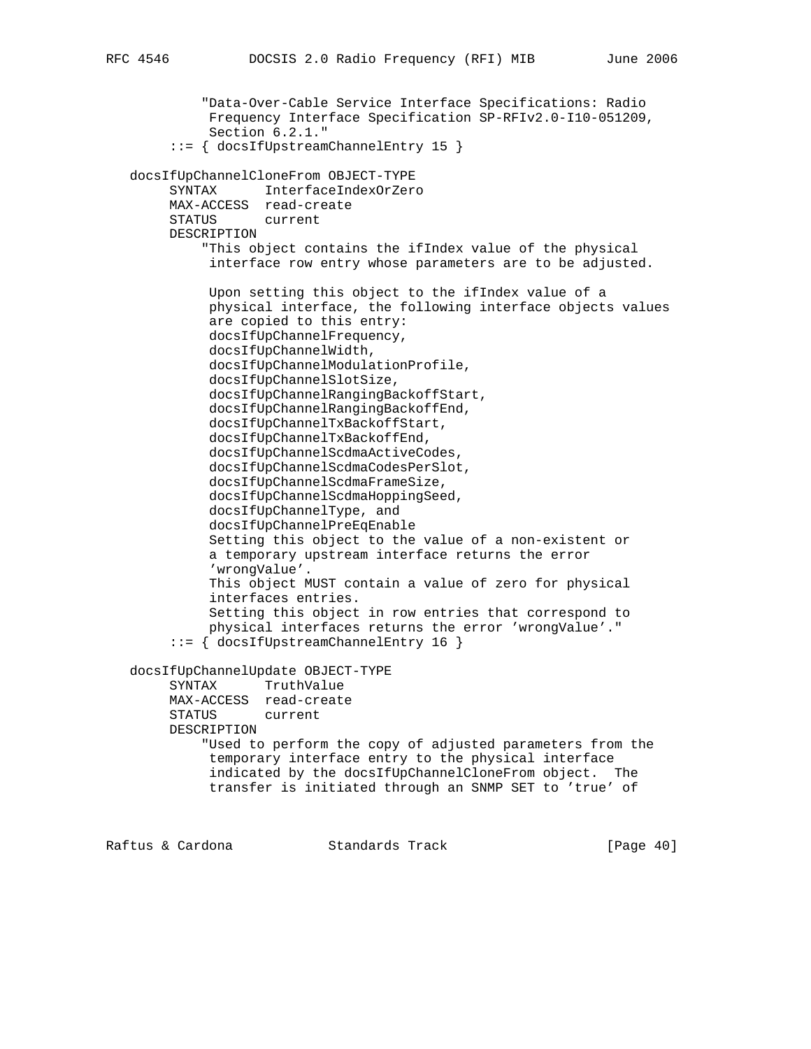```
            "Data-Over-Cable Service Interface Specifications: Radio
             Frequency Interface Specification SP-RFIv2.0-I10-051209,
             Section 6.2.1."
        ::= { docsIfUpstreamChannelEntry 15 }

   docsIfUpChannelCloneFrom OBJECT-TYPE
        SYNTAX      InterfaceIndexOrZero
        MAX-ACCESS  read-create
        STATUS      current
        DESCRIPTION
            "This object contains the ifIndex value of the physical
             interface row entry whose parameters are to be adjusted.

             Upon setting this object to the ifIndex value of a
             physical interface, the following interface objects values
             are copied to this entry:
             docsIfUpChannelFrequency,
             docsIfUpChannelWidth,
             docsIfUpChannelModulationProfile,
             docsIfUpChannelSlotSize,
             docsIfUpChannelRangingBackoffStart,
             docsIfUpChannelRangingBackoffEnd,
             docsIfUpChannelTxBackoffStart,
             docsIfUpChannelTxBackoffEnd,
             docsIfUpChannelScdmaActiveCodes,
             docsIfUpChannelScdmaCodesPerSlot,
             docsIfUpChannelScdmaFrameSize,
             docsIfUpChannelScdmaHoppingSeed,
             docsIfUpChannelType, and
             docsIfUpChannelPreEqEnable
             Setting this object to the value of a non-existent or
             a temporary upstream interface returns the error
             'wrongValue'.
             This object MUST contain a value of zero for physical
             interfaces entries.
             Setting this object in row entries that correspond to
             physical interfaces returns the error 'wrongValue'."
        ::= { docsIfUpstreamChannelEntry 16 }

   docsIfUpChannelUpdate OBJECT-TYPE
        SYNTAX      TruthValue
        MAX-ACCESS  read-create
        STATUS      current
        DESCRIPTION
            "Used to perform the copy of adjusted parameters from the
             temporary interface entry to the physical interface
             indicated by the docsIfUpChannelCloneFrom object.  The
             transfer is initiated through an SNMP SET to 'true' of
```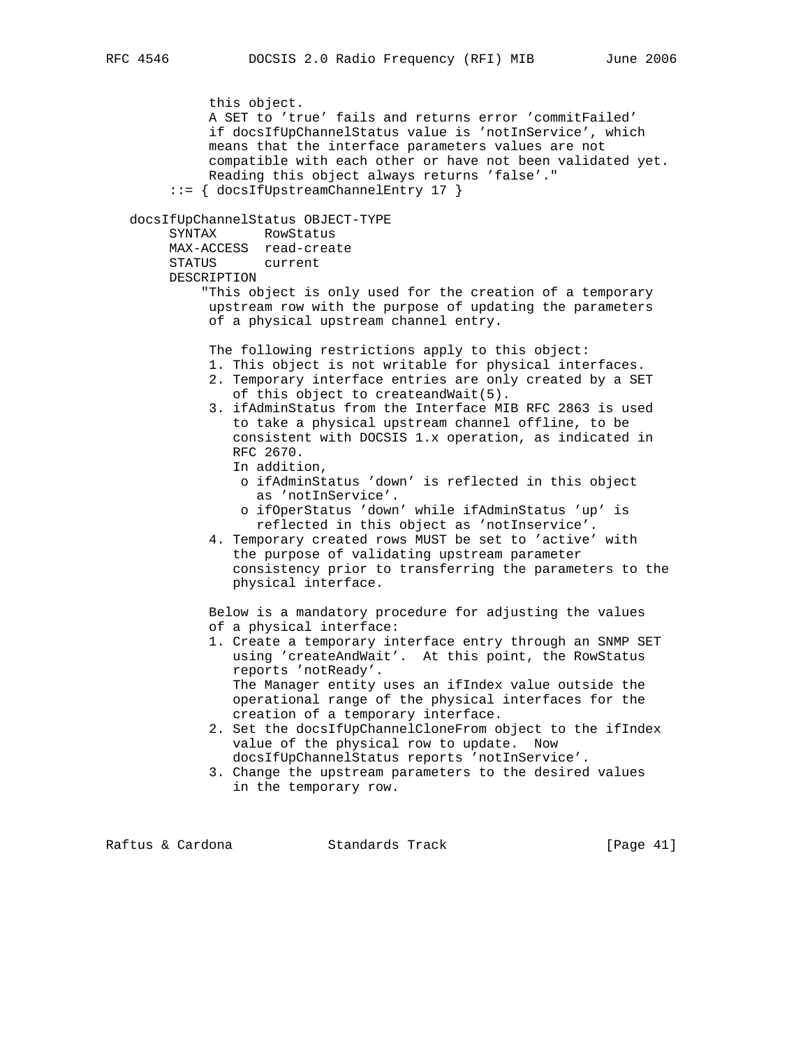```
             this object.
             A SET to 'true' fails and returns error 'commitFailed'
             if docsIfUpChannelStatus value is 'notInService', which
             means that the interface parameters values are not
             compatible with each other or have not been validated yet.
             Reading this object always returns 'false'."
        ::= { docsIfUpstreamChannelEntry 17 }

   docsIfUpChannelStatus OBJECT-TYPE
        SYNTAX      RowStatus
        MAX-ACCESS  read-create
        STATUS      current
        DESCRIPTION
            "This object is only used for the creation of a temporary
             upstream row with the purpose of updating the parameters
             of a physical upstream channel entry.

             The following restrictions apply to this object:
             1. This object is not writable for physical interfaces.
             2. Temporary interface entries are only created by a SET
                of this object to createandWait(5).
             3. ifAdminStatus from the Interface MIB RFC 2863 is used
                to take a physical upstream channel offline, to be
                consistent with DOCSIS 1.x operation, as indicated in
                RFC 2670.
                In addition,
                 o ifAdminStatus 'down' is reflected in this object
                   as 'notInService'.
                 o ifOperStatus 'down' while ifAdminStatus 'up' is
                   reflected in this object as 'notInservice'.
             4. Temporary created rows MUST be set to 'active' with
                the purpose of validating upstream parameter
                consistency prior to transferring the parameters to the
                physical interface.

             Below is a mandatory procedure for adjusting the values
             of a physical interface:
             1. Create a temporary interface entry through an SNMP SET
                using 'createAndWait'.  At this point, the RowStatus
                reports 'notReady'.
                The Manager entity uses an ifIndex value outside the
                operational range of the physical interfaces for the
                creation of a temporary interface.
             2. Set the docsIfUpChannelCloneFrom object to the ifIndex
                value of the physical row to update.  Now
                docsIfUpChannelStatus reports 'notInService'.
             3. Change the upstream parameters to the desired values
                in the temporary row.
```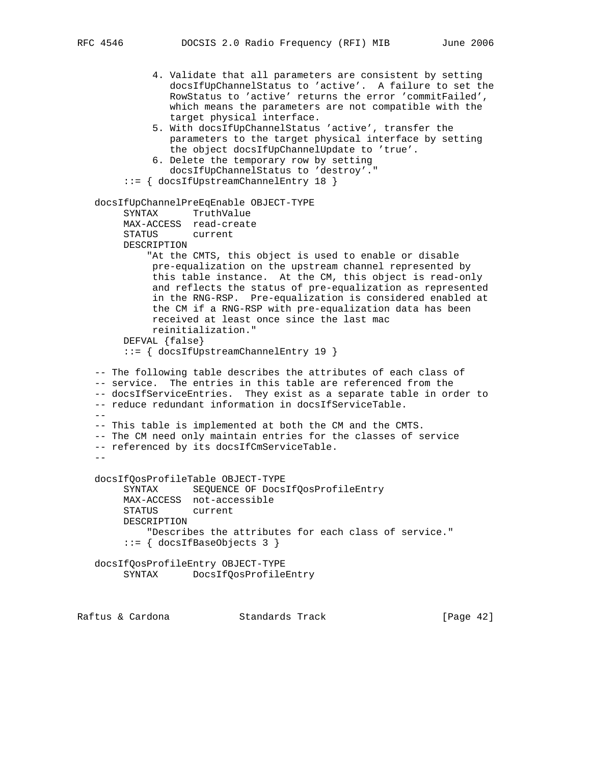```
            4. Validate that all parameters are consistent by setting
               docsIfUpChannelStatus to 'active'.  A failure to set the
               RowStatus to 'active' returns the error 'commitFailed',
               which means the parameters are not compatible with the
               target physical interface.
            5. With docsIfUpChannelStatus 'active', transfer the
               parameters to the target physical interface by setting
               the object docsIfUpChannelUpdate to 'true'.
            6. Delete the temporary row by setting
               docsIfUpChannelStatus to 'destroy'."
        ::= { docsIfUpstreamChannelEntry 18 }

   docsIfUpChannelPreEqEnable OBJECT-TYPE
        SYNTAX      TruthValue
        MAX-ACCESS  read-create
        STATUS      current
        DESCRIPTION
            "At the CMTS, this object is used to enable or disable
             pre-equalization on the upstream channel represented by
             this table instance.  At the CM, this object is read-only
             and reflects the status of pre-equalization as represented
             in the RNG-RSP.  Pre-equalization is considered enabled at
             the CM if a RNG-RSP with pre-equalization data has been
             received at least once since the last mac
             reinitialization."
        DEFVAL {false}
        ::= { docsIfUpstreamChannelEntry 19 }

   -- The following table describes the attributes of each class of
   -- service.  The entries in this table are referenced from the
   -- docsIfServiceEntries.  They exist as a separate table in order to
   -- reduce redundant information in docsIfServiceTable.
   --
   -- This table is implemented at both the CM and the CMTS.
   -- The CM need only maintain entries for the classes of service
   -- referenced by its docsIfCmServiceTable.
   --

   docsIfQosProfileTable OBJECT-TYPE
        SYNTAX      SEQUENCE OF DocsIfQosProfileEntry
        MAX-ACCESS  not-accessible
        STATUS      current
        DESCRIPTION
            "Describes the attributes for each class of service."
        ::= { docsIfBaseObjects 3 }

   docsIfQosProfileEntry OBJECT-TYPE
        SYNTAX      DocsIfQosProfileEntry
```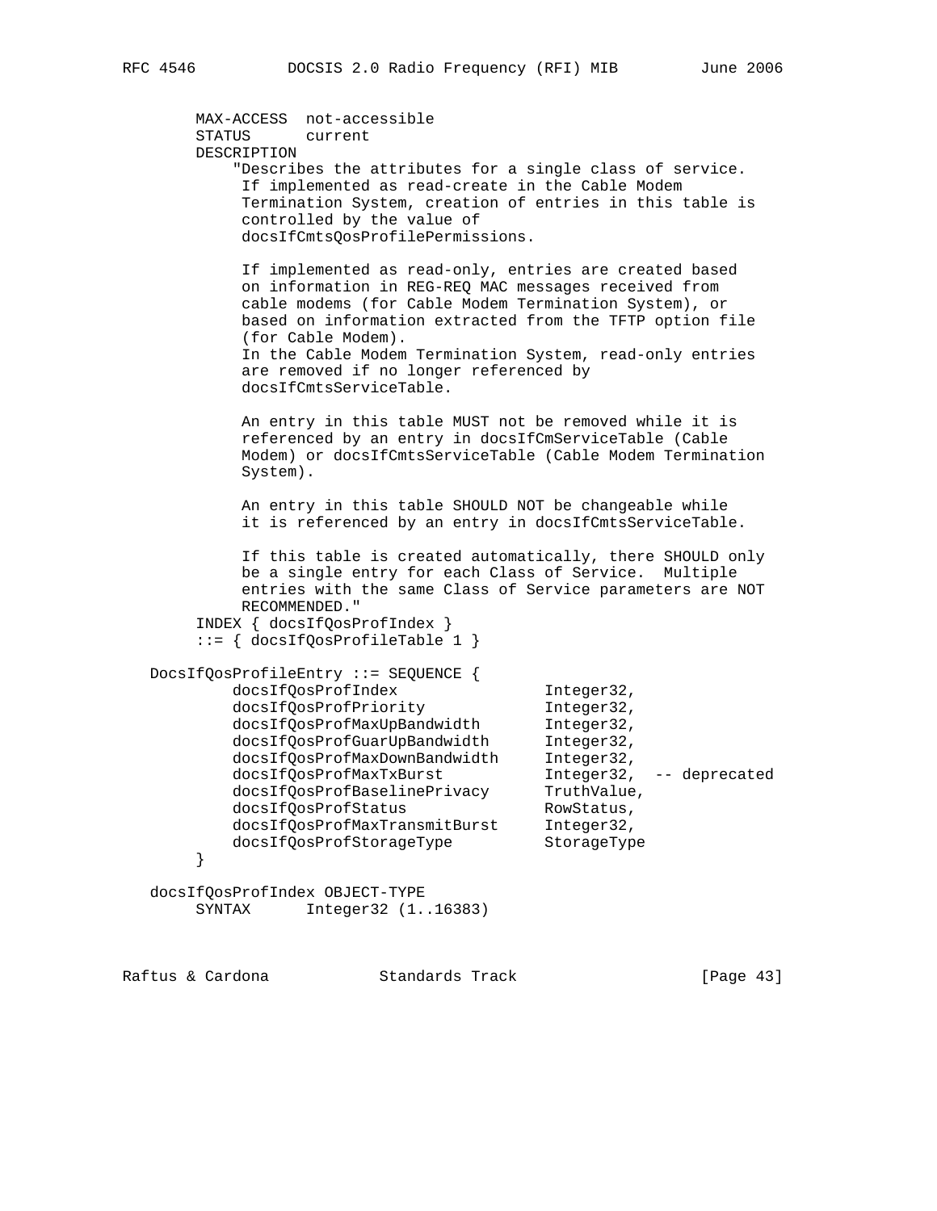```
        MAX-ACCESS  not-accessible
        STATUS      current
        DESCRIPTION
            "Describes the attributes for a single class of service.
             If implemented as read-create in the Cable Modem
             Termination System, creation of entries in this table is
             controlled by the value of
             docsIfCmtsQosProfilePermissions.

             If implemented as read-only, entries are created based
             on information in REG-REQ MAC messages received from
             cable modems (for Cable Modem Termination System), or
             based on information extracted from the TFTP option file
             (for Cable Modem).
             In the Cable Modem Termination System, read-only entries
             are removed if no longer referenced by
             docsIfCmtsServiceTable.

             An entry in this table MUST not be removed while it is
             referenced by an entry in docsIfCmServiceTable (Cable
             Modem) or docsIfCmtsServiceTable (Cable Modem Termination
             System).

             An entry in this table SHOULD NOT be changeable while
             it is referenced by an entry in docsIfCmtsServiceTable.

             If this table is created automatically, there SHOULD only
             be a single entry for each Class of Service.  Multiple
             entries with the same Class of Service parameters are NOT
             RECOMMENDED."
        INDEX { docsIfQosProfIndex }
        ::= { docsIfQosProfileTable 1 }

   DocsIfQosProfileEntry ::= SEQUENCE {
            docsIfQosProfIndex                Integer32,
            docsIfQosProfPriority             Integer32,
            docsIfQosProfMaxUpBandwidth       Integer32,
            docsIfQosProfGuarUpBandwidth      Integer32,
            docsIfQosProfMaxDownBandwidth     Integer32,
            docsIfQosProfMaxTxBurst           Integer32,  -- deprecated
            docsIfQosProfBaselinePrivacy      TruthValue,
            docsIfQosProfStatus               RowStatus,
            docsIfQosProfMaxTransmitBurst     Integer32,
            docsIfQosProfStorageType          StorageType
        }

   docsIfQosProfIndex OBJECT-TYPE
        SYNTAX      Integer32 (1..16383)
```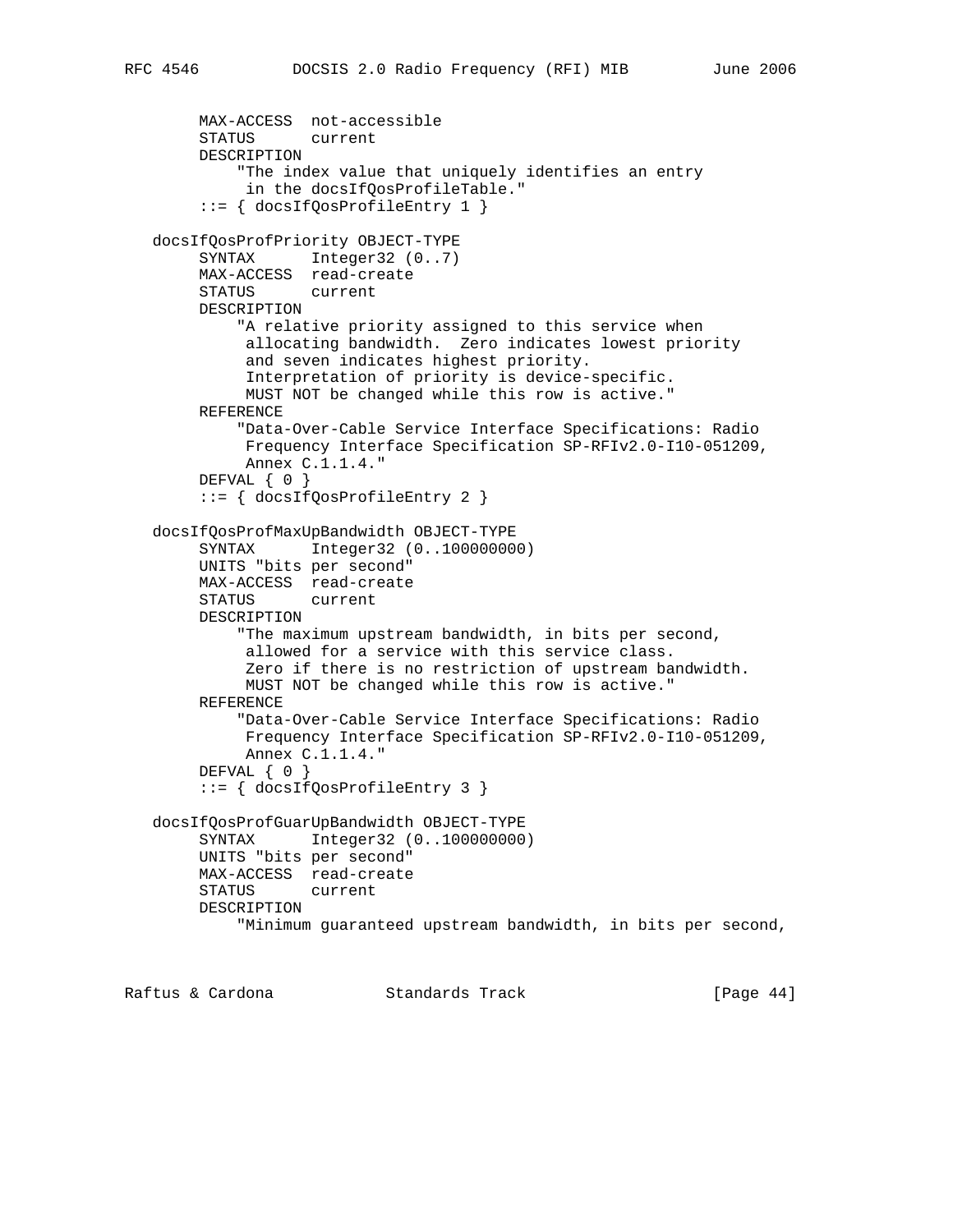```
        MAX-ACCESS  not-accessible
        STATUS      current
        DESCRIPTION
            "The index value that uniquely identifies an entry
             in the docsIfQosProfileTable."
        ::= { docsIfQosProfileEntry 1 }

   docsIfQosProfPriority OBJECT-TYPE
        SYNTAX      Integer32 (0..7)
        MAX-ACCESS  read-create
        STATUS      current
        DESCRIPTION
            "A relative priority assigned to this service when
             allocating bandwidth.  Zero indicates lowest priority
             and seven indicates highest priority.
             Interpretation of priority is device-specific.
             MUST NOT be changed while this row is active."
        REFERENCE
            "Data-Over-Cable Service Interface Specifications: Radio
             Frequency Interface Specification SP-RFIv2.0-I10-051209,
             Annex C.1.1.4."
        DEFVAL { 0 }
        ::= { docsIfQosProfileEntry 2 }

   docsIfQosProfMaxUpBandwidth OBJECT-TYPE
        SYNTAX      Integer32 (0..100000000)
        UNITS "bits per second"
        MAX-ACCESS  read-create
        STATUS      current
        DESCRIPTION
            "The maximum upstream bandwidth, in bits per second,
             allowed for a service with this service class.
             Zero if there is no restriction of upstream bandwidth.
             MUST NOT be changed while this row is active."
        REFERENCE
            "Data-Over-Cable Service Interface Specifications: Radio
             Frequency Interface Specification SP-RFIv2.0-I10-051209,
             Annex C.1.1.4."
        DEFVAL { 0 }
        ::= { docsIfQosProfileEntry 3 }

   docsIfQosProfGuarUpBandwidth OBJECT-TYPE
        SYNTAX      Integer32 (0..100000000)
        UNITS "bits per second"
        MAX-ACCESS  read-create
        STATUS      current
        DESCRIPTION
            "Minimum guaranteed upstream bandwidth, in bits per second,
```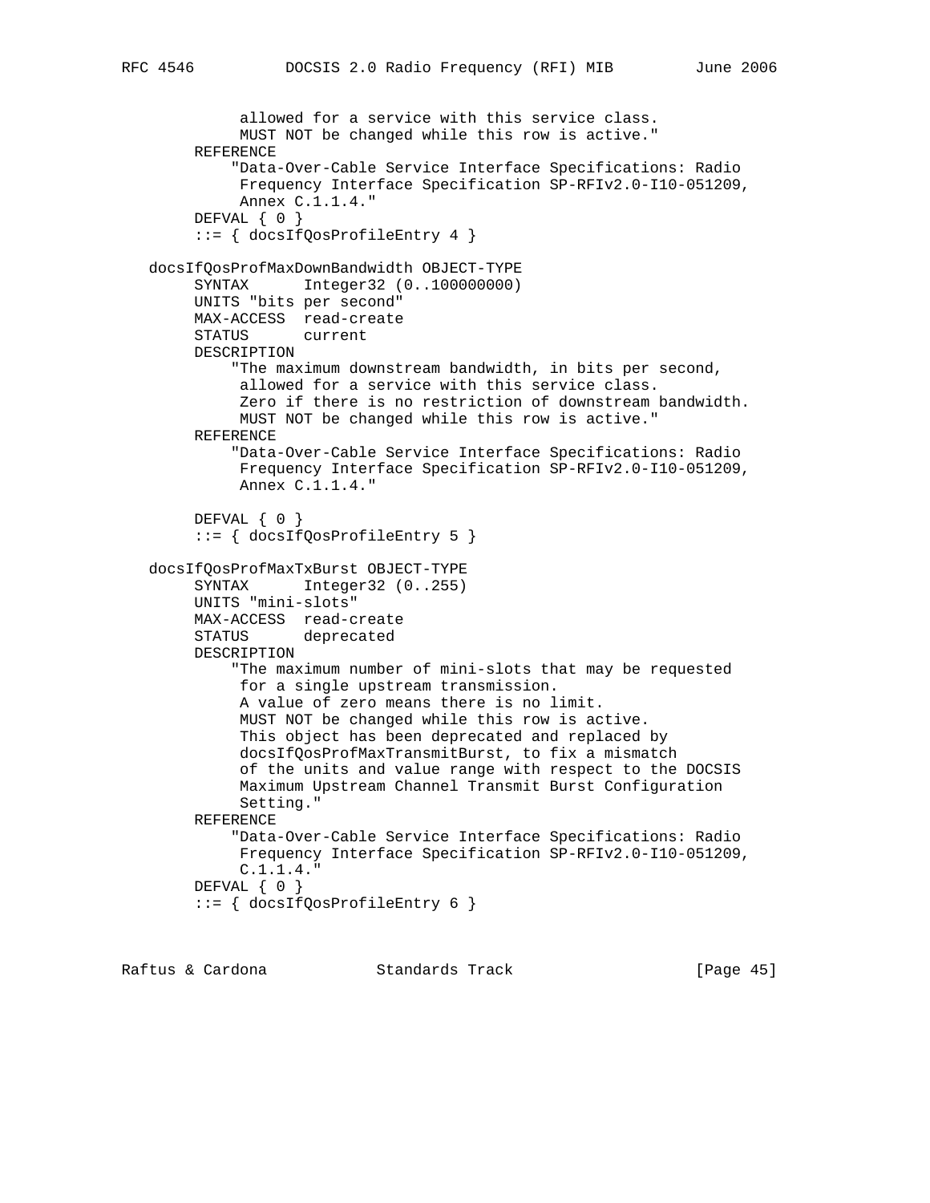```
             allowed for a service with this service class.
             MUST NOT be changed while this row is active."
        REFERENCE
            "Data-Over-Cable Service Interface Specifications: Radio
             Frequency Interface Specification SP-RFIv2.0-I10-051209,
             Annex C.1.1.4."
        DEFVAL { 0 }
        ::= { docsIfQosProfileEntry 4 }

   docsIfQosProfMaxDownBandwidth OBJECT-TYPE
        SYNTAX      Integer32 (0..100000000)
        UNITS "bits per second"
        MAX-ACCESS  read-create
        STATUS      current
        DESCRIPTION
            "The maximum downstream bandwidth, in bits per second,
             allowed for a service with this service class.
             Zero if there is no restriction of downstream bandwidth.
             MUST NOT be changed while this row is active."
        REFERENCE
            "Data-Over-Cable Service Interface Specifications: Radio
             Frequency Interface Specification SP-RFIv2.0-I10-051209,
             Annex C.1.1.4."

        DEFVAL { 0 }
        ::= { docsIfQosProfileEntry 5 }

   docsIfQosProfMaxTxBurst OBJECT-TYPE
        SYNTAX      Integer32 (0..255)
        UNITS "mini-slots"
        MAX-ACCESS  read-create
        STATUS      deprecated
        DESCRIPTION
            "The maximum number of mini-slots that may be requested
             for a single upstream transmission.
             A value of zero means there is no limit.
             MUST NOT be changed while this row is active.
             This object has been deprecated and replaced by
             docsIfQosProfMaxTransmitBurst, to fix a mismatch
             of the units and value range with respect to the DOCSIS
             Maximum Upstream Channel Transmit Burst Configuration
             Setting."
        REFERENCE
            "Data-Over-Cable Service Interface Specifications: Radio
             Frequency Interface Specification SP-RFIv2.0-I10-051209,
             C.1.1.4."
        DEFVAL { 0 }
        ::= { docsIfQosProfileEntry 6 }
```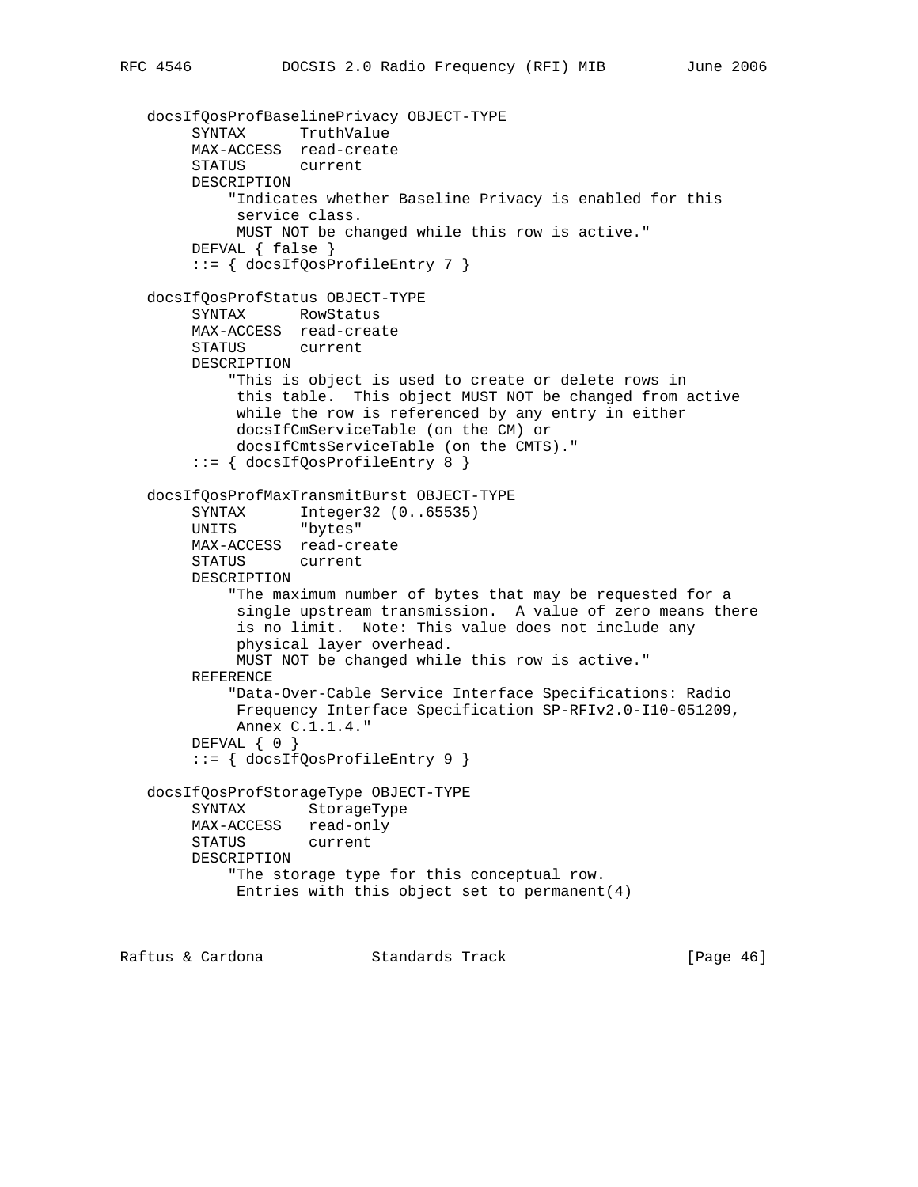```
   docsIfQosProfBaselinePrivacy OBJECT-TYPE
        SYNTAX      TruthValue
        MAX-ACCESS  read-create
        STATUS      current
        DESCRIPTION
            "Indicates whether Baseline Privacy is enabled for this
             service class.
             MUST NOT be changed while this row is active."
        DEFVAL { false }
        ::= { docsIfQosProfileEntry 7 }

   docsIfQosProfStatus OBJECT-TYPE
        SYNTAX      RowStatus
        MAX-ACCESS  read-create
        STATUS      current
        DESCRIPTION
            "This is object is used to create or delete rows in
             this table.  This object MUST NOT be changed from active
             while the row is referenced by any entry in either
             docsIfCmServiceTable (on the CM) or
             docsIfCmtsServiceTable (on the CMTS)."
        ::= { docsIfQosProfileEntry 8 }

   docsIfQosProfMaxTransmitBurst OBJECT-TYPE
        SYNTAX      Integer32 (0..65535)
        UNITS       "bytes"
        MAX-ACCESS  read-create
        STATUS      current
        DESCRIPTION
            "The maximum number of bytes that may be requested for a
             single upstream transmission.  A value of zero means there
             is no limit.  Note: This value does not include any
             physical layer overhead.
             MUST NOT be changed while this row is active."
        REFERENCE
            "Data-Over-Cable Service Interface Specifications: Radio
             Frequency Interface Specification SP-RFIv2.0-I10-051209,
             Annex C.1.1.4."
        DEFVAL { 0 }
        ::= { docsIfQosProfileEntry 9 }

   docsIfQosProfStorageType OBJECT-TYPE
        SYNTAX       StorageType
        MAX-ACCESS   read-only
        STATUS       current
        DESCRIPTION
            "The storage type for this conceptual row.
             Entries with this object set to permanent(4)
```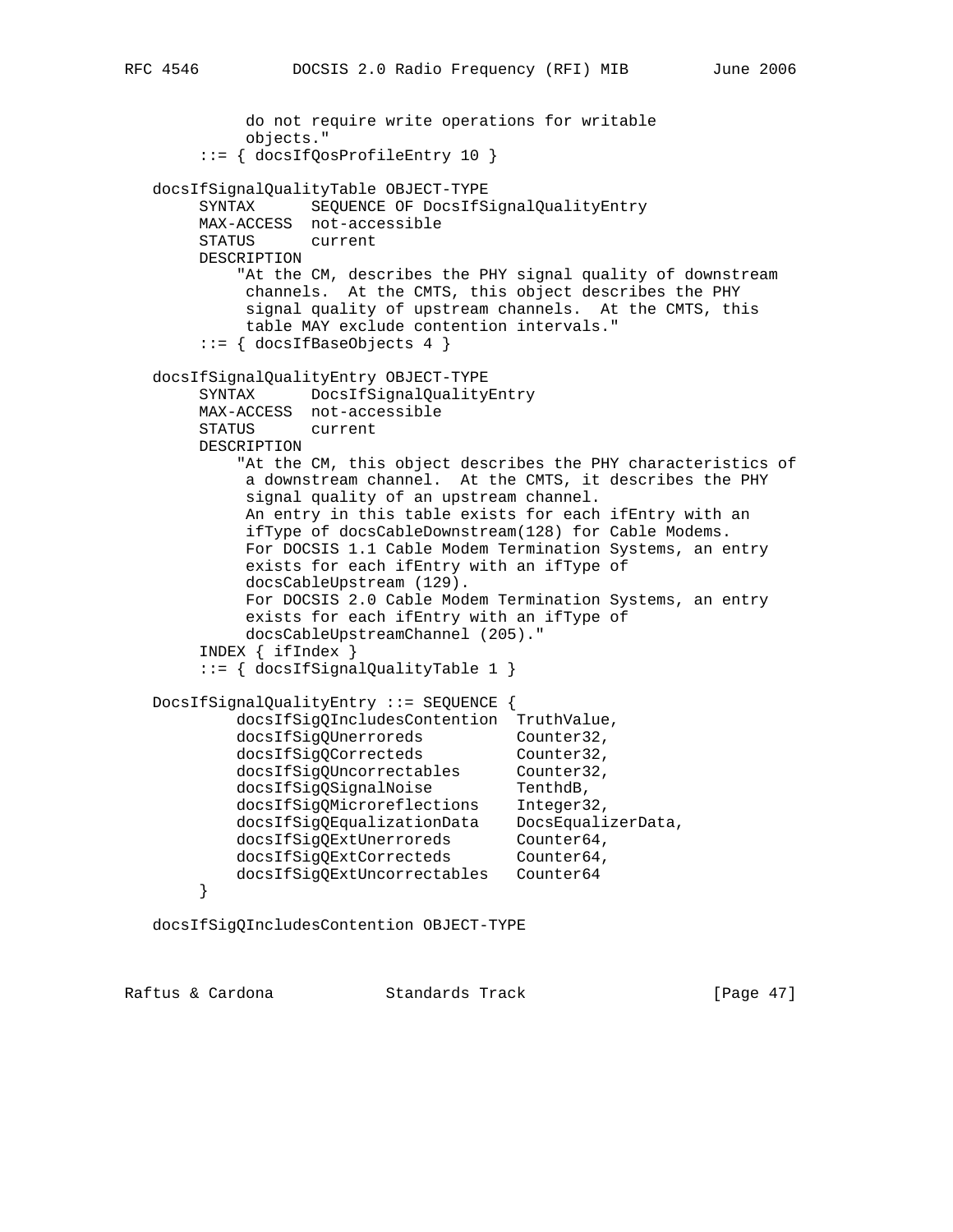```
             do not require write operations for writable
             objects."
        ::= { docsIfQosProfileEntry 10 }

   docsIfSignalQualityTable OBJECT-TYPE
        SYNTAX      SEQUENCE OF DocsIfSignalQualityEntry
        MAX-ACCESS  not-accessible
        STATUS      current
        DESCRIPTION
            "At the CM, describes the PHY signal quality of downstream
             channels.  At the CMTS, this object describes the PHY
             signal quality of upstream channels.  At the CMTS, this
             table MAY exclude contention intervals."
        ::= { docsIfBaseObjects 4 }

   docsIfSignalQualityEntry OBJECT-TYPE
        SYNTAX      DocsIfSignalQualityEntry
        MAX-ACCESS  not-accessible
        STATUS      current
        DESCRIPTION
            "At the CM, this object describes the PHY characteristics of
             a downstream channel.  At the CMTS, it describes the PHY
             signal quality of an upstream channel.
             An entry in this table exists for each ifEntry with an
             ifType of docsCableDownstream(128) for Cable Modems.
             For DOCSIS 1.1 Cable Modem Termination Systems, an entry
             exists for each ifEntry with an ifType of
             docsCableUpstream (129).
             For DOCSIS 2.0 Cable Modem Termination Systems, an entry
             exists for each ifEntry with an ifType of
             docsCableUpstreamChannel (205)."
        INDEX { ifIndex }
        ::= { docsIfSignalQualityTable 1 }

   DocsIfSignalQualityEntry ::= SEQUENCE {
            docsIfSigQIncludesContention  TruthValue,
            docsIfSigQUnerroreds          Counter32,
            docsIfSigQCorrecteds          Counter32,
            docsIfSigQUncorrectables      Counter32,
            docsIfSigQSignalNoise         TenthdB,
            docsIfSigQMicroreflections    Integer32,
            docsIfSigQEqualizationData    DocsEqualizerData,
            docsIfSigQExtUnerroreds       Counter64,
            docsIfSigQExtCorrecteds       Counter64,
            docsIfSigQExtUncorrectables   Counter64
        }

   docsIfSigQIncludesContention OBJECT-TYPE
```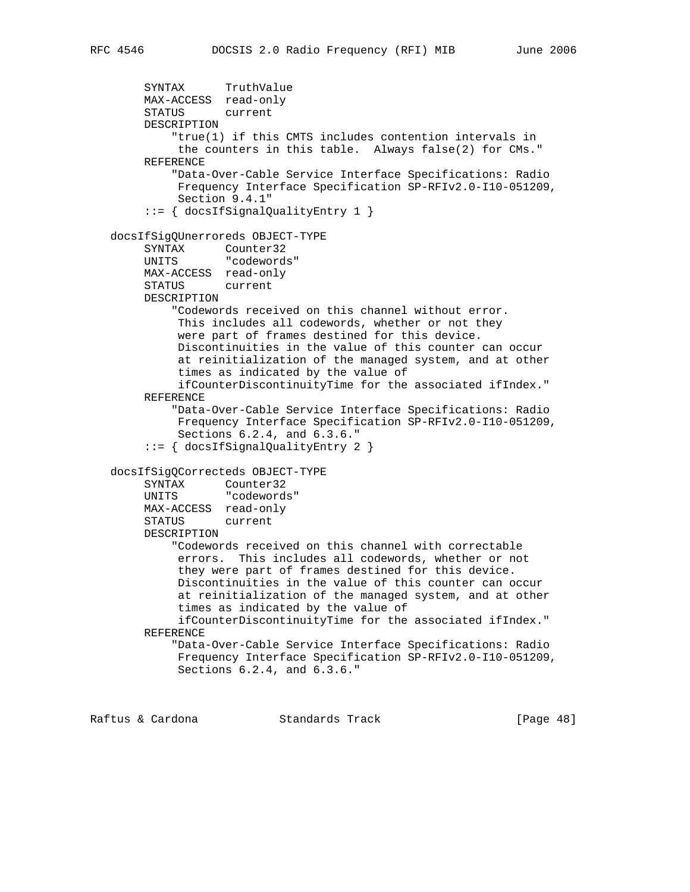```
        SYNTAX      TruthValue
        MAX-ACCESS  read-only
        STATUS      current
        DESCRIPTION
            "true(1) if this CMTS includes contention intervals in
             the counters in this table.  Always false(2) for CMs."
        REFERENCE
            "Data-Over-Cable Service Interface Specifications: Radio
             Frequency Interface Specification SP-RFIv2.0-I10-051209,
             Section 9.4.1"
        ::= { docsIfSignalQualityEntry 1 }

    docsIfSigQUnerroreds OBJECT-TYPE
        SYNTAX      Counter32
        UNITS       "codewords"
        MAX-ACCESS  read-only
        STATUS      current
        DESCRIPTION
            "Codewords received on this channel without error.
             This includes all codewords, whether or not they
             were part of frames destined for this device.
             Discontinuities in the value of this counter can occur
             at reinitialization of the managed system, and at other
             times as indicated by the value of
             ifCounterDiscontinuityTime for the associated ifIndex."
        REFERENCE
            "Data-Over-Cable Service Interface Specifications: Radio
             Frequency Interface Specification SP-RFIv2.0-I10-051209,
             Sections 6.2.4, and 6.3.6."
        ::= { docsIfSignalQualityEntry 2 }

    docsIfSigQCorrecteds OBJECT-TYPE
        SYNTAX      Counter32
        UNITS       "codewords"
        MAX-ACCESS  read-only
        STATUS      current
        DESCRIPTION
            "Codewords received on this channel with correctable
             errors.  This includes all codewords, whether or not
             they were part of frames destined for this device.
             Discontinuities in the value of this counter can occur
             at reinitialization of the managed system, and at other
             times as indicated by the value of
             ifCounterDiscontinuityTime for the associated ifIndex."
        REFERENCE
            "Data-Over-Cable Service Interface Specifications: Radio
             Frequency Interface Specification SP-RFIv2.0-I10-051209,
             Sections 6.2.4, and 6.3.6."
```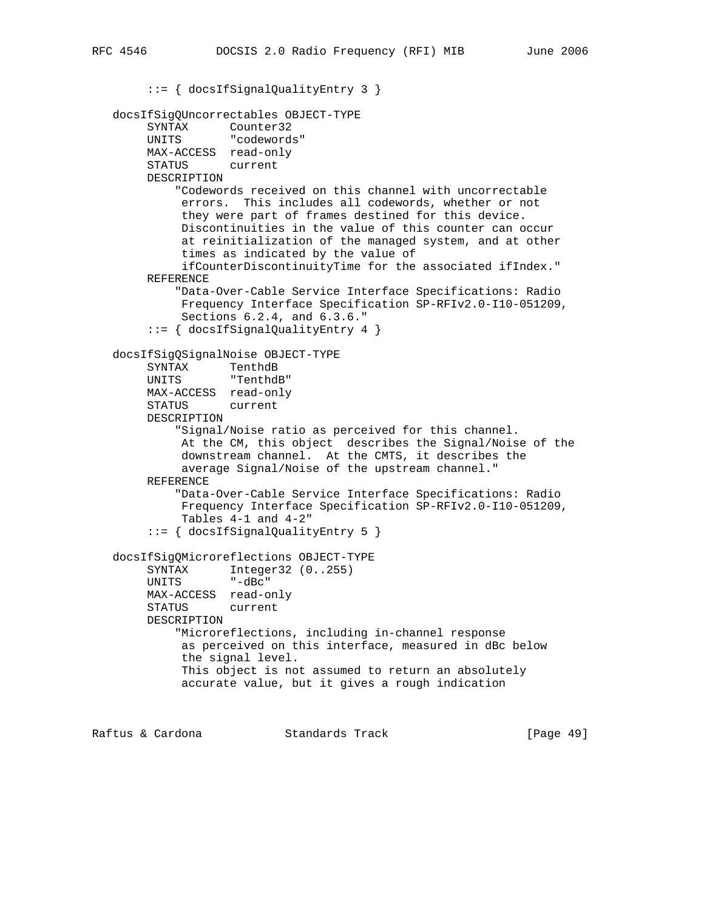```
        ::= { docsIfSignalQualityEntry 3 }

   docsIfSigQUncorrectables OBJECT-TYPE
        SYNTAX      Counter32
        UNITS       "codewords"
        MAX-ACCESS  read-only
        STATUS      current
        DESCRIPTION
            "Codewords received on this channel with uncorrectable
             errors.  This includes all codewords, whether or not
             they were part of frames destined for this device.
             Discontinuities in the value of this counter can occur
             at reinitialization of the managed system, and at other
             times as indicated by the value of
             ifCounterDiscontinuityTime for the associated ifIndex."
        REFERENCE
            "Data-Over-Cable Service Interface Specifications: Radio
             Frequency Interface Specification SP-RFIv2.0-I10-051209,
             Sections 6.2.4, and 6.3.6."
        ::= { docsIfSignalQualityEntry 4 }

   docsIfSigQSignalNoise OBJECT-TYPE
        SYNTAX      TenthdB
        UNITS       "TenthdB"
        MAX-ACCESS  read-only
        STATUS      current
        DESCRIPTION
            "Signal/Noise ratio as perceived for this channel.
             At the CM, this object  describes the Signal/Noise of the
             downstream channel.  At the CMTS, it describes the
             average Signal/Noise of the upstream channel."
        REFERENCE
            "Data-Over-Cable Service Interface Specifications: Radio
             Frequency Interface Specification SP-RFIv2.0-I10-051209,
             Tables 4-1 and 4-2"
        ::= { docsIfSignalQualityEntry 5 }

   docsIfSigQMicroreflections OBJECT-TYPE
        SYNTAX      Integer32 (0..255)
        UNITS       "-dBc"
        MAX-ACCESS  read-only
        STATUS      current
        DESCRIPTION
            "Microreflections, including in-channel response
             as perceived on this interface, measured in dBc below
             the signal level.
             This object is not assumed to return an absolutely
             accurate value, but it gives a rough indication
```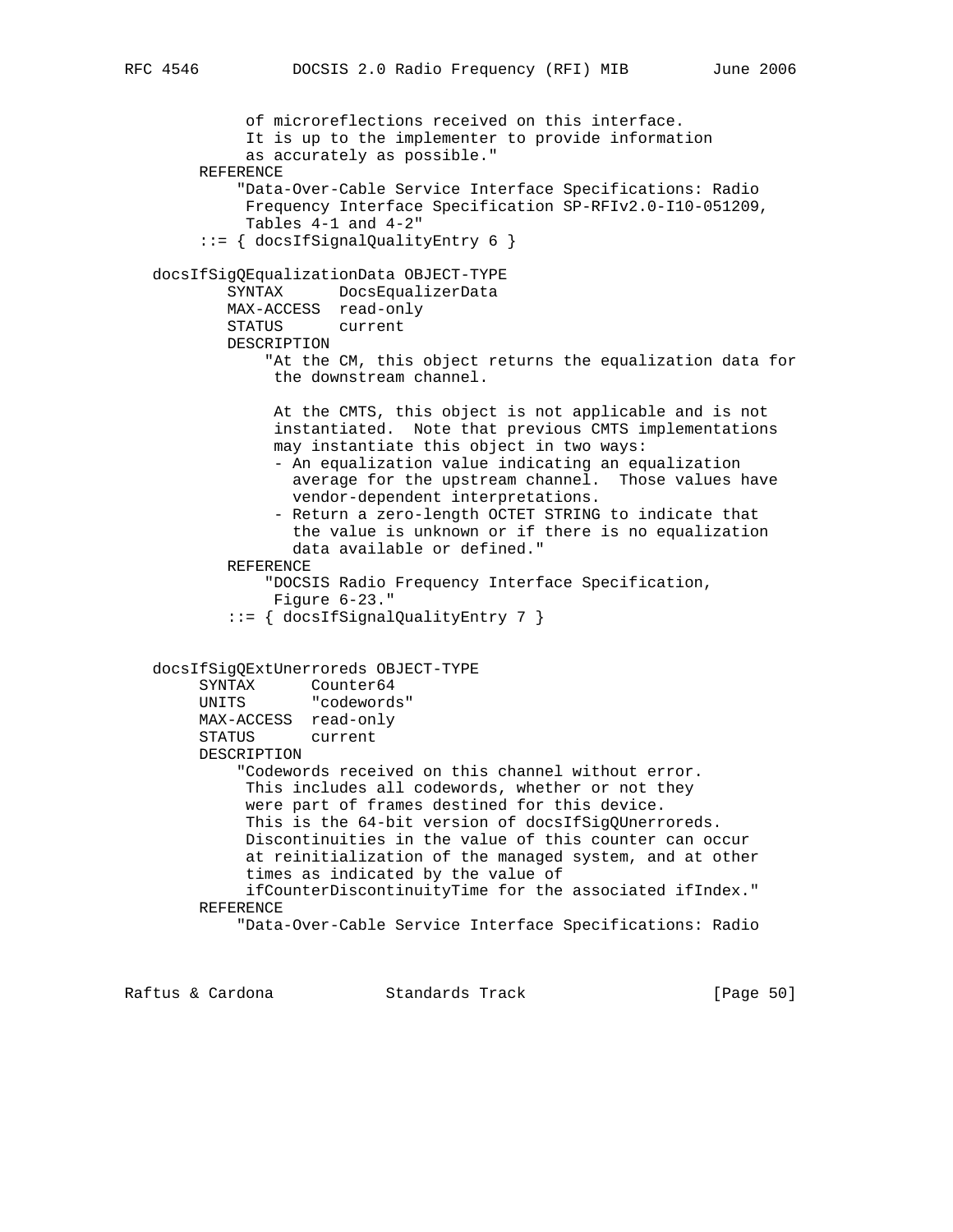```
            of microreflections received on this interface.
            It is up to the implementer to provide information
            as accurately as possible."
       REFERENCE
           "Data-Over-Cable Service Interface Specifications: Radio
            Frequency Interface Specification SP-RFIv2.0-I10-051209,
            Tables 4-1 and 4-2"
       ::= { docsIfSignalQualityEntry 6 }

   docsIfSigQEqualizationData OBJECT-TYPE
           SYNTAX      DocsEqualizerData
           MAX-ACCESS  read-only
           STATUS      current
           DESCRIPTION
               "At the CM, this object returns the equalization data for
                the downstream channel.

                At the CMTS, this object is not applicable and is not
                instantiated.  Note that previous CMTS implementations
                may instantiate this object in two ways:
                - An equalization value indicating an equalization
                  average for the upstream channel.  Those values have
                  vendor-dependent interpretations.
                - Return a zero-length OCTET STRING to indicate that
                  the value is unknown or if there is no equalization
                  data available or defined."
           REFERENCE
               "DOCSIS Radio Frequency Interface Specification,
                Figure 6-23."
           ::= { docsIfSignalQualityEntry 7 }


   docsIfSigQExtUnerroreds OBJECT-TYPE
        SYNTAX      Counter64
        UNITS       "codewords"
        MAX-ACCESS  read-only
        STATUS      current
        DESCRIPTION
            "Codewords received on this channel without error.
             This includes all codewords, whether or not they
             were part of frames destined for this device.
             This is the 64-bit version of docsIfSigQUnerroreds.
             Discontinuities in the value of this counter can occur
             at reinitialization of the managed system, and at other
             times as indicated by the value of
             ifCounterDiscontinuityTime for the associated ifIndex."
        REFERENCE
            "Data-Over-Cable Service Interface Specifications: Radio
```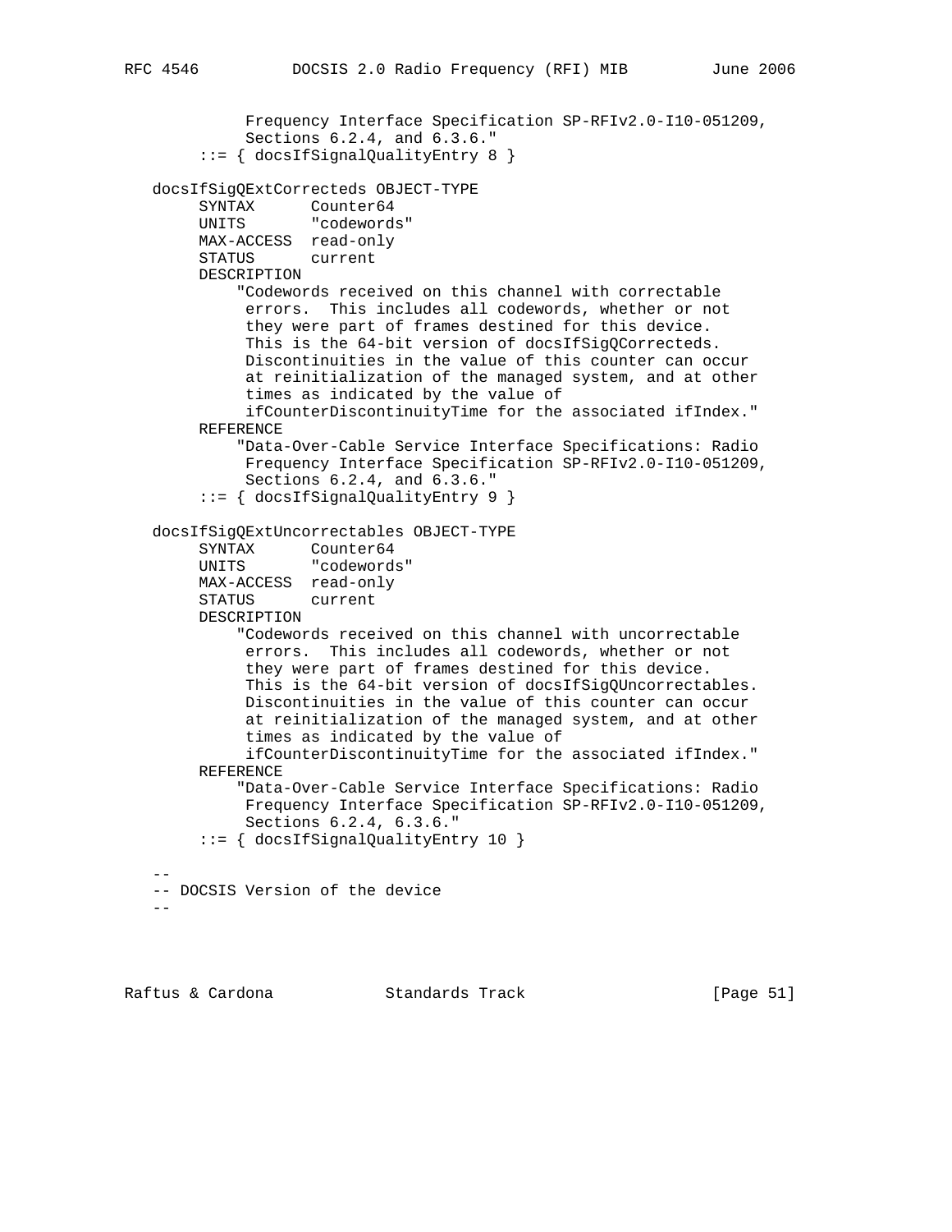```
             Frequency Interface Specification SP-RFIv2.0-I10-051209,
             Sections 6.2.4, and 6.3.6."
        ::= { docsIfSignalQualityEntry 8 }

   docsIfSigQExtCorrecteds OBJECT-TYPE
        SYNTAX      Counter64
        UNITS       "codewords"
        MAX-ACCESS  read-only
        STATUS      current
        DESCRIPTION
            "Codewords received on this channel with correctable
             errors.  This includes all codewords, whether or not
             they were part of frames destined for this device.
             This is the 64-bit version of docsIfSigQCorrecteds.
             Discontinuities in the value of this counter can occur
             at reinitialization of the managed system, and at other
             times as indicated by the value of
             ifCounterDiscontinuityTime for the associated ifIndex."
        REFERENCE
            "Data-Over-Cable Service Interface Specifications: Radio
             Frequency Interface Specification SP-RFIv2.0-I10-051209,
             Sections 6.2.4, and 6.3.6."
        ::= { docsIfSignalQualityEntry 9 }

   docsIfSigQExtUncorrectables OBJECT-TYPE
        SYNTAX      Counter64
        UNITS       "codewords"
        MAX-ACCESS  read-only
        STATUS      current
        DESCRIPTION
            "Codewords received on this channel with uncorrectable
             errors.  This includes all codewords, whether or not
             they were part of frames destined for this device.
             This is the 64-bit version of docsIfSigQUncorrectables.
             Discontinuities in the value of this counter can occur
             at reinitialization of the managed system, and at other
             times as indicated by the value of
             ifCounterDiscontinuityTime for the associated ifIndex."
        REFERENCE
            "Data-Over-Cable Service Interface Specifications: Radio
             Frequency Interface Specification SP-RFIv2.0-I10-051209,
             Sections 6.2.4, 6.3.6."
        ::= { docsIfSignalQualityEntry 10 }

   --
   -- DOCSIS Version of the device
   --
```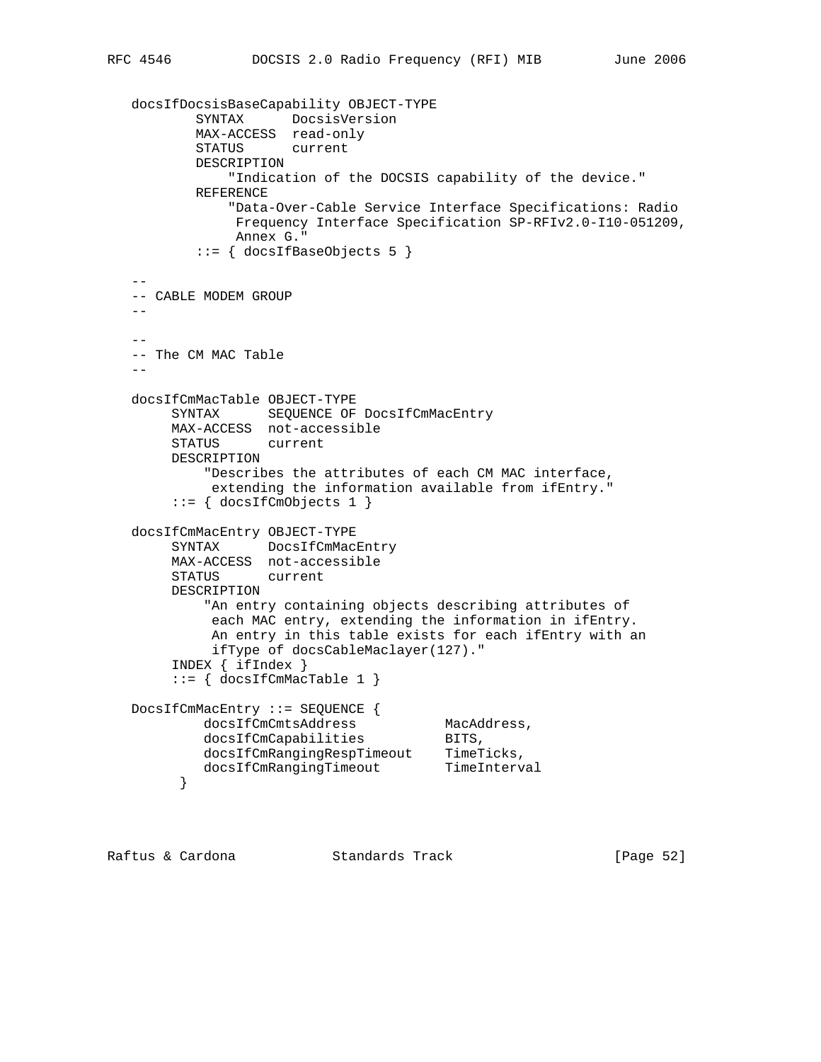```
   docsIfDocsisBaseCapability OBJECT-TYPE
           SYNTAX      DocsisVersion
           MAX-ACCESS  read-only
           STATUS      current
           DESCRIPTION
               "Indication of the DOCSIS capability of the device."
           REFERENCE
               "Data-Over-Cable Service Interface Specifications: Radio
                Frequency Interface Specification SP-RFIv2.0-I10-051209,
                Annex G."
           ::= { docsIfBaseObjects 5 }

   --
   -- CABLE MODEM GROUP
   --

   --
   -- The CM MAC Table
   --

   docsIfCmMacTable OBJECT-TYPE
        SYNTAX      SEQUENCE OF DocsIfCmMacEntry
        MAX-ACCESS  not-accessible
        STATUS      current
        DESCRIPTION
            "Describes the attributes of each CM MAC interface,
             extending the information available from ifEntry."
        ::= { docsIfCmObjects 1 }

   docsIfCmMacEntry OBJECT-TYPE
        SYNTAX      DocsIfCmMacEntry
        MAX-ACCESS  not-accessible
        STATUS      current
        DESCRIPTION
            "An entry containing objects describing attributes of
             each MAC entry, extending the information in ifEntry.
             An entry in this table exists for each ifEntry with an
             ifType of docsCableMaclayer(127)."
        INDEX { ifIndex }
        ::= { docsIfCmMacTable 1 }

   DocsIfCmMacEntry ::= SEQUENCE {
            docsIfCmCmtsAddress           MacAddress,
            docsIfCmCapabilities          BITS,
            docsIfCmRangingRespTimeout    TimeTicks,
            docsIfCmRangingTimeout        TimeInterval
        }
```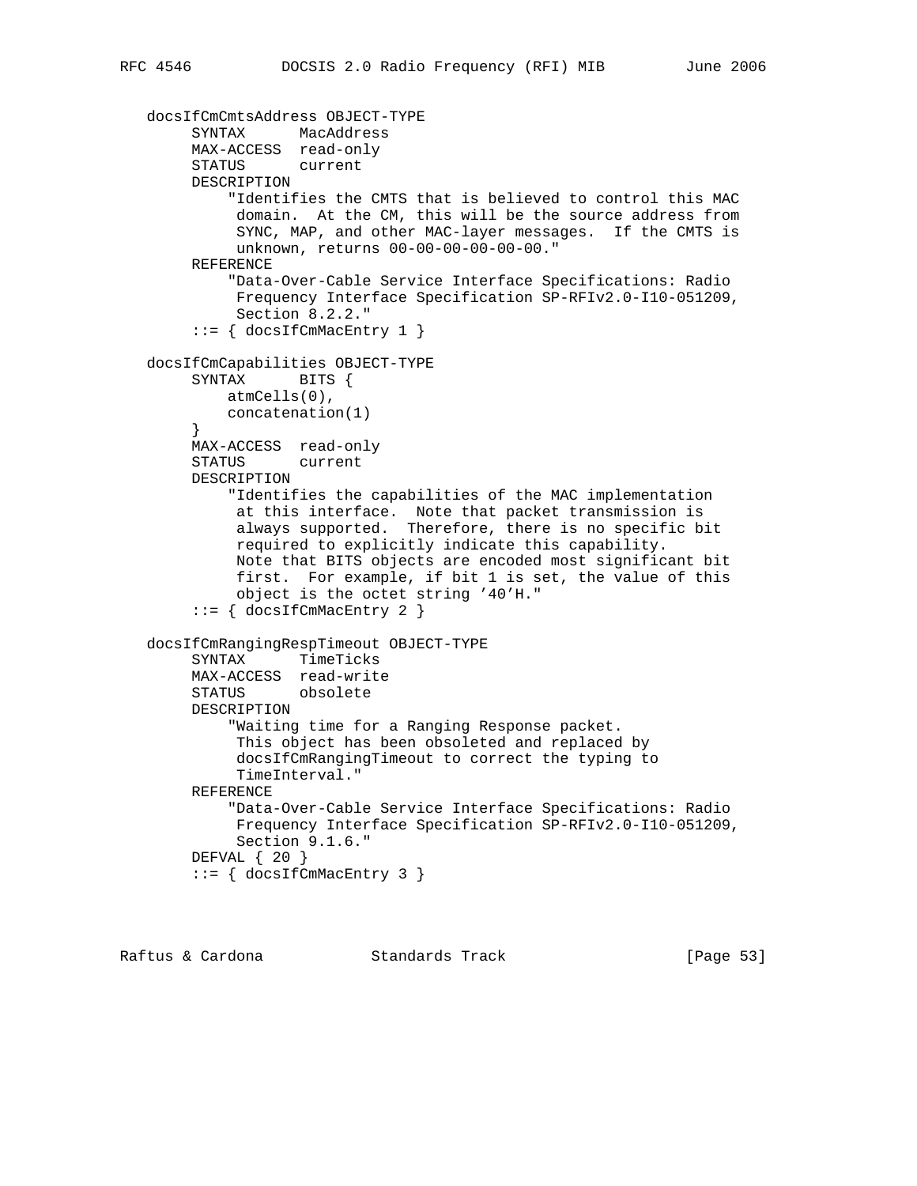```
   docsIfCmCmtsAddress OBJECT-TYPE
        SYNTAX      MacAddress
        MAX-ACCESS  read-only
        STATUS      current
        DESCRIPTION
            "Identifies the CMTS that is believed to control this MAC
             domain.  At the CM, this will be the source address from
             SYNC, MAP, and other MAC-layer messages.  If the CMTS is
             unknown, returns 00-00-00-00-00-00."
        REFERENCE
            "Data-Over-Cable Service Interface Specifications: Radio
             Frequency Interface Specification SP-RFIv2.0-I10-051209,
             Section 8.2.2."
        ::= { docsIfCmMacEntry 1 }

   docsIfCmCapabilities OBJECT-TYPE
        SYNTAX      BITS {
            atmCells(0),
            concatenation(1)
        }
        MAX-ACCESS  read-only
        STATUS      current
        DESCRIPTION
            "Identifies the capabilities of the MAC implementation
             at this interface.  Note that packet transmission is
             always supported.  Therefore, there is no specific bit
             required to explicitly indicate this capability.
             Note that BITS objects are encoded most significant bit
             first.  For example, if bit 1 is set, the value of this
             object is the octet string '40'H."
        ::= { docsIfCmMacEntry 2 }

   docsIfCmRangingRespTimeout OBJECT-TYPE
        SYNTAX      TimeTicks
        MAX-ACCESS  read-write
        STATUS      obsolete
        DESCRIPTION
            "Waiting time for a Ranging Response packet.
             This object has been obsoleted and replaced by
             docsIfCmRangingTimeout to correct the typing to
             TimeInterval."
        REFERENCE
            "Data-Over-Cable Service Interface Specifications: Radio
             Frequency Interface Specification SP-RFIv2.0-I10-051209,
             Section 9.1.6."
        DEFVAL { 20 }
        ::= { docsIfCmMacEntry 3 }
```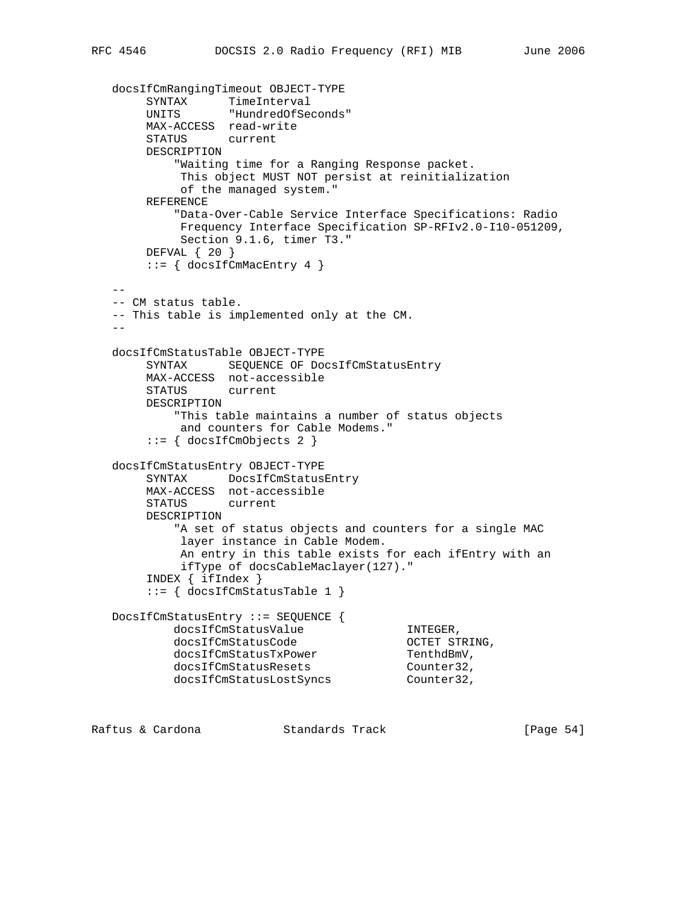```
   docsIfCmRangingTimeout OBJECT-TYPE
        SYNTAX      TimeInterval
        UNITS       "HundredOfSeconds"
        MAX-ACCESS  read-write
        STATUS      current
        DESCRIPTION
            "Waiting time for a Ranging Response packet.
             This object MUST NOT persist at reinitialization
             of the managed system."
        REFERENCE
            "Data-Over-Cable Service Interface Specifications: Radio
             Frequency Interface Specification SP-RFIv2.0-I10-051209,
             Section 9.1.6, timer T3."
        DEFVAL { 20 }
        ::= { docsIfCmMacEntry 4 }

   --
   -- CM status table.
   -- This table is implemented only at the CM.
   --

   docsIfCmStatusTable OBJECT-TYPE
        SYNTAX      SEQUENCE OF DocsIfCmStatusEntry
        MAX-ACCESS  not-accessible
        STATUS      current
        DESCRIPTION
            "This table maintains a number of status objects
             and counters for Cable Modems."
        ::= { docsIfCmObjects 2 }

   docsIfCmStatusEntry OBJECT-TYPE
        SYNTAX      DocsIfCmStatusEntry
        MAX-ACCESS  not-accessible
        STATUS      current
        DESCRIPTION
            "A set of status objects and counters for a single MAC
             layer instance in Cable Modem.
             An entry in this table exists for each ifEntry with an
             ifType of docsCableMaclayer(127)."
        INDEX { ifIndex }
        ::= { docsIfCmStatusTable 1 }

   DocsIfCmStatusEntry ::= SEQUENCE {
            docsIfCmStatusValue               INTEGER,
            docsIfCmStatusCode                OCTET STRING,
            docsIfCmStatusTxPower             TenthdBmV,
            docsIfCmStatusResets              Counter32,
            docsIfCmStatusLostSyncs           Counter32,
```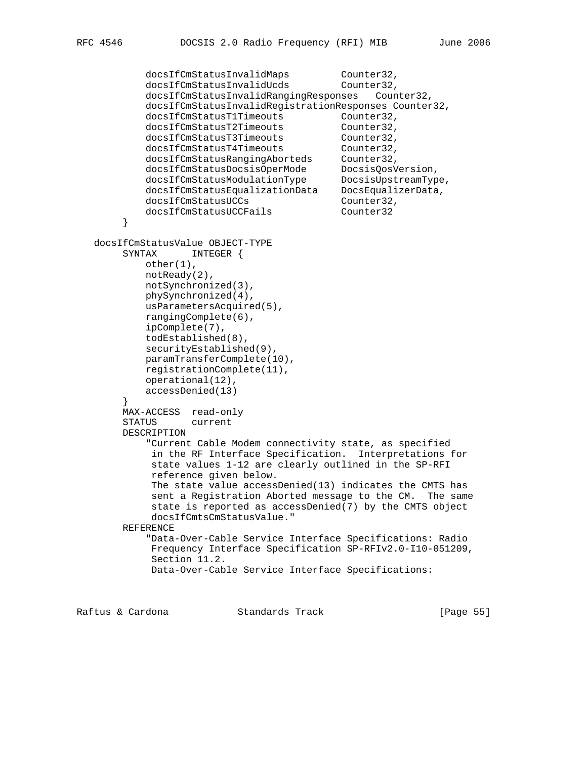```
            docsIfCmStatusInvalidMaps         Counter32,
            docsIfCmStatusInvalidUcds         Counter32,
            docsIfCmStatusInvalidRangingResponses   Counter32,
            docsIfCmStatusInvalidRegistrationResponses Counter32,
            docsIfCmStatusT1Timeouts          Counter32,
            docsIfCmStatusT2Timeouts          Counter32,
            docsIfCmStatusT3Timeouts          Counter32,
            docsIfCmStatusT4Timeouts          Counter32,
            docsIfCmStatusRangingAborteds     Counter32,
            docsIfCmStatusDocsisOperMode      DocsisQosVersion,
            docsIfCmStatusModulationType      DocsisUpstreamType,
            docsIfCmStatusEqualizationData    DocsEqualizerData,
            docsIfCmStatusUCCs                Counter32,
            docsIfCmStatusUCCFails            Counter32
        }

   docsIfCmStatusValue OBJECT-TYPE
        SYNTAX      INTEGER {
            other(1),
            notReady(2),
            notSynchronized(3),
            phySynchronized(4),
            usParametersAcquired(5),
            rangingComplete(6),
            ipComplete(7),
            todEstablished(8),
            securityEstablished(9),
            paramTransferComplete(10),
            registrationComplete(11),
            operational(12),
            accessDenied(13)
        }
        MAX-ACCESS  read-only
        STATUS      current
        DESCRIPTION
            "Current Cable Modem connectivity state, as specified
             in the RF Interface Specification.  Interpretations for
             state values 1-12 are clearly outlined in the SP-RFI
             reference given below.
             The state value accessDenied(13) indicates the CMTS has
             sent a Registration Aborted message to the CM.  The same
             state is reported as accessDenied(7) by the CMTS object
             docsIfCmtsCmStatusValue."
        REFERENCE
            "Data-Over-Cable Service Interface Specifications: Radio
             Frequency Interface Specification SP-RFIv2.0-I10-051209,
             Section 11.2.
             Data-Over-Cable Service Interface Specifications:
```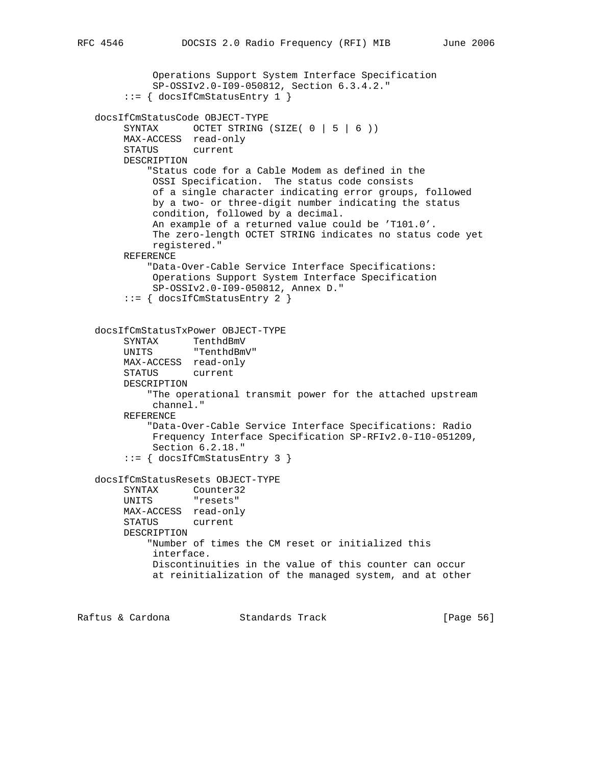```
             Operations Support System Interface Specification
             SP-OSSIv2.0-I09-050812, Section 6.3.4.2."
        ::= { docsIfCmStatusEntry 1 }

   docsIfCmStatusCode OBJECT-TYPE
        SYNTAX      OCTET STRING (SIZE( 0 | 5 | 6 ))
        MAX-ACCESS  read-only
        STATUS      current
        DESCRIPTION
            "Status code for a Cable Modem as defined in the
             OSSI Specification.  The status code consists
             of a single character indicating error groups, followed
             by a two- or three-digit number indicating the status
             condition, followed by a decimal.
             An example of a returned value could be 'T101.0'.
             The zero-length OCTET STRING indicates no status code yet
             registered."
        REFERENCE
            "Data-Over-Cable Service Interface Specifications:
             Operations Support System Interface Specification
             SP-OSSIv2.0-I09-050812, Annex D."
        ::= { docsIfCmStatusEntry 2 }


   docsIfCmStatusTxPower OBJECT-TYPE
        SYNTAX      TenthdBmV
        UNITS       "TenthdBmV"
        MAX-ACCESS  read-only
        STATUS      current
        DESCRIPTION
            "The operational transmit power for the attached upstream
             channel."
        REFERENCE
            "Data-Over-Cable Service Interface Specifications: Radio
             Frequency Interface Specification SP-RFIv2.0-I10-051209,
             Section 6.2.18."
        ::= { docsIfCmStatusEntry 3 }

   docsIfCmStatusResets OBJECT-TYPE
        SYNTAX      Counter32
        UNITS       "resets"
        MAX-ACCESS  read-only
        STATUS      current
        DESCRIPTION
            "Number of times the CM reset or initialized this
             interface.
             Discontinuities in the value of this counter can occur
             at reinitialization of the managed system, and at other
```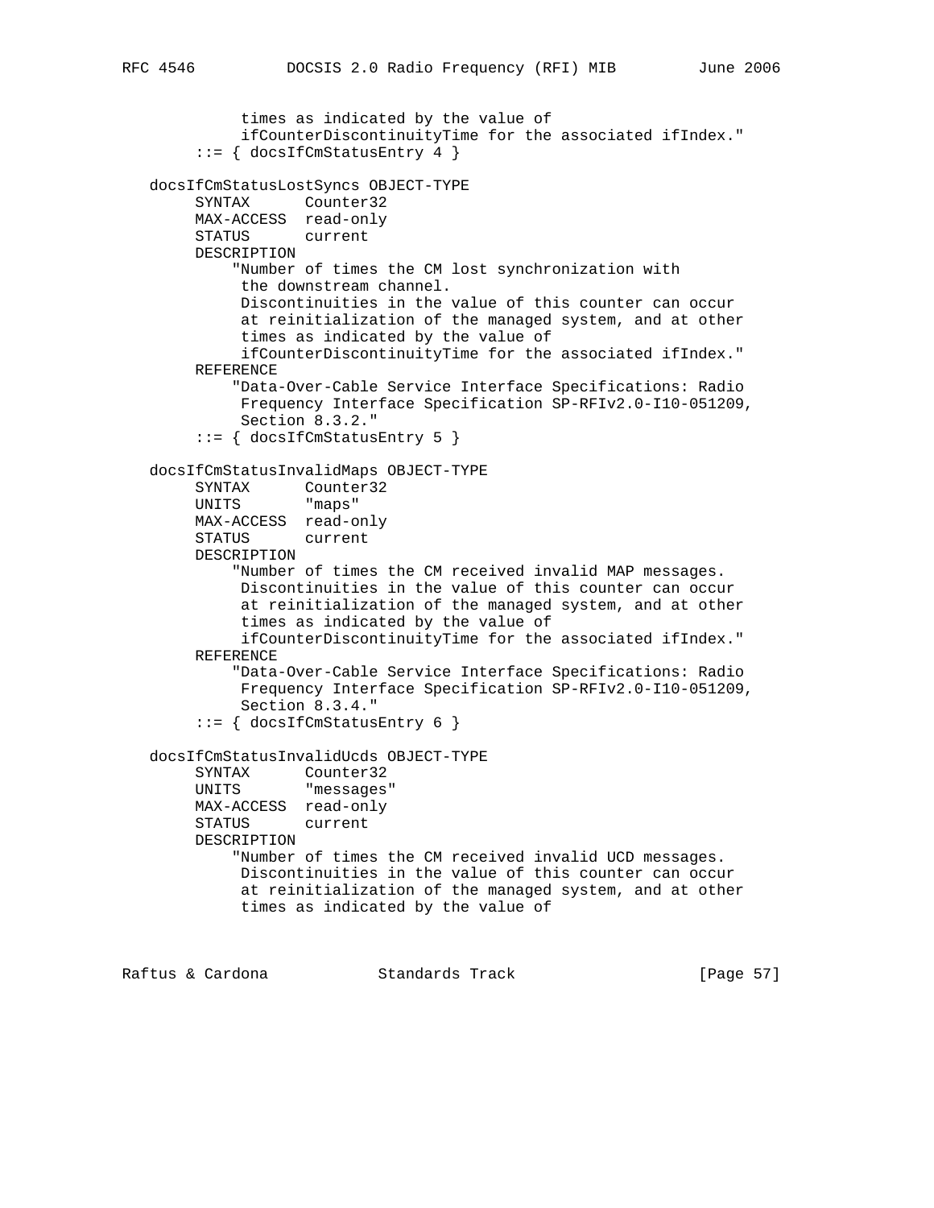```
             times as indicated by the value of
             ifCounterDiscontinuityTime for the associated ifIndex."
        ::= { docsIfCmStatusEntry 4 }

   docsIfCmStatusLostSyncs OBJECT-TYPE
        SYNTAX      Counter32
        MAX-ACCESS  read-only
        STATUS      current
        DESCRIPTION
            "Number of times the CM lost synchronization with
             the downstream channel.
             Discontinuities in the value of this counter can occur
             at reinitialization of the managed system, and at other
             times as indicated by the value of
             ifCounterDiscontinuityTime for the associated ifIndex."
        REFERENCE
            "Data-Over-Cable Service Interface Specifications: Radio
             Frequency Interface Specification SP-RFIv2.0-I10-051209,
             Section 8.3.2."
        ::= { docsIfCmStatusEntry 5 }

   docsIfCmStatusInvalidMaps OBJECT-TYPE
        SYNTAX      Counter32
        UNITS       "maps"
        MAX-ACCESS  read-only
        STATUS      current
        DESCRIPTION
            "Number of times the CM received invalid MAP messages.
             Discontinuities in the value of this counter can occur
             at reinitialization of the managed system, and at other
             times as indicated by the value of
             ifCounterDiscontinuityTime for the associated ifIndex."
        REFERENCE
            "Data-Over-Cable Service Interface Specifications: Radio
             Frequency Interface Specification SP-RFIv2.0-I10-051209,
             Section 8.3.4."
        ::= { docsIfCmStatusEntry 6 }

   docsIfCmStatusInvalidUcds OBJECT-TYPE
        SYNTAX      Counter32
        UNITS       "messages"
        MAX-ACCESS  read-only
        STATUS      current
        DESCRIPTION
            "Number of times the CM received invalid UCD messages.
             Discontinuities in the value of this counter can occur
             at reinitialization of the managed system, and at other
             times as indicated by the value of
```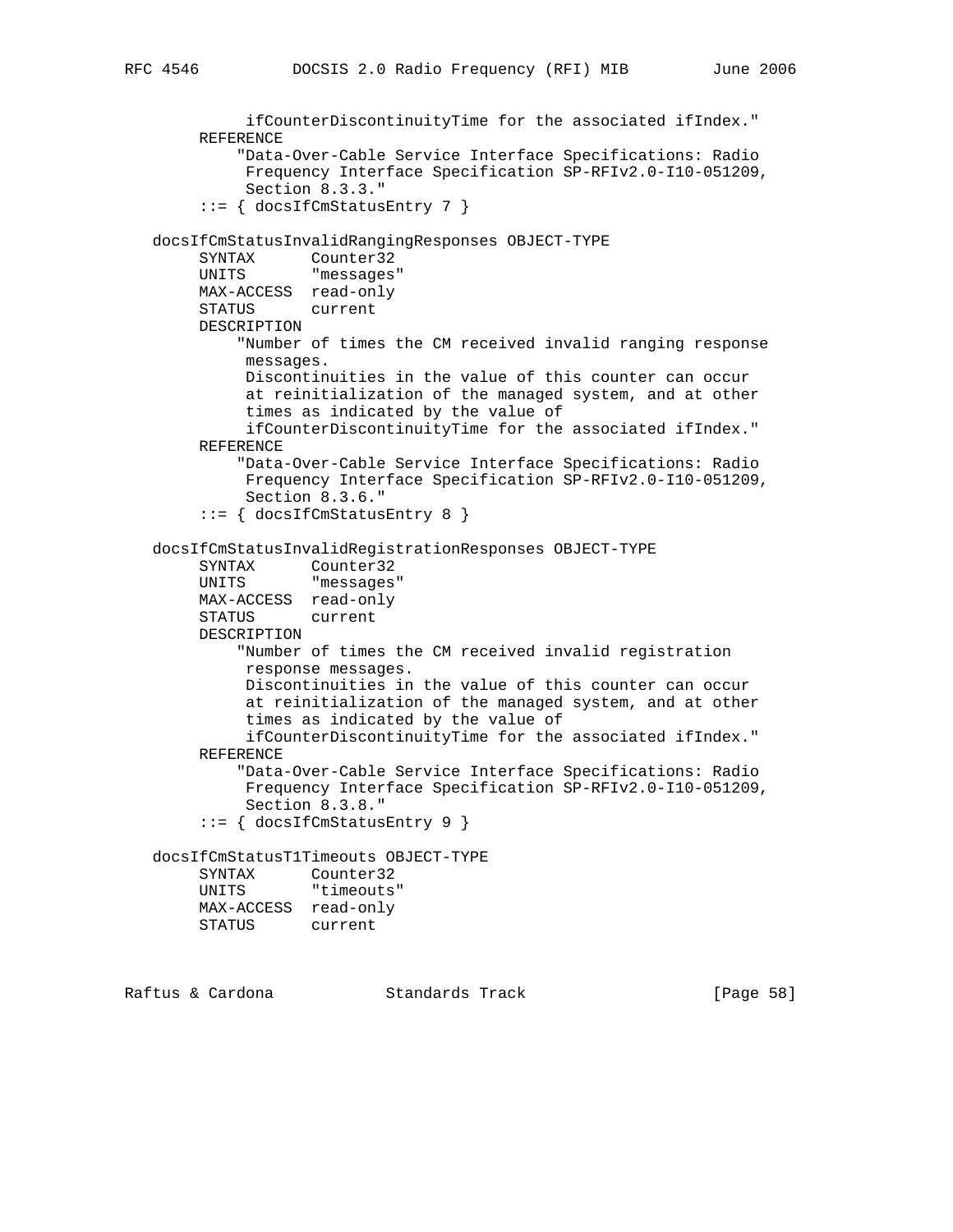```
            ifCounterDiscontinuityTime for the associated ifIndex."
       REFERENCE
           "Data-Over-Cable Service Interface Specifications: Radio
            Frequency Interface Specification SP-RFIv2.0-I10-051209,
            Section 8.3.3."
       ::= { docsIfCmStatusEntry 7 }

   docsIfCmStatusInvalidRangingResponses OBJECT-TYPE
       SYNTAX      Counter32
       UNITS       "messages"
       MAX-ACCESS  read-only
       STATUS      current
       DESCRIPTION
           "Number of times the CM received invalid ranging response
            messages.
            Discontinuities in the value of this counter can occur
            at reinitialization of the managed system, and at other
            times as indicated by the value of
            ifCounterDiscontinuityTime for the associated ifIndex."
       REFERENCE
           "Data-Over-Cable Service Interface Specifications: Radio
            Frequency Interface Specification SP-RFIv2.0-I10-051209,
            Section 8.3.6."
       ::= { docsIfCmStatusEntry 8 }

   docsIfCmStatusInvalidRegistrationResponses OBJECT-TYPE
       SYNTAX      Counter32
       UNITS       "messages"
       MAX-ACCESS  read-only
       STATUS      current
       DESCRIPTION
           "Number of times the CM received invalid registration
            response messages.
            Discontinuities in the value of this counter can occur
            at reinitialization of the managed system, and at other
            times as indicated by the value of
            ifCounterDiscontinuityTime for the associated ifIndex."
       REFERENCE
           "Data-Over-Cable Service Interface Specifications: Radio
            Frequency Interface Specification SP-RFIv2.0-I10-051209,
            Section 8.3.8."
       ::= { docsIfCmStatusEntry 9 }

   docsIfCmStatusT1Timeouts OBJECT-TYPE
       SYNTAX      Counter32
       UNITS       "timeouts"
       MAX-ACCESS  read-only
       STATUS      current
```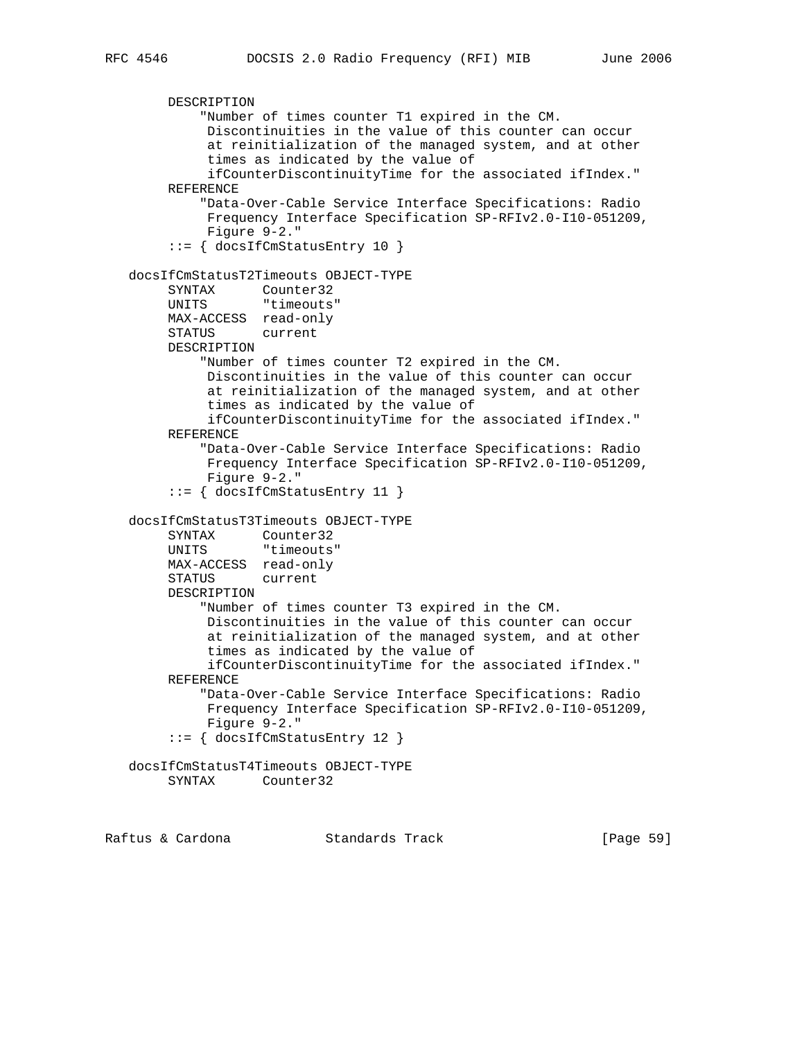```
        DESCRIPTION
            "Number of times counter T1 expired in the CM.
             Discontinuities in the value of this counter can occur
             at reinitialization of the managed system, and at other
             times as indicated by the value of
             ifCounterDiscontinuityTime for the associated ifIndex."
        REFERENCE
            "Data-Over-Cable Service Interface Specifications: Radio
             Frequency Interface Specification SP-RFIv2.0-I10-051209,
             Figure 9-2."
        ::= { docsIfCmStatusEntry 10 }

   docsIfCmStatusT2Timeouts OBJECT-TYPE
        SYNTAX      Counter32
        UNITS       "timeouts"
        MAX-ACCESS  read-only
        STATUS      current
        DESCRIPTION
            "Number of times counter T2 expired in the CM.
             Discontinuities in the value of this counter can occur
             at reinitialization of the managed system, and at other
             times as indicated by the value of
             ifCounterDiscontinuityTime for the associated ifIndex."
        REFERENCE
            "Data-Over-Cable Service Interface Specifications: Radio
             Frequency Interface Specification SP-RFIv2.0-I10-051209,
             Figure 9-2."
        ::= { docsIfCmStatusEntry 11 }

   docsIfCmStatusT3Timeouts OBJECT-TYPE
        SYNTAX      Counter32
        UNITS       "timeouts"
        MAX-ACCESS  read-only
        STATUS      current
        DESCRIPTION
            "Number of times counter T3 expired in the CM.
             Discontinuities in the value of this counter can occur
             at reinitialization of the managed system, and at other
             times as indicated by the value of
             ifCounterDiscontinuityTime for the associated ifIndex."
        REFERENCE
            "Data-Over-Cable Service Interface Specifications: Radio
             Frequency Interface Specification SP-RFIv2.0-I10-051209,
             Figure 9-2."
        ::= { docsIfCmStatusEntry 12 }

   docsIfCmStatusT4Timeouts OBJECT-TYPE
        SYNTAX      Counter32
```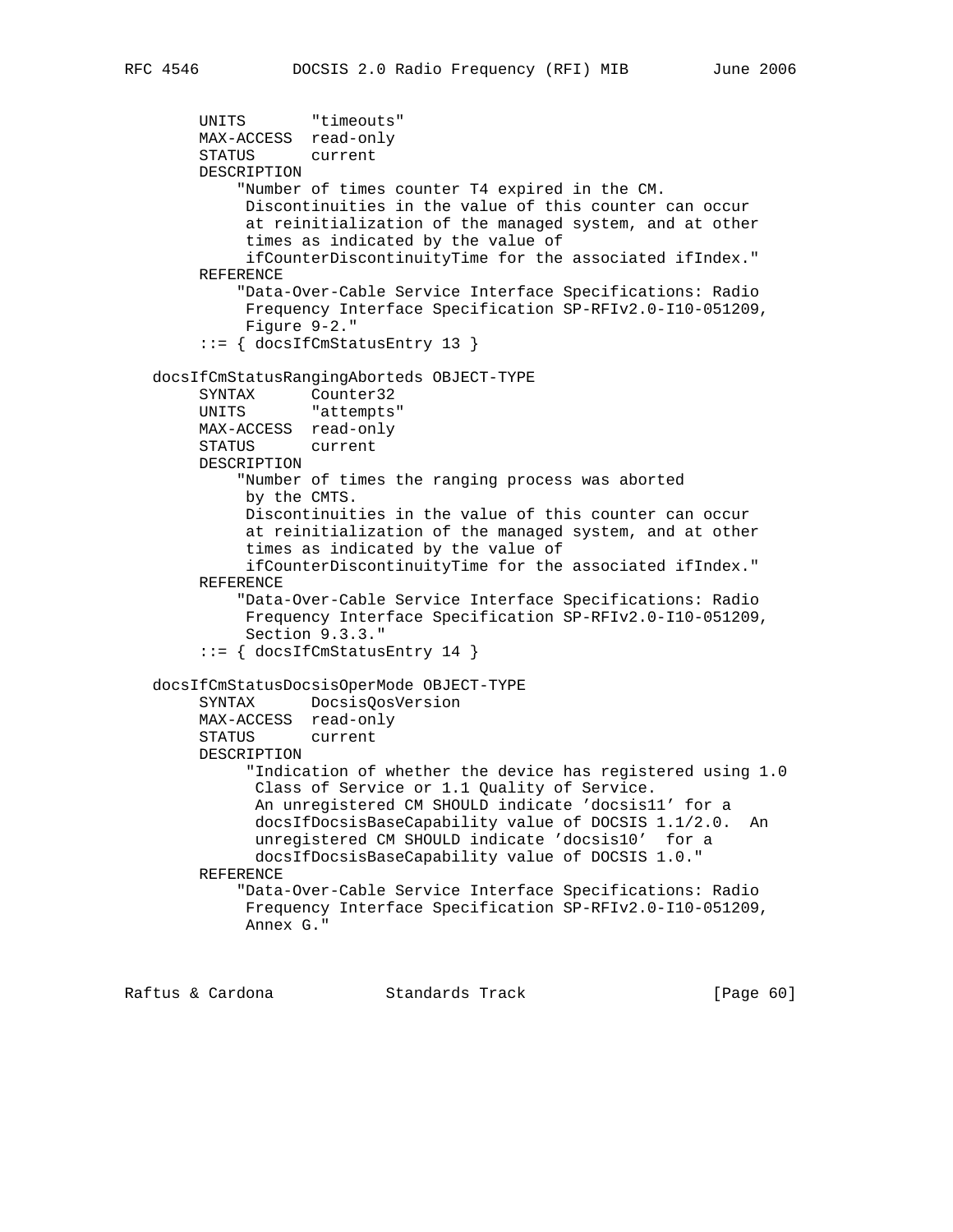```
        UNITS       "timeouts"
        MAX-ACCESS  read-only
        STATUS      current
        DESCRIPTION
            "Number of times counter T4 expired in the CM.
             Discontinuities in the value of this counter can occur
             at reinitialization of the managed system, and at other
             times as indicated by the value of
             ifCounterDiscontinuityTime for the associated ifIndex."
        REFERENCE
            "Data-Over-Cable Service Interface Specifications: Radio
             Frequency Interface Specification SP-RFIv2.0-I10-051209,
             Figure 9-2."
        ::= { docsIfCmStatusEntry 13 }

   docsIfCmStatusRangingAborteds OBJECT-TYPE
        SYNTAX      Counter32
        UNITS       "attempts"
        MAX-ACCESS  read-only
        STATUS      current
        DESCRIPTION
            "Number of times the ranging process was aborted
             by the CMTS.
             Discontinuities in the value of this counter can occur
             at reinitialization of the managed system, and at other
             times as indicated by the value of
             ifCounterDiscontinuityTime for the associated ifIndex."
        REFERENCE
            "Data-Over-Cable Service Interface Specifications: Radio
             Frequency Interface Specification SP-RFIv2.0-I10-051209,
             Section 9.3.3."
        ::= { docsIfCmStatusEntry 14 }

   docsIfCmStatusDocsisOperMode OBJECT-TYPE
        SYNTAX      DocsisQosVersion
        MAX-ACCESS  read-only
        STATUS      current
        DESCRIPTION
              "Indication of whether the device has registered using 1.0
               Class of Service or 1.1 Quality of Service.
               An unregistered CM SHOULD indicate 'docsis11' for a
               docsIfDocsisBaseCapability value of DOCSIS 1.1/2.0.  An
               unregistered CM SHOULD indicate 'docsis10'  for a
               docsIfDocsisBaseCapability value of DOCSIS 1.0."
        REFERENCE
            "Data-Over-Cable Service Interface Specifications: Radio
             Frequency Interface Specification SP-RFIv2.0-I10-051209,
             Annex G."
```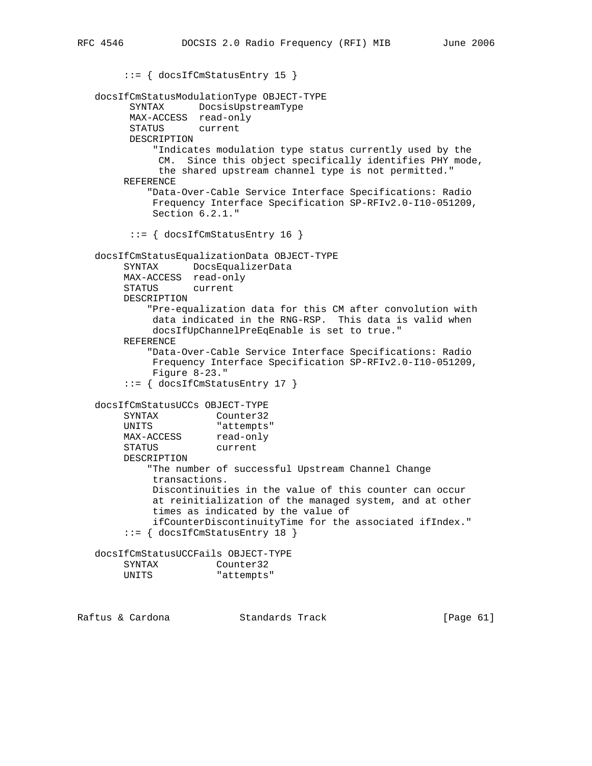```
       ::= { docsIfCmStatusEntry 15 }

   docsIfCmStatusModulationType OBJECT-TYPE
         SYNTAX      DocsisUpstreamType
         MAX-ACCESS  read-only
         STATUS      current
         DESCRIPTION
             "Indicates modulation type status currently used by the
              CM.  Since this object specifically identifies PHY mode,
              the shared upstream channel type is not permitted."
        REFERENCE
            "Data-Over-Cable Service Interface Specifications: Radio
             Frequency Interface Specification SP-RFIv2.0-I10-051209,
             Section 6.2.1."

         ::= { docsIfCmStatusEntry 16 }

   docsIfCmStatusEqualizationData OBJECT-TYPE
        SYNTAX      DocsEqualizerData
        MAX-ACCESS  read-only
        STATUS      current
        DESCRIPTION
            "Pre-equalization data for this CM after convolution with
             data indicated in the RNG-RSP.  This data is valid when
             docsIfUpChannelPreEqEnable is set to true."
        REFERENCE
            "Data-Over-Cable Service Interface Specifications: Radio
             Frequency Interface Specification SP-RFIv2.0-I10-051209,
             Figure 8-23."
        ::= { docsIfCmStatusEntry 17 }

   docsIfCmStatusUCCs OBJECT-TYPE
        SYNTAX          Counter32
        UNITS           "attempts"
        MAX-ACCESS      read-only
        STATUS          current
        DESCRIPTION
            "The number of successful Upstream Channel Change
             transactions.
             Discontinuities in the value of this counter can occur
             at reinitialization of the managed system, and at other
             times as indicated by the value of
             ifCounterDiscontinuityTime for the associated ifIndex."
        ::= { docsIfCmStatusEntry 18 }

   docsIfCmStatusUCCFails OBJECT-TYPE
        SYNTAX          Counter32
        UNITS           "attempts"
```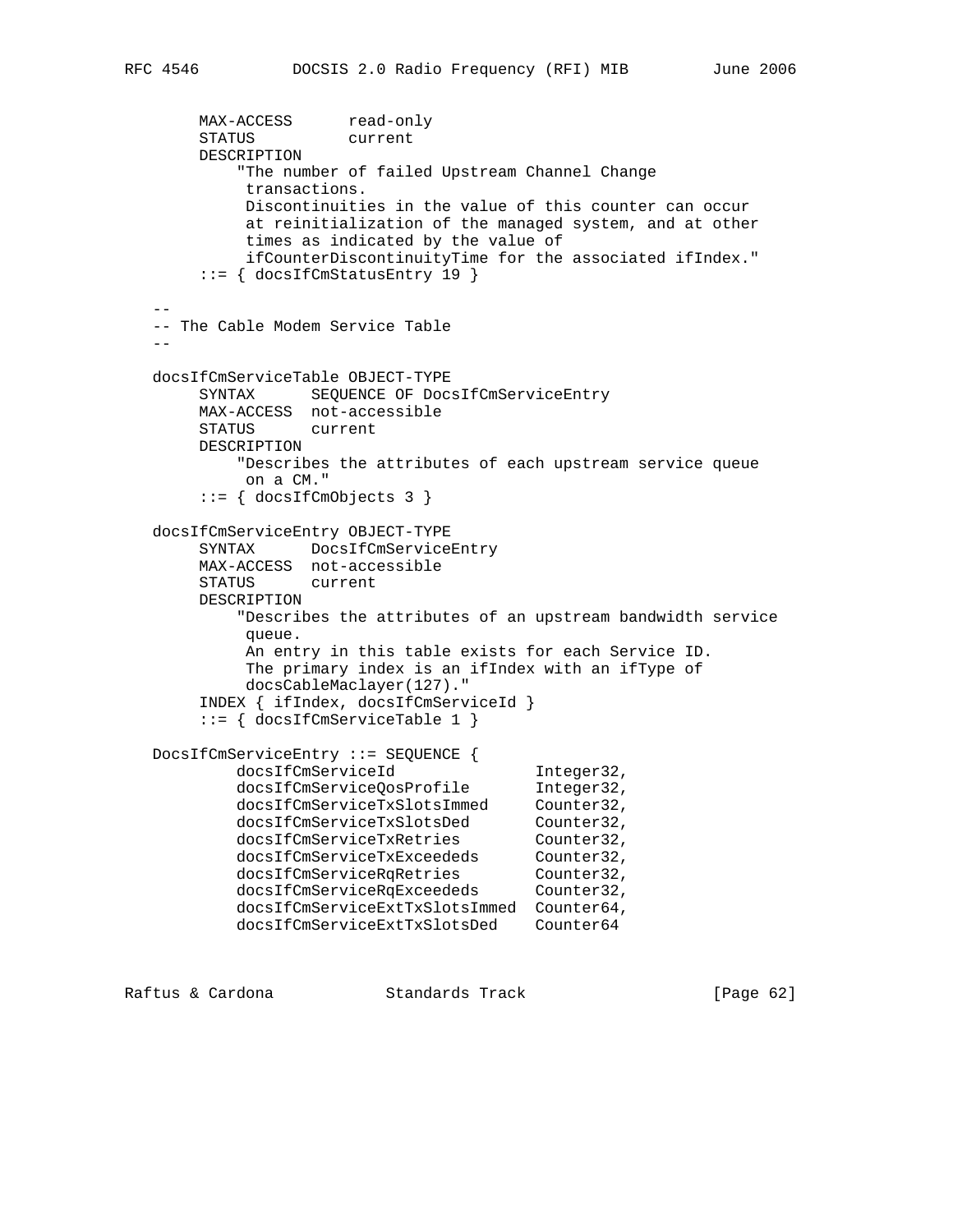```
        MAX-ACCESS      read-only
        STATUS          current
        DESCRIPTION
            "The number of failed Upstream Channel Change
             transactions.
             Discontinuities in the value of this counter can occur
             at reinitialization of the managed system, and at other
             times as indicated by the value of
             ifCounterDiscontinuityTime for the associated ifIndex."
        ::= { docsIfCmStatusEntry 19 }

   --
   -- The Cable Modem Service Table
   --

   docsIfCmServiceTable OBJECT-TYPE
        SYNTAX      SEQUENCE OF DocsIfCmServiceEntry
        MAX-ACCESS  not-accessible
        STATUS      current
        DESCRIPTION
            "Describes the attributes of each upstream service queue
             on a CM."
        ::= { docsIfCmObjects 3 }

   docsIfCmServiceEntry OBJECT-TYPE
        SYNTAX      DocsIfCmServiceEntry
        MAX-ACCESS  not-accessible
        STATUS      current
        DESCRIPTION
            "Describes the attributes of an upstream bandwidth service
             queue.
             An entry in this table exists for each Service ID.
             The primary index is an ifIndex with an ifType of
             docsCableMaclayer(127)."
        INDEX { ifIndex, docsIfCmServiceId }
        ::= { docsIfCmServiceTable 1 }

   DocsIfCmServiceEntry ::= SEQUENCE {
            docsIfCmServiceId               Integer32,
            docsIfCmServiceQosProfile       Integer32,
            docsIfCmServiceTxSlotsImmed     Counter32,
            docsIfCmServiceTxSlotsDed       Counter32,
            docsIfCmServiceTxRetries        Counter32,
            docsIfCmServiceTxExceededs      Counter32,
            docsIfCmServiceRqRetries        Counter32,
            docsIfCmServiceRqExceededs      Counter32,
            docsIfCmServiceExtTxSlotsImmed  Counter64,
            docsIfCmServiceExtTxSlotsDed    Counter64
```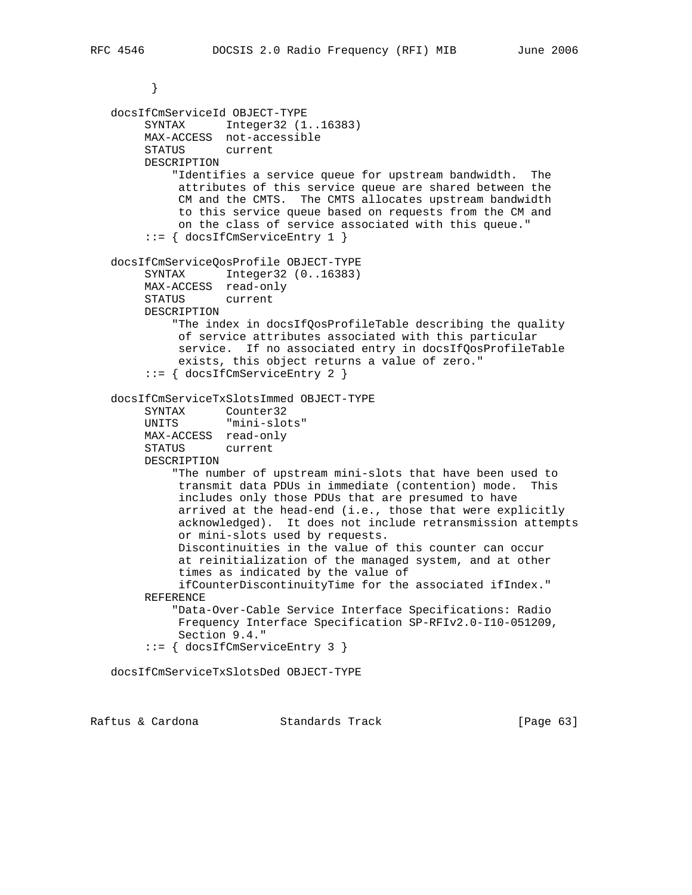```
        }

   docsIfCmServiceId OBJECT-TYPE
        SYNTAX      Integer32 (1..16383)
        MAX-ACCESS  not-accessible
        STATUS      current
        DESCRIPTION
            "Identifies a service queue for upstream bandwidth.  The
             attributes of this service queue are shared between the
             CM and the CMTS.  The CMTS allocates upstream bandwidth
             to this service queue based on requests from the CM and
             on the class of service associated with this queue."
        ::= { docsIfCmServiceEntry 1 }

   docsIfCmServiceQosProfile OBJECT-TYPE
        SYNTAX      Integer32 (0..16383)
        MAX-ACCESS  read-only
        STATUS      current
        DESCRIPTION
            "The index in docsIfQosProfileTable describing the quality
             of service attributes associated with this particular
             service.  If no associated entry in docsIfQosProfileTable
             exists, this object returns a value of zero."
        ::= { docsIfCmServiceEntry 2 }

   docsIfCmServiceTxSlotsImmed OBJECT-TYPE
        SYNTAX      Counter32
        UNITS       "mini-slots"
        MAX-ACCESS  read-only
        STATUS      current
        DESCRIPTION
            "The number of upstream mini-slots that have been used to
             transmit data PDUs in immediate (contention) mode.  This
             includes only those PDUs that are presumed to have
             arrived at the head-end (i.e., those that were explicitly
             acknowledged).  It does not include retransmission attempts
             or mini-slots used by requests.
             Discontinuities in the value of this counter can occur
             at reinitialization of the managed system, and at other
             times as indicated by the value of
             ifCounterDiscontinuityTime for the associated ifIndex."
        REFERENCE
            "Data-Over-Cable Service Interface Specifications: Radio
             Frequency Interface Specification SP-RFIv2.0-I10-051209,
             Section 9.4."
        ::= { docsIfCmServiceEntry 3 }

   docsIfCmServiceTxSlotsDed OBJECT-TYPE
```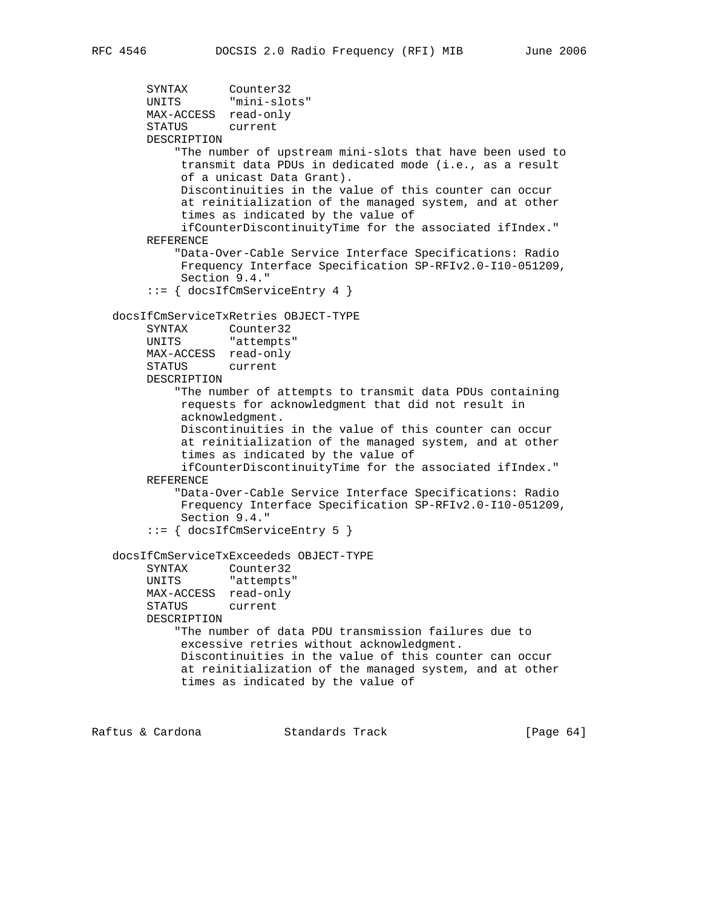```
        SYNTAX      Counter32
        UNITS       "mini-slots"
        MAX-ACCESS  read-only
        STATUS      current
        DESCRIPTION
            "The number of upstream mini-slots that have been used to
             transmit data PDUs in dedicated mode (i.e., as a result
             of a unicast Data Grant).
             Discontinuities in the value of this counter can occur
             at reinitialization of the managed system, and at other
             times as indicated by the value of
             ifCounterDiscontinuityTime for the associated ifIndex."
        REFERENCE
            "Data-Over-Cable Service Interface Specifications: Radio
             Frequency Interface Specification SP-RFIv2.0-I10-051209,
             Section 9.4."
        ::= { docsIfCmServiceEntry 4 }

   docsIfCmServiceTxRetries OBJECT-TYPE
        SYNTAX      Counter32
        UNITS       "attempts"
        MAX-ACCESS  read-only
        STATUS      current
        DESCRIPTION
            "The number of attempts to transmit data PDUs containing
             requests for acknowledgment that did not result in
             acknowledgment.
             Discontinuities in the value of this counter can occur
             at reinitialization of the managed system, and at other
             times as indicated by the value of
             ifCounterDiscontinuityTime for the associated ifIndex."
        REFERENCE
            "Data-Over-Cable Service Interface Specifications: Radio
             Frequency Interface Specification SP-RFIv2.0-I10-051209,
             Section 9.4."
        ::= { docsIfCmServiceEntry 5 }

   docsIfCmServiceTxExceededs OBJECT-TYPE
        SYNTAX      Counter32
        UNITS       "attempts"
        MAX-ACCESS  read-only
        STATUS      current
        DESCRIPTION
            "The number of data PDU transmission failures due to
             excessive retries without acknowledgment.
             Discontinuities in the value of this counter can occur
             at reinitialization of the managed system, and at other
             times as indicated by the value of
```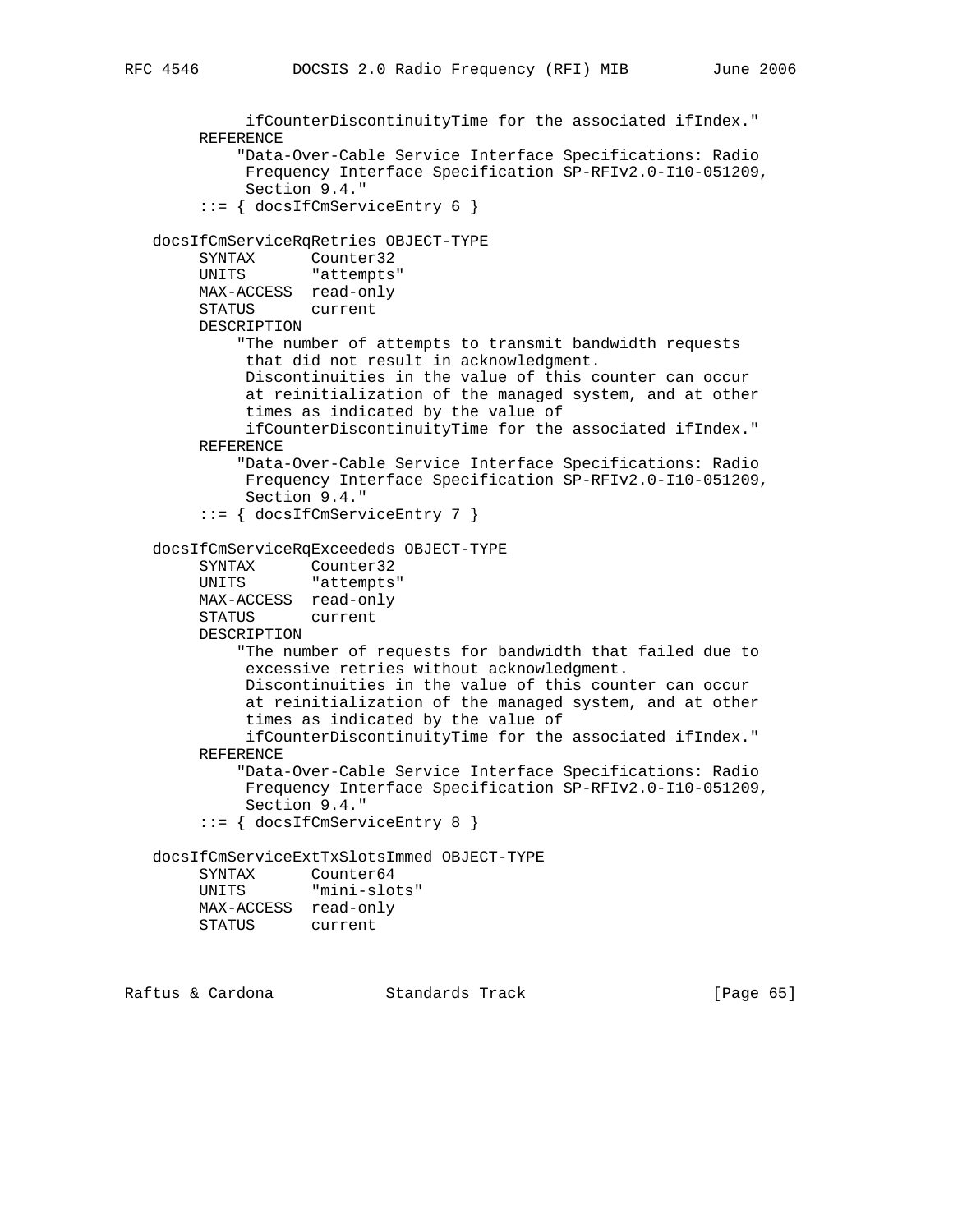```
            ifCounterDiscontinuityTime for the associated ifIndex."
        REFERENCE
            "Data-Over-Cable Service Interface Specifications: Radio
             Frequency Interface Specification SP-RFIv2.0-I10-051209,
             Section 9.4."
        ::= { docsIfCmServiceEntry 6 }

   docsIfCmServiceRqRetries OBJECT-TYPE
        SYNTAX      Counter32
        UNITS       "attempts"
        MAX-ACCESS  read-only
        STATUS      current
        DESCRIPTION
            "The number of attempts to transmit bandwidth requests
             that did not result in acknowledgment.
             Discontinuities in the value of this counter can occur
             at reinitialization of the managed system, and at other
             times as indicated by the value of
             ifCounterDiscontinuityTime for the associated ifIndex."
        REFERENCE
            "Data-Over-Cable Service Interface Specifications: Radio
             Frequency Interface Specification SP-RFIv2.0-I10-051209,
             Section 9.4."
        ::= { docsIfCmServiceEntry 7 }

   docsIfCmServiceRqExceededs OBJECT-TYPE
        SYNTAX      Counter32
        UNITS       "attempts"
        MAX-ACCESS  read-only
        STATUS      current
        DESCRIPTION
            "The number of requests for bandwidth that failed due to
             excessive retries without acknowledgment.
             Discontinuities in the value of this counter can occur
             at reinitialization of the managed system, and at other
             times as indicated by the value of
             ifCounterDiscontinuityTime for the associated ifIndex."
        REFERENCE
            "Data-Over-Cable Service Interface Specifications: Radio
             Frequency Interface Specification SP-RFIv2.0-I10-051209,
             Section 9.4."
        ::= { docsIfCmServiceEntry 8 }

   docsIfCmServiceExtTxSlotsImmed OBJECT-TYPE
        SYNTAX      Counter64
        UNITS       "mini-slots"
        MAX-ACCESS  read-only
        STATUS      current
```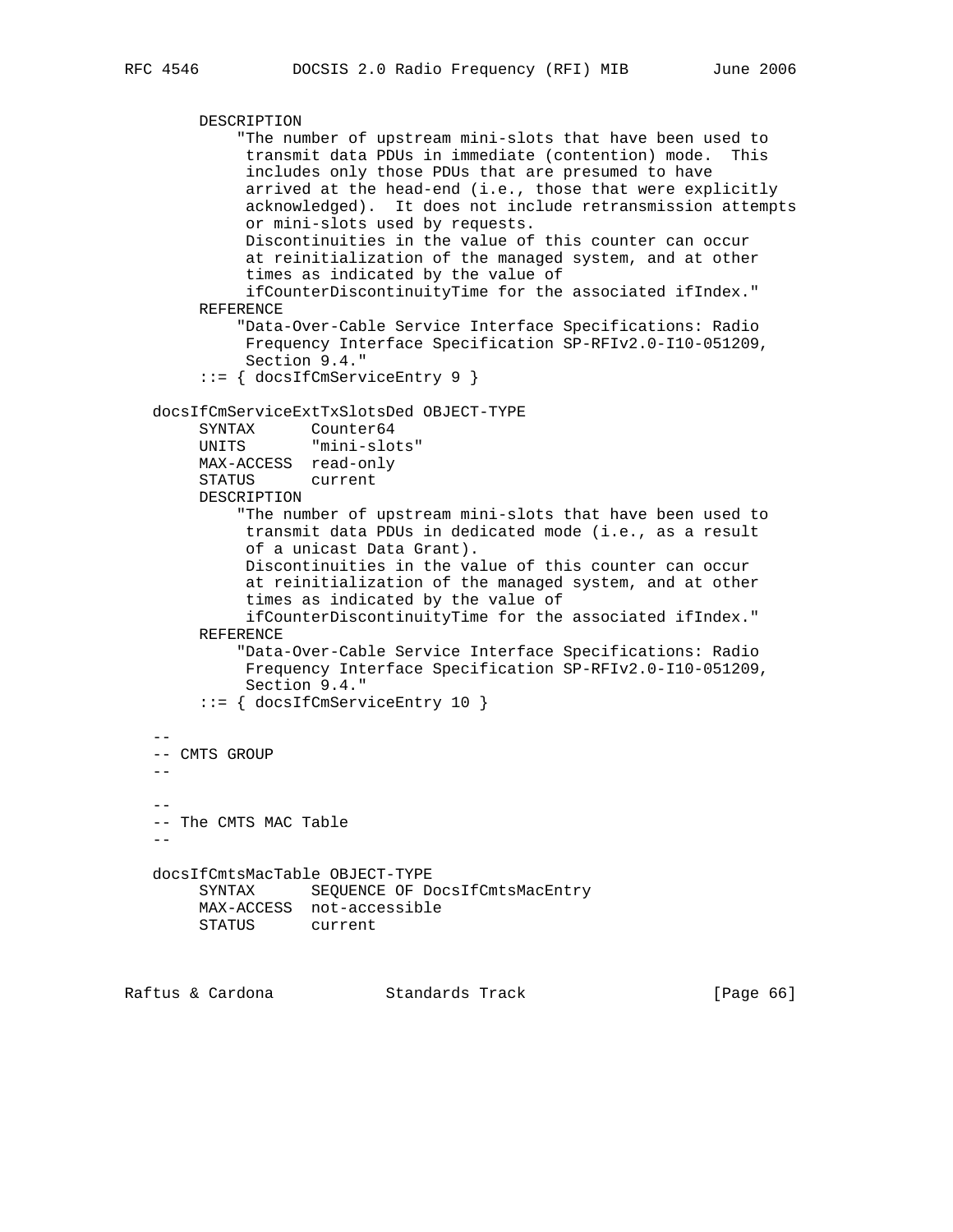```
      DESCRIPTION
          "The number of upstream mini-slots that have been used to
           transmit data PDUs in immediate (contention) mode.  This
           includes only those PDUs that are presumed to have
           arrived at the head-end (i.e., those that were explicitly
           acknowledged).  It does not include retransmission attempts
           or mini-slots used by requests.
           Discontinuities in the value of this counter can occur
           at reinitialization of the managed system, and at other
           times as indicated by the value of
           ifCounterDiscontinuityTime for the associated ifIndex."
      REFERENCE
          "Data-Over-Cable Service Interface Specifications: Radio
           Frequency Interface Specification SP-RFIv2.0-I10-051209,
           Section 9.4."
      ::= { docsIfCmServiceEntry 9 }

 docsIfCmServiceExtTxSlotsDed OBJECT-TYPE
      SYNTAX      Counter64
      UNITS       "mini-slots"
      MAX-ACCESS  read-only
      STATUS      current
      DESCRIPTION
          "The number of upstream mini-slots that have been used to
           transmit data PDUs in dedicated mode (i.e., as a result
           of a unicast Data Grant).
           Discontinuities in the value of this counter can occur
           at reinitialization of the managed system, and at other
           times as indicated by the value of
           ifCounterDiscontinuityTime for the associated ifIndex."
      REFERENCE
          "Data-Over-Cable Service Interface Specifications: Radio
           Frequency Interface Specification SP-RFIv2.0-I10-051209,
           Section 9.4."
      ::= { docsIfCmServiceEntry 10 }

 --
 -- CMTS GROUP
 --

 --
 -- The CMTS MAC Table
 --

 docsIfCmtsMacTable OBJECT-TYPE
      SYNTAX      SEQUENCE OF DocsIfCmtsMacEntry
      MAX-ACCESS  not-accessible
      STATUS      current
```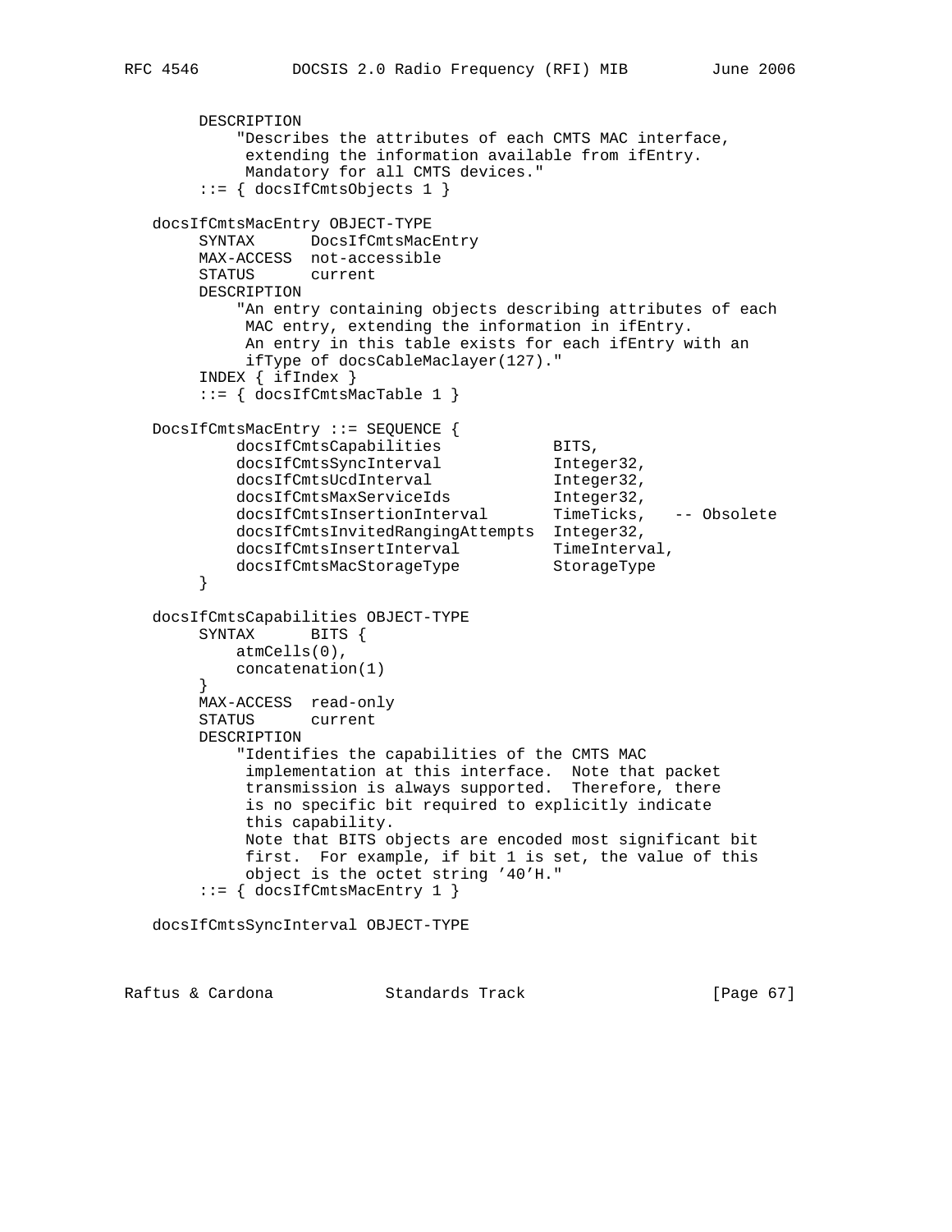```
        DESCRIPTION
            "Describes the attributes of each CMTS MAC interface,
             extending the information available from ifEntry.
             Mandatory for all CMTS devices."
        ::= { docsIfCmtsObjects 1 }

   docsIfCmtsMacEntry OBJECT-TYPE
        SYNTAX      DocsIfCmtsMacEntry
        MAX-ACCESS  not-accessible
        STATUS      current
        DESCRIPTION
            "An entry containing objects describing attributes of each
             MAC entry, extending the information in ifEntry.
             An entry in this table exists for each ifEntry with an
             ifType of docsCableMaclayer(127)."
        INDEX { ifIndex }
        ::= { docsIfCmtsMacTable 1 }

   DocsIfCmtsMacEntry ::= SEQUENCE {
            docsIfCmtsCapabilities            BITS,
            docsIfCmtsSyncInterval            Integer32,
            docsIfCmtsUcdInterval             Integer32,
            docsIfCmtsMaxServiceIds           Integer32,
            docsIfCmtsInsertionInterval       TimeTicks,   -- Obsolete
            docsIfCmtsInvitedRangingAttempts  Integer32,
            docsIfCmtsInsertInterval          TimeInterval,
            docsIfCmtsMacStorageType          StorageType
        }

   docsIfCmtsCapabilities OBJECT-TYPE
        SYNTAX      BITS {
            atmCells(0),
            concatenation(1)
        }
        MAX-ACCESS  read-only
        STATUS      current
        DESCRIPTION
            "Identifies the capabilities of the CMTS MAC
             implementation at this interface.  Note that packet
             transmission is always supported.  Therefore, there
             is no specific bit required to explicitly indicate
             this capability.
             Note that BITS objects are encoded most significant bit
             first.  For example, if bit 1 is set, the value of this
             object is the octet string '40'H."
        ::= { docsIfCmtsMacEntry 1 }

   docsIfCmtsSyncInterval OBJECT-TYPE
```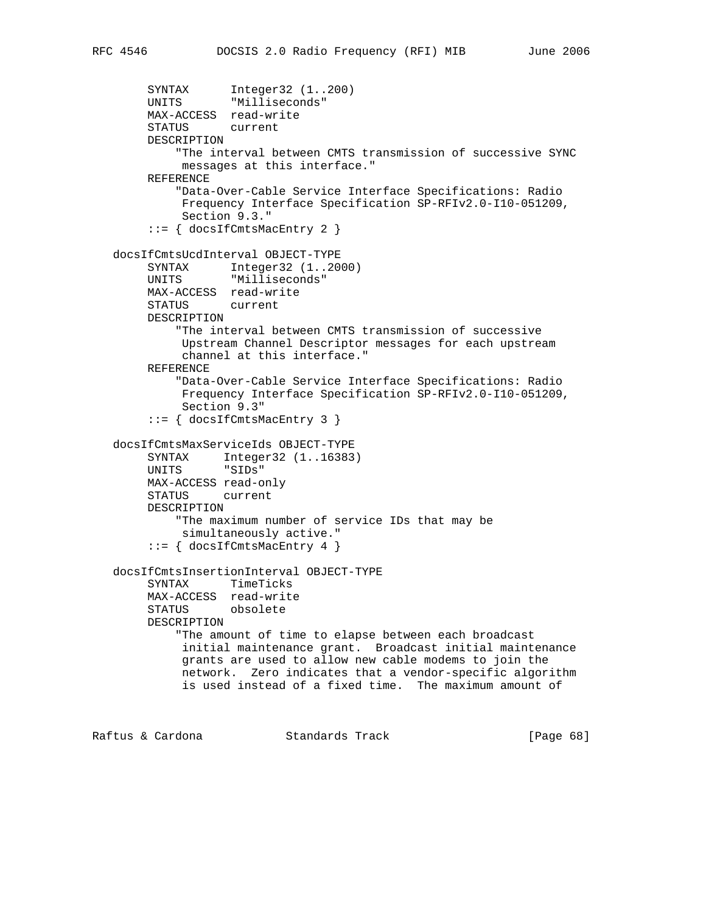```
        SYNTAX      Integer32 (1..200)
        UNITS       "Milliseconds"
        MAX-ACCESS  read-write
        STATUS      current
        DESCRIPTION
            "The interval between CMTS transmission of successive SYNC
             messages at this interface."
        REFERENCE
            "Data-Over-Cable Service Interface Specifications: Radio
             Frequency Interface Specification SP-RFIv2.0-I10-051209,
             Section 9.3."
        ::= { docsIfCmtsMacEntry 2 }

   docsIfCmtsUcdInterval OBJECT-TYPE
        SYNTAX      Integer32 (1..2000)
        UNITS       "Milliseconds"
        MAX-ACCESS  read-write
        STATUS      current
        DESCRIPTION
            "The interval between CMTS transmission of successive
             Upstream Channel Descriptor messages for each upstream
             channel at this interface."
        REFERENCE
            "Data-Over-Cable Service Interface Specifications: Radio
             Frequency Interface Specification SP-RFIv2.0-I10-051209,
             Section 9.3"
        ::= { docsIfCmtsMacEntry 3 }

   docsIfCmtsMaxServiceIds OBJECT-TYPE
        SYNTAX     Integer32 (1..16383)
        UNITS      "SIDs"
        MAX-ACCESS read-only
        STATUS     current
        DESCRIPTION
            "The maximum number of service IDs that may be
             simultaneously active."
        ::= { docsIfCmtsMacEntry 4 }

   docsIfCmtsInsertionInterval OBJECT-TYPE
        SYNTAX      TimeTicks
        MAX-ACCESS  read-write
        STATUS      obsolete
        DESCRIPTION
            "The amount of time to elapse between each broadcast
             initial maintenance grant.  Broadcast initial maintenance
             grants are used to allow new cable modems to join the
             network.  Zero indicates that a vendor-specific algorithm
             is used instead of a fixed time.  The maximum amount of
```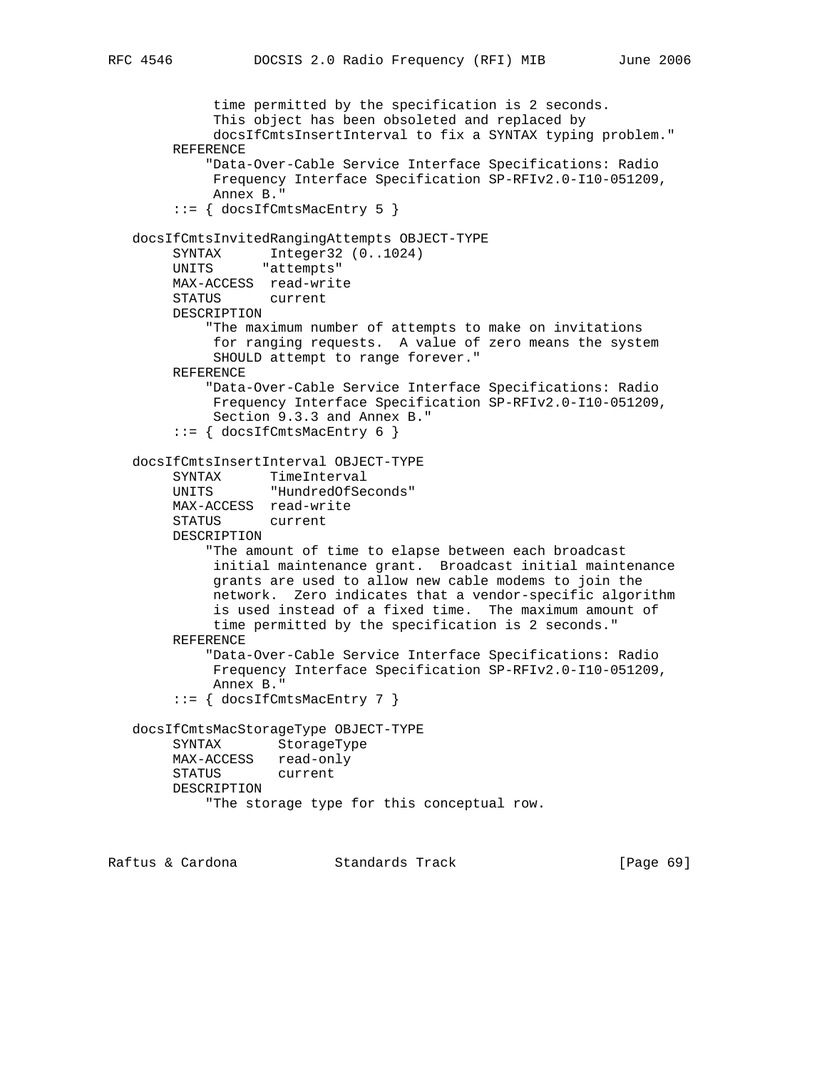```
             time permitted by the specification is 2 seconds.
             This object has been obsoleted and replaced by
             docsIfCmtsInsertInterval to fix a SYNTAX typing problem."
        REFERENCE
            "Data-Over-Cable Service Interface Specifications: Radio
             Frequency Interface Specification SP-RFIv2.0-I10-051209,
             Annex B."
        ::= { docsIfCmtsMacEntry 5 }

   docsIfCmtsInvitedRangingAttempts OBJECT-TYPE
        SYNTAX      Integer32 (0..1024)
        UNITS      "attempts"
        MAX-ACCESS  read-write
        STATUS      current
        DESCRIPTION
            "The maximum number of attempts to make on invitations
             for ranging requests.  A value of zero means the system
             SHOULD attempt to range forever."
        REFERENCE
            "Data-Over-Cable Service Interface Specifications: Radio
             Frequency Interface Specification SP-RFIv2.0-I10-051209,
             Section 9.3.3 and Annex B."
        ::= { docsIfCmtsMacEntry 6 }

   docsIfCmtsInsertInterval OBJECT-TYPE
        SYNTAX      TimeInterval
        UNITS       "HundredOfSeconds"
        MAX-ACCESS  read-write
        STATUS      current
        DESCRIPTION
            "The amount of time to elapse between each broadcast
             initial maintenance grant.  Broadcast initial maintenance
             grants are used to allow new cable modems to join the
             network.  Zero indicates that a vendor-specific algorithm
             is used instead of a fixed time.  The maximum amount of
             time permitted by the specification is 2 seconds."
        REFERENCE
            "Data-Over-Cable Service Interface Specifications: Radio
             Frequency Interface Specification SP-RFIv2.0-I10-051209,
             Annex B."
        ::= { docsIfCmtsMacEntry 7 }

   docsIfCmtsMacStorageType OBJECT-TYPE
        SYNTAX       StorageType
        MAX-ACCESS   read-only
        STATUS       current
        DESCRIPTION
            "The storage type for this conceptual row.
```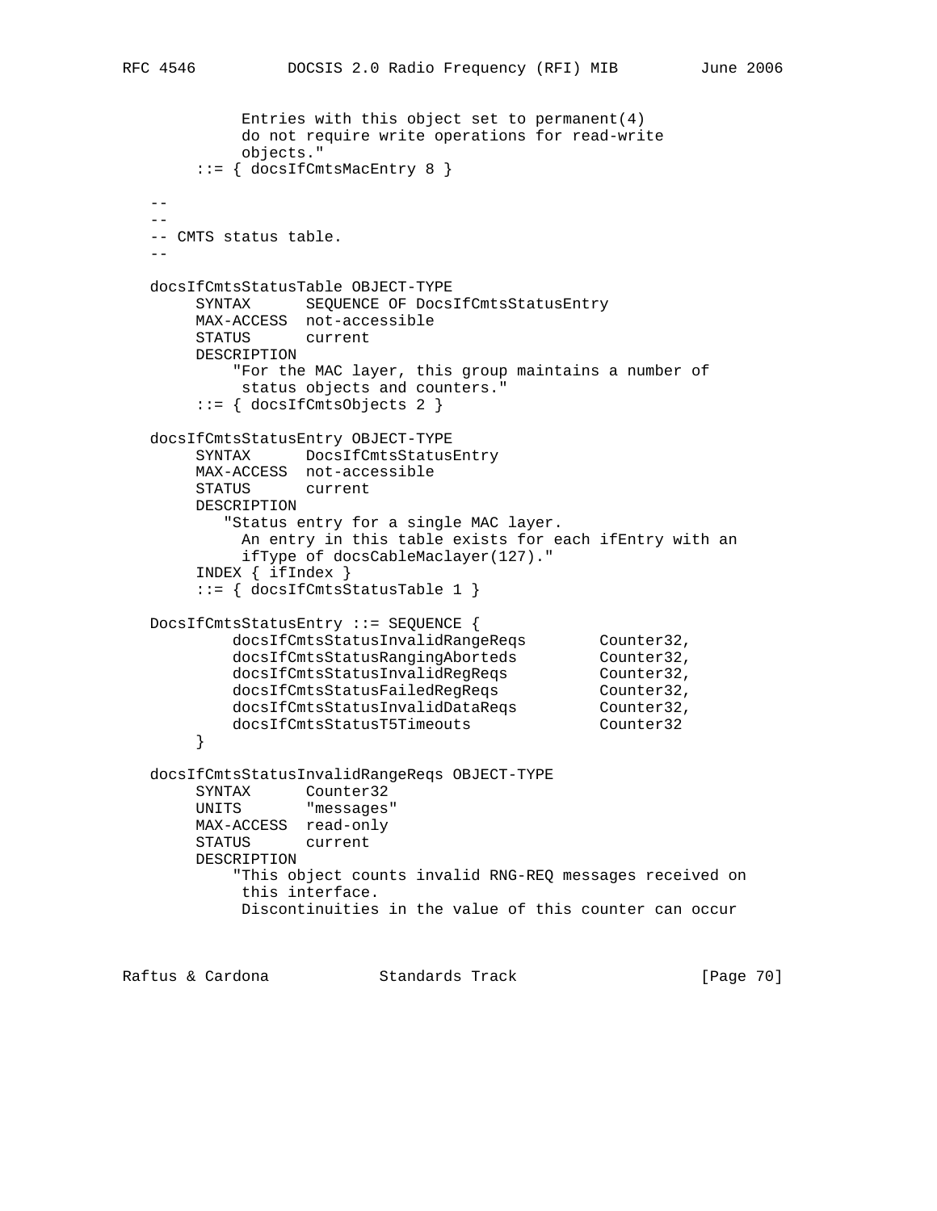```
             Entries with this object set to permanent(4)
             do not require write operations for read-write
             objects."
        ::= { docsIfCmtsMacEntry 8 }

   --
   --
   -- CMTS status table.
   --

   docsIfCmtsStatusTable OBJECT-TYPE
        SYNTAX      SEQUENCE OF DocsIfCmtsStatusEntry
        MAX-ACCESS  not-accessible
        STATUS      current
        DESCRIPTION
            "For the MAC layer, this group maintains a number of
             status objects and counters."
        ::= { docsIfCmtsObjects 2 }

   docsIfCmtsStatusEntry OBJECT-TYPE
        SYNTAX      DocsIfCmtsStatusEntry
        MAX-ACCESS  not-accessible
        STATUS      current
        DESCRIPTION
           "Status entry for a single MAC layer.
             An entry in this table exists for each ifEntry with an
             ifType of docsCableMaclayer(127)."
        INDEX { ifIndex }
        ::= { docsIfCmtsStatusTable 1 }

   DocsIfCmtsStatusEntry ::= SEQUENCE {
            docsIfCmtsStatusInvalidRangeReqs        Counter32,
            docsIfCmtsStatusRangingAborteds         Counter32,
            docsIfCmtsStatusInvalidRegReqs          Counter32,
            docsIfCmtsStatusFailedRegReqs           Counter32,
            docsIfCmtsStatusInvalidDataReqs         Counter32,
            docsIfCmtsStatusT5Timeouts              Counter32
        }

   docsIfCmtsStatusInvalidRangeReqs OBJECT-TYPE
        SYNTAX      Counter32
        UNITS       "messages"
        MAX-ACCESS  read-only
        STATUS      current
        DESCRIPTION
            "This object counts invalid RNG-REQ messages received on
             this interface.
             Discontinuities in the value of this counter can occur
```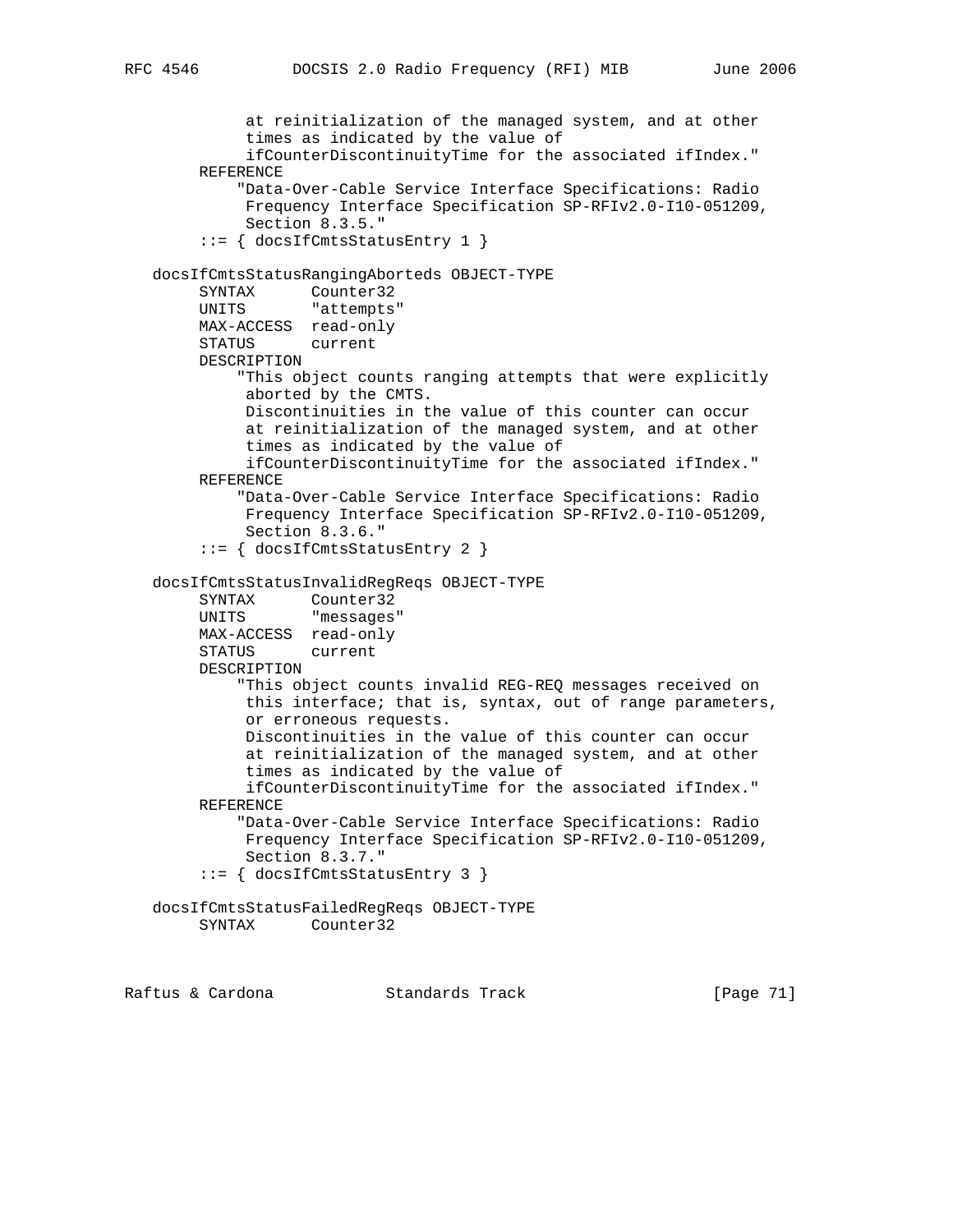```
             at reinitialization of the managed system, and at other
             times as indicated by the value of
             ifCounterDiscontinuityTime for the associated ifIndex."
        REFERENCE
            "Data-Over-Cable Service Interface Specifications: Radio
             Frequency Interface Specification SP-RFIv2.0-I10-051209,
             Section 8.3.5."
        ::= { docsIfCmtsStatusEntry 1 }

   docsIfCmtsStatusRangingAborteds OBJECT-TYPE
        SYNTAX      Counter32
        UNITS       "attempts"
        MAX-ACCESS  read-only
        STATUS      current
        DESCRIPTION
            "This object counts ranging attempts that were explicitly
             aborted by the CMTS.
             Discontinuities in the value of this counter can occur
             at reinitialization of the managed system, and at other
             times as indicated by the value of
             ifCounterDiscontinuityTime for the associated ifIndex."
        REFERENCE
            "Data-Over-Cable Service Interface Specifications: Radio
             Frequency Interface Specification SP-RFIv2.0-I10-051209,
             Section 8.3.6."
        ::= { docsIfCmtsStatusEntry 2 }

   docsIfCmtsStatusInvalidRegReqs OBJECT-TYPE
        SYNTAX      Counter32
        UNITS       "messages"
        MAX-ACCESS  read-only
        STATUS      current
        DESCRIPTION
            "This object counts invalid REG-REQ messages received on
             this interface; that is, syntax, out of range parameters,
             or erroneous requests.
             Discontinuities in the value of this counter can occur
             at reinitialization of the managed system, and at other
             times as indicated by the value of
             ifCounterDiscontinuityTime for the associated ifIndex."
        REFERENCE
            "Data-Over-Cable Service Interface Specifications: Radio
             Frequency Interface Specification SP-RFIv2.0-I10-051209,
             Section 8.3.7."
        ::= { docsIfCmtsStatusEntry 3 }

   docsIfCmtsStatusFailedRegReqs OBJECT-TYPE
        SYNTAX      Counter32
```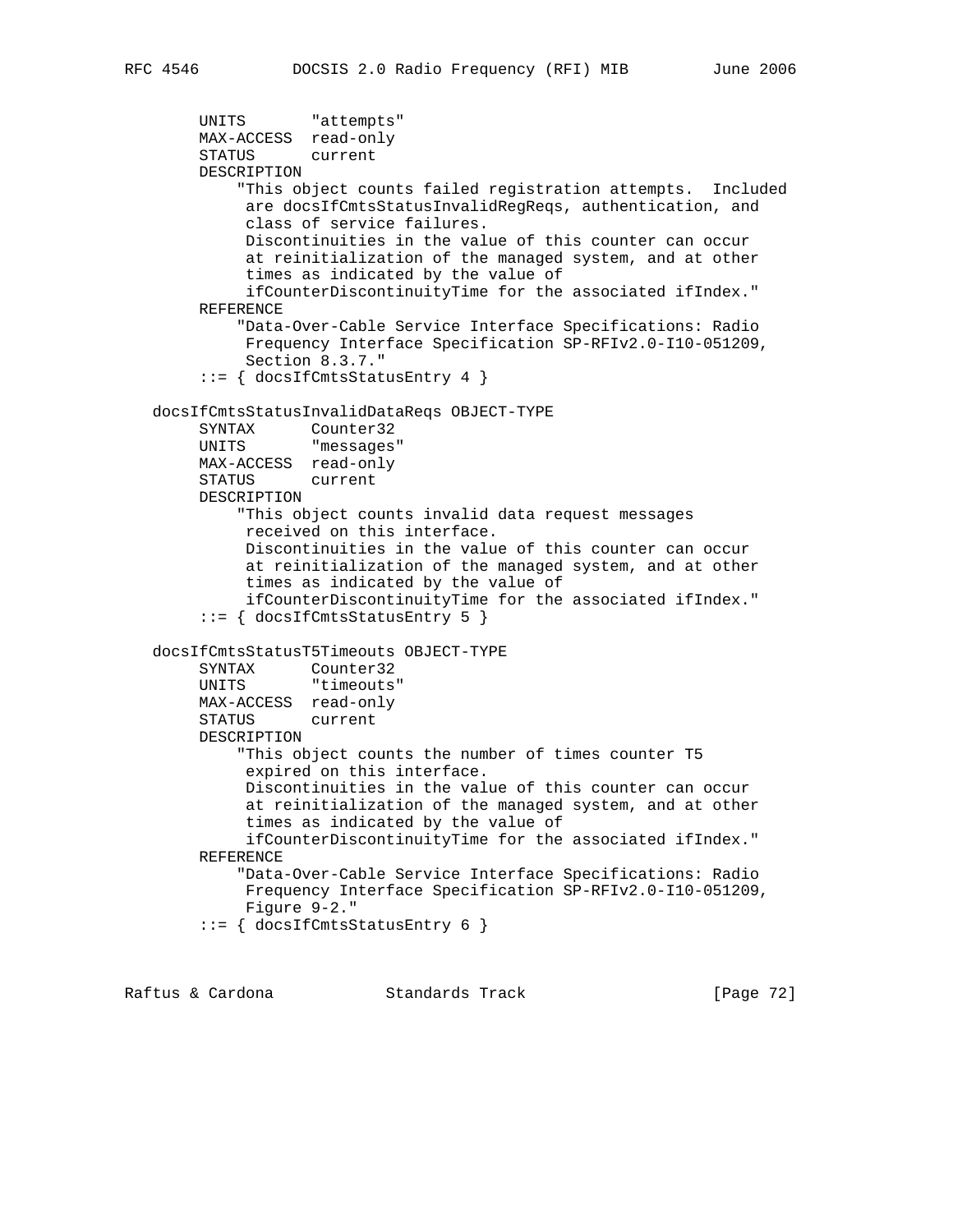```
        UNITS       "attempts"
        MAX-ACCESS  read-only
        STATUS      current
        DESCRIPTION
            "This object counts failed registration attempts.  Included
             are docsIfCmtsStatusInvalidRegReqs, authentication, and
             class of service failures.
             Discontinuities in the value of this counter can occur
             at reinitialization of the managed system, and at other
             times as indicated by the value of
             ifCounterDiscontinuityTime for the associated ifIndex."
        REFERENCE
            "Data-Over-Cable Service Interface Specifications: Radio
             Frequency Interface Specification SP-RFIv2.0-I10-051209,
             Section 8.3.7."
        ::= { docsIfCmtsStatusEntry 4 }

   docsIfCmtsStatusInvalidDataReqs OBJECT-TYPE
        SYNTAX      Counter32
        UNITS       "messages"
        MAX-ACCESS  read-only
        STATUS      current
        DESCRIPTION
            "This object counts invalid data request messages
             received on this interface.
             Discontinuities in the value of this counter can occur
             at reinitialization of the managed system, and at other
             times as indicated by the value of
             ifCounterDiscontinuityTime for the associated ifIndex."
        ::= { docsIfCmtsStatusEntry 5 }

   docsIfCmtsStatusT5Timeouts OBJECT-TYPE
        SYNTAX      Counter32
        UNITS       "timeouts"
        MAX-ACCESS  read-only
        STATUS      current
        DESCRIPTION
            "This object counts the number of times counter T5
             expired on this interface.
             Discontinuities in the value of this counter can occur
             at reinitialization of the managed system, and at other
             times as indicated by the value of
             ifCounterDiscontinuityTime for the associated ifIndex."
        REFERENCE
            "Data-Over-Cable Service Interface Specifications: Radio
             Frequency Interface Specification SP-RFIv2.0-I10-051209,
             Figure 9-2."
        ::= { docsIfCmtsStatusEntry 6 }
```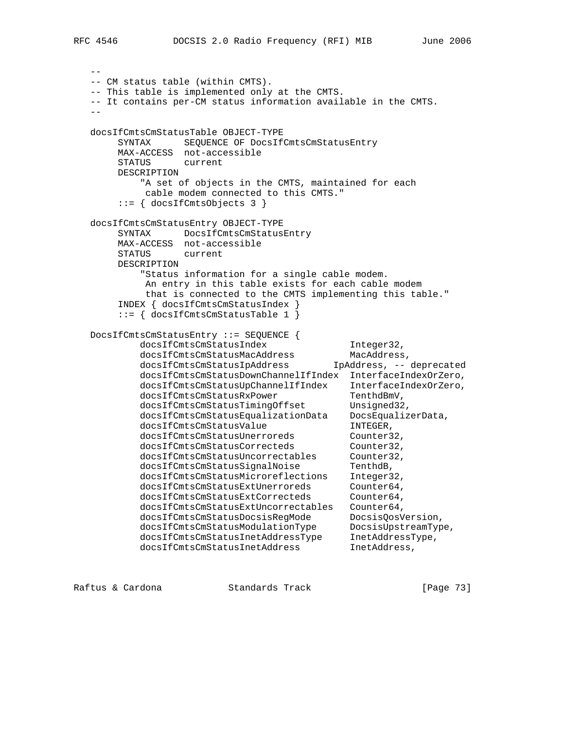```
   --
   -- CM status table (within CMTS).
   -- This table is implemented only at the CMTS.
   -- It contains per-CM status information available in the CMTS.
   --

   docsIfCmtsCmStatusTable OBJECT-TYPE
        SYNTAX      SEQUENCE OF DocsIfCmtsCmStatusEntry
        MAX-ACCESS  not-accessible
        STATUS      current
        DESCRIPTION
            "A set of objects in the CMTS, maintained for each
             cable modem connected to this CMTS."
        ::= { docsIfCmtsObjects 3 }

   docsIfCmtsCmStatusEntry OBJECT-TYPE
        SYNTAX      DocsIfCmtsCmStatusEntry
        MAX-ACCESS  not-accessible
        STATUS      current
        DESCRIPTION
            "Status information for a single cable modem.
             An entry in this table exists for each cable modem
             that is connected to the CMTS implementing this table."
        INDEX { docsIfCmtsCmStatusIndex }
        ::= { docsIfCmtsCmStatusTable 1 }

   DocsIfCmtsCmStatusEntry ::= SEQUENCE {
            docsIfCmtsCmStatusIndex               Integer32,
            docsIfCmtsCmStatusMacAddress          MacAddress,
            docsIfCmtsCmStatusIpAddress        IpAddress, -- deprecated
            docsIfCmtsCmStatusDownChannelIfIndex  InterfaceIndexOrZero,
            docsIfCmtsCmStatusUpChannelIfIndex    InterfaceIndexOrZero,
            docsIfCmtsCmStatusRxPower             TenthdBmV,
            docsIfCmtsCmStatusTimingOffset        Unsigned32,
            docsIfCmtsCmStatusEqualizationData    DocsEqualizerData,
            docsIfCmtsCmStatusValue               INTEGER,
            docsIfCmtsCmStatusUnerroreds          Counter32,
            docsIfCmtsCmStatusCorrecteds          Counter32,
            docsIfCmtsCmStatusUncorrectables      Counter32,
            docsIfCmtsCmStatusSignalNoise         TenthdB,
            docsIfCmtsCmStatusMicroreflections    Integer32,
            docsIfCmtsCmStatusExtUnerroreds       Counter64,
            docsIfCmtsCmStatusExtCorrecteds       Counter64,
            docsIfCmtsCmStatusExtUncorrectables   Counter64,
            docsIfCmtsCmStatusDocsisRegMode       DocsisQosVersion,
            docsIfCmtsCmStatusModulationType      DocsisUpstreamType,
            docsIfCmtsCmStatusInetAddressType     InetAddressType,
            docsIfCmtsCmStatusInetAddress         InetAddress,
```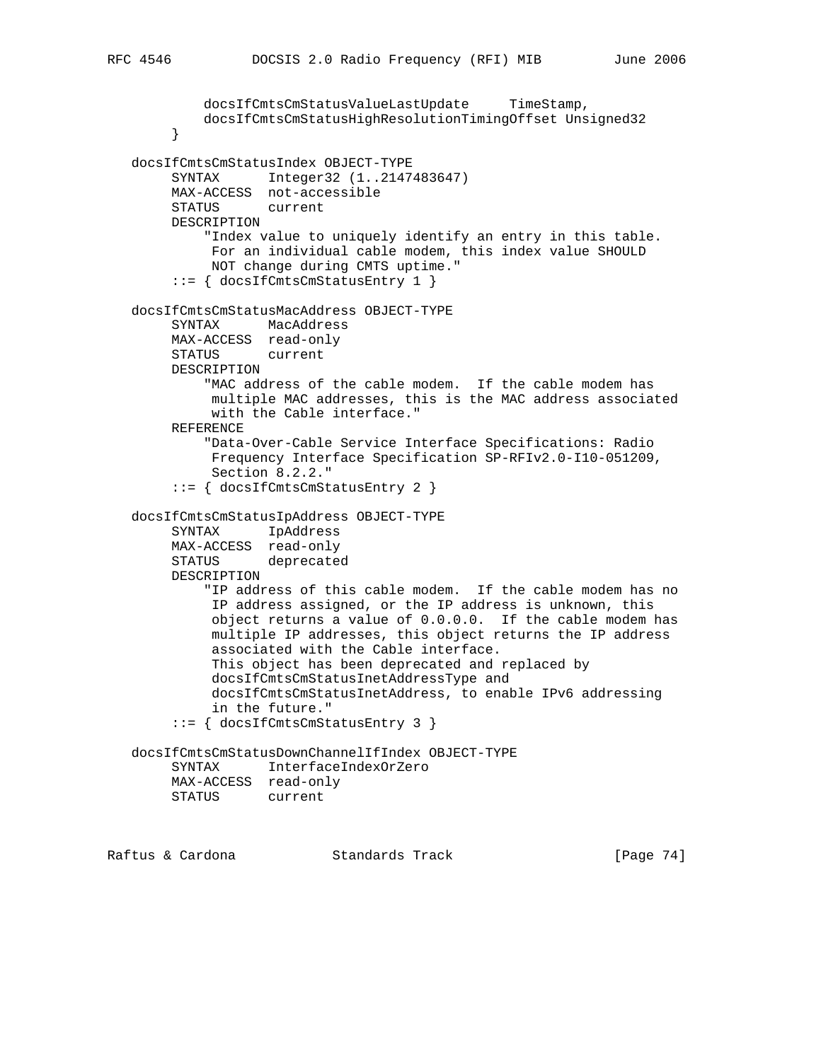```
            docsIfCmtsCmStatusValueLastUpdate     TimeStamp,
            docsIfCmtsCmStatusHighResolutionTimingOffset Unsigned32
        }

   docsIfCmtsCmStatusIndex OBJECT-TYPE
        SYNTAX      Integer32 (1..2147483647)
        MAX-ACCESS  not-accessible
        STATUS      current
        DESCRIPTION
            "Index value to uniquely identify an entry in this table.
             For an individual cable modem, this index value SHOULD
             NOT change during CMTS uptime."
        ::= { docsIfCmtsCmStatusEntry 1 }

   docsIfCmtsCmStatusMacAddress OBJECT-TYPE
        SYNTAX      MacAddress
        MAX-ACCESS  read-only
        STATUS      current
        DESCRIPTION
            "MAC address of the cable modem.  If the cable modem has
             multiple MAC addresses, this is the MAC address associated
             with the Cable interface."
        REFERENCE
            "Data-Over-Cable Service Interface Specifications: Radio
             Frequency Interface Specification SP-RFIv2.0-I10-051209,
             Section 8.2.2."
        ::= { docsIfCmtsCmStatusEntry 2 }

   docsIfCmtsCmStatusIpAddress OBJECT-TYPE
        SYNTAX      IpAddress
        MAX-ACCESS  read-only
        STATUS      deprecated
        DESCRIPTION
            "IP address of this cable modem.  If the cable modem has no
             IP address assigned, or the IP address is unknown, this
             object returns a value of 0.0.0.0.  If the cable modem has
             multiple IP addresses, this object returns the IP address
             associated with the Cable interface.
             This object has been deprecated and replaced by
             docsIfCmtsCmStatusInetAddressType and
             docsIfCmtsCmStatusInetAddress, to enable IPv6 addressing
             in the future."
        ::= { docsIfCmtsCmStatusEntry 3 }

   docsIfCmtsCmStatusDownChannelIfIndex OBJECT-TYPE
        SYNTAX      InterfaceIndexOrZero
        MAX-ACCESS  read-only
        STATUS      current
```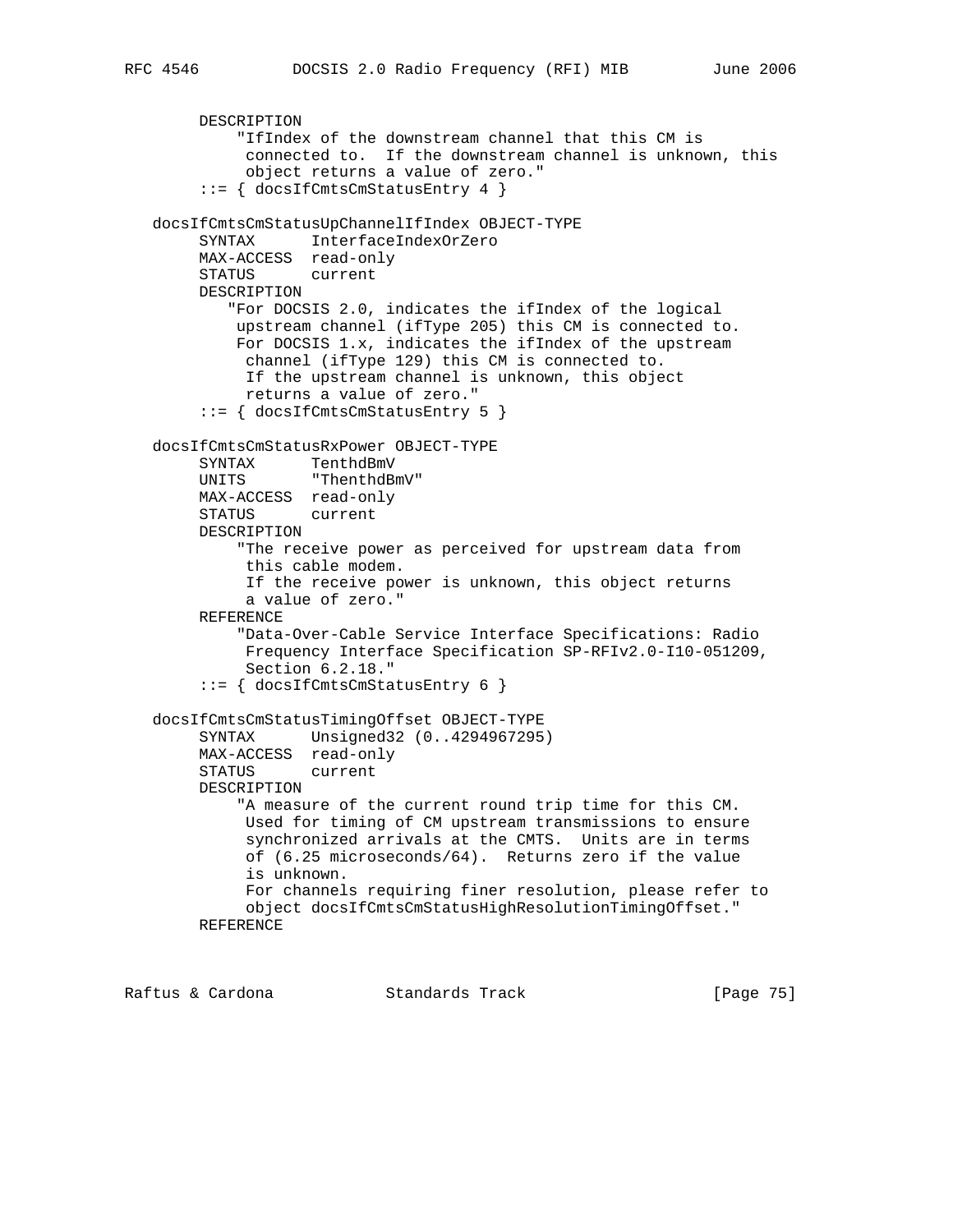```
       DESCRIPTION
           "IfIndex of the downstream channel that this CM is
            connected to.  If the downstream channel is unknown, this
            object returns a value of zero."
       ::= { docsIfCmtsCmStatusEntry 4 }

   docsIfCmtsCmStatusUpChannelIfIndex OBJECT-TYPE
       SYNTAX      InterfaceIndexOrZero
       MAX-ACCESS  read-only
       STATUS      current
       DESCRIPTION
          "For DOCSIS 2.0, indicates the ifIndex of the logical
           upstream channel (ifType 205) this CM is connected to.
           For DOCSIS 1.x, indicates the ifIndex of the upstream
            channel (ifType 129) this CM is connected to.
            If the upstream channel is unknown, this object
            returns a value of zero."
       ::= { docsIfCmtsCmStatusEntry 5 }

   docsIfCmtsCmStatusRxPower OBJECT-TYPE
       SYNTAX      TenthdBmV
       UNITS       "ThenthdBmV"
       MAX-ACCESS  read-only
       STATUS      current
       DESCRIPTION
           "The receive power as perceived for upstream data from
            this cable modem.
            If the receive power is unknown, this object returns
            a value of zero."
       REFERENCE
           "Data-Over-Cable Service Interface Specifications: Radio
            Frequency Interface Specification SP-RFIv2.0-I10-051209,
            Section 6.2.18."
       ::= { docsIfCmtsCmStatusEntry 6 }

   docsIfCmtsCmStatusTimingOffset OBJECT-TYPE
       SYNTAX      Unsigned32 (0..4294967295)
       MAX-ACCESS  read-only
       STATUS      current
       DESCRIPTION
           "A measure of the current round trip time for this CM.
            Used for timing of CM upstream transmissions to ensure
            synchronized arrivals at the CMTS.  Units are in terms
            of (6.25 microseconds/64).  Returns zero if the value
            is unknown.
            For channels requiring finer resolution, please refer to
            object docsIfCmtsCmStatusHighResolutionTimingOffset."
       REFERENCE
```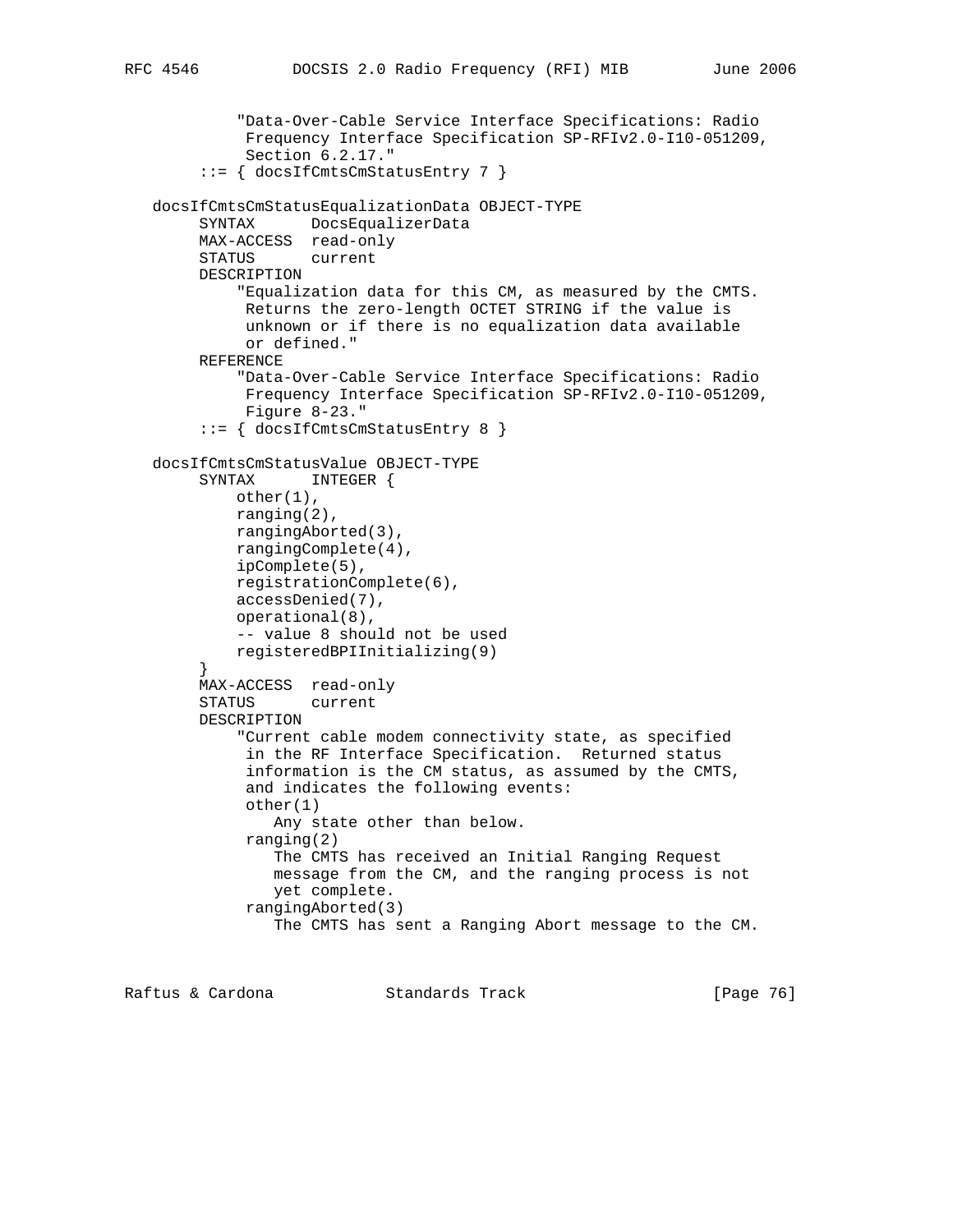```
            "Data-Over-Cable Service Interface Specifications: Radio
             Frequency Interface Specification SP-RFIv2.0-I10-051209,
             Section 6.2.17."
        ::= { docsIfCmtsCmStatusEntry 7 }

   docsIfCmtsCmStatusEqualizationData OBJECT-TYPE
        SYNTAX      DocsEqualizerData
        MAX-ACCESS  read-only
        STATUS      current
        DESCRIPTION
            "Equalization data for this CM, as measured by the CMTS.
             Returns the zero-length OCTET STRING if the value is
             unknown or if there is no equalization data available
             or defined."
        REFERENCE
            "Data-Over-Cable Service Interface Specifications: Radio
             Frequency Interface Specification SP-RFIv2.0-I10-051209,
             Figure 8-23."
        ::= { docsIfCmtsCmStatusEntry 8 }

   docsIfCmtsCmStatusValue OBJECT-TYPE
        SYNTAX      INTEGER {
            other(1),
            ranging(2),
            rangingAborted(3),
            rangingComplete(4),
            ipComplete(5),
            registrationComplete(6),
            accessDenied(7),
            operational(8),
            -- value 8 should not be used
            registeredBPIInitializing(9)
        }
        MAX-ACCESS  read-only
        STATUS      current
        DESCRIPTION
            "Current cable modem connectivity state, as specified
             in the RF Interface Specification.  Returned status
             information is the CM status, as assumed by the CMTS,
             and indicates the following events:
             other(1)
                Any state other than below.
             ranging(2)
                The CMTS has received an Initial Ranging Request
                message from the CM, and the ranging process is not
                yet complete.
             rangingAborted(3)
                The CMTS has sent a Ranging Abort message to the CM.
```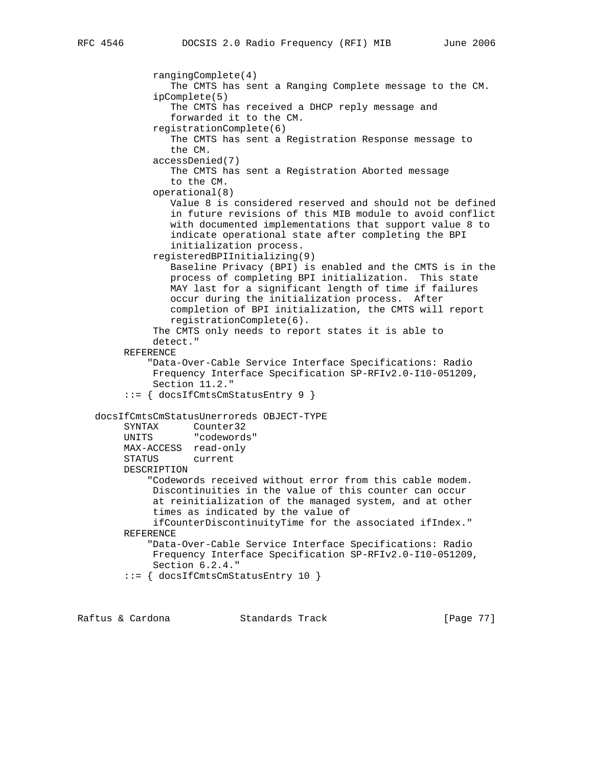```
             rangingComplete(4)
                The CMTS has sent a Ranging Complete message to the CM.
             ipComplete(5)
                The CMTS has received a DHCP reply message and
                forwarded it to the CM.
             registrationComplete(6)
                The CMTS has sent a Registration Response message to
                the CM.
             accessDenied(7)
                The CMTS has sent a Registration Aborted message
                to the CM.
             operational(8)
                Value 8 is considered reserved and should not be defined
                in future revisions of this MIB module to avoid conflict
                with documented implementations that support value 8 to
                indicate operational state after completing the BPI
                initialization process.
             registeredBPIInitializing(9)
                Baseline Privacy (BPI) is enabled and the CMTS is in the
                process of completing BPI initialization.  This state
                MAY last for a significant length of time if failures
                occur during the initialization process.  After
                completion of BPI initialization, the CMTS will report
                registrationComplete(6).
             The CMTS only needs to report states it is able to
             detect."
        REFERENCE
            "Data-Over-Cable Service Interface Specifications: Radio
             Frequency Interface Specification SP-RFIv2.0-I10-051209,
             Section 11.2."
        ::= { docsIfCmtsCmStatusEntry 9 }

   docsIfCmtsCmStatusUnerroreds OBJECT-TYPE
        SYNTAX      Counter32
        UNITS       "codewords"
        MAX-ACCESS  read-only
        STATUS      current
        DESCRIPTION
            "Codewords received without error from this cable modem.
             Discontinuities in the value of this counter can occur
             at reinitialization of the managed system, and at other
             times as indicated by the value of
             ifCounterDiscontinuityTime for the associated ifIndex."
        REFERENCE
            "Data-Over-Cable Service Interface Specifications: Radio
             Frequency Interface Specification SP-RFIv2.0-I10-051209,
             Section 6.2.4."
        ::= { docsIfCmtsCmStatusEntry 10 }
```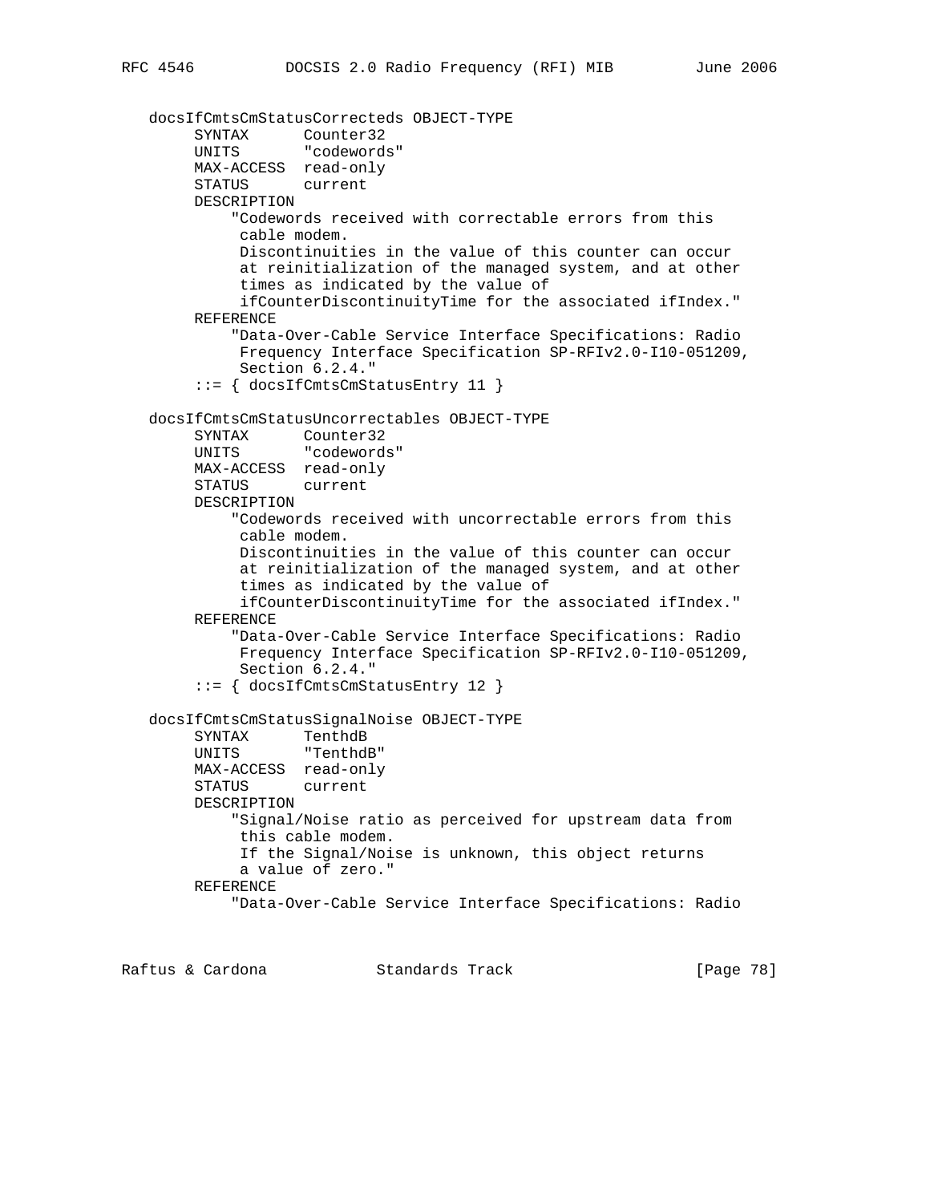```
   docsIfCmtsCmStatusCorrecteds OBJECT-TYPE
        SYNTAX      Counter32
        UNITS       "codewords"
        MAX-ACCESS  read-only
        STATUS      current
        DESCRIPTION
            "Codewords received with correctable errors from this
             cable modem.
             Discontinuities in the value of this counter can occur
             at reinitialization of the managed system, and at other
             times as indicated by the value of
             ifCounterDiscontinuityTime for the associated ifIndex."
        REFERENCE
            "Data-Over-Cable Service Interface Specifications: Radio
             Frequency Interface Specification SP-RFIv2.0-I10-051209,
             Section 6.2.4."
        ::= { docsIfCmtsCmStatusEntry 11 }

   docsIfCmtsCmStatusUncorrectables OBJECT-TYPE
        SYNTAX      Counter32
        UNITS       "codewords"
        MAX-ACCESS  read-only
        STATUS      current
        DESCRIPTION
            "Codewords received with uncorrectable errors from this
             cable modem.
             Discontinuities in the value of this counter can occur
             at reinitialization of the managed system, and at other
             times as indicated by the value of
             ifCounterDiscontinuityTime for the associated ifIndex."
        REFERENCE
            "Data-Over-Cable Service Interface Specifications: Radio
             Frequency Interface Specification SP-RFIv2.0-I10-051209,
             Section 6.2.4."
        ::= { docsIfCmtsCmStatusEntry 12 }

   docsIfCmtsCmStatusSignalNoise OBJECT-TYPE
        SYNTAX      TenthdB
        UNITS       "TenthdB"
        MAX-ACCESS  read-only
        STATUS      current
        DESCRIPTION
            "Signal/Noise ratio as perceived for upstream data from
             this cable modem.
             If the Signal/Noise is unknown, this object returns
             a value of zero."
        REFERENCE
            "Data-Over-Cable Service Interface Specifications: Radio
```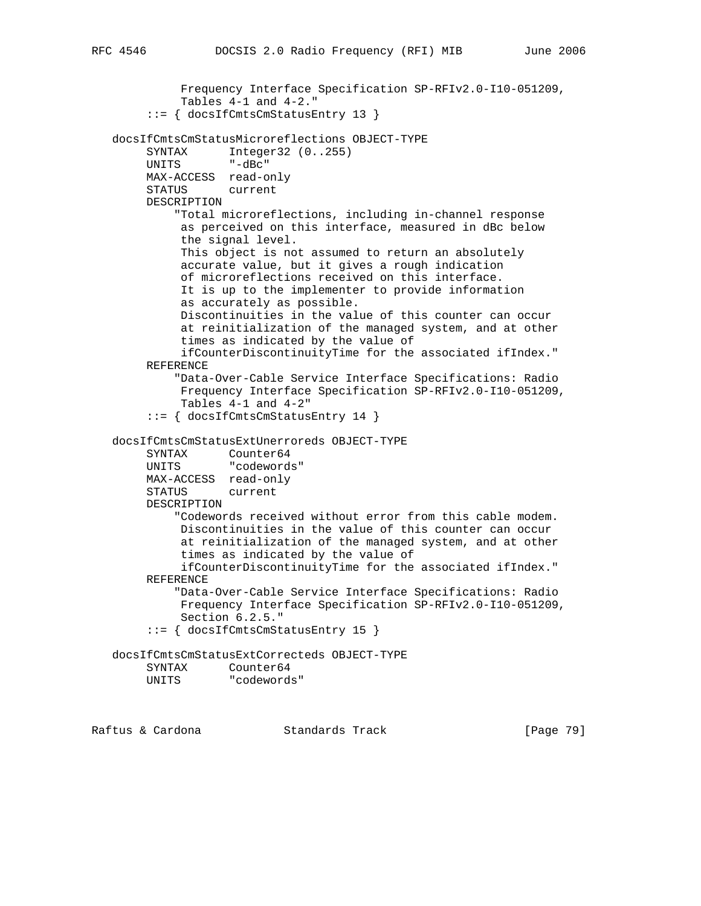```
            Frequency Interface Specification SP-RFIv2.0-I10-051209,
            Tables 4-1 and 4-2."
       ::= { docsIfCmtsCmStatusEntry 13 }

   docsIfCmtsCmStatusMicroreflections OBJECT-TYPE
        SYNTAX      Integer32 (0..255)
        UNITS       "-dBc"
        MAX-ACCESS  read-only
        STATUS      current
        DESCRIPTION
            "Total microreflections, including in-channel response
             as perceived on this interface, measured in dBc below
             the signal level.
             This object is not assumed to return an absolutely
             accurate value, but it gives a rough indication
             of microreflections received on this interface.
             It is up to the implementer to provide information
             as accurately as possible.
             Discontinuities in the value of this counter can occur
             at reinitialization of the managed system, and at other
             times as indicated by the value of
             ifCounterDiscontinuityTime for the associated ifIndex."
        REFERENCE
            "Data-Over-Cable Service Interface Specifications: Radio
             Frequency Interface Specification SP-RFIv2.0-I10-051209,
             Tables 4-1 and 4-2"
        ::= { docsIfCmtsCmStatusEntry 14 }

   docsIfCmtsCmStatusExtUnerroreds OBJECT-TYPE
        SYNTAX      Counter64
        UNITS       "codewords"
        MAX-ACCESS  read-only
        STATUS      current
        DESCRIPTION
            "Codewords received without error from this cable modem.
             Discontinuities in the value of this counter can occur
             at reinitialization of the managed system, and at other
             times as indicated by the value of
             ifCounterDiscontinuityTime for the associated ifIndex."
        REFERENCE
            "Data-Over-Cable Service Interface Specifications: Radio
             Frequency Interface Specification SP-RFIv2.0-I10-051209,
             Section 6.2.5."
        ::= { docsIfCmtsCmStatusEntry 15 }

   docsIfCmtsCmStatusExtCorrecteds OBJECT-TYPE
        SYNTAX      Counter64
        UNITS       "codewords"
```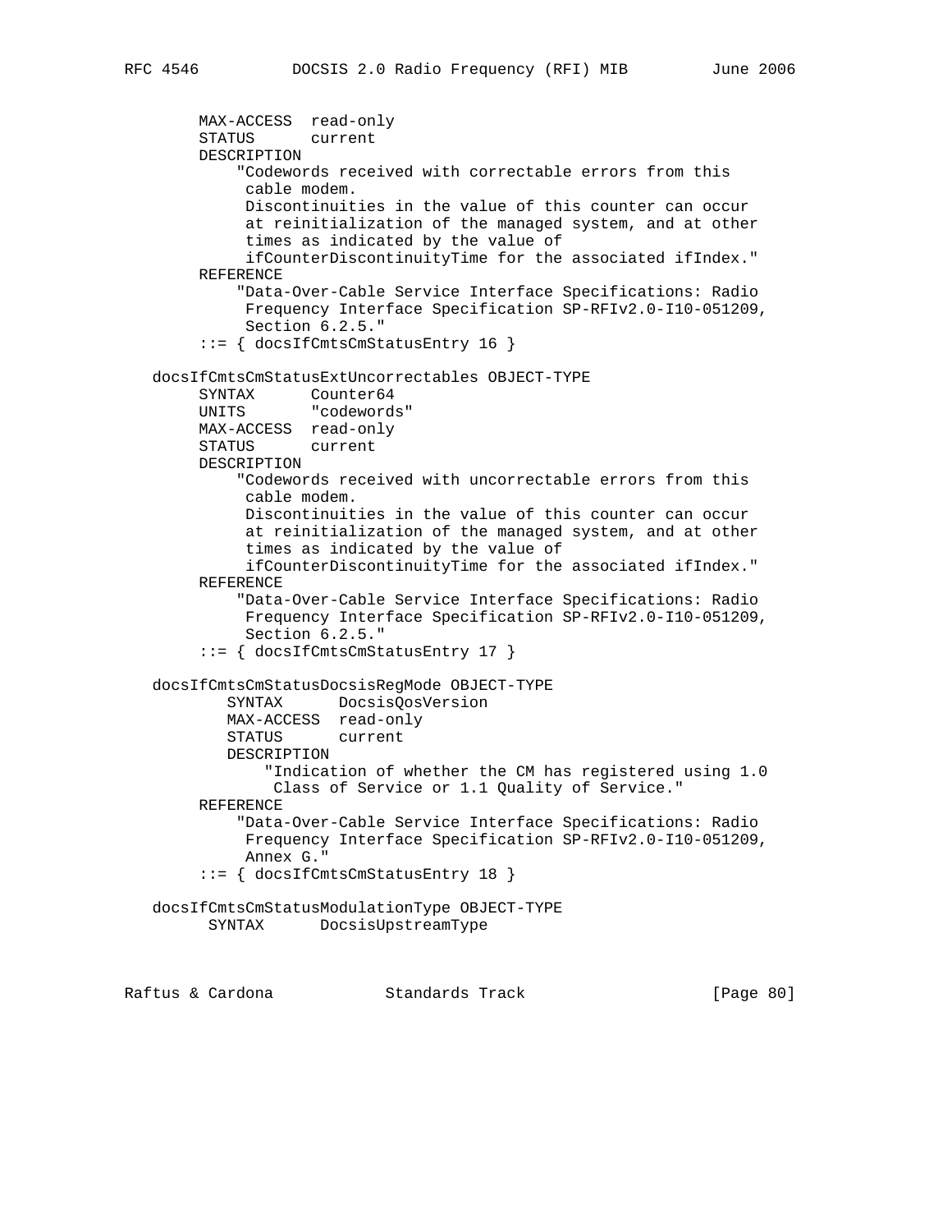```
        MAX-ACCESS  read-only
        STATUS      current
        DESCRIPTION
            "Codewords received with correctable errors from this
             cable modem.
             Discontinuities in the value of this counter can occur
             at reinitialization of the managed system, and at other
             times as indicated by the value of
             ifCounterDiscontinuityTime for the associated ifIndex."
        REFERENCE
            "Data-Over-Cable Service Interface Specifications: Radio
             Frequency Interface Specification SP-RFIv2.0-I10-051209,
             Section 6.2.5."
        ::= { docsIfCmtsCmStatusEntry 16 }

   docsIfCmtsCmStatusExtUncorrectables OBJECT-TYPE
        SYNTAX      Counter64
        UNITS       "codewords"
        MAX-ACCESS  read-only
        STATUS      current
        DESCRIPTION
            "Codewords received with uncorrectable errors from this
             cable modem.
             Discontinuities in the value of this counter can occur
             at reinitialization of the managed system, and at other
             times as indicated by the value of
             ifCounterDiscontinuityTime for the associated ifIndex."
        REFERENCE
            "Data-Over-Cable Service Interface Specifications: Radio
             Frequency Interface Specification SP-RFIv2.0-I10-051209,
             Section 6.2.5."
        ::= { docsIfCmtsCmStatusEntry 17 }

   docsIfCmtsCmStatusDocsisRegMode OBJECT-TYPE
           SYNTAX      DocsisQosVersion
           MAX-ACCESS  read-only
           STATUS      current
           DESCRIPTION
               "Indication of whether the CM has registered using 1.0
                Class of Service or 1.1 Quality of Service."
        REFERENCE
            "Data-Over-Cable Service Interface Specifications: Radio
             Frequency Interface Specification SP-RFIv2.0-I10-051209,
             Annex G."
        ::= { docsIfCmtsCmStatusEntry 18 }

   docsIfCmtsCmStatusModulationType OBJECT-TYPE
          SYNTAX      DocsisUpstreamType
```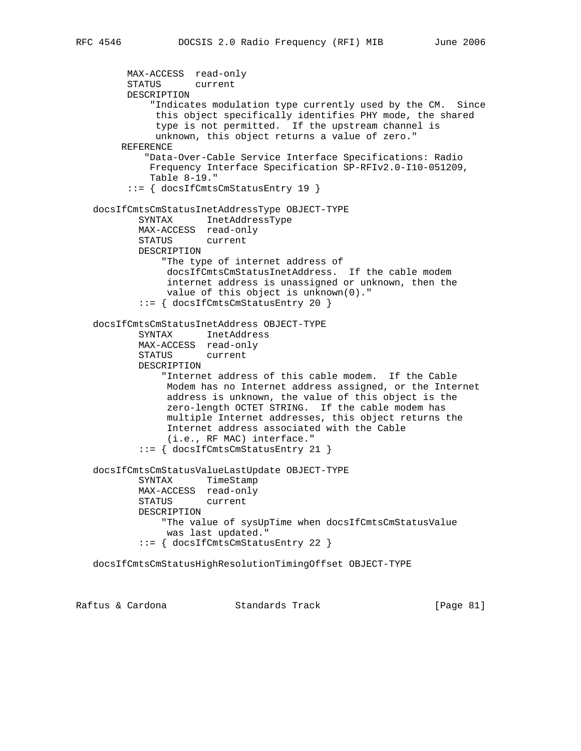```
        MAX-ACCESS  read-only
        STATUS      current
        DESCRIPTION
            "Indicates modulation type currently used by the CM.  Since
             this object specifically identifies PHY mode, the shared
             type is not permitted.  If the upstream channel is
             unknown, this object returns a value of zero."
       REFERENCE
           "Data-Over-Cable Service Interface Specifications: Radio
            Frequency Interface Specification SP-RFIv2.0-I10-051209,
            Table 8-19."
        ::= { docsIfCmtsCmStatusEntry 19 }

   docsIfCmtsCmStatusInetAddressType OBJECT-TYPE
          SYNTAX      InetAddressType
          MAX-ACCESS  read-only
          STATUS      current
          DESCRIPTION
              "The type of internet address of
               docsIfCmtsCmStatusInetAddress.  If the cable modem
               internet address is unassigned or unknown, then the
               value of this object is unknown(0)."
          ::= { docsIfCmtsCmStatusEntry 20 }

   docsIfCmtsCmStatusInetAddress OBJECT-TYPE
          SYNTAX      InetAddress
          MAX-ACCESS  read-only
          STATUS      current
          DESCRIPTION
              "Internet address of this cable modem.  If the Cable
               Modem has no Internet address assigned, or the Internet
               address is unknown, the value of this object is the
               zero-length OCTET STRING.  If the cable modem has
               multiple Internet addresses, this object returns the
               Internet address associated with the Cable
               (i.e., RF MAC) interface."
          ::= { docsIfCmtsCmStatusEntry 21 }

   docsIfCmtsCmStatusValueLastUpdate OBJECT-TYPE
          SYNTAX      TimeStamp
          MAX-ACCESS  read-only
          STATUS      current
          DESCRIPTION
              "The value of sysUpTime when docsIfCmtsCmStatusValue
               was last updated."
          ::= { docsIfCmtsCmStatusEntry 22 }

   docsIfCmtsCmStatusHighResolutionTimingOffset OBJECT-TYPE
```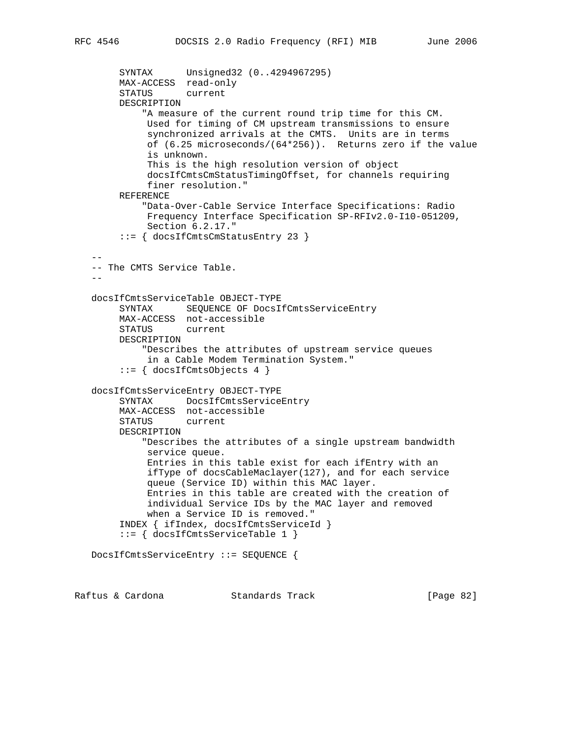```
        SYNTAX      Unsigned32 (0..4294967295)
        MAX-ACCESS  read-only
        STATUS      current
        DESCRIPTION
            "A measure of the current round trip time for this CM.
             Used for timing of CM upstream transmissions to ensure
             synchronized arrivals at the CMTS.  Units are in terms
             of (6.25 microseconds/(64*256)).  Returns zero if the value
             is unknown.
             This is the high resolution version of object
             docsIfCmtsCmStatusTimingOffset, for channels requiring
             finer resolution."
        REFERENCE
            "Data-Over-Cable Service Interface Specifications: Radio
             Frequency Interface Specification SP-RFIv2.0-I10-051209,
             Section 6.2.17."
        ::= { docsIfCmtsCmStatusEntry 23 }

   --
   -- The CMTS Service Table.
   --

   docsIfCmtsServiceTable OBJECT-TYPE
        SYNTAX      SEQUENCE OF DocsIfCmtsServiceEntry
        MAX-ACCESS  not-accessible
        STATUS      current
        DESCRIPTION
            "Describes the attributes of upstream service queues
             in a Cable Modem Termination System."
        ::= { docsIfCmtsObjects 4 }

   docsIfCmtsServiceEntry OBJECT-TYPE
        SYNTAX      DocsIfCmtsServiceEntry
        MAX-ACCESS  not-accessible
        STATUS      current
        DESCRIPTION
            "Describes the attributes of a single upstream bandwidth
             service queue.
             Entries in this table exist for each ifEntry with an
             ifType of docsCableMaclayer(127), and for each service
             queue (Service ID) within this MAC layer.
             Entries in this table are created with the creation of
             individual Service IDs by the MAC layer and removed
             when a Service ID is removed."
        INDEX { ifIndex, docsIfCmtsServiceId }
        ::= { docsIfCmtsServiceTable 1 }

   DocsIfCmtsServiceEntry ::= SEQUENCE {
```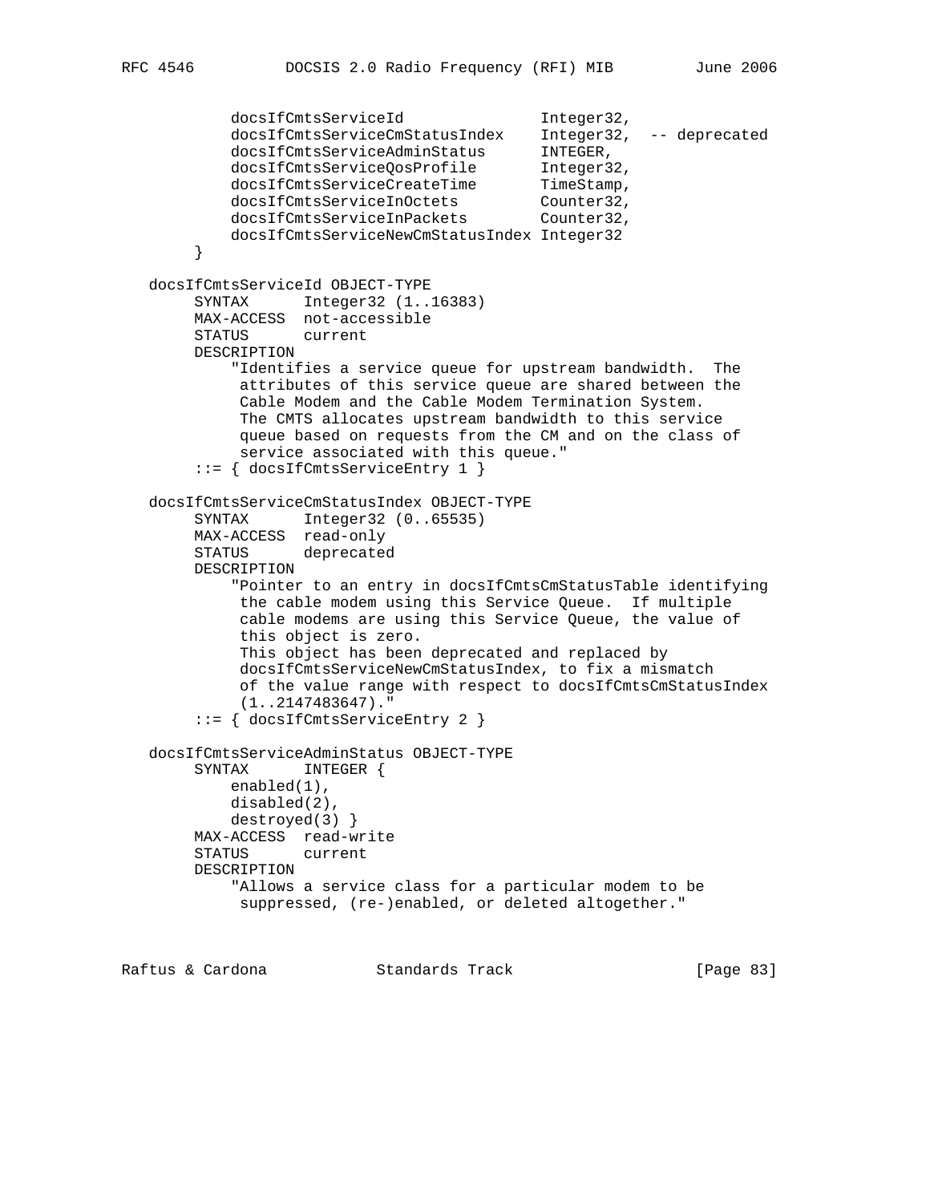```
            docsIfCmtsServiceId                Integer32,
            docsIfCmtsServiceCmStatusIndex     Integer32,  -- deprecated
            docsIfCmtsServiceAdminStatus       INTEGER,
            docsIfCmtsServiceQosProfile        Integer32,
            docsIfCmtsServiceCreateTime        TimeStamp,
            docsIfCmtsServiceInOctets          Counter32,
            docsIfCmtsServiceInPackets         Counter32,
            docsIfCmtsServiceNewCmStatusIndex Integer32
        }

   docsIfCmtsServiceId OBJECT-TYPE
        SYNTAX      Integer32 (1..16383)
        MAX-ACCESS  not-accessible
        STATUS      current
        DESCRIPTION
            "Identifies a service queue for upstream bandwidth.  The
             attributes of this service queue are shared between the
             Cable Modem and the Cable Modem Termination System.
             The CMTS allocates upstream bandwidth to this service
             queue based on requests from the CM and on the class of
             service associated with this queue."
        ::= { docsIfCmtsServiceEntry 1 }

   docsIfCmtsServiceCmStatusIndex OBJECT-TYPE
        SYNTAX      Integer32 (0..65535)
        MAX-ACCESS  read-only
        STATUS      deprecated
        DESCRIPTION
            "Pointer to an entry in docsIfCmtsCmStatusTable identifying
             the cable modem using this Service Queue.  If multiple
             cable modems are using this Service Queue, the value of
             this object is zero.
             This object has been deprecated and replaced by
             docsIfCmtsServiceNewCmStatusIndex, to fix a mismatch
             of the value range with respect to docsIfCmtsCmStatusIndex
             (1..2147483647)."
        ::= { docsIfCmtsServiceEntry 2 }

   docsIfCmtsServiceAdminStatus OBJECT-TYPE
        SYNTAX      INTEGER {
            enabled(1),
            disabled(2),
            destroyed(3) }
        MAX-ACCESS  read-write
        STATUS      current
        DESCRIPTION
            "Allows a service class for a particular modem to be
             suppressed, (re-)enabled, or deleted altogether."
```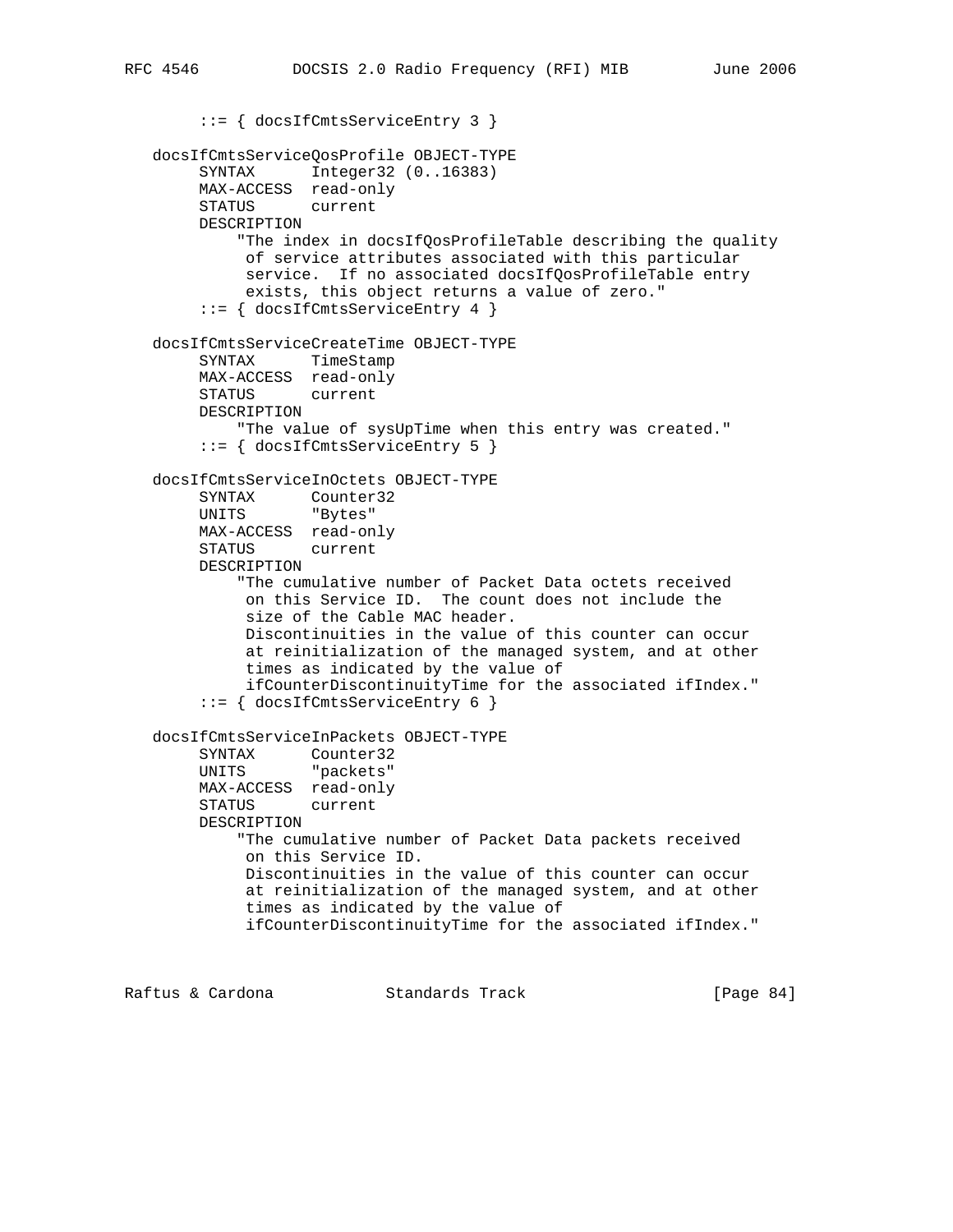```
       ::= { docsIfCmtsServiceEntry 3 }

   docsIfCmtsServiceQosProfile OBJECT-TYPE
        SYNTAX      Integer32 (0..16383)
        MAX-ACCESS  read-only
        STATUS      current
        DESCRIPTION
            "The index in docsIfQosProfileTable describing the quality
             of service attributes associated with this particular
             service.  If no associated docsIfQosProfileTable entry
             exists, this object returns a value of zero."
        ::= { docsIfCmtsServiceEntry 4 }

   docsIfCmtsServiceCreateTime OBJECT-TYPE
        SYNTAX      TimeStamp
        MAX-ACCESS  read-only
        STATUS      current
        DESCRIPTION
            "The value of sysUpTime when this entry was created."
        ::= { docsIfCmtsServiceEntry 5 }

   docsIfCmtsServiceInOctets OBJECT-TYPE
        SYNTAX      Counter32
        UNITS       "Bytes"
        MAX-ACCESS  read-only
        STATUS      current
        DESCRIPTION
            "The cumulative number of Packet Data octets received
             on this Service ID.  The count does not include the
             size of the Cable MAC header.
             Discontinuities in the value of this counter can occur
             at reinitialization of the managed system, and at other
             times as indicated by the value of
             ifCounterDiscontinuityTime for the associated ifIndex."
        ::= { docsIfCmtsServiceEntry 6 }

   docsIfCmtsServiceInPackets OBJECT-TYPE
        SYNTAX      Counter32
        UNITS       "packets"
        MAX-ACCESS  read-only
        STATUS      current
        DESCRIPTION
            "The cumulative number of Packet Data packets received
             on this Service ID.
             Discontinuities in the value of this counter can occur
             at reinitialization of the managed system, and at other
             times as indicated by the value of
             ifCounterDiscontinuityTime for the associated ifIndex."
```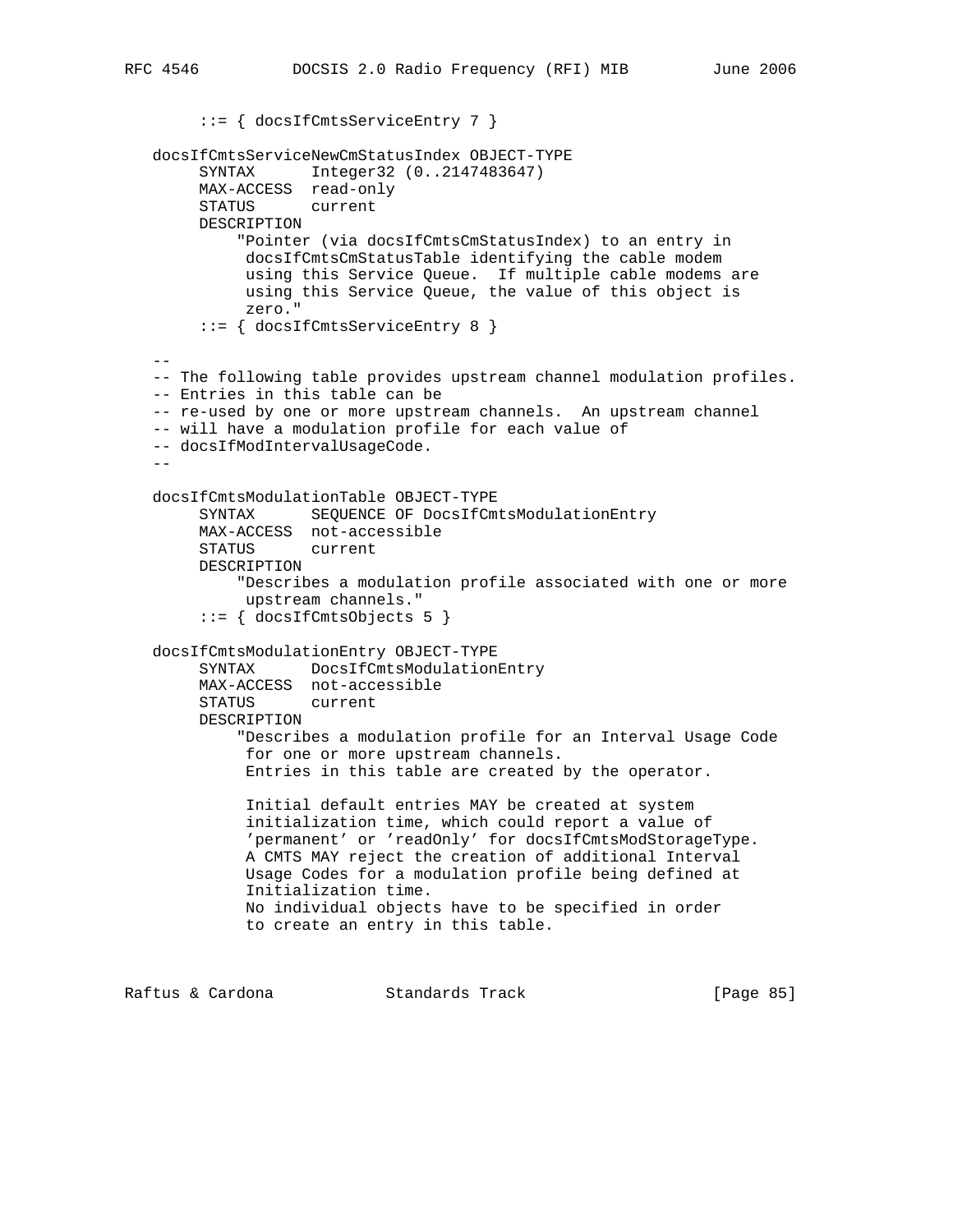```
        ::= { docsIfCmtsServiceEntry 7 }

   docsIfCmtsServiceNewCmStatusIndex OBJECT-TYPE
        SYNTAX      Integer32 (0..2147483647)
        MAX-ACCESS  read-only
        STATUS      current
        DESCRIPTION
            "Pointer (via docsIfCmtsCmStatusIndex) to an entry in
             docsIfCmtsCmStatusTable identifying the cable modem
             using this Service Queue.  If multiple cable modems are
             using this Service Queue, the value of this object is
             zero."
        ::= { docsIfCmtsServiceEntry 8 }

   --
   -- The following table provides upstream channel modulation profiles.
   -- Entries in this table can be
   -- re-used by one or more upstream channels.  An upstream channel
   -- will have a modulation profile for each value of
   -- docsIfModIntervalUsageCode.
   --

   docsIfCmtsModulationTable OBJECT-TYPE
        SYNTAX      SEQUENCE OF DocsIfCmtsModulationEntry
        MAX-ACCESS  not-accessible
        STATUS      current
        DESCRIPTION
            "Describes a modulation profile associated with one or more
             upstream channels."
        ::= { docsIfCmtsObjects 5 }

   docsIfCmtsModulationEntry OBJECT-TYPE
        SYNTAX      DocsIfCmtsModulationEntry
        MAX-ACCESS  not-accessible
        STATUS      current
        DESCRIPTION
            "Describes a modulation profile for an Interval Usage Code
             for one or more upstream channels.
             Entries in this table are created by the operator.

             Initial default entries MAY be created at system
             initialization time, which could report a value of
             'permanent' or 'readOnly' for docsIfCmtsModStorageType.
             A CMTS MAY reject the creation of additional Interval
             Usage Codes for a modulation profile being defined at
             Initialization time.
             No individual objects have to be specified in order
             to create an entry in this table.
```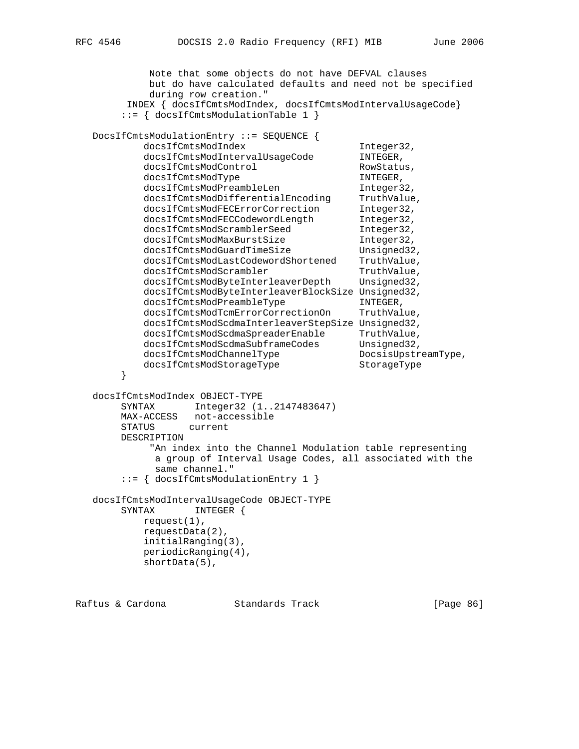```
            Note that some objects do not have DEFVAL clauses
            but do have calculated defaults and need not be specified
            during row creation."
        INDEX { docsIfCmtsModIndex, docsIfCmtsModIntervalUsageCode}
       ::= { docsIfCmtsModulationTable 1 }

   DocsIfCmtsModulationEntry ::= SEQUENCE {
           docsIfCmtsModIndex                      Integer32,
           docsIfCmtsModIntervalUsageCode         INTEGER,
           docsIfCmtsModControl                    RowStatus,
           docsIfCmtsModType                       INTEGER,
           docsIfCmtsModPreambleLen                Integer32,
           docsIfCmtsModDifferentialEncoding      TruthValue,
           docsIfCmtsModFECErrorCorrection        Integer32,
           docsIfCmtsModFECCodewordLength         Integer32,
           docsIfCmtsModScramblerSeed             Integer32,
           docsIfCmtsModMaxBurstSize              Integer32,
           docsIfCmtsModGuardTimeSize             Unsigned32,
           docsIfCmtsModLastCodewordShortened     TruthValue,
           docsIfCmtsModScrambler                 TruthValue,
           docsIfCmtsModByteInterleaverDepth      Unsigned32,
           docsIfCmtsModByteInterleaverBlockSize Unsigned32,
           docsIfCmtsModPreambleType              INTEGER,
           docsIfCmtsModTcmErrorCorrectionOn      TruthValue,
           docsIfCmtsModScdmaInterleaverStepSize Unsigned32,
           docsIfCmtsModScdmaSpreaderEnable       TruthValue,
           docsIfCmtsModScdmaSubframeCodes        Unsigned32,
           docsIfCmtsModChannelType               DocsisUpstreamType,
           docsIfCmtsModStorageType               StorageType
       }

   docsIfCmtsModIndex OBJECT-TYPE
        SYNTAX       Integer32 (1..2147483647)
        MAX-ACCESS   not-accessible
        STATUS      current
        DESCRIPTION
             "An index into the Channel Modulation table representing
              a group of Interval Usage Codes, all associated with the
              same channel."
        ::= { docsIfCmtsModulationEntry 1 }

   docsIfCmtsModIntervalUsageCode OBJECT-TYPE
        SYNTAX       INTEGER {
            request(1),
            requestData(2),
            initialRanging(3),
            periodicRanging(4),
            shortData(5),
```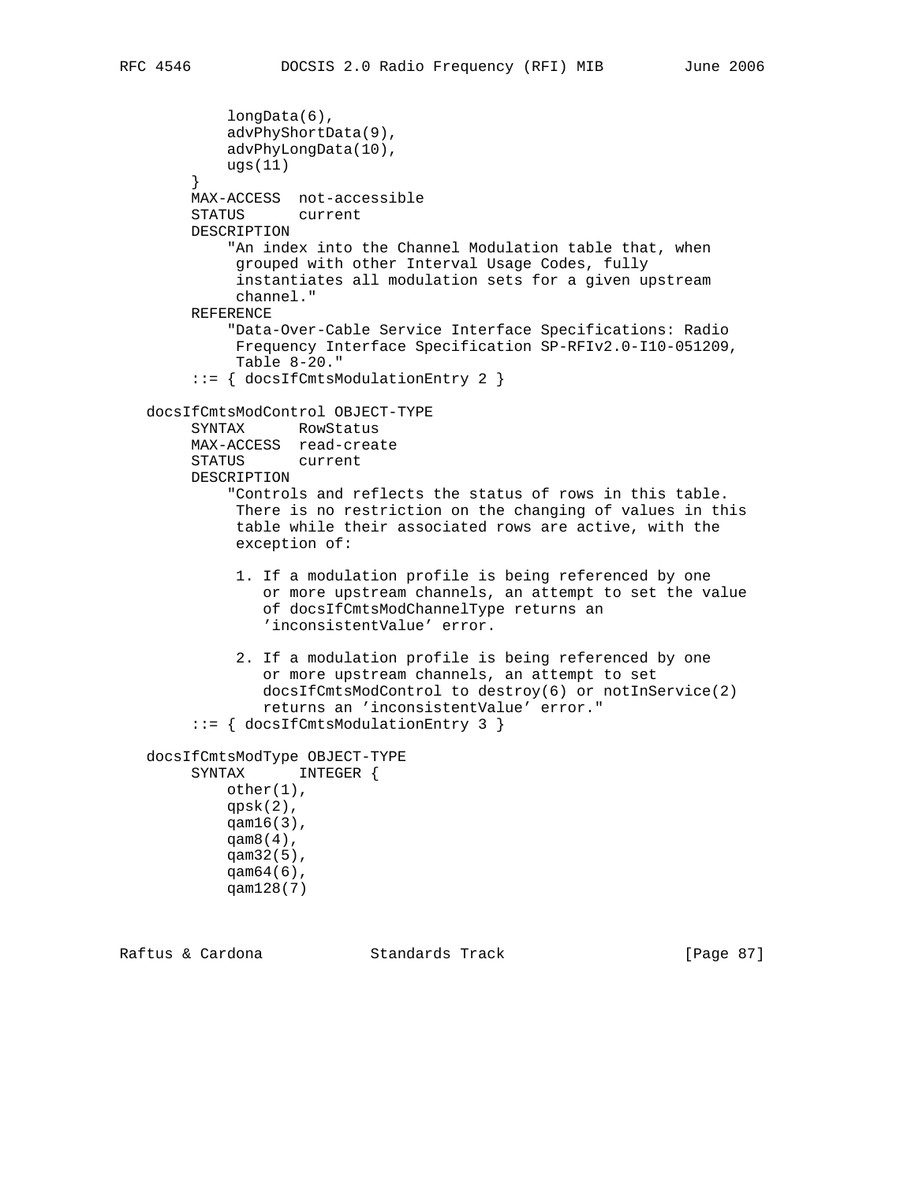```
            longData(6),
            advPhyShortData(9),
            advPhyLongData(10),
            ugs(11)
        }
        MAX-ACCESS  not-accessible
        STATUS      current
        DESCRIPTION
            "An index into the Channel Modulation table that, when
             grouped with other Interval Usage Codes, fully
             instantiates all modulation sets for a given upstream
             channel."
        REFERENCE
            "Data-Over-Cable Service Interface Specifications: Radio
             Frequency Interface Specification SP-RFIv2.0-I10-051209,
             Table 8-20."
        ::= { docsIfCmtsModulationEntry 2 }

   docsIfCmtsModControl OBJECT-TYPE
        SYNTAX      RowStatus
        MAX-ACCESS  read-create
        STATUS      current
        DESCRIPTION
            "Controls and reflects the status of rows in this table.
             There is no restriction on the changing of values in this
             table while their associated rows are active, with the
             exception of:

             1. If a modulation profile is being referenced by one
                or more upstream channels, an attempt to set the value
                of docsIfCmtsModChannelType returns an
                'inconsistentValue' error.

             2. If a modulation profile is being referenced by one
                or more upstream channels, an attempt to set
                docsIfCmtsModControl to destroy(6) or notInService(2)
                returns an 'inconsistentValue' error."
        ::= { docsIfCmtsModulationEntry 3 }

   docsIfCmtsModType OBJECT-TYPE
        SYNTAX      INTEGER {
            other(1),
            qpsk(2),
            qam16(3),
            qam8(4),
            qam32(5),
            qam64(6),
            qam128(7)
```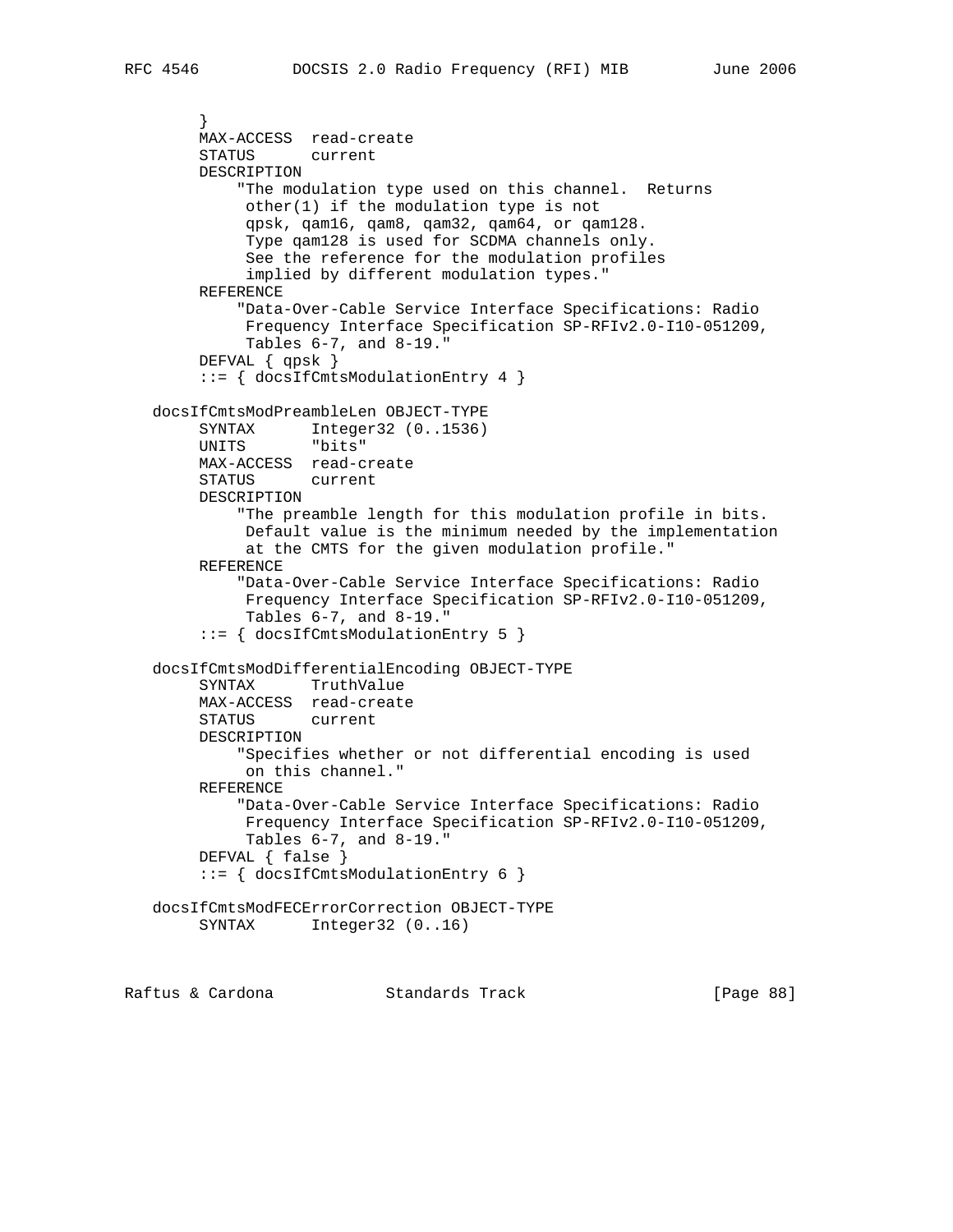```
       }
       MAX-ACCESS  read-create
       STATUS      current
       DESCRIPTION
           "The modulation type used on this channel.  Returns
            other(1) if the modulation type is not
            qpsk, qam16, qam8, qam32, qam64, or qam128.
            Type qam128 is used for SCDMA channels only.
            See the reference for the modulation profiles
            implied by different modulation types."
       REFERENCE
           "Data-Over-Cable Service Interface Specifications: Radio
            Frequency Interface Specification SP-RFIv2.0-I10-051209,
            Tables 6-7, and 8-19."
       DEFVAL { qpsk }
       ::= { docsIfCmtsModulationEntry 4 }

  docsIfCmtsModPreambleLen OBJECT-TYPE
       SYNTAX      Integer32 (0..1536)
       UNITS       "bits"
       MAX-ACCESS  read-create
       STATUS      current
       DESCRIPTION
           "The preamble length for this modulation profile in bits.
            Default value is the minimum needed by the implementation
            at the CMTS for the given modulation profile."
       REFERENCE
           "Data-Over-Cable Service Interface Specifications: Radio
            Frequency Interface Specification SP-RFIv2.0-I10-051209,
            Tables 6-7, and 8-19."
       ::= { docsIfCmtsModulationEntry 5 }

  docsIfCmtsModDifferentialEncoding OBJECT-TYPE
       SYNTAX      TruthValue
       MAX-ACCESS  read-create
       STATUS      current
       DESCRIPTION
           "Specifies whether or not differential encoding is used
            on this channel."
       REFERENCE
           "Data-Over-Cable Service Interface Specifications: Radio
            Frequency Interface Specification SP-RFIv2.0-I10-051209,
            Tables 6-7, and 8-19."
       DEFVAL { false }
       ::= { docsIfCmtsModulationEntry 6 }

  docsIfCmtsModFECErrorCorrection OBJECT-TYPE
       SYNTAX      Integer32 (0..16)
```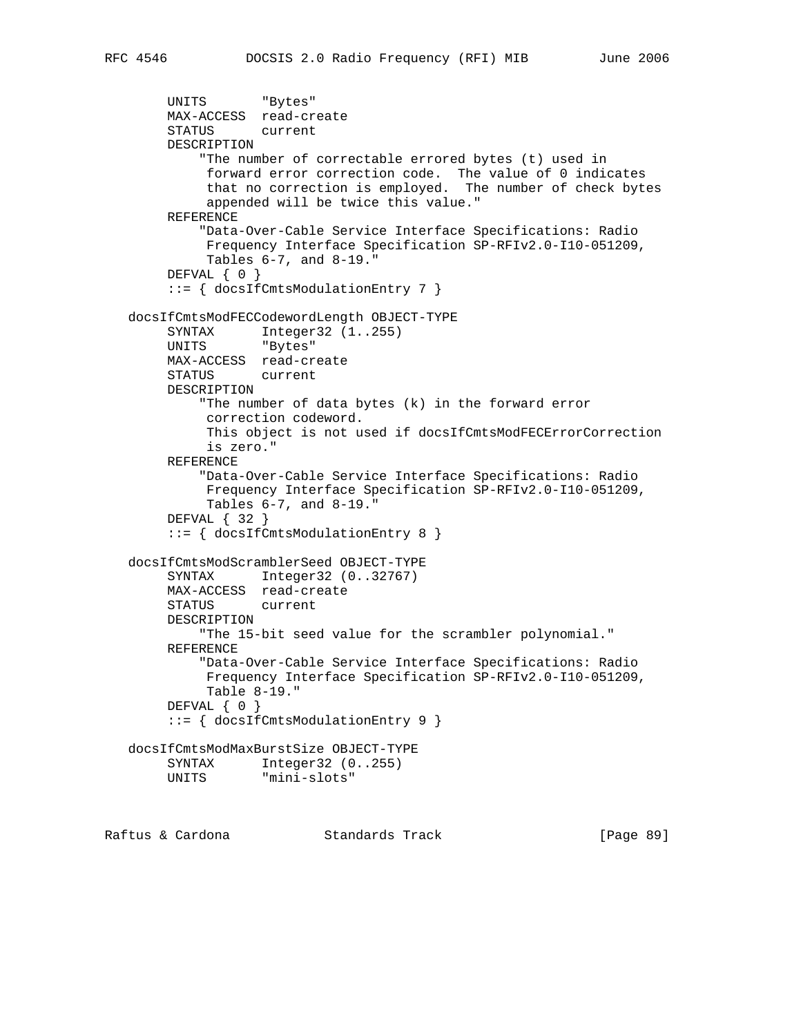```
        UNITS       "Bytes"
        MAX-ACCESS  read-create
        STATUS      current
        DESCRIPTION
            "The number of correctable errored bytes (t) used in
             forward error correction code.  The value of 0 indicates
             that no correction is employed.  The number of check bytes
             appended will be twice this value."
        REFERENCE
            "Data-Over-Cable Service Interface Specifications: Radio
             Frequency Interface Specification SP-RFIv2.0-I10-051209,
             Tables 6-7, and 8-19."
        DEFVAL { 0 }
        ::= { docsIfCmtsModulationEntry 7 }

   docsIfCmtsModFECCodewordLength OBJECT-TYPE
        SYNTAX      Integer32 (1..255)
        UNITS       "Bytes"
        MAX-ACCESS  read-create
        STATUS      current
        DESCRIPTION
            "The number of data bytes (k) in the forward error
             correction codeword.
             This object is not used if docsIfCmtsModFECErrorCorrection
             is zero."
        REFERENCE
            "Data-Over-Cable Service Interface Specifications: Radio
             Frequency Interface Specification SP-RFIv2.0-I10-051209,
             Tables 6-7, and 8-19."
        DEFVAL { 32 }
        ::= { docsIfCmtsModulationEntry 8 }

   docsIfCmtsModScramblerSeed OBJECT-TYPE
        SYNTAX      Integer32 (0..32767)
        MAX-ACCESS  read-create
        STATUS      current
        DESCRIPTION
            "The 15-bit seed value for the scrambler polynomial."
        REFERENCE
            "Data-Over-Cable Service Interface Specifications: Radio
             Frequency Interface Specification SP-RFIv2.0-I10-051209,
             Table 8-19."
        DEFVAL { 0 }
        ::= { docsIfCmtsModulationEntry 9 }

   docsIfCmtsModMaxBurstSize OBJECT-TYPE
        SYNTAX      Integer32 (0..255)
        UNITS       "mini-slots"
```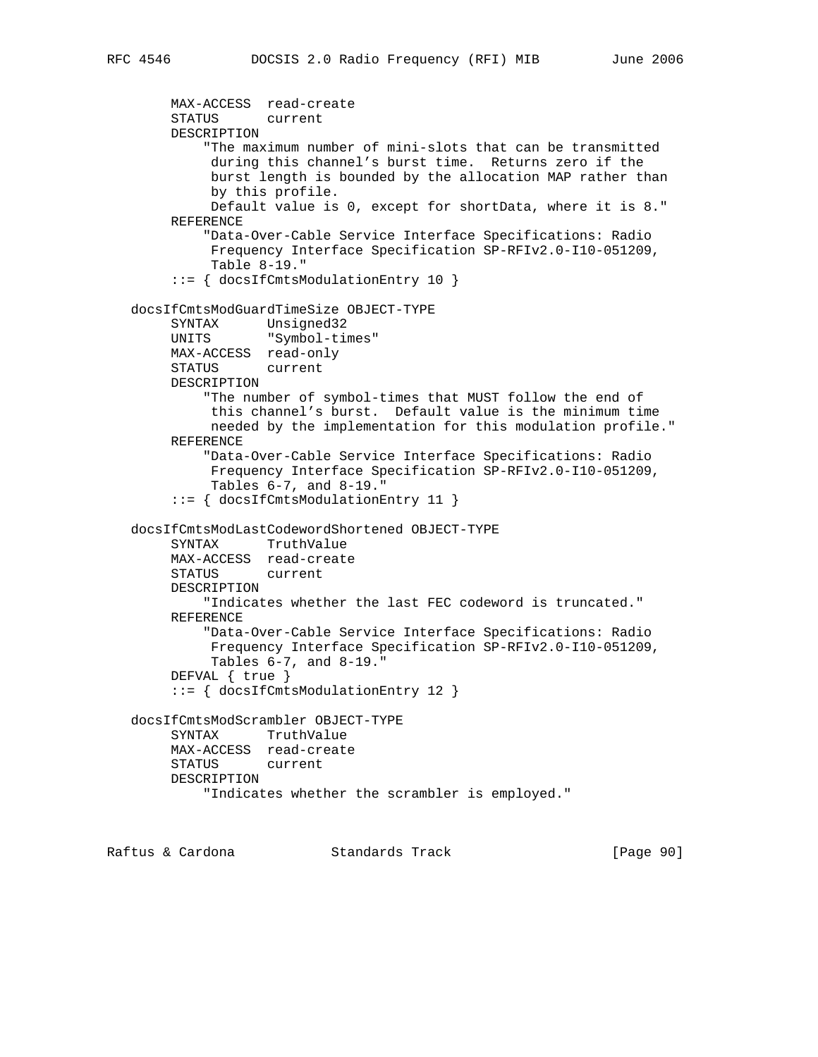```
       MAX-ACCESS  read-create
       STATUS      current
       DESCRIPTION
           "The maximum number of mini-slots that can be transmitted
            during this channel's burst time.  Returns zero if the
            burst length is bounded by the allocation MAP rather than
            by this profile.
            Default value is 0, except for shortData, where it is 8."
       REFERENCE
           "Data-Over-Cable Service Interface Specifications: Radio
            Frequency Interface Specification SP-RFIv2.0-I10-051209,
            Table 8-19."
       ::= { docsIfCmtsModulationEntry 10 }

   docsIfCmtsModGuardTimeSize OBJECT-TYPE
       SYNTAX      Unsigned32
       UNITS       "Symbol-times"
       MAX-ACCESS  read-only
       STATUS      current
       DESCRIPTION
           "The number of symbol-times that MUST follow the end of
            this channel's burst.  Default value is the minimum time
            needed by the implementation for this modulation profile."
       REFERENCE
           "Data-Over-Cable Service Interface Specifications: Radio
            Frequency Interface Specification SP-RFIv2.0-I10-051209,
            Tables 6-7, and 8-19."
       ::= { docsIfCmtsModulationEntry 11 }

   docsIfCmtsModLastCodewordShortened OBJECT-TYPE
       SYNTAX      TruthValue
       MAX-ACCESS  read-create
       STATUS      current
       DESCRIPTION
           "Indicates whether the last FEC codeword is truncated."
       REFERENCE
           "Data-Over-Cable Service Interface Specifications: Radio
            Frequency Interface Specification SP-RFIv2.0-I10-051209,
            Tables 6-7, and 8-19."
       DEFVAL { true }
       ::= { docsIfCmtsModulationEntry 12 }

   docsIfCmtsModScrambler OBJECT-TYPE
       SYNTAX      TruthValue
       MAX-ACCESS  read-create
       STATUS      current
       DESCRIPTION
           "Indicates whether the scrambler is employed."
```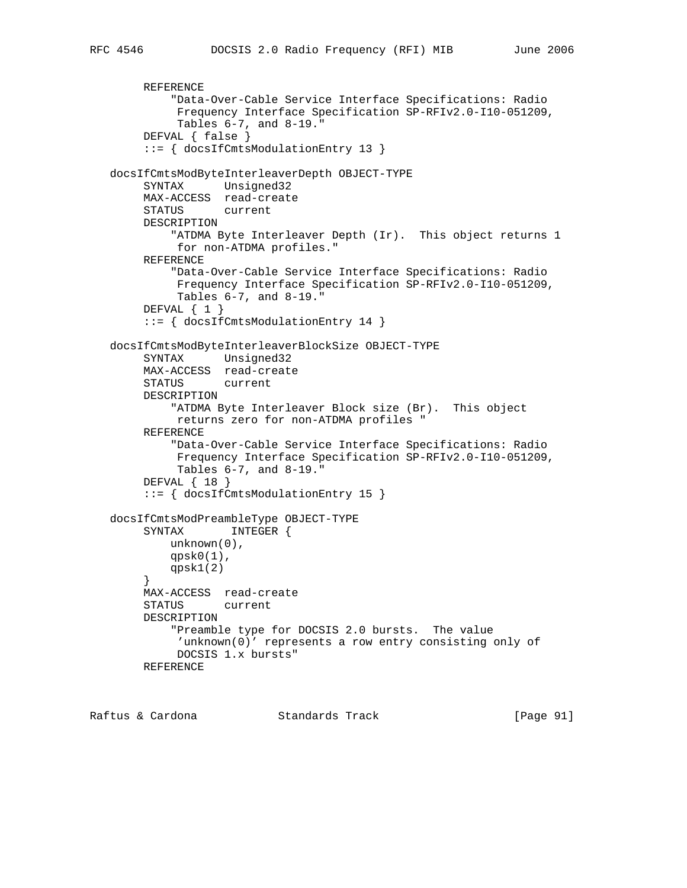```
        REFERENCE
            "Data-Over-Cable Service Interface Specifications: Radio
             Frequency Interface Specification SP-RFIv2.0-I10-051209,
             Tables 6-7, and 8-19."
        DEFVAL { false }
        ::= { docsIfCmtsModulationEntry 13 }

   docsIfCmtsModByteInterleaverDepth OBJECT-TYPE
        SYNTAX      Unsigned32
        MAX-ACCESS  read-create
        STATUS      current
        DESCRIPTION
            "ATDMA Byte Interleaver Depth (Ir).  This object returns 1
             for non-ATDMA profiles."
        REFERENCE
            "Data-Over-Cable Service Interface Specifications: Radio
             Frequency Interface Specification SP-RFIv2.0-I10-051209,
             Tables 6-7, and 8-19."
        DEFVAL { 1 }
        ::= { docsIfCmtsModulationEntry 14 }

   docsIfCmtsModByteInterleaverBlockSize OBJECT-TYPE
        SYNTAX      Unsigned32
        MAX-ACCESS  read-create
        STATUS      current
        DESCRIPTION
            "ATDMA Byte Interleaver Block size (Br).  This object
             returns zero for non-ATDMA profiles "
        REFERENCE
            "Data-Over-Cable Service Interface Specifications: Radio
             Frequency Interface Specification SP-RFIv2.0-I10-051209,
             Tables 6-7, and 8-19."
        DEFVAL { 18 }
        ::= { docsIfCmtsModulationEntry 15 }

   docsIfCmtsModPreambleType OBJECT-TYPE
        SYNTAX       INTEGER {
            unknown(0),
            qpsk0(1),
            qpsk1(2)
        }
        MAX-ACCESS  read-create
        STATUS      current
        DESCRIPTION
            "Preamble type for DOCSIS 2.0 bursts.  The value
             'unknown(0)' represents a row entry consisting only of
             DOCSIS 1.x bursts"
        REFERENCE
```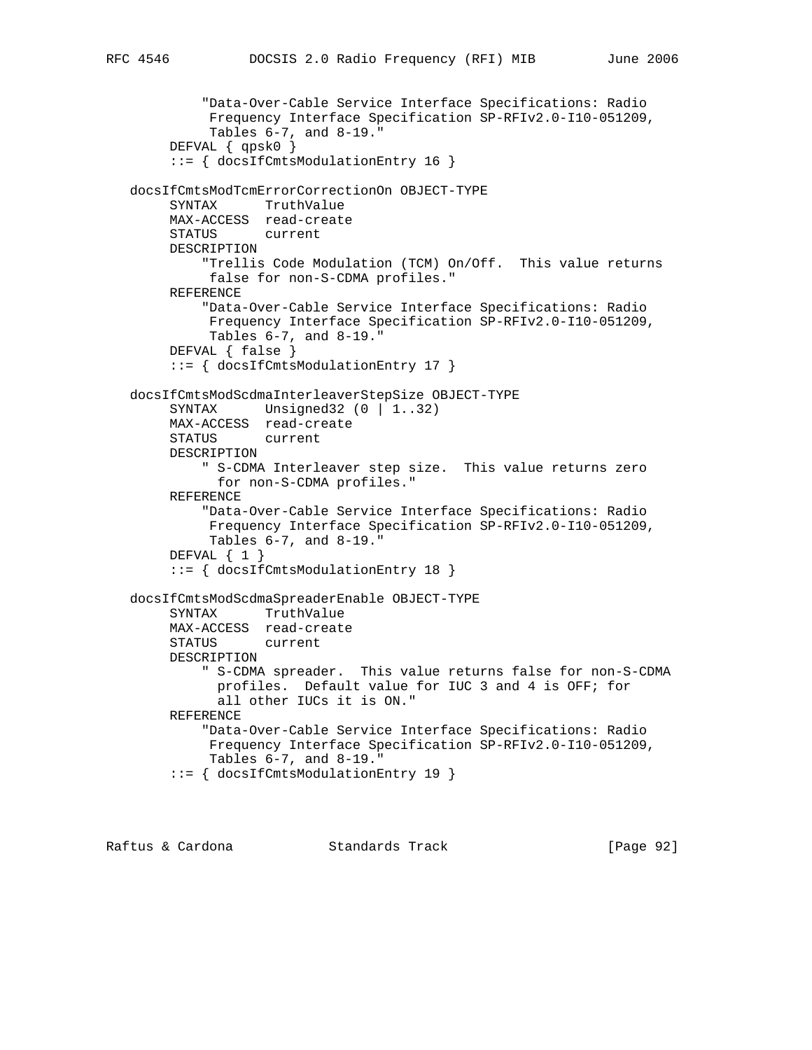```
            "Data-Over-Cable Service Interface Specifications: Radio
             Frequency Interface Specification SP-RFIv2.0-I10-051209,
             Tables 6-7, and 8-19."
        DEFVAL { qpsk0 }
        ::= { docsIfCmtsModulationEntry 16 }

   docsIfCmtsModTcmErrorCorrectionOn OBJECT-TYPE
        SYNTAX      TruthValue
        MAX-ACCESS  read-create
        STATUS      current
        DESCRIPTION
            "Trellis Code Modulation (TCM) On/Off.  This value returns
             false for non-S-CDMA profiles."
        REFERENCE
            "Data-Over-Cable Service Interface Specifications: Radio
             Frequency Interface Specification SP-RFIv2.0-I10-051209,
             Tables 6-7, and 8-19."
        DEFVAL { false }
        ::= { docsIfCmtsModulationEntry 17 }

   docsIfCmtsModScdmaInterleaverStepSize OBJECT-TYPE
        SYNTAX      Unsigned32 (0 | 1..32)
        MAX-ACCESS  read-create
        STATUS      current
        DESCRIPTION
            " S-CDMA Interleaver step size.  This value returns zero
              for non-S-CDMA profiles."
        REFERENCE
            "Data-Over-Cable Service Interface Specifications: Radio
             Frequency Interface Specification SP-RFIv2.0-I10-051209,
             Tables 6-7, and 8-19."
        DEFVAL { 1 }
        ::= { docsIfCmtsModulationEntry 18 }

   docsIfCmtsModScdmaSpreaderEnable OBJECT-TYPE
        SYNTAX      TruthValue
        MAX-ACCESS  read-create
        STATUS      current
        DESCRIPTION
            " S-CDMA spreader.  This value returns false for non-S-CDMA
              profiles.  Default value for IUC 3 and 4 is OFF; for
              all other IUCs it is ON."
        REFERENCE
            "Data-Over-Cable Service Interface Specifications: Radio
             Frequency Interface Specification SP-RFIv2.0-I10-051209,
             Tables 6-7, and 8-19."
        ::= { docsIfCmtsModulationEntry 19 }
```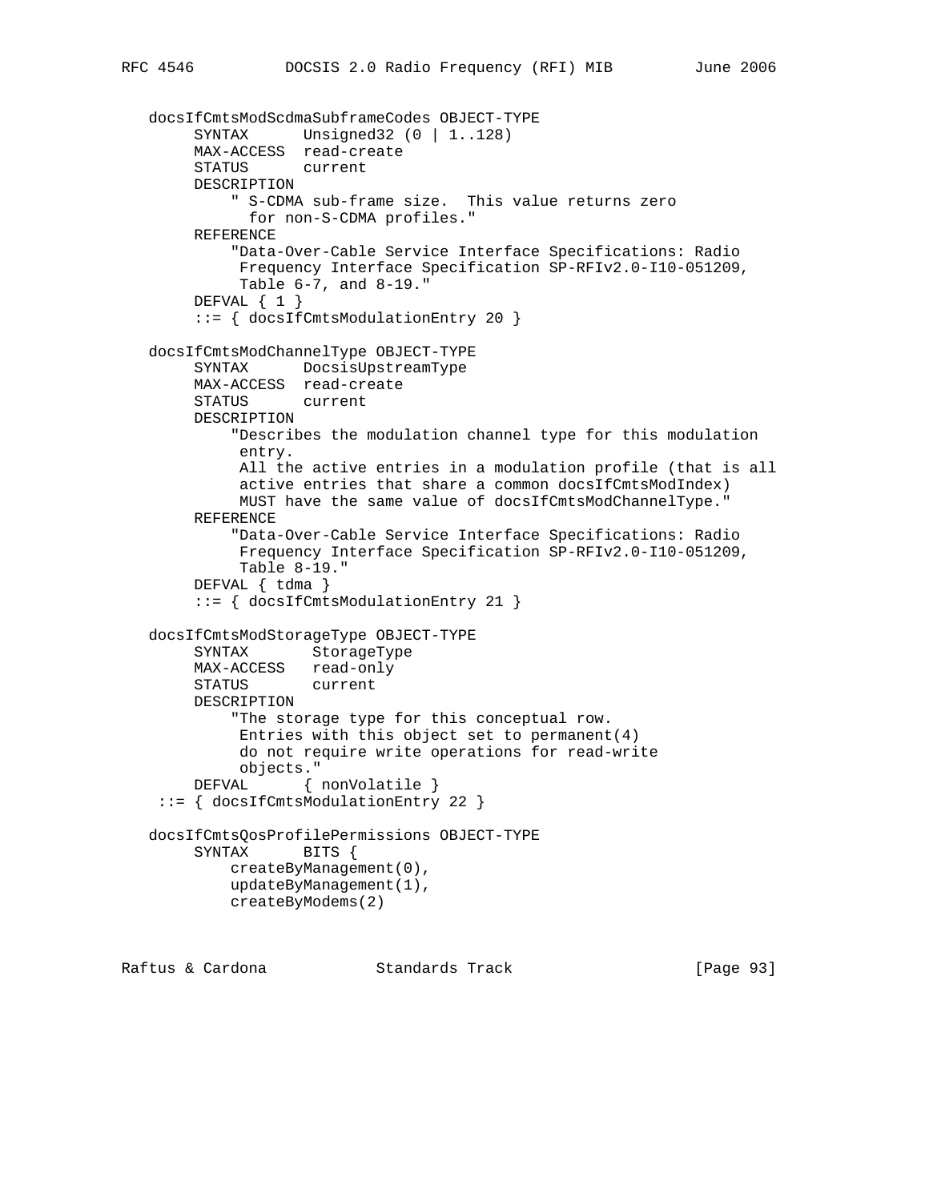```
   docsIfCmtsModScdmaSubframeCodes OBJECT-TYPE
        SYNTAX      Unsigned32 (0 | 1..128)
        MAX-ACCESS  read-create
        STATUS      current
        DESCRIPTION
            " S-CDMA sub-frame size.  This value returns zero
              for non-S-CDMA profiles."
        REFERENCE
            "Data-Over-Cable Service Interface Specifications: Radio
             Frequency Interface Specification SP-RFIv2.0-I10-051209,
             Table 6-7, and 8-19."
        DEFVAL { 1 }
        ::= { docsIfCmtsModulationEntry 20 }

   docsIfCmtsModChannelType OBJECT-TYPE
        SYNTAX      DocsisUpstreamType
        MAX-ACCESS  read-create
        STATUS      current
        DESCRIPTION
            "Describes the modulation channel type for this modulation
             entry.
             All the active entries in a modulation profile (that is all
             active entries that share a common docsIfCmtsModIndex)
             MUST have the same value of docsIfCmtsModChannelType."
        REFERENCE
            "Data-Over-Cable Service Interface Specifications: Radio
             Frequency Interface Specification SP-RFIv2.0-I10-051209,
             Table 8-19."
        DEFVAL { tdma }
        ::= { docsIfCmtsModulationEntry 21 }

   docsIfCmtsModStorageType OBJECT-TYPE
        SYNTAX       StorageType
        MAX-ACCESS   read-only
        STATUS       current
        DESCRIPTION
            "The storage type for this conceptual row.
             Entries with this object set to permanent(4)
             do not require write operations for read-write
             objects."
        DEFVAL      { nonVolatile }
    ::= { docsIfCmtsModulationEntry 22 }

   docsIfCmtsQosProfilePermissions OBJECT-TYPE
        SYNTAX      BITS {
            createByManagement(0),
            updateByManagement(1),
            createByModems(2)
```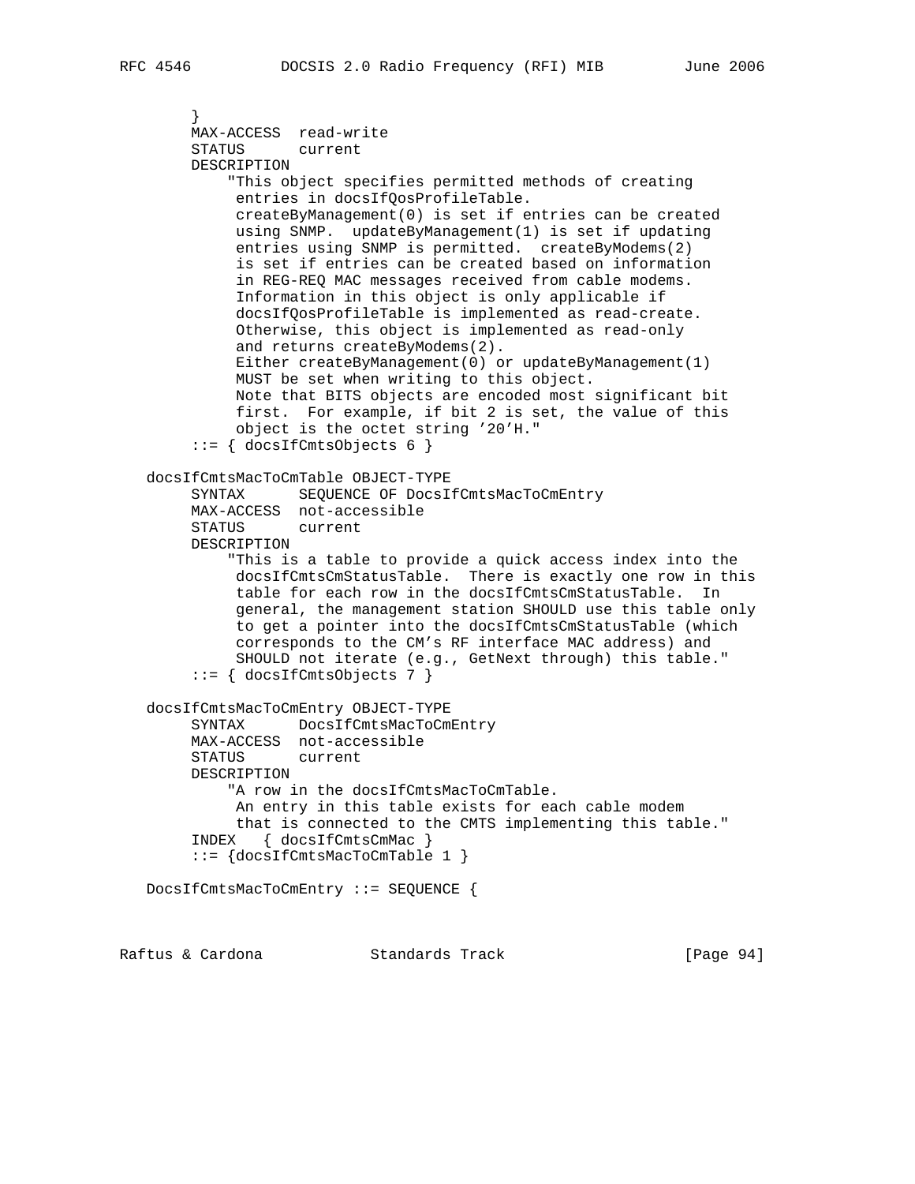```
        }
        MAX-ACCESS  read-write
        STATUS      current
        DESCRIPTION
            "This object specifies permitted methods of creating
             entries in docsIfQosProfileTable.
             createByManagement(0) is set if entries can be created
             using SNMP.  updateByManagement(1) is set if updating
             entries using SNMP is permitted.  createByModems(2)
             is set if entries can be created based on information
             in REG-REQ MAC messages received from cable modems.
             Information in this object is only applicable if
             docsIfQosProfileTable is implemented as read-create.
             Otherwise, this object is implemented as read-only
             and returns createByModems(2).
             Either createByManagement(0) or updateByManagement(1)
             MUST be set when writing to this object.
             Note that BITS objects are encoded most significant bit
             first.  For example, if bit 2 is set, the value of this
             object is the octet string '20'H."
        ::= { docsIfCmtsObjects 6 }

   docsIfCmtsMacToCmTable OBJECT-TYPE
        SYNTAX      SEQUENCE OF DocsIfCmtsMacToCmEntry
        MAX-ACCESS  not-accessible
        STATUS      current
        DESCRIPTION
            "This is a table to provide a quick access index into the
             docsIfCmtsCmStatusTable.  There is exactly one row in this
             table for each row in the docsIfCmtsCmStatusTable.  In
             general, the management station SHOULD use this table only
             to get a pointer into the docsIfCmtsCmStatusTable (which
             corresponds to the CM's RF interface MAC address) and
             SHOULD not iterate (e.g., GetNext through) this table."
        ::= { docsIfCmtsObjects 7 }

   docsIfCmtsMacToCmEntry OBJECT-TYPE
        SYNTAX      DocsIfCmtsMacToCmEntry
        MAX-ACCESS  not-accessible
        STATUS      current
        DESCRIPTION
            "A row in the docsIfCmtsMacToCmTable.
             An entry in this table exists for each cable modem
             that is connected to the CMTS implementing this table."
        INDEX   { docsIfCmtsCmMac }
        ::= {docsIfCmtsMacToCmTable 1 }

   DocsIfCmtsMacToCmEntry ::= SEQUENCE {
```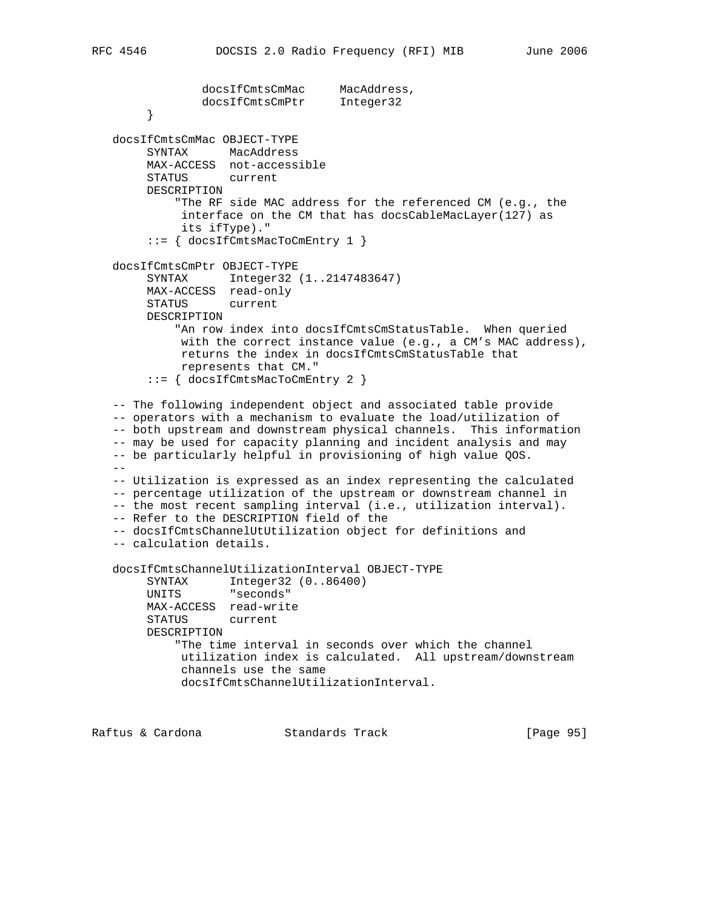```
              docsIfCmtsCmMac     MacAddress,
              docsIfCmtsCmPtr     Integer32
      }

  docsIfCmtsCmMac OBJECT-TYPE
       SYNTAX      MacAddress
       MAX-ACCESS  not-accessible
       STATUS      current
       DESCRIPTION
           "The RF side MAC address for the referenced CM (e.g., the
            interface on the CM that has docsCableMacLayer(127) as
            its ifType)."
       ::= { docsIfCmtsMacToCmEntry 1 }

  docsIfCmtsCmPtr OBJECT-TYPE
       SYNTAX      Integer32 (1..2147483647)
       MAX-ACCESS  read-only
       STATUS      current
       DESCRIPTION
           "An row index into docsIfCmtsCmStatusTable.  When queried
            with the correct instance value (e.g., a CM's MAC address),
            returns the index in docsIfCmtsCmStatusTable that
            represents that CM."
       ::= { docsIfCmtsMacToCmEntry 2 }

  -- The following independent object and associated table provide
  -- operators with a mechanism to evaluate the load/utilization of
  -- both upstream and downstream physical channels.  This information
  -- may be used for capacity planning and incident analysis and may
  -- be particularly helpful in provisioning of high value QOS.
  --
  -- Utilization is expressed as an index representing the calculated
  -- percentage utilization of the upstream or downstream channel in
  -- the most recent sampling interval (i.e., utilization interval).
  -- Refer to the DESCRIPTION field of the
  -- docsIfCmtsChannelUtUtilization object for definitions and
  -- calculation details.

  docsIfCmtsChannelUtilizationInterval OBJECT-TYPE
       SYNTAX      Integer32 (0..86400)
       UNITS       "seconds"
       MAX-ACCESS  read-write
       STATUS      current
       DESCRIPTION
           "The time interval in seconds over which the channel
            utilization index is calculated.  All upstream/downstream
            channels use the same
            docsIfCmtsChannelUtilizationInterval.
```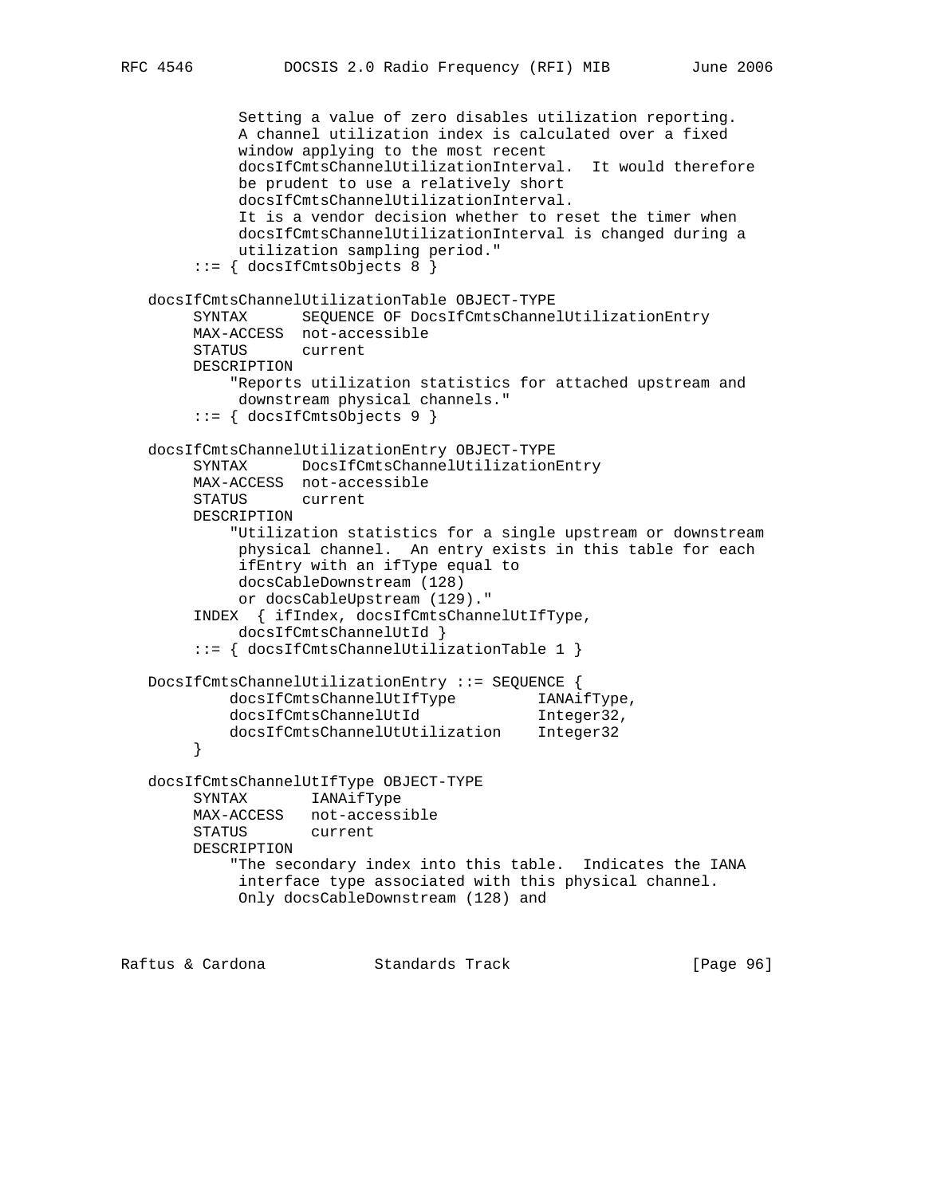```
            Setting a value of zero disables utilization reporting.
            A channel utilization index is calculated over a fixed
            window applying to the most recent
            docsIfCmtsChannelUtilizationInterval.  It would therefore
            be prudent to use a relatively short
            docsIfCmtsChannelUtilizationInterval.
            It is a vendor decision whether to reset the timer when
            docsIfCmtsChannelUtilizationInterval is changed during a
            utilization sampling period."
       ::= { docsIfCmtsObjects 8 }

   docsIfCmtsChannelUtilizationTable OBJECT-TYPE
       SYNTAX      SEQUENCE OF DocsIfCmtsChannelUtilizationEntry
       MAX-ACCESS  not-accessible
       STATUS      current
       DESCRIPTION
           "Reports utilization statistics for attached upstream and
            downstream physical channels."
       ::= { docsIfCmtsObjects 9 }

   docsIfCmtsChannelUtilizationEntry OBJECT-TYPE
       SYNTAX      DocsIfCmtsChannelUtilizationEntry
       MAX-ACCESS  not-accessible
       STATUS      current
       DESCRIPTION
           "Utilization statistics for a single upstream or downstream
            physical channel.  An entry exists in this table for each
            ifEntry with an ifType equal to
            docsCableDownstream (128)
            or docsCableUpstream (129)."
       INDEX  { ifIndex, docsIfCmtsChannelUtIfType,
            docsIfCmtsChannelUtId }
       ::= { docsIfCmtsChannelUtilizationTable 1 }

   DocsIfCmtsChannelUtilizationEntry ::= SEQUENCE {
           docsIfCmtsChannelUtIfType         IANAifType,
           docsIfCmtsChannelUtId             Integer32,
           docsIfCmtsChannelUtUtilization    Integer32
       }

   docsIfCmtsChannelUtIfType OBJECT-TYPE
       SYNTAX       IANAifType
       MAX-ACCESS   not-accessible
       STATUS       current
       DESCRIPTION
           "The secondary index into this table.  Indicates the IANA
            interface type associated with this physical channel.
            Only docsCableDownstream (128) and
```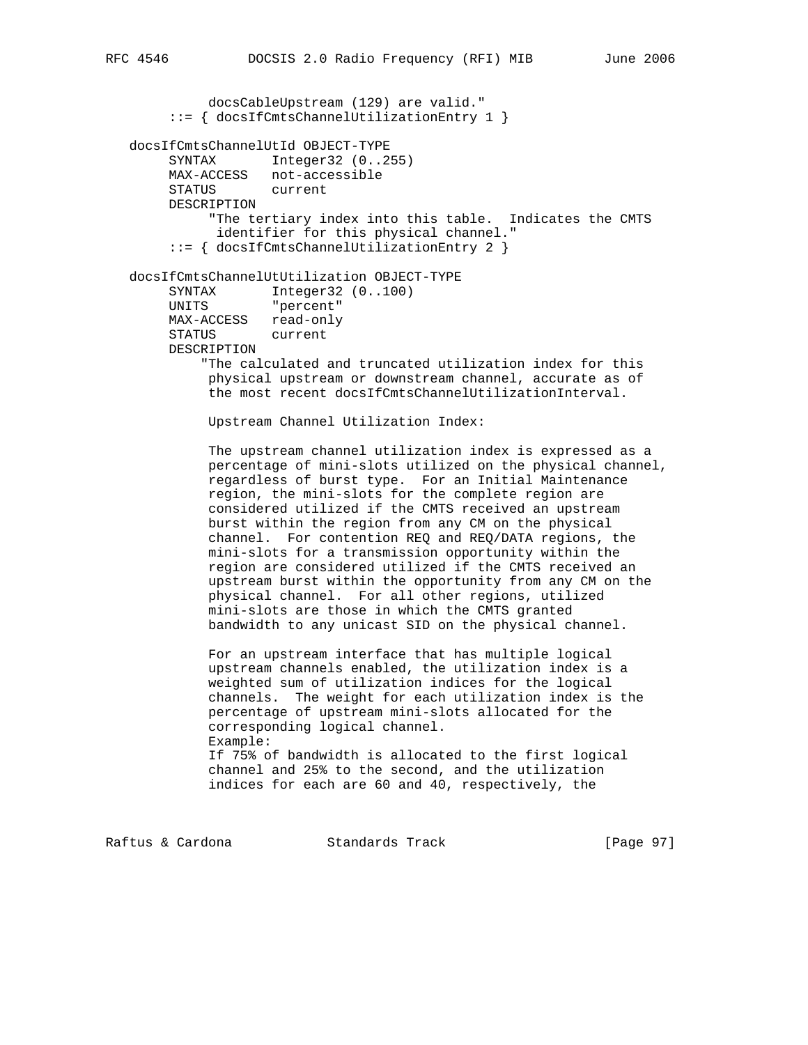```
            docsCableUpstream (129) are valid."
        ::= { docsIfCmtsChannelUtilizationEntry 1 }

   docsIfCmtsChannelUtId OBJECT-TYPE
        SYNTAX       Integer32 (0..255)
        MAX-ACCESS   not-accessible
        STATUS       current
        DESCRIPTION
             "The tertiary index into this table.  Indicates the CMTS
              identifier for this physical channel."
        ::= { docsIfCmtsChannelUtilizationEntry 2 }

   docsIfCmtsChannelUtUtilization OBJECT-TYPE
        SYNTAX       Integer32 (0..100)
        UNITS        "percent"
        MAX-ACCESS   read-only
        STATUS       current
        DESCRIPTION
            "The calculated and truncated utilization index for this
             physical upstream or downstream channel, accurate as of
             the most recent docsIfCmtsChannelUtilizationInterval.

             Upstream Channel Utilization Index:

             The upstream channel utilization index is expressed as a
             percentage of mini-slots utilized on the physical channel,
             regardless of burst type.  For an Initial Maintenance
             region, the mini-slots for the complete region are
             considered utilized if the CMTS received an upstream
             burst within the region from any CM on the physical
             channel.  For contention REQ and REQ/DATA regions, the
             mini-slots for a transmission opportunity within the
             region are considered utilized if the CMTS received an
             upstream burst within the opportunity from any CM on the
             physical channel.  For all other regions, utilized
             mini-slots are those in which the CMTS granted
             bandwidth to any unicast SID on the physical channel.

             For an upstream interface that has multiple logical
             upstream channels enabled, the utilization index is a
             weighted sum of utilization indices for the logical
             channels.  The weight for each utilization index is the
             percentage of upstream mini-slots allocated for the
             corresponding logical channel.
             Example:
             If 75% of bandwidth is allocated to the first logical
             channel and 25% to the second, and the utilization
             indices for each are 60 and 40, respectively, the
```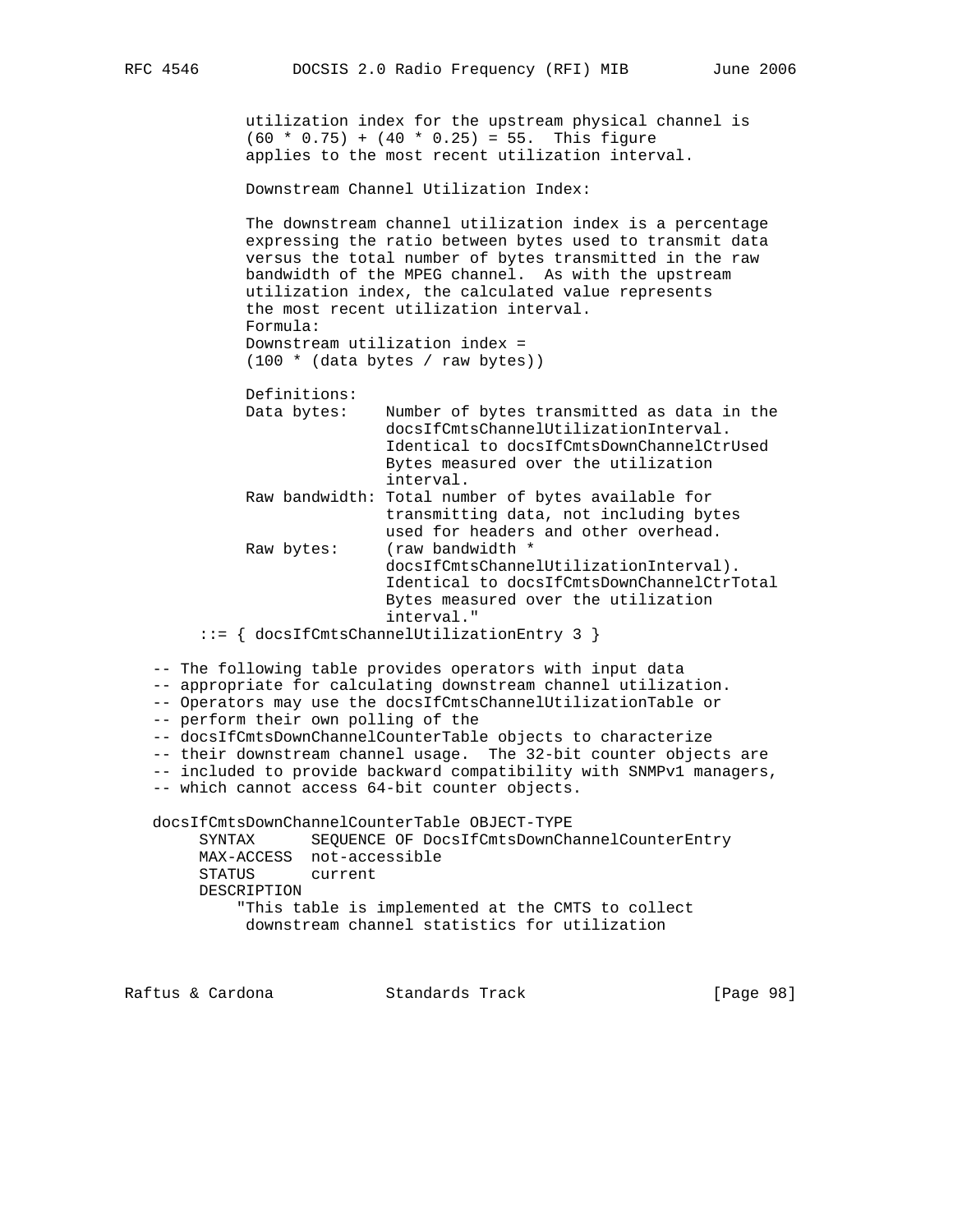```
            utilization index for the upstream physical channel is
            (60 * 0.75) + (40 * 0.25) = 55.  This figure
            applies to the most recent utilization interval.

            Downstream Channel Utilization Index:

            The downstream channel utilization index is a percentage
            expressing the ratio between bytes used to transmit data
            versus the total number of bytes transmitted in the raw
            bandwidth of the MPEG channel.  As with the upstream
            utilization index, the calculated value represents
            the most recent utilization interval.
            Formula:
            Downstream utilization index =
            (100 * (data bytes / raw bytes))

            Definitions:
            Data bytes:    Number of bytes transmitted as data in the
                           docsIfCmtsChannelUtilizationInterval.
                           Identical to docsIfCmtsDownChannelCtrUsed
                           Bytes measured over the utilization
                           interval.
            Raw bandwidth: Total number of bytes available for
                           transmitting data, not including bytes
                           used for headers and other overhead.
            Raw bytes:     (raw bandwidth *
                           docsIfCmtsChannelUtilizationInterval).
                           Identical to docsIfCmtsDownChannelCtrTotal
                           Bytes measured over the utilization
                           interval."
        ::= { docsIfCmtsChannelUtilizationEntry 3 }

   -- The following table provides operators with input data
   -- appropriate for calculating downstream channel utilization.
   -- Operators may use the docsIfCmtsChannelUtilizationTable or
   -- perform their own polling of the
   -- docsIfCmtsDownChannelCounterTable objects to characterize
   -- their downstream channel usage.  The 32-bit counter objects are
   -- included to provide backward compatibility with SNMPv1 managers,
   -- which cannot access 64-bit counter objects.

   docsIfCmtsDownChannelCounterTable OBJECT-TYPE
        SYNTAX      SEQUENCE OF DocsIfCmtsDownChannelCounterEntry
        MAX-ACCESS  not-accessible
        STATUS      current
        DESCRIPTION
            "This table is implemented at the CMTS to collect
            downstream channel statistics for utilization
```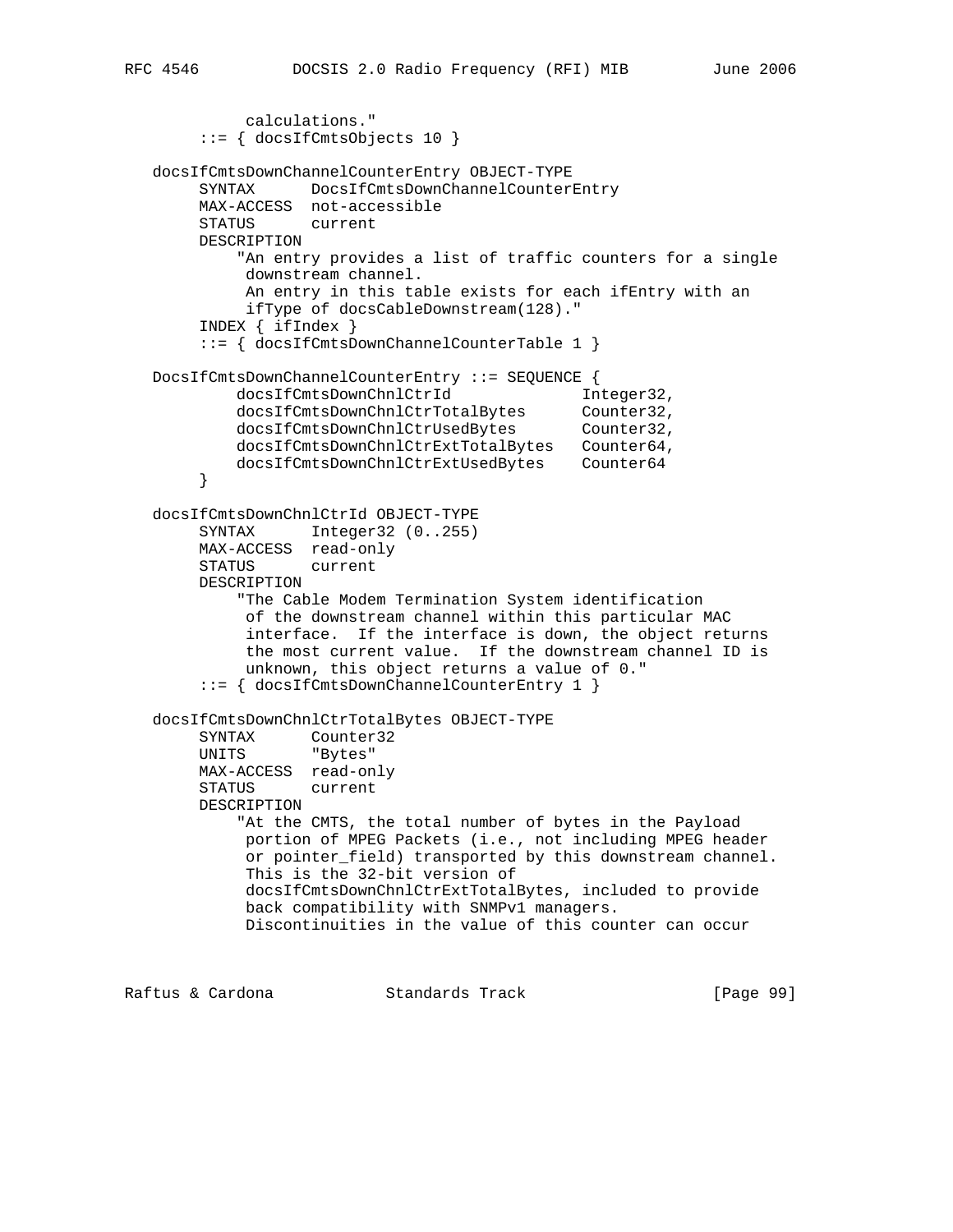```
            calculations."
       ::= { docsIfCmtsObjects 10 }

   docsIfCmtsDownChannelCounterEntry OBJECT-TYPE
        SYNTAX      DocsIfCmtsDownChannelCounterEntry
        MAX-ACCESS  not-accessible
        STATUS      current
        DESCRIPTION
            "An entry provides a list of traffic counters for a single
             downstream channel.
             An entry in this table exists for each ifEntry with an
             ifType of docsCableDownstream(128)."
        INDEX { ifIndex }
        ::= { docsIfCmtsDownChannelCounterTable 1 }

   DocsIfCmtsDownChannelCounterEntry ::= SEQUENCE {
            docsIfCmtsDownChnlCtrId              Integer32,
            docsIfCmtsDownChnlCtrTotalBytes      Counter32,
            docsIfCmtsDownChnlCtrUsedBytes       Counter32,
            docsIfCmtsDownChnlCtrExtTotalBytes   Counter64,
            docsIfCmtsDownChnlCtrExtUsedBytes    Counter64
        }

   docsIfCmtsDownChnlCtrId OBJECT-TYPE
        SYNTAX      Integer32 (0..255)
        MAX-ACCESS  read-only
        STATUS      current
        DESCRIPTION
            "The Cable Modem Termination System identification
             of the downstream channel within this particular MAC
             interface.  If the interface is down, the object returns
             the most current value.  If the downstream channel ID is
             unknown, this object returns a value of 0."
        ::= { docsIfCmtsDownChannelCounterEntry 1 }

   docsIfCmtsDownChnlCtrTotalBytes OBJECT-TYPE
        SYNTAX      Counter32
        UNITS       "Bytes"
        MAX-ACCESS  read-only
        STATUS      current
        DESCRIPTION
            "At the CMTS, the total number of bytes in the Payload
             portion of MPEG Packets (i.e., not including MPEG header
             or pointer_field) transported by this downstream channel.
             This is the 32-bit version of
             docsIfCmtsDownChnlCtrExtTotalBytes, included to provide
             back compatibility with SNMPv1 managers.
             Discontinuities in the value of this counter can occur
```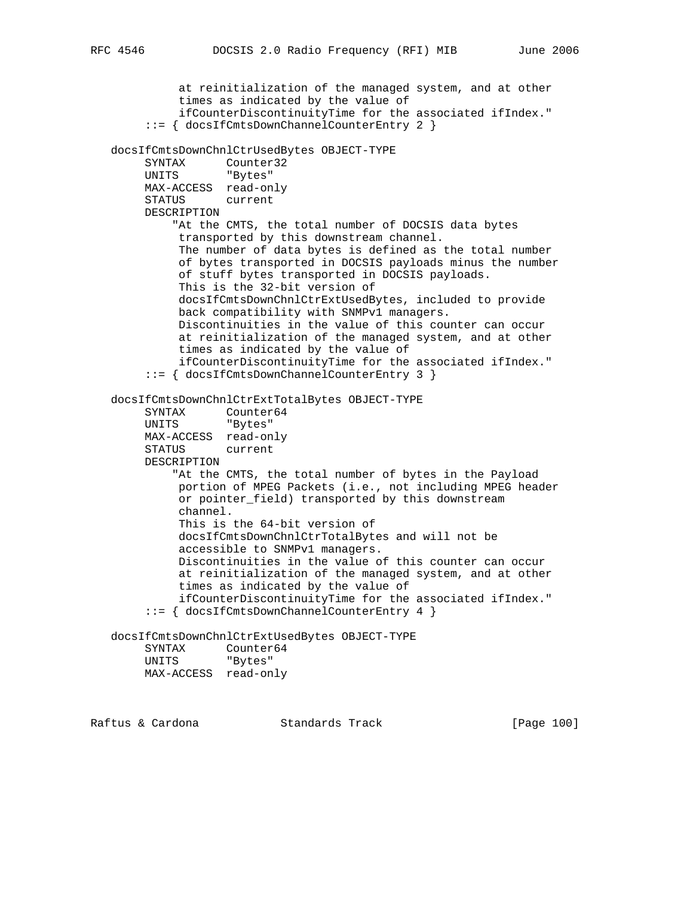```
            at reinitialization of the managed system, and at other
            times as indicated by the value of
            ifCounterDiscontinuityTime for the associated ifIndex."
        ::= { docsIfCmtsDownChannelCounterEntry 2 }

   docsIfCmtsDownChnlCtrUsedBytes OBJECT-TYPE
        SYNTAX      Counter32
        UNITS       "Bytes"
        MAX-ACCESS  read-only
        STATUS      current
        DESCRIPTION
            "At the CMTS, the total number of DOCSIS data bytes
            transported by this downstream channel.
            The number of data bytes is defined as the total number
            of bytes transported in DOCSIS payloads minus the number
            of stuff bytes transported in DOCSIS payloads.
            This is the 32-bit version of
            docsIfCmtsDownChnlCtrExtUsedBytes, included to provide
            back compatibility with SNMPv1 managers.
            Discontinuities in the value of this counter can occur
            at reinitialization of the managed system, and at other
            times as indicated by the value of
            ifCounterDiscontinuityTime for the associated ifIndex."
        ::= { docsIfCmtsDownChannelCounterEntry 3 }

   docsIfCmtsDownChnlCtrExtTotalBytes OBJECT-TYPE
        SYNTAX      Counter64
        UNITS       "Bytes"
        MAX-ACCESS  read-only
        STATUS      current
        DESCRIPTION
            "At the CMTS, the total number of bytes in the Payload
            portion of MPEG Packets (i.e., not including MPEG header
            or pointer_field) transported by this downstream
            channel.
            This is the 64-bit version of
            docsIfCmtsDownChnlCtrTotalBytes and will not be
            accessible to SNMPv1 managers.
            Discontinuities in the value of this counter can occur
            at reinitialization of the managed system, and at other
            times as indicated by the value of
            ifCounterDiscontinuityTime for the associated ifIndex."
        ::= { docsIfCmtsDownChannelCounterEntry 4 }

   docsIfCmtsDownChnlCtrExtUsedBytes OBJECT-TYPE
        SYNTAX      Counter64
        UNITS       "Bytes"
        MAX-ACCESS  read-only
```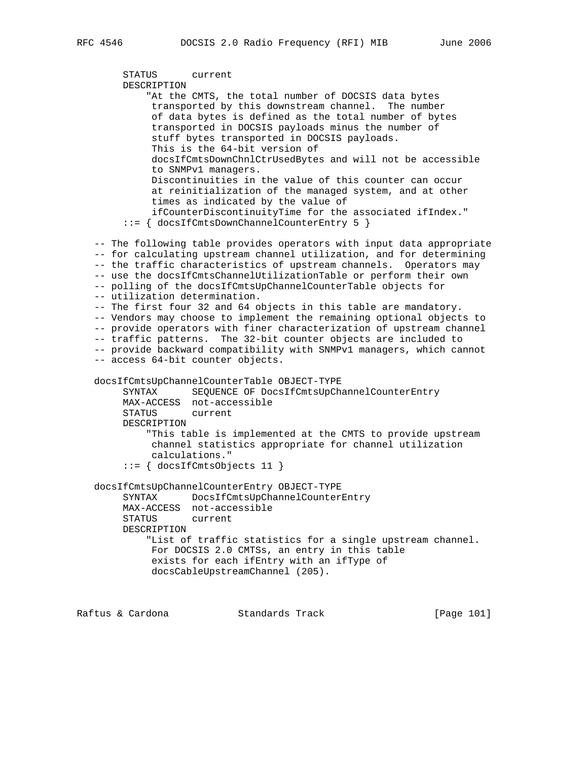```
        STATUS      current
        DESCRIPTION
            "At the CMTS, the total number of DOCSIS data bytes
             transported by this downstream channel.  The number
             of data bytes is defined as the total number of bytes
             transported in DOCSIS payloads minus the number of
             stuff bytes transported in DOCSIS payloads.
             This is the 64-bit version of
             docsIfCmtsDownChnlCtrUsedBytes and will not be accessible
             to SNMPv1 managers.
             Discontinuities in the value of this counter can occur
             at reinitialization of the managed system, and at other
             times as indicated by the value of
             ifCounterDiscontinuityTime for the associated ifIndex."
        ::= { docsIfCmtsDownChannelCounterEntry 5 }

   -- The following table provides operators with input data appropriate
   -- for calculating upstream channel utilization, and for determining
   -- the traffic characteristics of upstream channels.  Operators may
   -- use the docsIfCmtsChannelUtilizationTable or perform their own
   -- polling of the docsIfCmtsUpChannelCounterTable objects for
   -- utilization determination.
   -- The first four 32 and 64 objects in this table are mandatory.
   -- Vendors may choose to implement the remaining optional objects to
   -- provide operators with finer characterization of upstream channel
   -- traffic patterns.  The 32-bit counter objects are included to
   -- provide backward compatibility with SNMPv1 managers, which cannot
   -- access 64-bit counter objects.

   docsIfCmtsUpChannelCounterTable OBJECT-TYPE
        SYNTAX      SEQUENCE OF DocsIfCmtsUpChannelCounterEntry
        MAX-ACCESS  not-accessible
        STATUS      current
        DESCRIPTION
            "This table is implemented at the CMTS to provide upstream
             channel statistics appropriate for channel utilization
             calculations."
        ::= { docsIfCmtsObjects 11 }

   docsIfCmtsUpChannelCounterEntry OBJECT-TYPE
        SYNTAX      DocsIfCmtsUpChannelCounterEntry
        MAX-ACCESS  not-accessible
        STATUS      current
        DESCRIPTION
            "List of traffic statistics for a single upstream channel.
             For DOCSIS 2.0 CMTSs, an entry in this table
             exists for each ifEntry with an ifType of
             docsCableUpstreamChannel (205).
```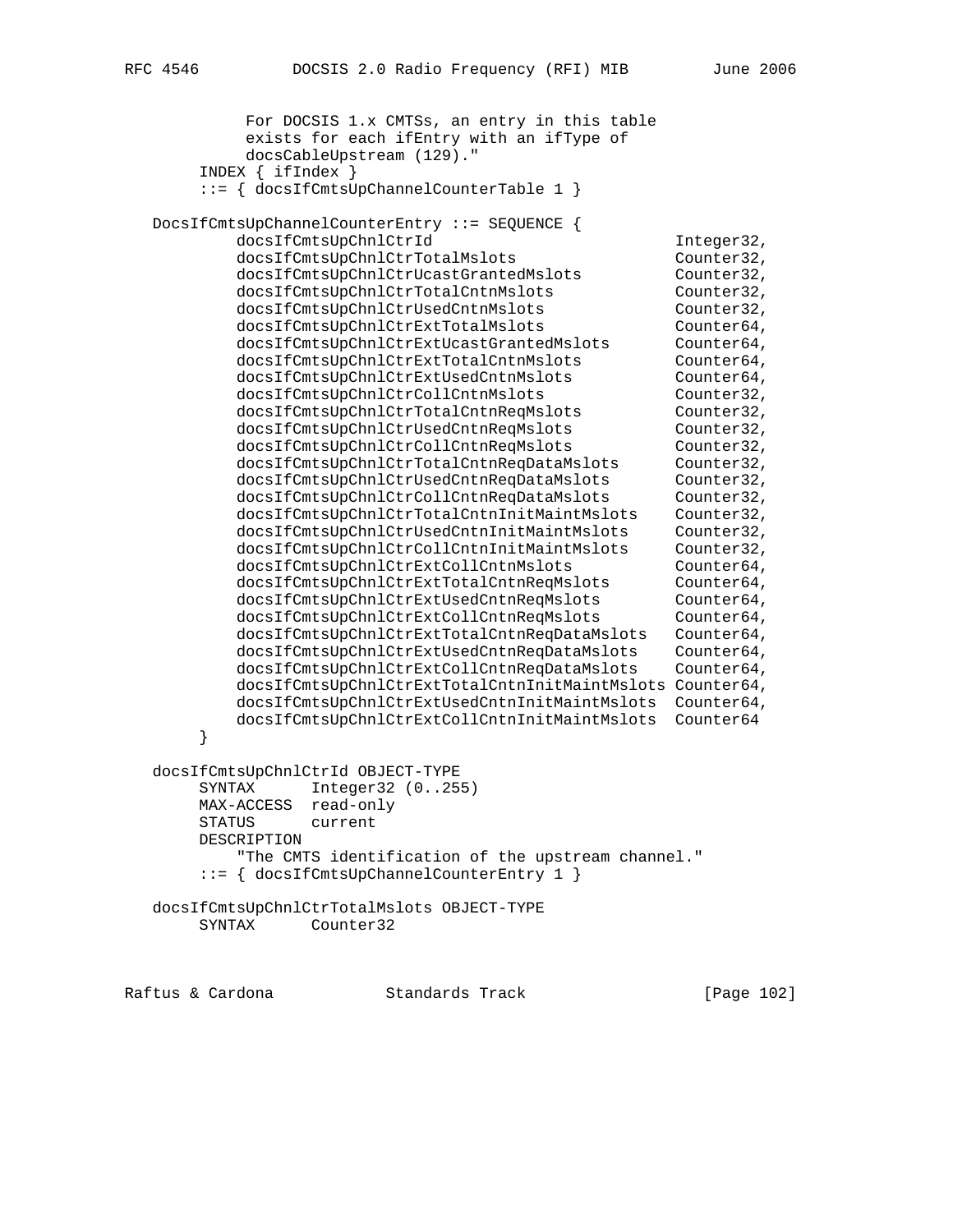```
            For DOCSIS 1.x CMTSs, an entry in this table
            exists for each ifEntry with an ifType of
            docsCableUpstream (129)."
        INDEX { ifIndex }
        ::= { docsIfCmtsUpChannelCounterTable 1 }

   DocsIfCmtsUpChannelCounterEntry ::= SEQUENCE {
           docsIfCmtsUpChnlCtrId                          Integer32,
           docsIfCmtsUpChnlCtrTotalMslots                 Counter32,
           docsIfCmtsUpChnlCtrUcastGrantedMslots          Counter32,
           docsIfCmtsUpChnlCtrTotalCntnMslots             Counter32,
           docsIfCmtsUpChnlCtrUsedCntnMslots              Counter32,
           docsIfCmtsUpChnlCtrExtTotalMslots              Counter64,
           docsIfCmtsUpChnlCtrExtUcastGrantedMslots       Counter64,
           docsIfCmtsUpChnlCtrExtTotalCntnMslots          Counter64,
           docsIfCmtsUpChnlCtrExtUsedCntnMslots           Counter64,
           docsIfCmtsUpChnlCtrCollCntnMslots              Counter32,
           docsIfCmtsUpChnlCtrTotalCntnReqMslots          Counter32,
           docsIfCmtsUpChnlCtrUsedCntnReqMslots           Counter32,
           docsIfCmtsUpChnlCtrCollCntnReqMslots           Counter32,
           docsIfCmtsUpChnlCtrTotalCntnReqDataMslots      Counter32,
           docsIfCmtsUpChnlCtrUsedCntnReqDataMslots       Counter32,
           docsIfCmtsUpChnlCtrCollCntnReqDataMslots       Counter32,
           docsIfCmtsUpChnlCtrTotalCntnInitMaintMslots    Counter32,
           docsIfCmtsUpChnlCtrUsedCntnInitMaintMslots     Counter32,
           docsIfCmtsUpChnlCtrCollCntnInitMaintMslots     Counter32,
           docsIfCmtsUpChnlCtrExtCollCntnMslots           Counter64,
           docsIfCmtsUpChnlCtrExtTotalCntnReqMslots       Counter64,
           docsIfCmtsUpChnlCtrExtUsedCntnReqMslots        Counter64,
           docsIfCmtsUpChnlCtrExtCollCntnReqMslots        Counter64,
           docsIfCmtsUpChnlCtrExtTotalCntnReqDataMslots   Counter64,
           docsIfCmtsUpChnlCtrExtUsedCntnReqDataMslots    Counter64,
           docsIfCmtsUpChnlCtrExtCollCntnReqDataMslots    Counter64,
           docsIfCmtsUpChnlCtrExtTotalCntnInitMaintMslots Counter64,
           docsIfCmtsUpChnlCtrExtUsedCntnInitMaintMslots  Counter64,
           docsIfCmtsUpChnlCtrExtCollCntnInitMaintMslots  Counter64
        }

   docsIfCmtsUpChnlCtrId OBJECT-TYPE
        SYNTAX      Integer32 (0..255)
        MAX-ACCESS  read-only
        STATUS      current
        DESCRIPTION
            "The CMTS identification of the upstream channel."
        ::= { docsIfCmtsUpChannelCounterEntry 1 }

   docsIfCmtsUpChnlCtrTotalMslots OBJECT-TYPE
        SYNTAX      Counter32
```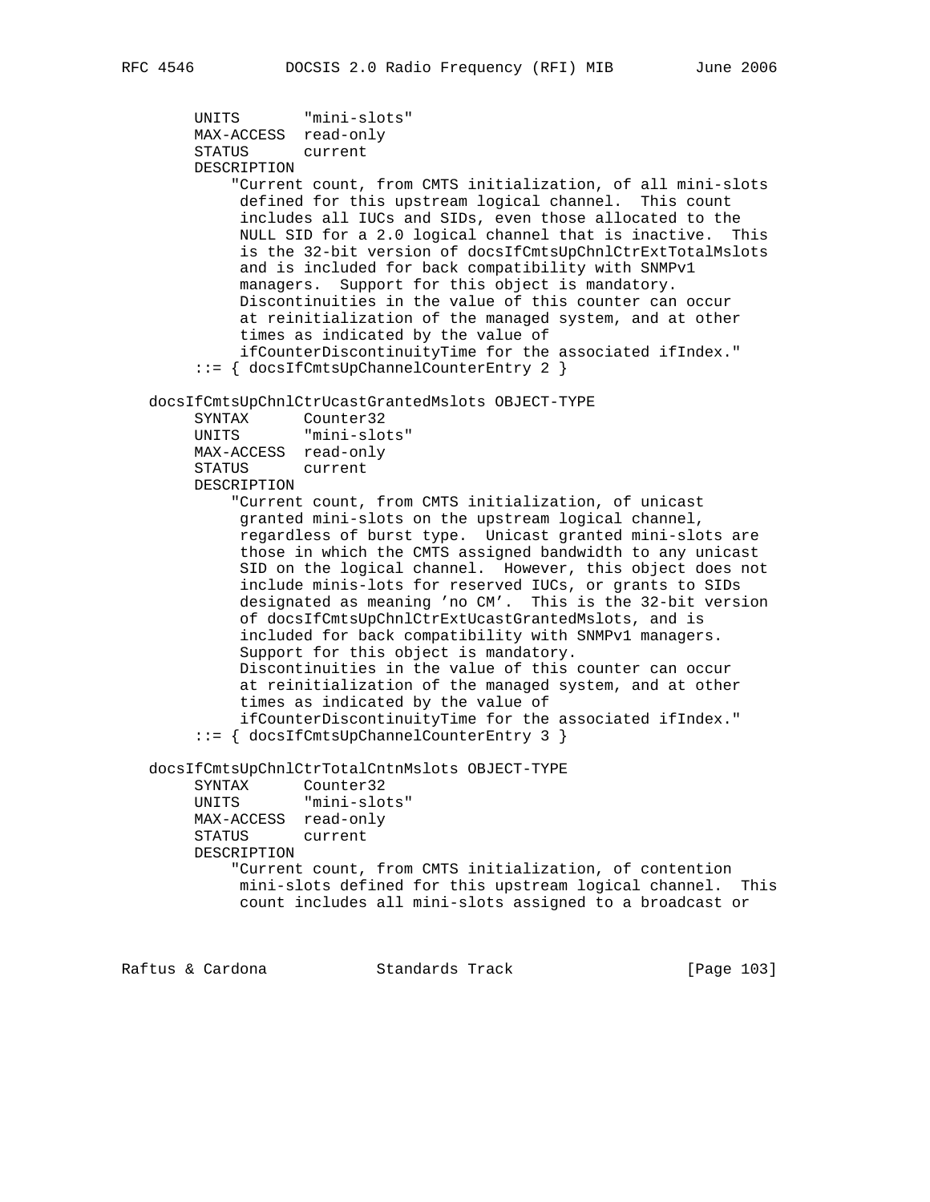```
      UNITS       "mini-slots"
      MAX-ACCESS  read-only
      STATUS      current
      DESCRIPTION
          "Current count, from CMTS initialization, of all mini-slots
           defined for this upstream logical channel.  This count
           includes all IUCs and SIDs, even those allocated to the
           NULL SID for a 2.0 logical channel that is inactive.  This
           is the 32-bit version of docsIfCmtsUpChnlCtrExtTotalMslots
           and is included for back compatibility with SNMPv1
           managers.  Support for this object is mandatory.
           Discontinuities in the value of this counter can occur
           at reinitialization of the managed system, and at other
           times as indicated by the value of
           ifCounterDiscontinuityTime for the associated ifIndex."
      ::= { docsIfCmtsUpChannelCounterEntry 2 }

  docsIfCmtsUpChnlCtrUcastGrantedMslots OBJECT-TYPE
      SYNTAX      Counter32
      UNITS       "mini-slots"
      MAX-ACCESS  read-only
      STATUS      current
      DESCRIPTION
          "Current count, from CMTS initialization, of unicast
           granted mini-slots on the upstream logical channel,
           regardless of burst type.  Unicast granted mini-slots are
           those in which the CMTS assigned bandwidth to any unicast
           SID on the logical channel.  However, this object does not
           include minis-lots for reserved IUCs, or grants to SIDs
           designated as meaning 'no CM'.  This is the 32-bit version
           of docsIfCmtsUpChnlCtrExtUcastGrantedMslots, and is
           included for back compatibility with SNMPv1 managers.
           Support for this object is mandatory.
           Discontinuities in the value of this counter can occur
           at reinitialization of the managed system, and at other
           times as indicated by the value of
           ifCounterDiscontinuityTime for the associated ifIndex."
      ::= { docsIfCmtsUpChannelCounterEntry 3 }

  docsIfCmtsUpChnlCtrTotalCntnMslots OBJECT-TYPE
      SYNTAX      Counter32
      UNITS       "mini-slots"
      MAX-ACCESS  read-only
      STATUS      current
      DESCRIPTION
          "Current count, from CMTS initialization, of contention
           mini-slots defined for this upstream logical channel.  This
           count includes all mini-slots assigned to a broadcast or
```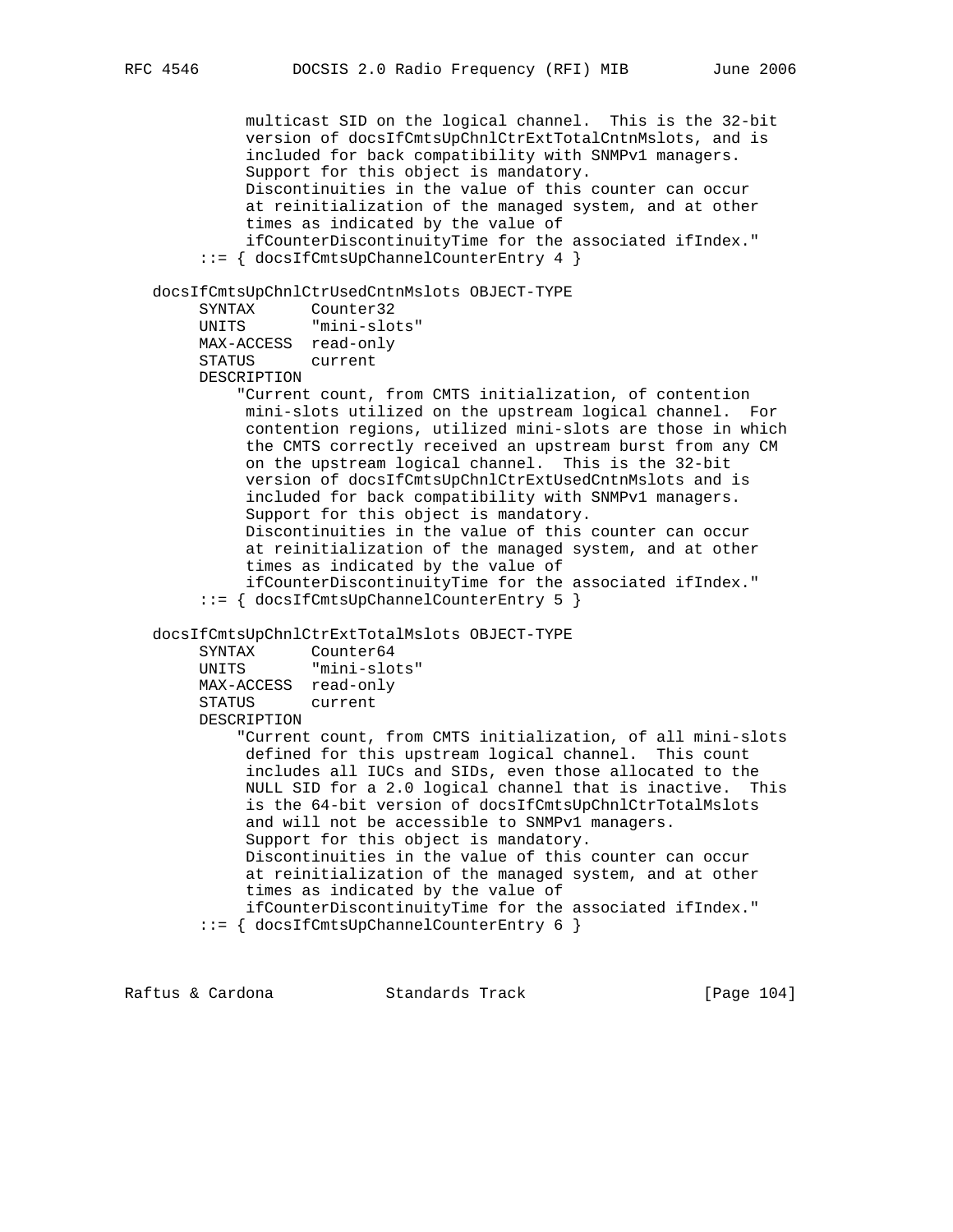```
            multicast SID on the logical channel.  This is the 32-bit
            version of docsIfCmtsUpChnlCtrExtTotalCntnMslots, and is
            included for back compatibility with SNMPv1 managers.
            Support for this object is mandatory.
            Discontinuities in the value of this counter can occur
            at reinitialization of the managed system, and at other
            times as indicated by the value of
            ifCounterDiscontinuityTime for the associated ifIndex."
        ::= { docsIfCmtsUpChannelCounterEntry 4 }

   docsIfCmtsUpChnlCtrUsedCntnMslots OBJECT-TYPE
        SYNTAX      Counter32
        UNITS       "mini-slots"
        MAX-ACCESS  read-only
        STATUS      current
        DESCRIPTION
           "Current count, from CMTS initialization, of contention
            mini-slots utilized on the upstream logical channel.  For
            contention regions, utilized mini-slots are those in which
            the CMTS correctly received an upstream burst from any CM
            on the upstream logical channel.  This is the 32-bit
            version of docsIfCmtsUpChnlCtrExtUsedCntnMslots and is
            included for back compatibility with SNMPv1 managers.
            Support for this object is mandatory.
            Discontinuities in the value of this counter can occur
            at reinitialization of the managed system, and at other
            times as indicated by the value of
            ifCounterDiscontinuityTime for the associated ifIndex."
        ::= { docsIfCmtsUpChannelCounterEntry 5 }

   docsIfCmtsUpChnlCtrExtTotalMslots OBJECT-TYPE
        SYNTAX      Counter64
        UNITS       "mini-slots"
        MAX-ACCESS  read-only
        STATUS      current
        DESCRIPTION
           "Current count, from CMTS initialization, of all mini-slots
            defined for this upstream logical channel.  This count
            includes all IUCs and SIDs, even those allocated to the
            NULL SID for a 2.0 logical channel that is inactive.  This
            is the 64-bit version of docsIfCmtsUpChnlCtrTotalMslots
            and will not be accessible to SNMPv1 managers.
            Support for this object is mandatory.
            Discontinuities in the value of this counter can occur
            at reinitialization of the managed system, and at other
            times as indicated by the value of
            ifCounterDiscontinuityTime for the associated ifIndex."
        ::= { docsIfCmtsUpChannelCounterEntry 6 }
```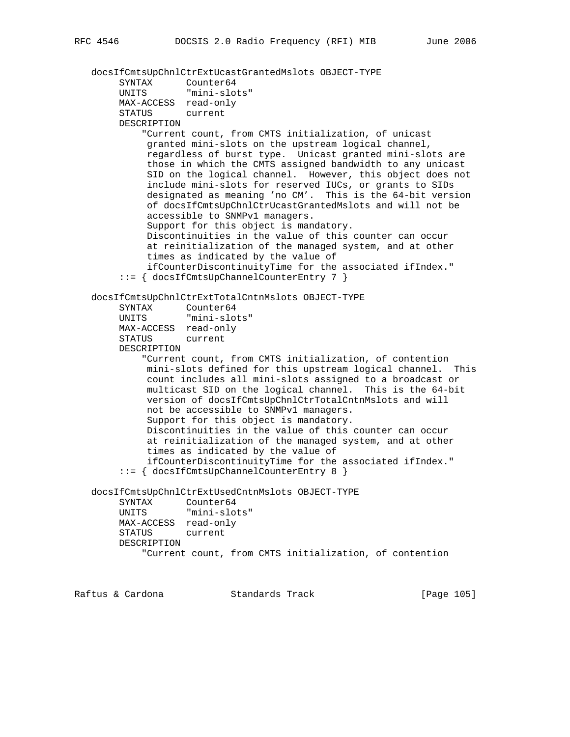```
   docsIfCmtsUpChnlCtrExtUcastGrantedMslots OBJECT-TYPE
        SYNTAX      Counter64
        UNITS       "mini-slots"
        MAX-ACCESS  read-only
        STATUS      current
        DESCRIPTION
            "Current count, from CMTS initialization, of unicast
             granted mini-slots on the upstream logical channel,
             regardless of burst type.  Unicast granted mini-slots are
             those in which the CMTS assigned bandwidth to any unicast
             SID on the logical channel.  However, this object does not
             include mini-slots for reserved IUCs, or grants to SIDs
             designated as meaning 'no CM'.  This is the 64-bit version
             of docsIfCmtsUpChnlCtrUcastGrantedMslots and will not be
             accessible to SNMPv1 managers.
             Support for this object is mandatory.
             Discontinuities in the value of this counter can occur
             at reinitialization of the managed system, and at other
             times as indicated by the value of
             ifCounterDiscontinuityTime for the associated ifIndex."
        ::= { docsIfCmtsUpChannelCounterEntry 7 }

   docsIfCmtsUpChnlCtrExtTotalCntnMslots OBJECT-TYPE
        SYNTAX      Counter64
        UNITS       "mini-slots"
        MAX-ACCESS  read-only
        STATUS      current
        DESCRIPTION
            "Current count, from CMTS initialization, of contention
             mini-slots defined for this upstream logical channel.  This
             count includes all mini-slots assigned to a broadcast or
             multicast SID on the logical channel.  This is the 64-bit
             version of docsIfCmtsUpChnlCtrTotalCntnMslots and will
             not be accessible to SNMPv1 managers.
             Support for this object is mandatory.
             Discontinuities in the value of this counter can occur
             at reinitialization of the managed system, and at other
             times as indicated by the value of
             ifCounterDiscontinuityTime for the associated ifIndex."
        ::= { docsIfCmtsUpChannelCounterEntry 8 }

   docsIfCmtsUpChnlCtrExtUsedCntnMslots OBJECT-TYPE
        SYNTAX      Counter64
        UNITS       "mini-slots"
        MAX-ACCESS  read-only
        STATUS      current
        DESCRIPTION
            "Current count, from CMTS initialization, of contention
```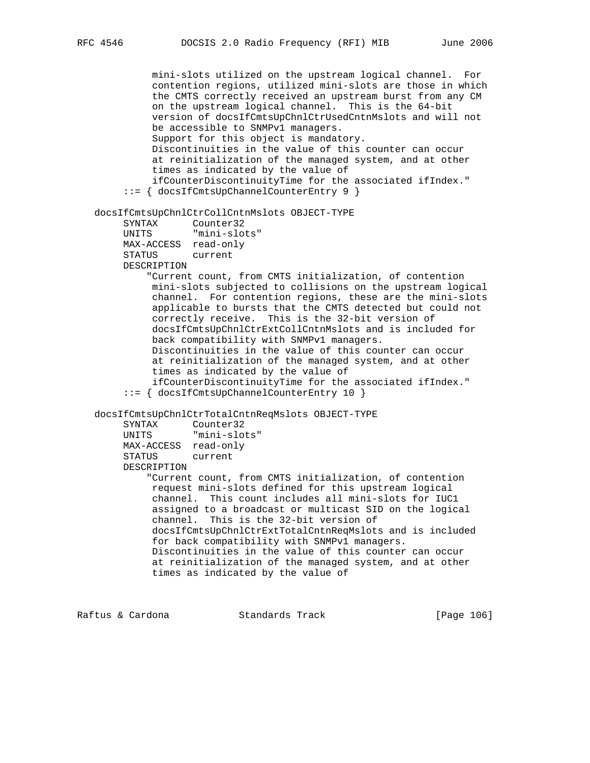```
            mini-slots utilized on the upstream logical channel.  For
            contention regions, utilized mini-slots are those in which
            the CMTS correctly received an upstream burst from any CM
            on the upstream logical channel.  This is the 64-bit
            version of docsIfCmtsUpChnlCtrUsedCntnMslots and will not
            be accessible to SNMPv1 managers.
            Support for this object is mandatory.
            Discontinuities in the value of this counter can occur
            at reinitialization of the managed system, and at other
            times as indicated by the value of
            ifCounterDiscontinuityTime for the associated ifIndex."
        ::= { docsIfCmtsUpChannelCounterEntry 9 }

   docsIfCmtsUpChnlCtrCollCntnMslots OBJECT-TYPE
        SYNTAX      Counter32
        UNITS       "mini-slots"
        MAX-ACCESS  read-only
        STATUS      current
        DESCRIPTION
           "Current count, from CMTS initialization, of contention
            mini-slots subjected to collisions on the upstream logical
            channel.  For contention regions, these are the mini-slots
            applicable to bursts that the CMTS detected but could not
            correctly receive.  This is the 32-bit version of
            docsIfCmtsUpChnlCtrExtCollCntnMslots and is included for
            back compatibility with SNMPv1 managers.
            Discontinuities in the value of this counter can occur
            at reinitialization of the managed system, and at other
            times as indicated by the value of
            ifCounterDiscontinuityTime for the associated ifIndex."
        ::= { docsIfCmtsUpChannelCounterEntry 10 }

   docsIfCmtsUpChnlCtrTotalCntnReqMslots OBJECT-TYPE
        SYNTAX      Counter32
        UNITS       "mini-slots"
        MAX-ACCESS  read-only
        STATUS      current
        DESCRIPTION
           "Current count, from CMTS initialization, of contention
            request mini-slots defined for this upstream logical
            channel.  This count includes all mini-slots for IUC1
            assigned to a broadcast or multicast SID on the logical
            channel.  This is the 32-bit version of
            docsIfCmtsUpChnlCtrExtTotalCntnReqMslots and is included
            for back compatibility with SNMPv1 managers.
            Discontinuities in the value of this counter can occur
            at reinitialization of the managed system, and at other
            times as indicated by the value of
```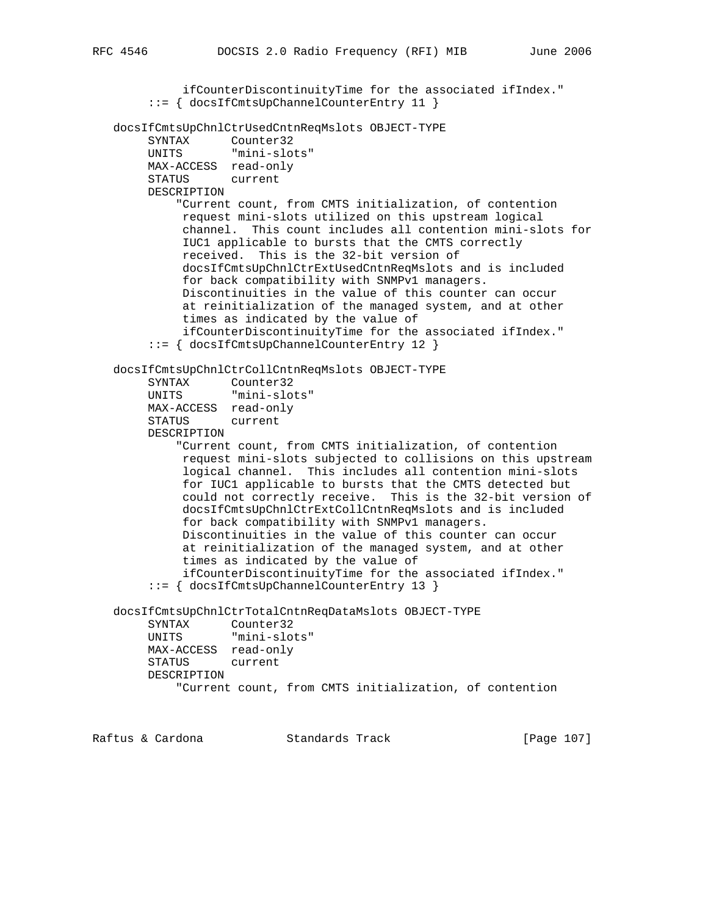```
            ifCounterDiscontinuityTime for the associated ifIndex."
        ::= { docsIfCmtsUpChannelCounterEntry 11 }

   docsIfCmtsUpChnlCtrUsedCntnReqMslots OBJECT-TYPE
        SYNTAX      Counter32
        UNITS       "mini-slots"
        MAX-ACCESS  read-only
        STATUS      current
        DESCRIPTION
            "Current count, from CMTS initialization, of contention
             request mini-slots utilized on this upstream logical
             channel.  This count includes all contention mini-slots for
             IUC1 applicable to bursts that the CMTS correctly
             received.  This is the 32-bit version of
             docsIfCmtsUpChnlCtrExtUsedCntnReqMslots and is included
             for back compatibility with SNMPv1 managers.
             Discontinuities in the value of this counter can occur
             at reinitialization of the managed system, and at other
             times as indicated by the value of
             ifCounterDiscontinuityTime for the associated ifIndex."
        ::= { docsIfCmtsUpChannelCounterEntry 12 }

   docsIfCmtsUpChnlCtrCollCntnReqMslots OBJECT-TYPE
        SYNTAX      Counter32
        UNITS       "mini-slots"
        MAX-ACCESS  read-only
        STATUS      current
        DESCRIPTION
            "Current count, from CMTS initialization, of contention
             request mini-slots subjected to collisions on this upstream
             logical channel.  This includes all contention mini-slots
             for IUC1 applicable to bursts that the CMTS detected but
             could not correctly receive.  This is the 32-bit version of
             docsIfCmtsUpChnlCtrExtCollCntnReqMslots and is included
             for back compatibility with SNMPv1 managers.
             Discontinuities in the value of this counter can occur
             at reinitialization of the managed system, and at other
             times as indicated by the value of
             ifCounterDiscontinuityTime for the associated ifIndex."
        ::= { docsIfCmtsUpChannelCounterEntry 13 }

   docsIfCmtsUpChnlCtrTotalCntnReqDataMslots OBJECT-TYPE
        SYNTAX      Counter32
        UNITS       "mini-slots"
        MAX-ACCESS  read-only
        STATUS      current
        DESCRIPTION
            "Current count, from CMTS initialization, of contention
```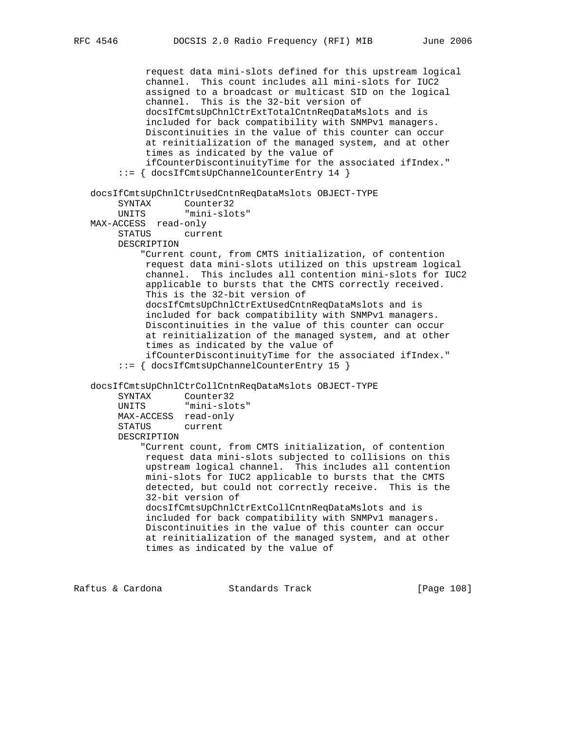```
            request data mini-slots defined for this upstream logical
            channel.  This count includes all mini-slots for IUC2
            assigned to a broadcast or multicast SID on the logical
            channel.  This is the 32-bit version of
            docsIfCmtsUpChnlCtrExtTotalCntnReqDataMslots and is
            included for back compatibility with SNMPv1 managers.
            Discontinuities in the value of this counter can occur
            at reinitialization of the managed system, and at other
            times as indicated by the value of
            ifCounterDiscontinuityTime for the associated ifIndex."
       ::= { docsIfCmtsUpChannelCounterEntry 14 }

   docsIfCmtsUpChnlCtrUsedCntnReqDataMslots OBJECT-TYPE
        SYNTAX      Counter32
        UNITS       "mini-slots"
   MAX-ACCESS  read-only
        STATUS      current
        DESCRIPTION
            "Current count, from CMTS initialization, of contention
            request data mini-slots utilized on this upstream logical
            channel.  This includes all contention mini-slots for IUC2
            applicable to bursts that the CMTS correctly received.
            This is the 32-bit version of
            docsIfCmtsUpChnlCtrExtUsedCntnReqDataMslots and is
            included for back compatibility with SNMPv1 managers.
            Discontinuities in the value of this counter can occur
            at reinitialization of the managed system, and at other
            times as indicated by the value of
            ifCounterDiscontinuityTime for the associated ifIndex."
       ::= { docsIfCmtsUpChannelCounterEntry 15 }

   docsIfCmtsUpChnlCtrCollCntnReqDataMslots OBJECT-TYPE
        SYNTAX      Counter32
        UNITS       "mini-slots"
        MAX-ACCESS  read-only
        STATUS      current
        DESCRIPTION
            "Current count, from CMTS initialization, of contention
            request data mini-slots subjected to collisions on this
            upstream logical channel.  This includes all contention
            mini-slots for IUC2 applicable to bursts that the CMTS
            detected, but could not correctly receive.  This is the
            32-bit version of
            docsIfCmtsUpChnlCtrExtCollCntnReqDataMslots and is
            included for back compatibility with SNMPv1 managers.
            Discontinuities in the value of this counter can occur
            at reinitialization of the managed system, and at other
            times as indicated by the value of
```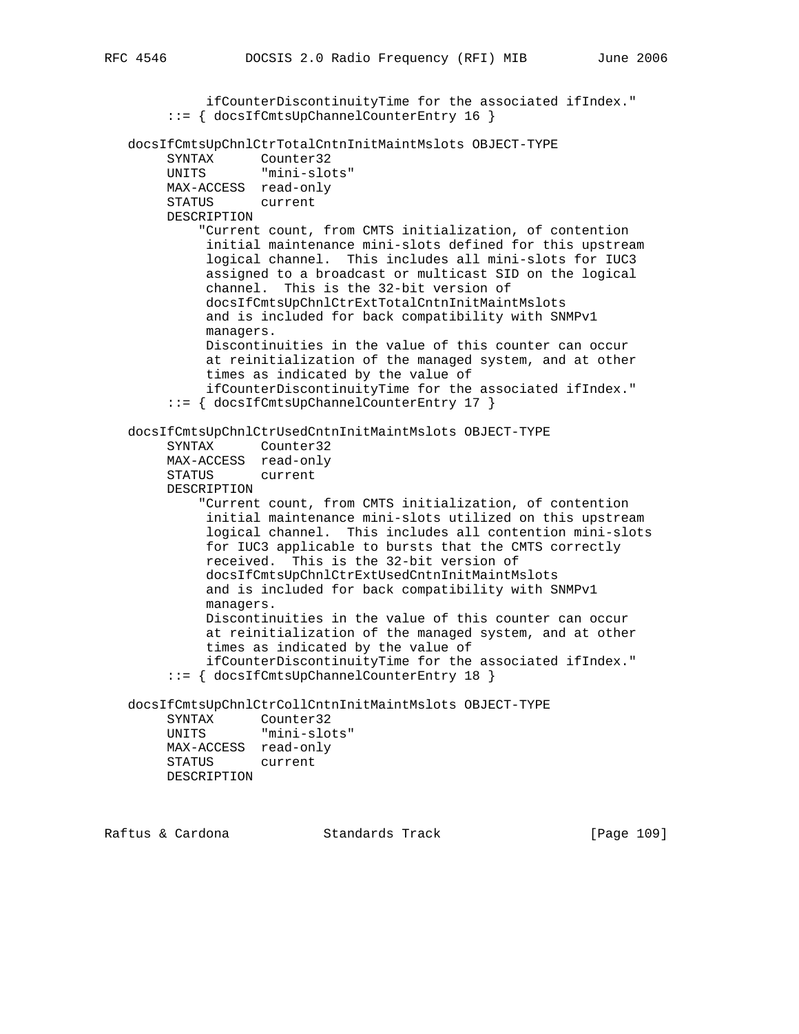```
            ifCounterDiscontinuityTime for the associated ifIndex."
        ::= { docsIfCmtsUpChannelCounterEntry 16 }

   docsIfCmtsUpChnlCtrTotalCntnInitMaintMslots OBJECT-TYPE
        SYNTAX      Counter32
        UNITS       "mini-slots"
        MAX-ACCESS  read-only
        STATUS      current
        DESCRIPTION
            "Current count, from CMTS initialization, of contention
             initial maintenance mini-slots defined for this upstream
             logical channel.  This includes all mini-slots for IUC3
             assigned to a broadcast or multicast SID on the logical
             channel.  This is the 32-bit version of
             docsIfCmtsUpChnlCtrExtTotalCntnInitMaintMslots
             and is included for back compatibility with SNMPv1
             managers.
             Discontinuities in the value of this counter can occur
             at reinitialization of the managed system, and at other
             times as indicated by the value of
             ifCounterDiscontinuityTime for the associated ifIndex."
        ::= { docsIfCmtsUpChannelCounterEntry 17 }

   docsIfCmtsUpChnlCtrUsedCntnInitMaintMslots OBJECT-TYPE
        SYNTAX      Counter32
        MAX-ACCESS  read-only
        STATUS      current
        DESCRIPTION
            "Current count, from CMTS initialization, of contention
             initial maintenance mini-slots utilized on this upstream
             logical channel.  This includes all contention mini-slots
             for IUC3 applicable to bursts that the CMTS correctly
             received.  This is the 32-bit version of
             docsIfCmtsUpChnlCtrExtUsedCntnInitMaintMslots
             and is included for back compatibility with SNMPv1
             managers.
             Discontinuities in the value of this counter can occur
             at reinitialization of the managed system, and at other
             times as indicated by the value of
             ifCounterDiscontinuityTime for the associated ifIndex."
        ::= { docsIfCmtsUpChannelCounterEntry 18 }

   docsIfCmtsUpChnlCtrCollCntnInitMaintMslots OBJECT-TYPE
        SYNTAX      Counter32
        UNITS       "mini-slots"
        MAX-ACCESS  read-only
        STATUS      current
        DESCRIPTION
```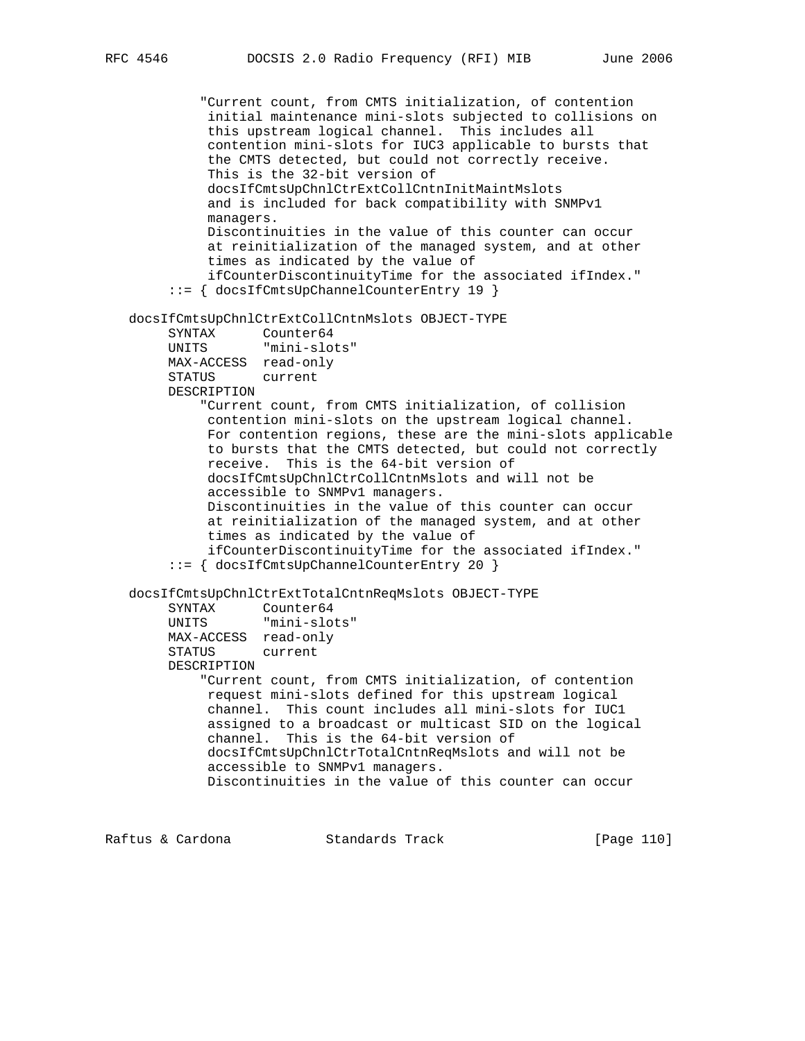```
           "Current count, from CMTS initialization, of contention
            initial maintenance mini-slots subjected to collisions on
            this upstream logical channel.  This includes all
            contention mini-slots for IUC3 applicable to bursts that
            the CMTS detected, but could not correctly receive.
            This is the 32-bit version of
            docsIfCmtsUpChnlCtrExtCollCntnInitMaintMslots
            and is included for back compatibility with SNMPv1
            managers.
            Discontinuities in the value of this counter can occur
            at reinitialization of the managed system, and at other
            times as indicated by the value of
            ifCounterDiscontinuityTime for the associated ifIndex."
       ::= { docsIfCmtsUpChannelCounterEntry 19 }

   docsIfCmtsUpChnlCtrExtCollCntnMslots OBJECT-TYPE
       SYNTAX      Counter64
       UNITS       "mini-slots"
       MAX-ACCESS  read-only
       STATUS      current
       DESCRIPTION
           "Current count, from CMTS initialization, of collision
            contention mini-slots on the upstream logical channel.
            For contention regions, these are the mini-slots applicable
            to bursts that the CMTS detected, but could not correctly
            receive.  This is the 64-bit version of
            docsIfCmtsUpChnlCtrCollCntnMslots and will not be
            accessible to SNMPv1 managers.
            Discontinuities in the value of this counter can occur
            at reinitialization of the managed system, and at other
            times as indicated by the value of
            ifCounterDiscontinuityTime for the associated ifIndex."
       ::= { docsIfCmtsUpChannelCounterEntry 20 }

   docsIfCmtsUpChnlCtrExtTotalCntnReqMslots OBJECT-TYPE
       SYNTAX      Counter64
       UNITS       "mini-slots"
       MAX-ACCESS  read-only
       STATUS      current
       DESCRIPTION
           "Current count, from CMTS initialization, of contention
            request mini-slots defined for this upstream logical
            channel.  This count includes all mini-slots for IUC1
            assigned to a broadcast or multicast SID on the logical
            channel.  This is the 64-bit version of
            docsIfCmtsUpChnlCtrTotalCntnReqMslots and will not be
            accessible to SNMPv1 managers.
            Discontinuities in the value of this counter can occur
```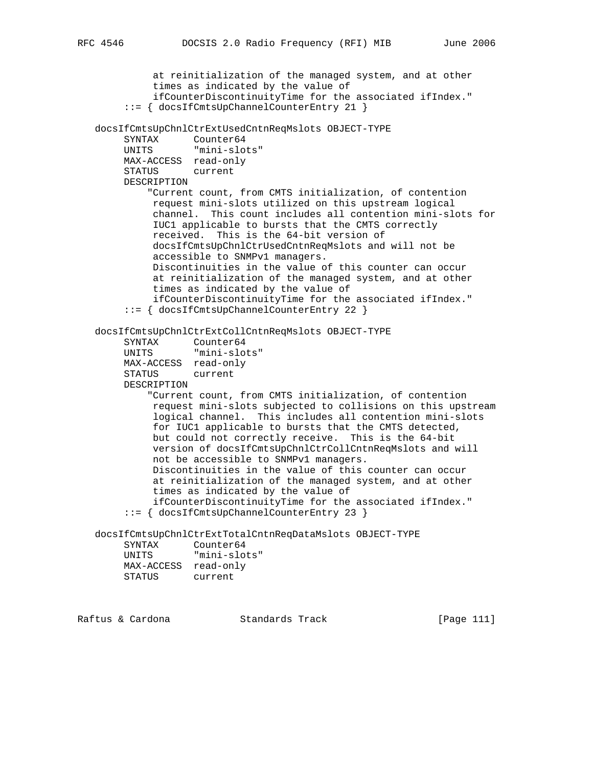```
             at reinitialization of the managed system, and at other
             times as indicated by the value of
             ifCounterDiscontinuityTime for the associated ifIndex."
        ::= { docsIfCmtsUpChannelCounterEntry 21 }

   docsIfCmtsUpChnlCtrExtUsedCntnReqMslots OBJECT-TYPE
        SYNTAX      Counter64
        UNITS       "mini-slots"
        MAX-ACCESS  read-only
        STATUS      current
        DESCRIPTION
            "Current count, from CMTS initialization, of contention
             request mini-slots utilized on this upstream logical
             channel.  This count includes all contention mini-slots for
             IUC1 applicable to bursts that the CMTS correctly
             received.  This is the 64-bit version of
             docsIfCmtsUpChnlCtrUsedCntnReqMslots and will not be
             accessible to SNMPv1 managers.
             Discontinuities in the value of this counter can occur
             at reinitialization of the managed system, and at other
             times as indicated by the value of
             ifCounterDiscontinuityTime for the associated ifIndex."
        ::= { docsIfCmtsUpChannelCounterEntry 22 }

   docsIfCmtsUpChnlCtrExtCollCntnReqMslots OBJECT-TYPE
        SYNTAX      Counter64
        UNITS       "mini-slots"
        MAX-ACCESS  read-only
        STATUS      current
        DESCRIPTION
            "Current count, from CMTS initialization, of contention
             request mini-slots subjected to collisions on this upstream
             logical channel.  This includes all contention mini-slots
             for IUC1 applicable to bursts that the CMTS detected,
             but could not correctly receive.  This is the 64-bit
             version of docsIfCmtsUpChnlCtrCollCntnReqMslots and will
             not be accessible to SNMPv1 managers.
             Discontinuities in the value of this counter can occur
             at reinitialization of the managed system, and at other
             times as indicated by the value of
             ifCounterDiscontinuityTime for the associated ifIndex."
        ::= { docsIfCmtsUpChannelCounterEntry 23 }

   docsIfCmtsUpChnlCtrExtTotalCntnReqDataMslots OBJECT-TYPE
        SYNTAX      Counter64
        UNITS       "mini-slots"
        MAX-ACCESS  read-only
        STATUS      current
```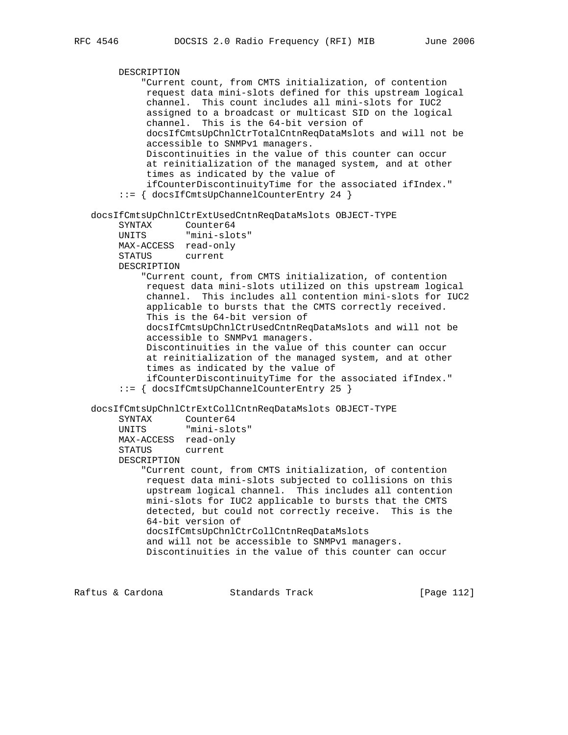```
      DESCRIPTION
          "Current count, from CMTS initialization, of contention
           request data mini-slots defined for this upstream logical
           channel.  This count includes all mini-slots for IUC2
           assigned to a broadcast or multicast SID on the logical
           channel.  This is the 64-bit version of
           docsIfCmtsUpChnlCtrTotalCntnReqDataMslots and will not be
           accessible to SNMPv1 managers.
           Discontinuities in the value of this counter can occur
           at reinitialization of the managed system, and at other
           times as indicated by the value of
           ifCounterDiscontinuityTime for the associated ifIndex."
      ::= { docsIfCmtsUpChannelCounterEntry 24 }

  docsIfCmtsUpChnlCtrExtUsedCntnReqDataMslots OBJECT-TYPE
      SYNTAX      Counter64
      UNITS       "mini-slots"
      MAX-ACCESS  read-only
      STATUS      current
      DESCRIPTION
          "Current count, from CMTS initialization, of contention
           request data mini-slots utilized on this upstream logical
           channel.  This includes all contention mini-slots for IUC2
           applicable to bursts that the CMTS correctly received.
           This is the 64-bit version of
           docsIfCmtsUpChnlCtrUsedCntnReqDataMslots and will not be
           accessible to SNMPv1 managers.
           Discontinuities in the value of this counter can occur
           at reinitialization of the managed system, and at other
           times as indicated by the value of
           ifCounterDiscontinuityTime for the associated ifIndex."
      ::= { docsIfCmtsUpChannelCounterEntry 25 }

  docsIfCmtsUpChnlCtrExtCollCntnReqDataMslots OBJECT-TYPE
      SYNTAX      Counter64
      UNITS       "mini-slots"
      MAX-ACCESS  read-only
      STATUS      current
      DESCRIPTION
          "Current count, from CMTS initialization, of contention
           request data mini-slots subjected to collisions on this
           upstream logical channel.  This includes all contention
           mini-slots for IUC2 applicable to bursts that the CMTS
           detected, but could not correctly receive.  This is the
           64-bit version of
           docsIfCmtsUpChnlCtrCollCntnReqDataMslots
           and will not be accessible to SNMPv1 managers.
           Discontinuities in the value of this counter can occur
```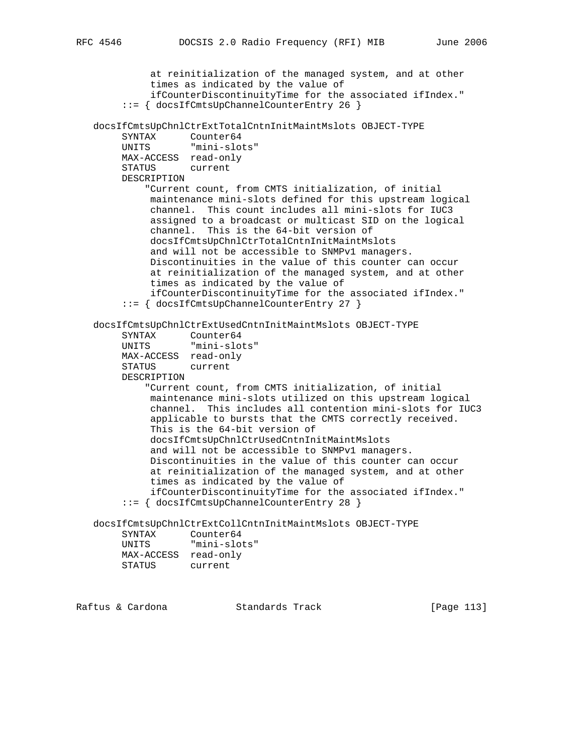```
            at reinitialization of the managed system, and at other
            times as indicated by the value of
            ifCounterDiscontinuityTime for the associated ifIndex."
       ::= { docsIfCmtsUpChannelCounterEntry 26 }

  docsIfCmtsUpChnlCtrExtTotalCntnInitMaintMslots OBJECT-TYPE
       SYNTAX      Counter64
       UNITS       "mini-slots"
       MAX-ACCESS  read-only
       STATUS      current
       DESCRIPTION
           "Current count, from CMTS initialization, of initial
            maintenance mini-slots defined for this upstream logical
            channel.  This count includes all mini-slots for IUC3
            assigned to a broadcast or multicast SID on the logical
            channel.  This is the 64-bit version of
            docsIfCmtsUpChnlCtrTotalCntnInitMaintMslots
            and will not be accessible to SNMPv1 managers.
            Discontinuities in the value of this counter can occur
            at reinitialization of the managed system, and at other
            times as indicated by the value of
            ifCounterDiscontinuityTime for the associated ifIndex."
       ::= { docsIfCmtsUpChannelCounterEntry 27 }

  docsIfCmtsUpChnlCtrExtUsedCntnInitMaintMslots OBJECT-TYPE
       SYNTAX      Counter64
       UNITS       "mini-slots"
       MAX-ACCESS  read-only
       STATUS      current
       DESCRIPTION
           "Current count, from CMTS initialization, of initial
            maintenance mini-slots utilized on this upstream logical
            channel.  This includes all contention mini-slots for IUC3
            applicable to bursts that the CMTS correctly received.
            This is the 64-bit version of
            docsIfCmtsUpChnlCtrUsedCntnInitMaintMslots
            and will not be accessible to SNMPv1 managers.
            Discontinuities in the value of this counter can occur
            at reinitialization of the managed system, and at other
            times as indicated by the value of
            ifCounterDiscontinuityTime for the associated ifIndex."
       ::= { docsIfCmtsUpChannelCounterEntry 28 }

  docsIfCmtsUpChnlCtrExtCollCntnInitMaintMslots OBJECT-TYPE
       SYNTAX      Counter64
       UNITS       "mini-slots"
       MAX-ACCESS  read-only
       STATUS      current
```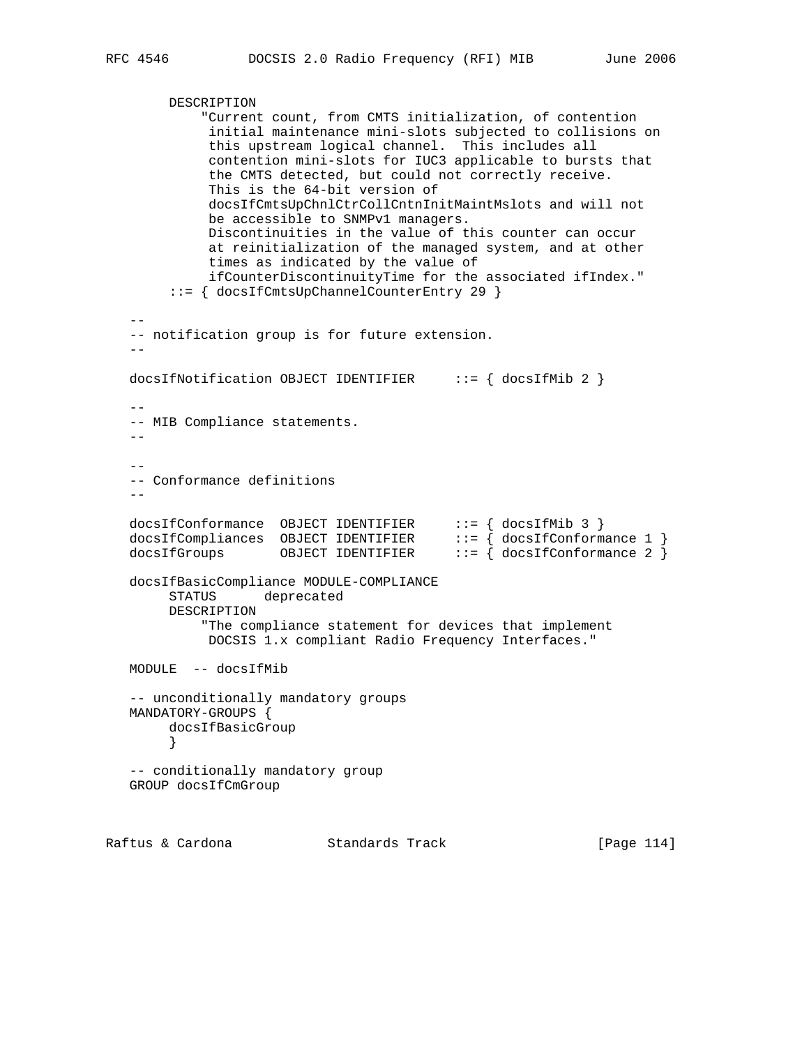```
        DESCRIPTION
            "Current count, from CMTS initialization, of contention
             initial maintenance mini-slots subjected to collisions on
             this upstream logical channel.  This includes all
             contention mini-slots for IUC3 applicable to bursts that
             the CMTS detected, but could not correctly receive.
             This is the 64-bit version of
             docsIfCmtsUpChnlCtrCollCntnInitMaintMslots and will not
             be accessible to SNMPv1 managers.
             Discontinuities in the value of this counter can occur
             at reinitialization of the managed system, and at other
             times as indicated by the value of
             ifCounterDiscontinuityTime for the associated ifIndex."
        ::= { docsIfCmtsUpChannelCounterEntry 29 }

   --
   -- notification group is for future extension.
   --

   docsIfNotification OBJECT IDENTIFIER     ::= { docsIfMib 2 }

   --
   -- MIB Compliance statements.
   --

   --
   -- Conformance definitions
   --

   docsIfConformance  OBJECT IDENTIFIER     ::= { docsIfMib 3 }
   docsIfCompliances  OBJECT IDENTIFIER     ::= { docsIfConformance 1 }
   docsIfGroups       OBJECT IDENTIFIER     ::= { docsIfConformance 2 }

   docsIfBasicCompliance MODULE-COMPLIANCE
        STATUS      deprecated
        DESCRIPTION
            "The compliance statement for devices that implement
             DOCSIS 1.x compliant Radio Frequency Interfaces."

   MODULE  -- docsIfMib

   -- unconditionally mandatory groups
   MANDATORY-GROUPS {
        docsIfBasicGroup
        }

   -- conditionally mandatory group
   GROUP docsIfCmGroup
```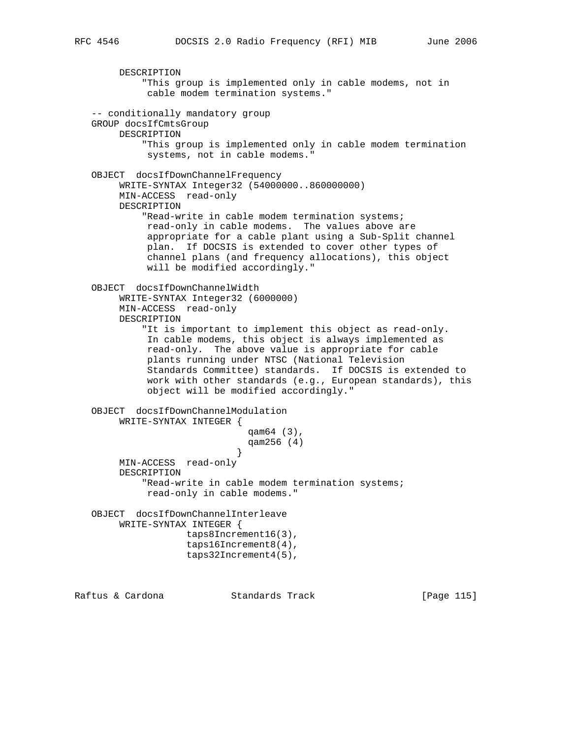```
        DESCRIPTION
            "This group is implemented only in cable modems, not in
             cable modem termination systems."

   -- conditionally mandatory group
   GROUP docsIfCmtsGroup
        DESCRIPTION
            "This group is implemented only in cable modem termination
             systems, not in cable modems."

   OBJECT  docsIfDownChannelFrequency
        WRITE-SYNTAX Integer32 (54000000..860000000)
        MIN-ACCESS  read-only
        DESCRIPTION
            "Read-write in cable modem termination systems;
             read-only in cable modems.  The values above are
             appropriate for a cable plant using a Sub-Split channel
             plan.  If DOCSIS is extended to cover other types of
             channel plans (and frequency allocations), this object
             will be modified accordingly."

   OBJECT  docsIfDownChannelWidth
        WRITE-SYNTAX Integer32 (6000000)
        MIN-ACCESS  read-only
        DESCRIPTION
            "It is important to implement this object as read-only.
             In cable modems, this object is always implemented as
             read-only.  The above value is appropriate for cable
             plants running under NTSC (National Television
             Standards Committee) standards.  If DOCSIS is extended to
             work with other standards (e.g., European standards), this
             object will be modified accordingly."

   OBJECT  docsIfDownChannelModulation
        WRITE-SYNTAX INTEGER {
                             qam64 (3),
                             qam256 (4)
                           }
        MIN-ACCESS  read-only
        DESCRIPTION
            "Read-write in cable modem termination systems;
             read-only in cable modems."

   OBJECT  docsIfDownChannelInterleave
        WRITE-SYNTAX INTEGER {
                    taps8Increment16(3),
                    taps16Increment8(4),
                    taps32Increment4(5),
```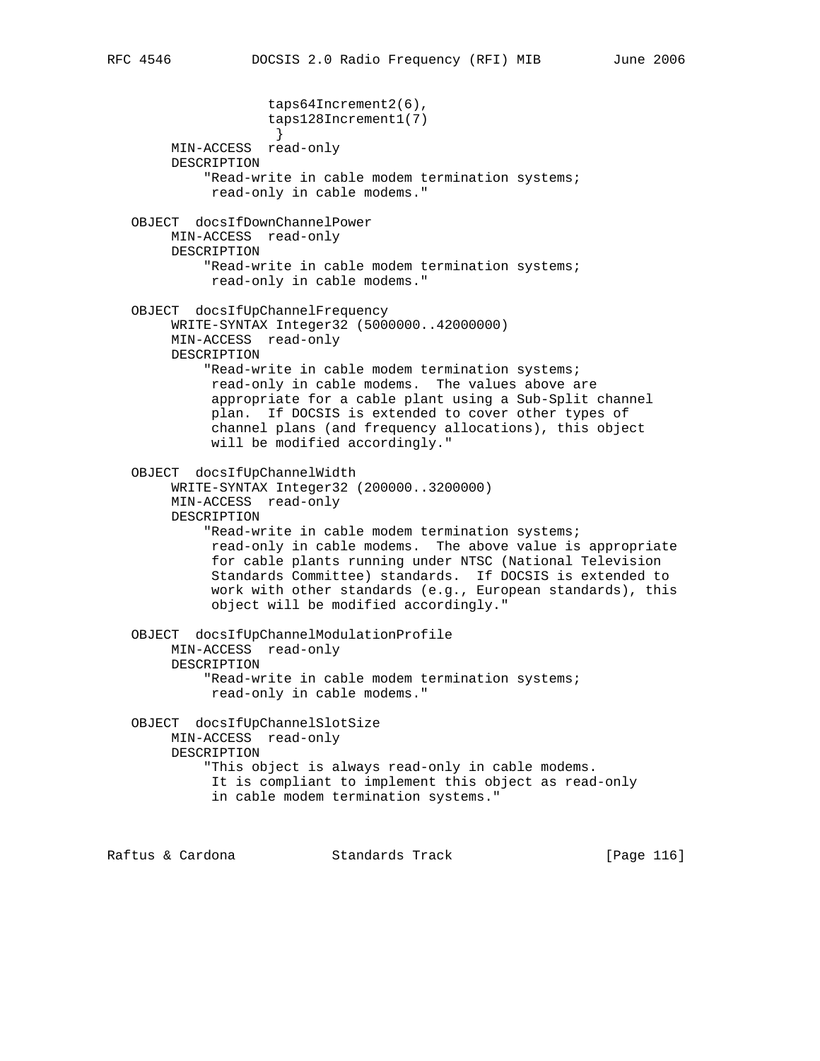```
                   taps64Increment2(6),
                   taps128Increment1(7)
                    }
        MIN-ACCESS  read-only
        DESCRIPTION
            "Read-write in cable modem termination systems;
             read-only in cable modems."

   OBJECT  docsIfDownChannelPower
        MIN-ACCESS  read-only
        DESCRIPTION
            "Read-write in cable modem termination systems;
             read-only in cable modems."

   OBJECT  docsIfUpChannelFrequency
        WRITE-SYNTAX Integer32 (5000000..42000000)
        MIN-ACCESS  read-only
        DESCRIPTION
            "Read-write in cable modem termination systems;
             read-only in cable modems.  The values above are
             appropriate for a cable plant using a Sub-Split channel
             plan.  If DOCSIS is extended to cover other types of
             channel plans (and frequency allocations), this object
             will be modified accordingly."

   OBJECT  docsIfUpChannelWidth
        WRITE-SYNTAX Integer32 (200000..3200000)
        MIN-ACCESS  read-only
        DESCRIPTION
            "Read-write in cable modem termination systems;
             read-only in cable modems.  The above value is appropriate
             for cable plants running under NTSC (National Television
             Standards Committee) standards.  If DOCSIS is extended to
             work with other standards (e.g., European standards), this
             object will be modified accordingly."

   OBJECT  docsIfUpChannelModulationProfile
        MIN-ACCESS  read-only
        DESCRIPTION
            "Read-write in cable modem termination systems;
             read-only in cable modems."

   OBJECT  docsIfUpChannelSlotSize
        MIN-ACCESS  read-only
        DESCRIPTION
            "This object is always read-only in cable modems.
             It is compliant to implement this object as read-only
             in cable modem termination systems."
```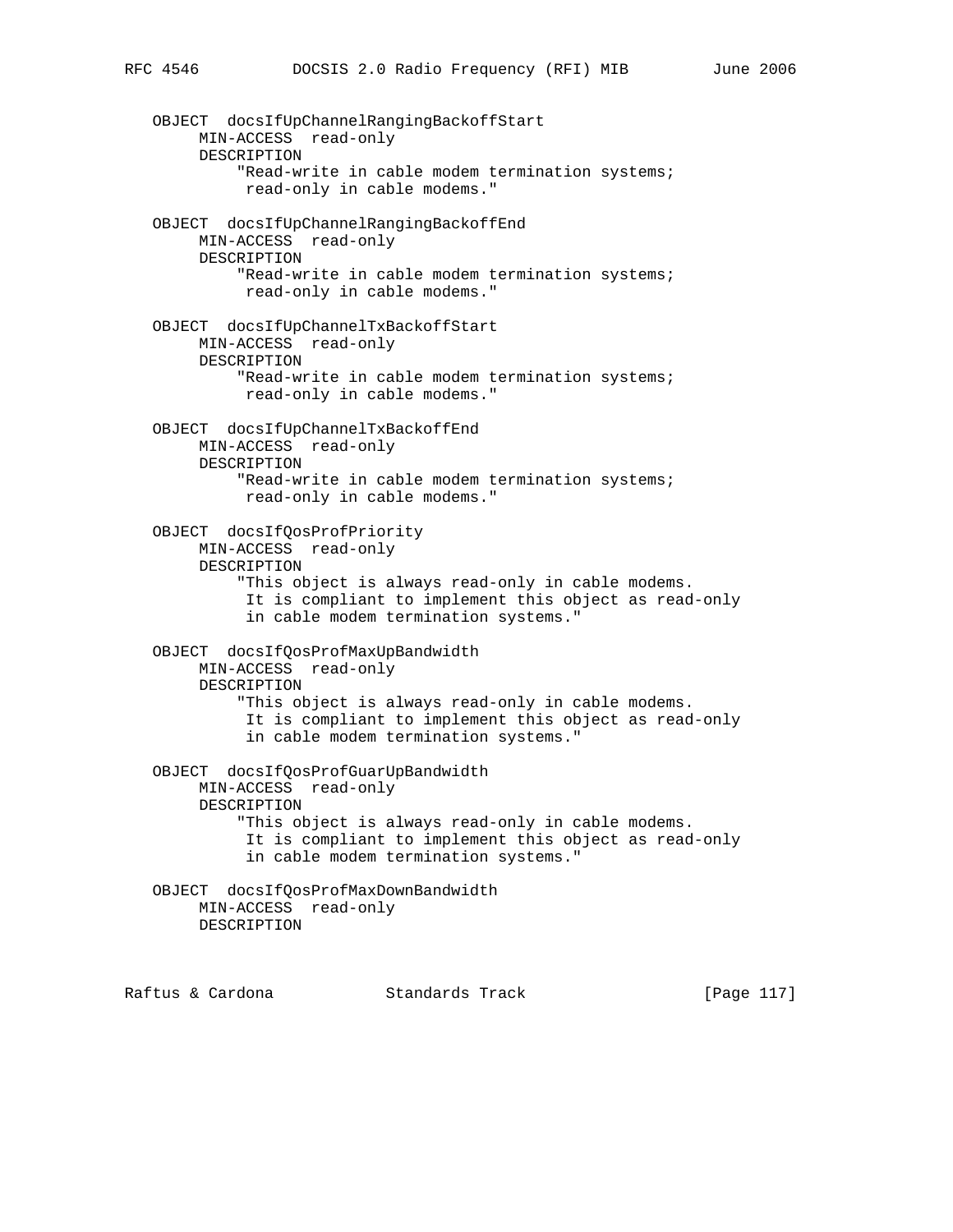```
   OBJECT  docsIfUpChannelRangingBackoffStart
        MIN-ACCESS  read-only
        DESCRIPTION
            "Read-write in cable modem termination systems;
             read-only in cable modems."

   OBJECT  docsIfUpChannelRangingBackoffEnd
        MIN-ACCESS  read-only
        DESCRIPTION
            "Read-write in cable modem termination systems;
             read-only in cable modems."

   OBJECT  docsIfUpChannelTxBackoffStart
        MIN-ACCESS  read-only
        DESCRIPTION
            "Read-write in cable modem termination systems;
             read-only in cable modems."

   OBJECT  docsIfUpChannelTxBackoffEnd
        MIN-ACCESS  read-only
        DESCRIPTION
            "Read-write in cable modem termination systems;
             read-only in cable modems."

   OBJECT  docsIfQosProfPriority
        MIN-ACCESS  read-only
        DESCRIPTION
            "This object is always read-only in cable modems.
             It is compliant to implement this object as read-only
             in cable modem termination systems."

   OBJECT  docsIfQosProfMaxUpBandwidth
        MIN-ACCESS  read-only
        DESCRIPTION
            "This object is always read-only in cable modems.
             It is compliant to implement this object as read-only
             in cable modem termination systems."

   OBJECT  docsIfQosProfGuarUpBandwidth
        MIN-ACCESS  read-only
        DESCRIPTION
            "This object is always read-only in cable modems.
             It is compliant to implement this object as read-only
             in cable modem termination systems."

   OBJECT  docsIfQosProfMaxDownBandwidth
        MIN-ACCESS  read-only
        DESCRIPTION
```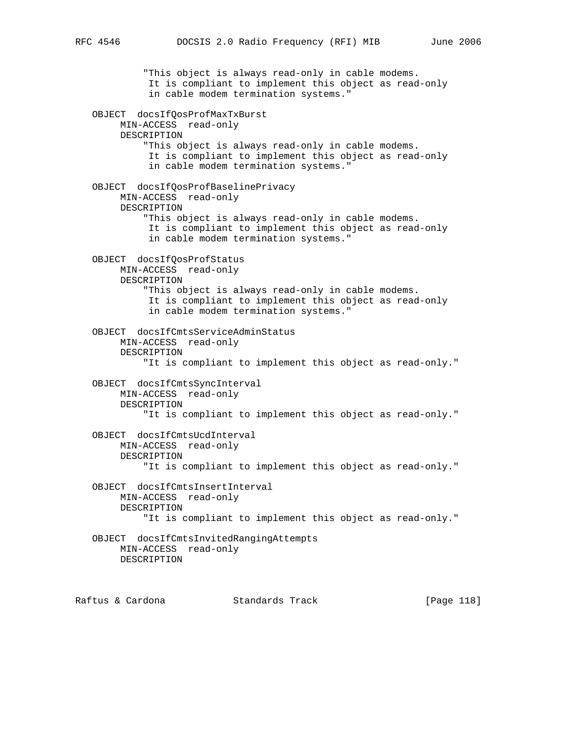```
            "This object is always read-only in cable modems.
             It is compliant to implement this object as read-only
             in cable modem termination systems."

   OBJECT  docsIfQosProfMaxTxBurst
        MIN-ACCESS  read-only
        DESCRIPTION
            "This object is always read-only in cable modems.
             It is compliant to implement this object as read-only
             in cable modem termination systems."

   OBJECT  docsIfQosProfBaselinePrivacy
        MIN-ACCESS  read-only
        DESCRIPTION
            "This object is always read-only in cable modems.
             It is compliant to implement this object as read-only
             in cable modem termination systems."

   OBJECT  docsIfQosProfStatus
        MIN-ACCESS  read-only
        DESCRIPTION
            "This object is always read-only in cable modems.
             It is compliant to implement this object as read-only
             in cable modem termination systems."

   OBJECT  docsIfCmtsServiceAdminStatus
        MIN-ACCESS  read-only
        DESCRIPTION
            "It is compliant to implement this object as read-only."

   OBJECT  docsIfCmtsSyncInterval
        MIN-ACCESS  read-only
        DESCRIPTION
            "It is compliant to implement this object as read-only."

   OBJECT  docsIfCmtsUcdInterval
        MIN-ACCESS  read-only
        DESCRIPTION
            "It is compliant to implement this object as read-only."

   OBJECT  docsIfCmtsInsertInterval
        MIN-ACCESS  read-only
        DESCRIPTION
            "It is compliant to implement this object as read-only."

   OBJECT  docsIfCmtsInvitedRangingAttempts
        MIN-ACCESS  read-only
        DESCRIPTION
```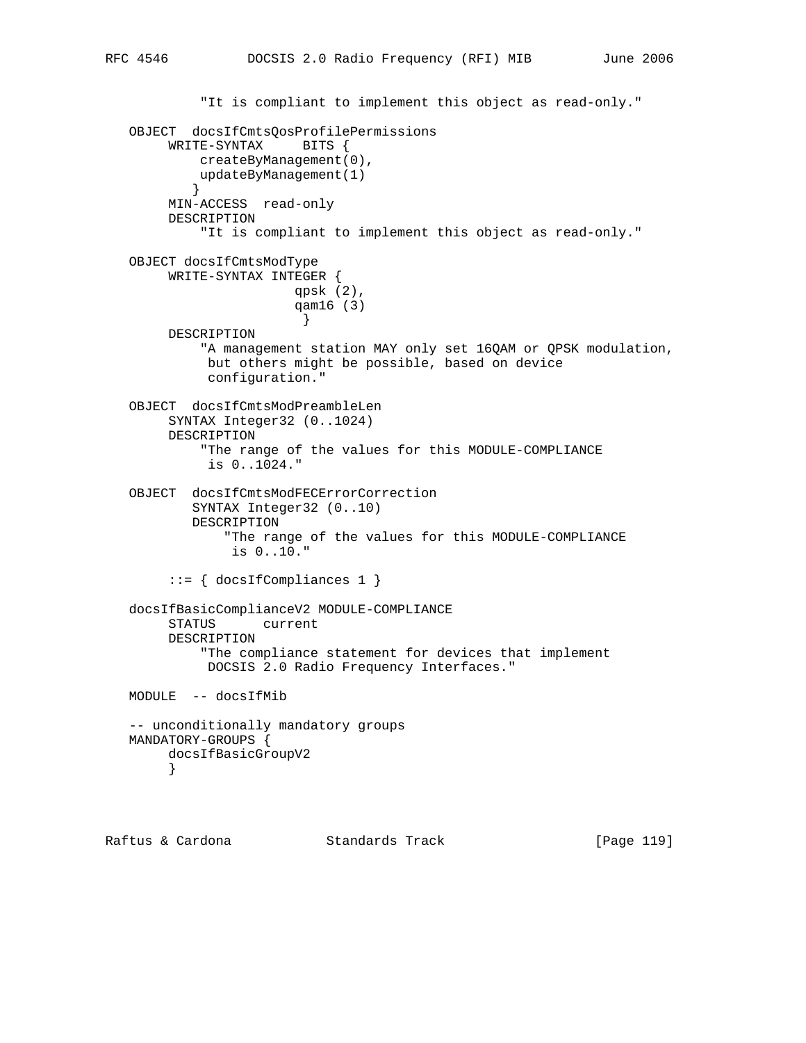```
            "It is compliant to implement this object as read-only."

   OBJECT  docsIfCmtsQosProfilePermissions
        WRITE-SYNTAX     BITS {
            createByManagement(0),
            updateByManagement(1)
           }
        MIN-ACCESS  read-only
        DESCRIPTION
            "It is compliant to implement this object as read-only."

   OBJECT docsIfCmtsModType
        WRITE-SYNTAX INTEGER {
                        qpsk (2),
                        qam16 (3)
                         }
        DESCRIPTION
            "A management station MAY only set 16QAM or QPSK modulation,
             but others might be possible, based on device
             configuration."

   OBJECT  docsIfCmtsModPreambleLen
        SYNTAX Integer32 (0..1024)
        DESCRIPTION
            "The range of the values for this MODULE-COMPLIANCE
             is 0..1024."

   OBJECT  docsIfCmtsModFECErrorCorrection
           SYNTAX Integer32 (0..10)
           DESCRIPTION
               "The range of the values for this MODULE-COMPLIANCE
                is 0..10."

        ::= { docsIfCompliances 1 }

   docsIfBasicComplianceV2 MODULE-COMPLIANCE
        STATUS      current
        DESCRIPTION
            "The compliance statement for devices that implement
             DOCSIS 2.0 Radio Frequency Interfaces."

   MODULE  -- docsIfMib

   -- unconditionally mandatory groups
   MANDATORY-GROUPS {
        docsIfBasicGroupV2
        }
```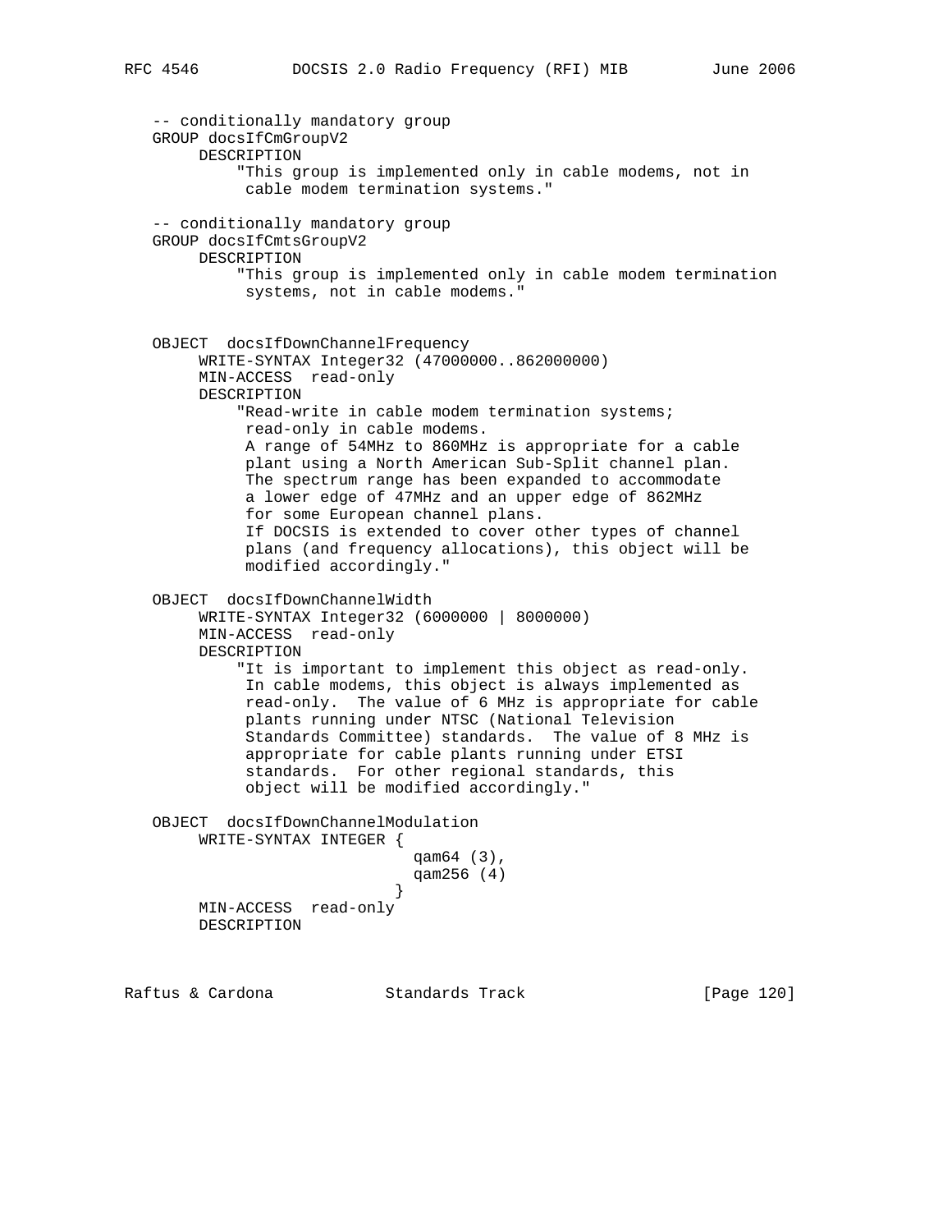```
   -- conditionally mandatory group
   GROUP docsIfCmGroupV2
        DESCRIPTION
            "This group is implemented only in cable modems, not in
             cable modem termination systems."

   -- conditionally mandatory group
   GROUP docsIfCmtsGroupV2
        DESCRIPTION
            "This group is implemented only in cable modem termination
             systems, not in cable modems."


   OBJECT  docsIfDownChannelFrequency
        WRITE-SYNTAX Integer32 (47000000..862000000)
        MIN-ACCESS  read-only
        DESCRIPTION
            "Read-write in cable modem termination systems;
             read-only in cable modems.
             A range of 54MHz to 860MHz is appropriate for a cable
             plant using a North American Sub-Split channel plan.
             The spectrum range has been expanded to accommodate
             a lower edge of 47MHz and an upper edge of 862MHz
             for some European channel plans.
             If DOCSIS is extended to cover other types of channel
             plans (and frequency allocations), this object will be
             modified accordingly."

   OBJECT  docsIfDownChannelWidth
        WRITE-SYNTAX Integer32 (6000000 | 8000000)
        MIN-ACCESS  read-only
        DESCRIPTION
            "It is important to implement this object as read-only.
             In cable modems, this object is always implemented as
             read-only.  The value of 6 MHz is appropriate for cable
             plants running under NTSC (National Television
             Standards Committee) standards.  The value of 8 MHz is
             appropriate for cable plants running under ETSI
             standards.  For other regional standards, this
             object will be modified accordingly."

   OBJECT  docsIfDownChannelModulation
        WRITE-SYNTAX INTEGER {
                             qam64 (3),
                             qam256 (4)
                            }
        MIN-ACCESS  read-only
        DESCRIPTION
```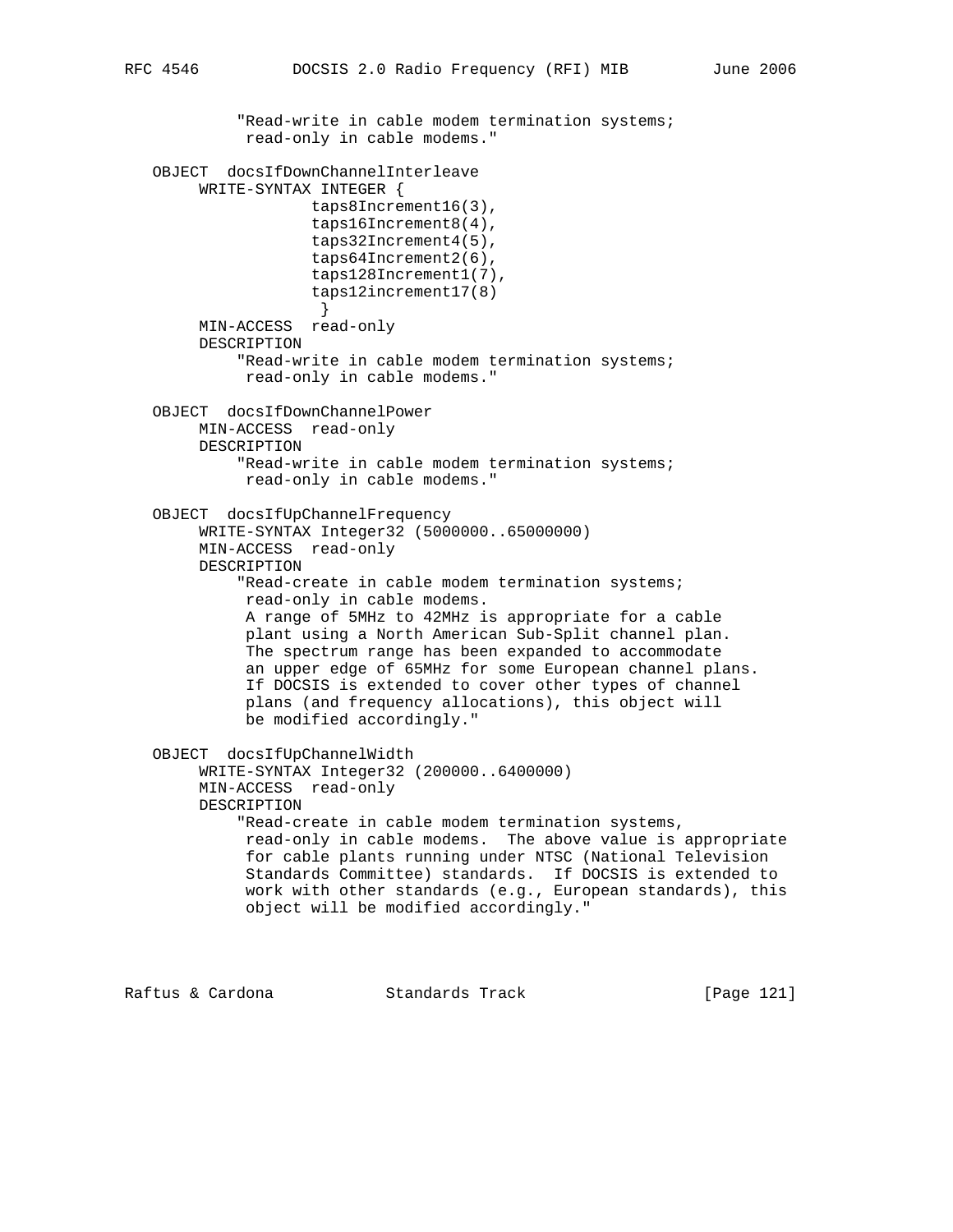```
            "Read-write in cable modem termination systems;
             read-only in cable modems."

   OBJECT  docsIfDownChannelInterleave
        WRITE-SYNTAX INTEGER {
                    taps8Increment16(3),
                    taps16Increment8(4),
                    taps32Increment4(5),
                    taps64Increment2(6),
                    taps128Increment1(7),
                    taps12increment17(8)
                     }
        MIN-ACCESS  read-only
        DESCRIPTION
            "Read-write in cable modem termination systems;
             read-only in cable modems."

   OBJECT  docsIfDownChannelPower
        MIN-ACCESS  read-only
        DESCRIPTION
            "Read-write in cable modem termination systems;
             read-only in cable modems."

   OBJECT  docsIfUpChannelFrequency
        WRITE-SYNTAX Integer32 (5000000..65000000)
        MIN-ACCESS  read-only
        DESCRIPTION
            "Read-create in cable modem termination systems;
             read-only in cable modems.
             A range of 5MHz to 42MHz is appropriate for a cable
             plant using a North American Sub-Split channel plan.
             The spectrum range has been expanded to accommodate
             an upper edge of 65MHz for some European channel plans.
             If DOCSIS is extended to cover other types of channel
             plans (and frequency allocations), this object will
             be modified accordingly."

   OBJECT  docsIfUpChannelWidth
        WRITE-SYNTAX Integer32 (200000..6400000)
        MIN-ACCESS  read-only
        DESCRIPTION
            "Read-create in cable modem termination systems,
             read-only in cable modems.  The above value is appropriate
             for cable plants running under NTSC (National Television
             Standards Committee) standards.  If DOCSIS is extended to
             work with other standards (e.g., European standards), this
             object will be modified accordingly."
```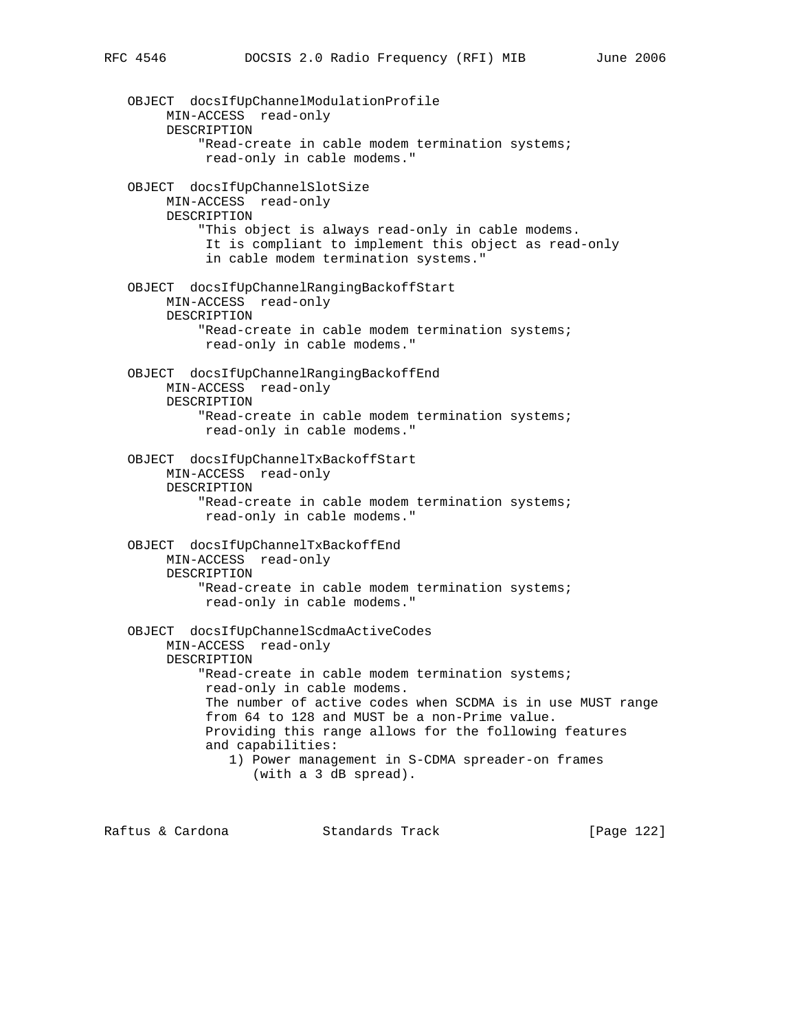```
   OBJECT  docsIfUpChannelModulationProfile
        MIN-ACCESS  read-only
        DESCRIPTION
            "Read-create in cable modem termination systems;
             read-only in cable modems."

   OBJECT  docsIfUpChannelSlotSize
        MIN-ACCESS  read-only
        DESCRIPTION
            "This object is always read-only in cable modems.
             It is compliant to implement this object as read-only
             in cable modem termination systems."

   OBJECT  docsIfUpChannelRangingBackoffStart
        MIN-ACCESS  read-only
        DESCRIPTION
            "Read-create in cable modem termination systems;
             read-only in cable modems."

   OBJECT  docsIfUpChannelRangingBackoffEnd
        MIN-ACCESS  read-only
        DESCRIPTION
            "Read-create in cable modem termination systems;
             read-only in cable modems."

   OBJECT  docsIfUpChannelTxBackoffStart
        MIN-ACCESS  read-only
        DESCRIPTION
            "Read-create in cable modem termination systems;
             read-only in cable modems."

   OBJECT  docsIfUpChannelTxBackoffEnd
        MIN-ACCESS  read-only
        DESCRIPTION
            "Read-create in cable modem termination systems;
             read-only in cable modems."

   OBJECT  docsIfUpChannelScdmaActiveCodes
        MIN-ACCESS  read-only
        DESCRIPTION
            "Read-create in cable modem termination systems;
             read-only in cable modems.
             The number of active codes when SCDMA is in use MUST range
             from 64 to 128 and MUST be a non-Prime value.
             Providing this range allows for the following features
             and capabilities:
                1) Power management in S-CDMA spreader-on frames
                   (with a 3 dB spread).
```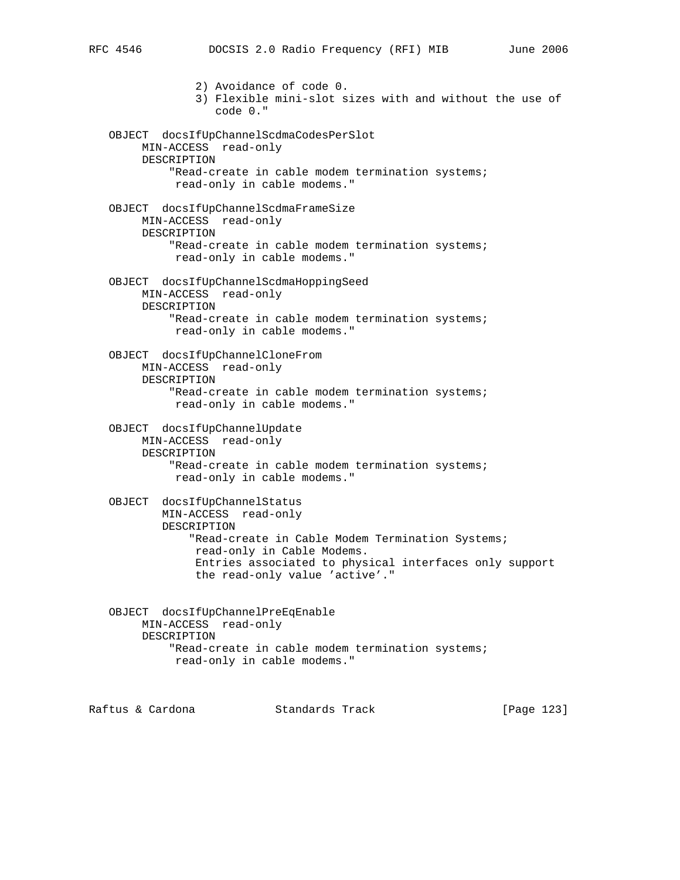```
              2) Avoidance of code 0.
              3) Flexible mini-slot sizes with and without the use of
                 code 0."

   OBJECT  docsIfUpChannelScdmaCodesPerSlot
        MIN-ACCESS  read-only
        DESCRIPTION
            "Read-create in cable modem termination systems;
             read-only in cable modems."

   OBJECT  docsIfUpChannelScdmaFrameSize
        MIN-ACCESS  read-only
        DESCRIPTION
            "Read-create in cable modem termination systems;
             read-only in cable modems."

   OBJECT  docsIfUpChannelScdmaHoppingSeed
        MIN-ACCESS  read-only
        DESCRIPTION
            "Read-create in cable modem termination systems;
             read-only in cable modems."

   OBJECT  docsIfUpChannelCloneFrom
        MIN-ACCESS  read-only
        DESCRIPTION
            "Read-create in cable modem termination systems;
             read-only in cable modems."

   OBJECT  docsIfUpChannelUpdate
        MIN-ACCESS  read-only
        DESCRIPTION
            "Read-create in cable modem termination systems;
             read-only in cable modems."

   OBJECT  docsIfUpChannelStatus
           MIN-ACCESS  read-only
           DESCRIPTION
               "Read-create in Cable Modem Termination Systems;
                read-only in Cable Modems.
                Entries associated to physical interfaces only support
                the read-only value 'active'."


   OBJECT  docsIfUpChannelPreEqEnable
        MIN-ACCESS  read-only
        DESCRIPTION
            "Read-create in cable modem termination systems;
             read-only in cable modems."
```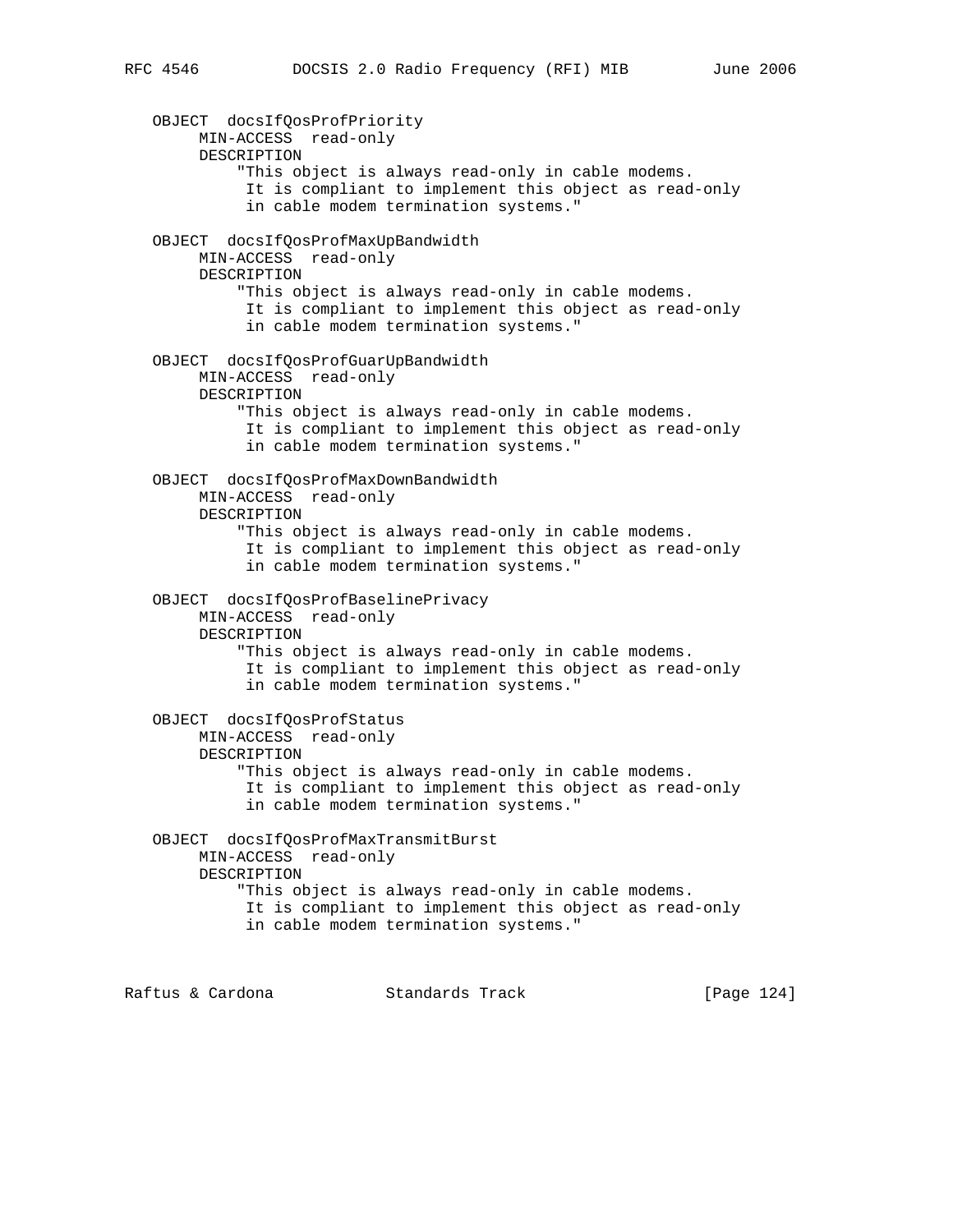```
   OBJECT  docsIfQosProfPriority
        MIN-ACCESS  read-only
        DESCRIPTION
            "This object is always read-only in cable modems.
             It is compliant to implement this object as read-only
             in cable modem termination systems."

   OBJECT  docsIfQosProfMaxUpBandwidth
        MIN-ACCESS  read-only
        DESCRIPTION
            "This object is always read-only in cable modems.
             It is compliant to implement this object as read-only
             in cable modem termination systems."

   OBJECT  docsIfQosProfGuarUpBandwidth
        MIN-ACCESS  read-only
        DESCRIPTION
            "This object is always read-only in cable modems.
             It is compliant to implement this object as read-only
             in cable modem termination systems."

   OBJECT  docsIfQosProfMaxDownBandwidth
        MIN-ACCESS  read-only
        DESCRIPTION
            "This object is always read-only in cable modems.
             It is compliant to implement this object as read-only
             in cable modem termination systems."

   OBJECT  docsIfQosProfBaselinePrivacy
        MIN-ACCESS  read-only
        DESCRIPTION
            "This object is always read-only in cable modems.
             It is compliant to implement this object as read-only
             in cable modem termination systems."

   OBJECT  docsIfQosProfStatus
        MIN-ACCESS  read-only
        DESCRIPTION
            "This object is always read-only in cable modems.
             It is compliant to implement this object as read-only
             in cable modem termination systems."

   OBJECT  docsIfQosProfMaxTransmitBurst
        MIN-ACCESS  read-only
        DESCRIPTION
            "This object is always read-only in cable modems.
             It is compliant to implement this object as read-only
             in cable modem termination systems."
```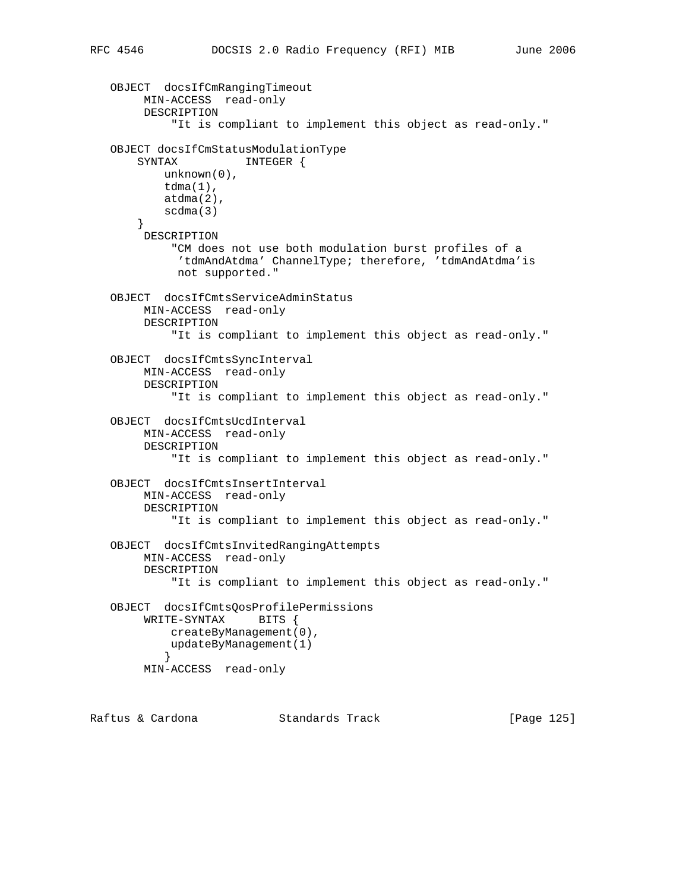```
   OBJECT  docsIfCmRangingTimeout
        MIN-ACCESS  read-only
        DESCRIPTION
            "It is compliant to implement this object as read-only."

   OBJECT docsIfCmStatusModulationType
       SYNTAX          INTEGER {
           unknown(0),
           tdma(1),
           atdma(2),
           scdma(3)
       }
        DESCRIPTION
            "CM does not use both modulation burst profiles of a
             'tdmAndAtdma' ChannelType; therefore, 'tdmAndAtdma'is
             not supported."

   OBJECT  docsIfCmtsServiceAdminStatus
        MIN-ACCESS  read-only
        DESCRIPTION
            "It is compliant to implement this object as read-only."

   OBJECT  docsIfCmtsSyncInterval
        MIN-ACCESS  read-only
        DESCRIPTION
            "It is compliant to implement this object as read-only."

   OBJECT  docsIfCmtsUcdInterval
        MIN-ACCESS  read-only
        DESCRIPTION
            "It is compliant to implement this object as read-only."

   OBJECT  docsIfCmtsInsertInterval
        MIN-ACCESS  read-only
        DESCRIPTION
            "It is compliant to implement this object as read-only."

   OBJECT  docsIfCmtsInvitedRangingAttempts
        MIN-ACCESS  read-only
        DESCRIPTION
            "It is compliant to implement this object as read-only."

   OBJECT  docsIfCmtsQosProfilePermissions
        WRITE-SYNTAX     BITS {
            createByManagement(0),
            updateByManagement(1)
           }
        MIN-ACCESS  read-only
```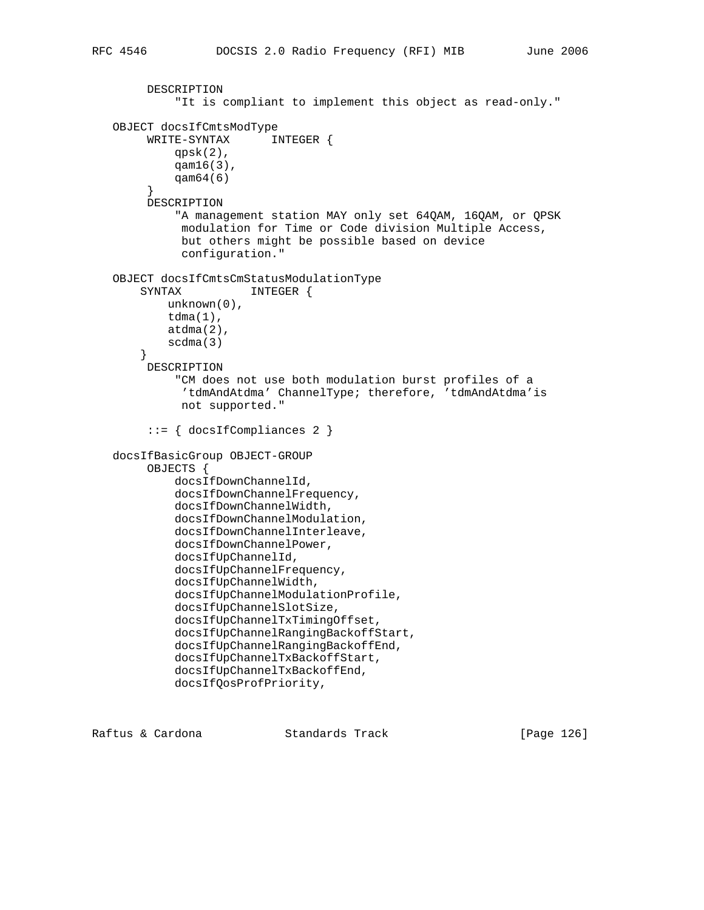```
        DESCRIPTION
            "It is compliant to implement this object as read-only."

   OBJECT docsIfCmtsModType
        WRITE-SYNTAX      INTEGER {
            qpsk(2),
            qam16(3),
            qam64(6)
        }
        DESCRIPTION
            "A management station MAY only set 64QAM, 16QAM, or QPSK
             modulation for Time or Code division Multiple Access,
             but others might be possible based on device
             configuration."

   OBJECT docsIfCmtsCmStatusModulationType
       SYNTAX          INTEGER {
           unknown(0),
           tdma(1),
           atdma(2),
           scdma(3)
       }
        DESCRIPTION
            "CM does not use both modulation burst profiles of a
             'tdmAndAtdma' ChannelType; therefore, 'tdmAndAtdma'is
             not supported."

        ::= { docsIfCompliances 2 }

   docsIfBasicGroup OBJECT-GROUP
        OBJECTS {
            docsIfDownChannelId,
            docsIfDownChannelFrequency,
            docsIfDownChannelWidth,
            docsIfDownChannelModulation,
            docsIfDownChannelInterleave,
            docsIfDownChannelPower,
            docsIfUpChannelId,
            docsIfUpChannelFrequency,
            docsIfUpChannelWidth,
            docsIfUpChannelModulationProfile,
            docsIfUpChannelSlotSize,
            docsIfUpChannelTxTimingOffset,
            docsIfUpChannelRangingBackoffStart,
            docsIfUpChannelRangingBackoffEnd,
            docsIfUpChannelTxBackoffStart,
            docsIfUpChannelTxBackoffEnd,
            docsIfQosProfPriority,
```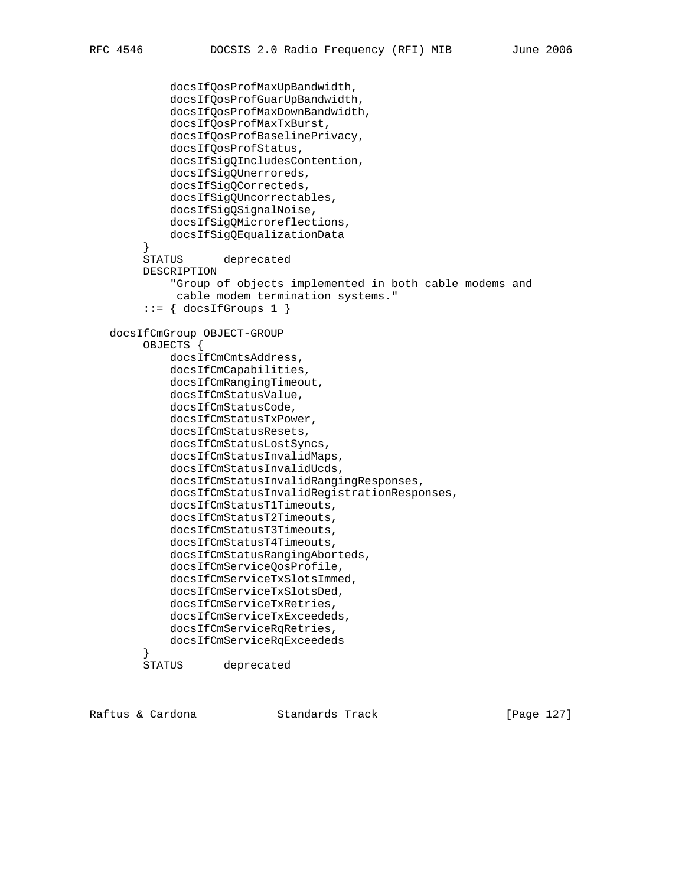```
            docsIfQosProfMaxUpBandwidth,
            docsIfQosProfGuarUpBandwidth,
            docsIfQosProfMaxDownBandwidth,
            docsIfQosProfMaxTxBurst,
            docsIfQosProfBaselinePrivacy,
            docsIfQosProfStatus,
            docsIfSigQIncludesContention,
            docsIfSigQUnerroreds,
            docsIfSigQCorrecteds,
            docsIfSigQUncorrectables,
            docsIfSigQSignalNoise,
            docsIfSigQMicroreflections,
            docsIfSigQEqualizationData
        }
        STATUS      deprecated
        DESCRIPTION
            "Group of objects implemented in both cable modems and
             cable modem termination systems."
        ::= { docsIfGroups 1 }

   docsIfCmGroup OBJECT-GROUP
        OBJECTS {
            docsIfCmCmtsAddress,
            docsIfCmCapabilities,
            docsIfCmRangingTimeout,
            docsIfCmStatusValue,
            docsIfCmStatusCode,
            docsIfCmStatusTxPower,
            docsIfCmStatusResets,
            docsIfCmStatusLostSyncs,
            docsIfCmStatusInvalidMaps,
            docsIfCmStatusInvalidUcds,
            docsIfCmStatusInvalidRangingResponses,
            docsIfCmStatusInvalidRegistrationResponses,
            docsIfCmStatusT1Timeouts,
            docsIfCmStatusT2Timeouts,
            docsIfCmStatusT3Timeouts,
            docsIfCmStatusT4Timeouts,
            docsIfCmStatusRangingAborteds,
            docsIfCmServiceQosProfile,
            docsIfCmServiceTxSlotsImmed,
            docsIfCmServiceTxSlotsDed,
            docsIfCmServiceTxRetries,
            docsIfCmServiceTxExceededs,
            docsIfCmServiceRqRetries,
            docsIfCmServiceRqExceededs
        }
        STATUS      deprecated
```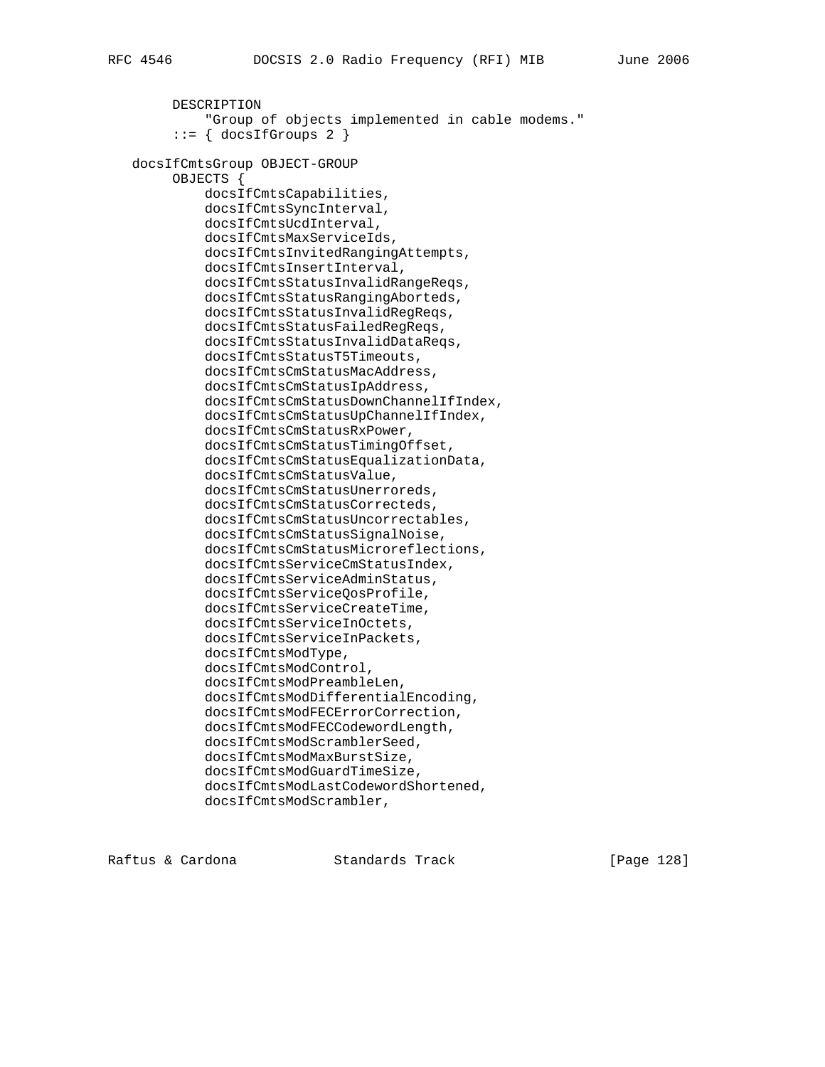```
        DESCRIPTION
            "Group of objects implemented in cable modems."
        ::= { docsIfGroups 2 }

   docsIfCmtsGroup OBJECT-GROUP
        OBJECTS {
            docsIfCmtsCapabilities,
            docsIfCmtsSyncInterval,
            docsIfCmtsUcdInterval,
            docsIfCmtsMaxServiceIds,
            docsIfCmtsInvitedRangingAttempts,
            docsIfCmtsInsertInterval,
            docsIfCmtsStatusInvalidRangeReqs,
            docsIfCmtsStatusRangingAborteds,
            docsIfCmtsStatusInvalidRegReqs,
            docsIfCmtsStatusFailedRegReqs,
            docsIfCmtsStatusInvalidDataReqs,
            docsIfCmtsStatusT5Timeouts,
            docsIfCmtsCmStatusMacAddress,
            docsIfCmtsCmStatusIpAddress,
            docsIfCmtsCmStatusDownChannelIfIndex,
            docsIfCmtsCmStatusUpChannelIfIndex,
            docsIfCmtsCmStatusRxPower,
            docsIfCmtsCmStatusTimingOffset,
            docsIfCmtsCmStatusEqualizationData,
            docsIfCmtsCmStatusValue,
            docsIfCmtsCmStatusUnerroreds,
            docsIfCmtsCmStatusCorrecteds,
            docsIfCmtsCmStatusUncorrectables,
            docsIfCmtsCmStatusSignalNoise,
            docsIfCmtsCmStatusMicroreflections,
            docsIfCmtsServiceCmStatusIndex,
            docsIfCmtsServiceAdminStatus,
            docsIfCmtsServiceQosProfile,
            docsIfCmtsServiceCreateTime,
            docsIfCmtsServiceInOctets,
            docsIfCmtsServiceInPackets,
            docsIfCmtsModType,
            docsIfCmtsModControl,
            docsIfCmtsModPreambleLen,
            docsIfCmtsModDifferentialEncoding,
            docsIfCmtsModFECErrorCorrection,
            docsIfCmtsModFECCodewordLength,
            docsIfCmtsModScramblerSeed,
            docsIfCmtsModMaxBurstSize,
            docsIfCmtsModGuardTimeSize,
            docsIfCmtsModLastCodewordShortened,
            docsIfCmtsModScrambler,
```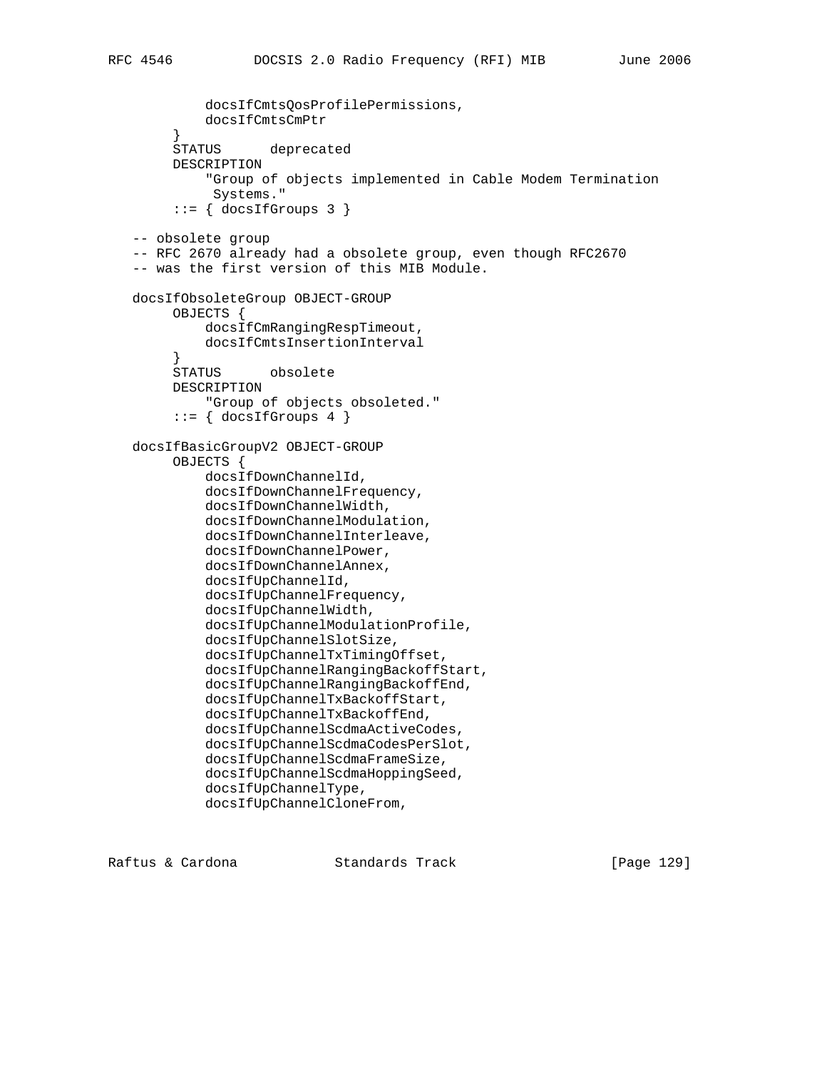```
            docsIfCmtsQosProfilePermissions,
            docsIfCmtsCmPtr
        }
        STATUS      deprecated
        DESCRIPTION
            "Group of objects implemented in Cable Modem Termination
             Systems."
        ::= { docsIfGroups 3 }

   -- obsolete group
   -- RFC 2670 already had a obsolete group, even though RFC2670
   -- was the first version of this MIB Module.

   docsIfObsoleteGroup OBJECT-GROUP
        OBJECTS {
            docsIfCmRangingRespTimeout,
            docsIfCmtsInsertionInterval
        }
        STATUS      obsolete
        DESCRIPTION
            "Group of objects obsoleted."
        ::= { docsIfGroups 4 }

   docsIfBasicGroupV2 OBJECT-GROUP
        OBJECTS {
            docsIfDownChannelId,
            docsIfDownChannelFrequency,
            docsIfDownChannelWidth,
            docsIfDownChannelModulation,
            docsIfDownChannelInterleave,
            docsIfDownChannelPower,
            docsIfDownChannelAnnex,
            docsIfUpChannelId,
            docsIfUpChannelFrequency,
            docsIfUpChannelWidth,
            docsIfUpChannelModulationProfile,
            docsIfUpChannelSlotSize,
            docsIfUpChannelTxTimingOffset,
            docsIfUpChannelRangingBackoffStart,
            docsIfUpChannelRangingBackoffEnd,
            docsIfUpChannelTxBackoffStart,
            docsIfUpChannelTxBackoffEnd,
            docsIfUpChannelScdmaActiveCodes,
            docsIfUpChannelScdmaCodesPerSlot,
            docsIfUpChannelScdmaFrameSize,
            docsIfUpChannelScdmaHoppingSeed,
            docsIfUpChannelType,
            docsIfUpChannelCloneFrom,
```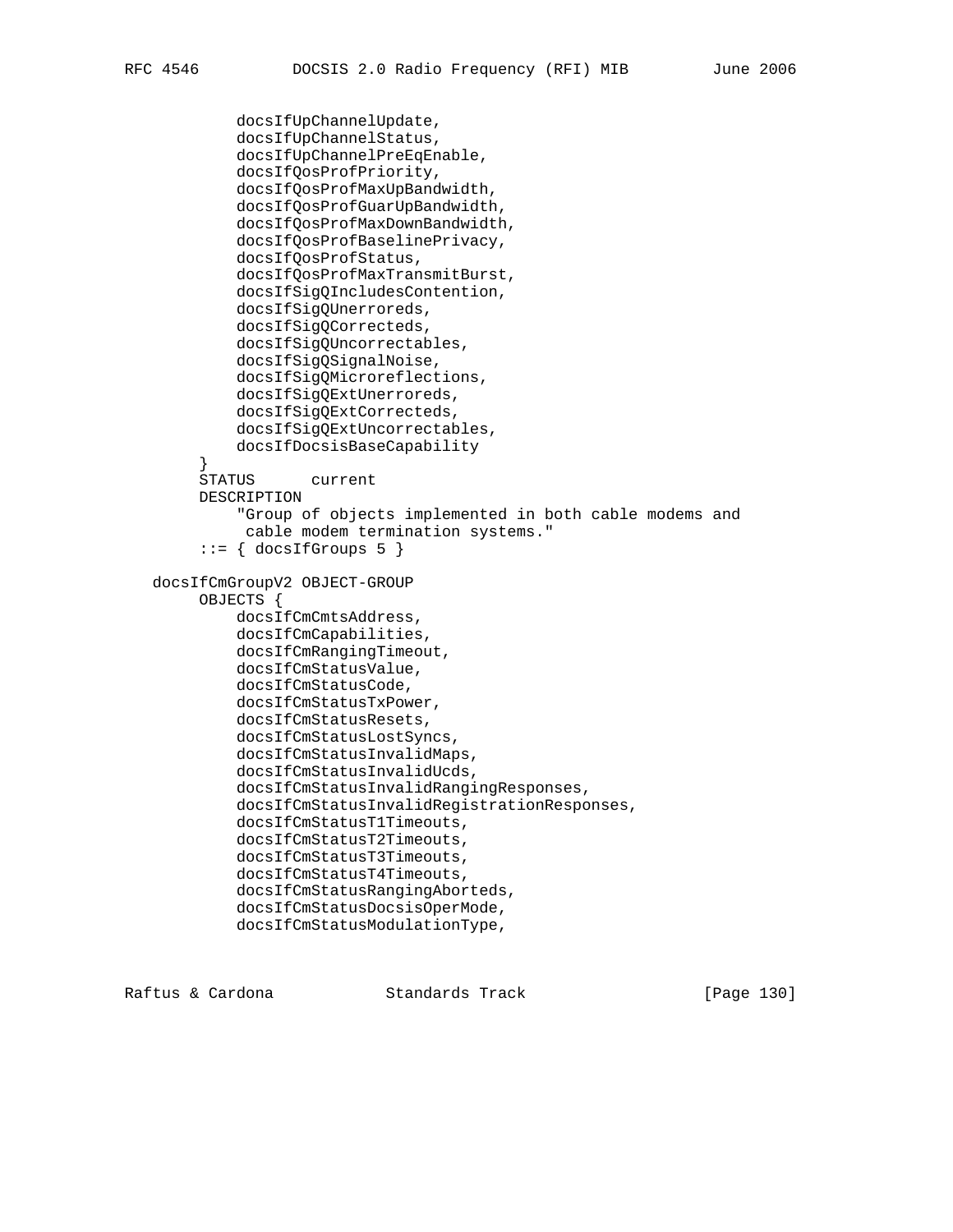```
            docsIfUpChannelUpdate,
            docsIfUpChannelStatus,
            docsIfUpChannelPreEqEnable,
            docsIfQosProfPriority,
            docsIfQosProfMaxUpBandwidth,
            docsIfQosProfGuarUpBandwidth,
            docsIfQosProfMaxDownBandwidth,
            docsIfQosProfBaselinePrivacy,
            docsIfQosProfStatus,
            docsIfQosProfMaxTransmitBurst,
            docsIfSigQIncludesContention,
            docsIfSigQUnerroreds,
            docsIfSigQCorrecteds,
            docsIfSigQUncorrectables,
            docsIfSigQSignalNoise,
            docsIfSigQMicroreflections,
            docsIfSigQExtUnerroreds,
            docsIfSigQExtCorrecteds,
            docsIfSigQExtUncorrectables,
            docsIfDocsisBaseCapability
        }
        STATUS      current
        DESCRIPTION
            "Group of objects implemented in both cable modems and
             cable modem termination systems."
        ::= { docsIfGroups 5 }

   docsIfCmGroupV2 OBJECT-GROUP
        OBJECTS {
            docsIfCmCmtsAddress,
            docsIfCmCapabilities,
            docsIfCmRangingTimeout,
            docsIfCmStatusValue,
            docsIfCmStatusCode,
            docsIfCmStatusTxPower,
            docsIfCmStatusResets,
            docsIfCmStatusLostSyncs,
            docsIfCmStatusInvalidMaps,
            docsIfCmStatusInvalidUcds,
            docsIfCmStatusInvalidRangingResponses,
            docsIfCmStatusInvalidRegistrationResponses,
            docsIfCmStatusT1Timeouts,
            docsIfCmStatusT2Timeouts,
            docsIfCmStatusT3Timeouts,
            docsIfCmStatusT4Timeouts,
            docsIfCmStatusRangingAborteds,
            docsIfCmStatusDocsisOperMode,
            docsIfCmStatusModulationType,
```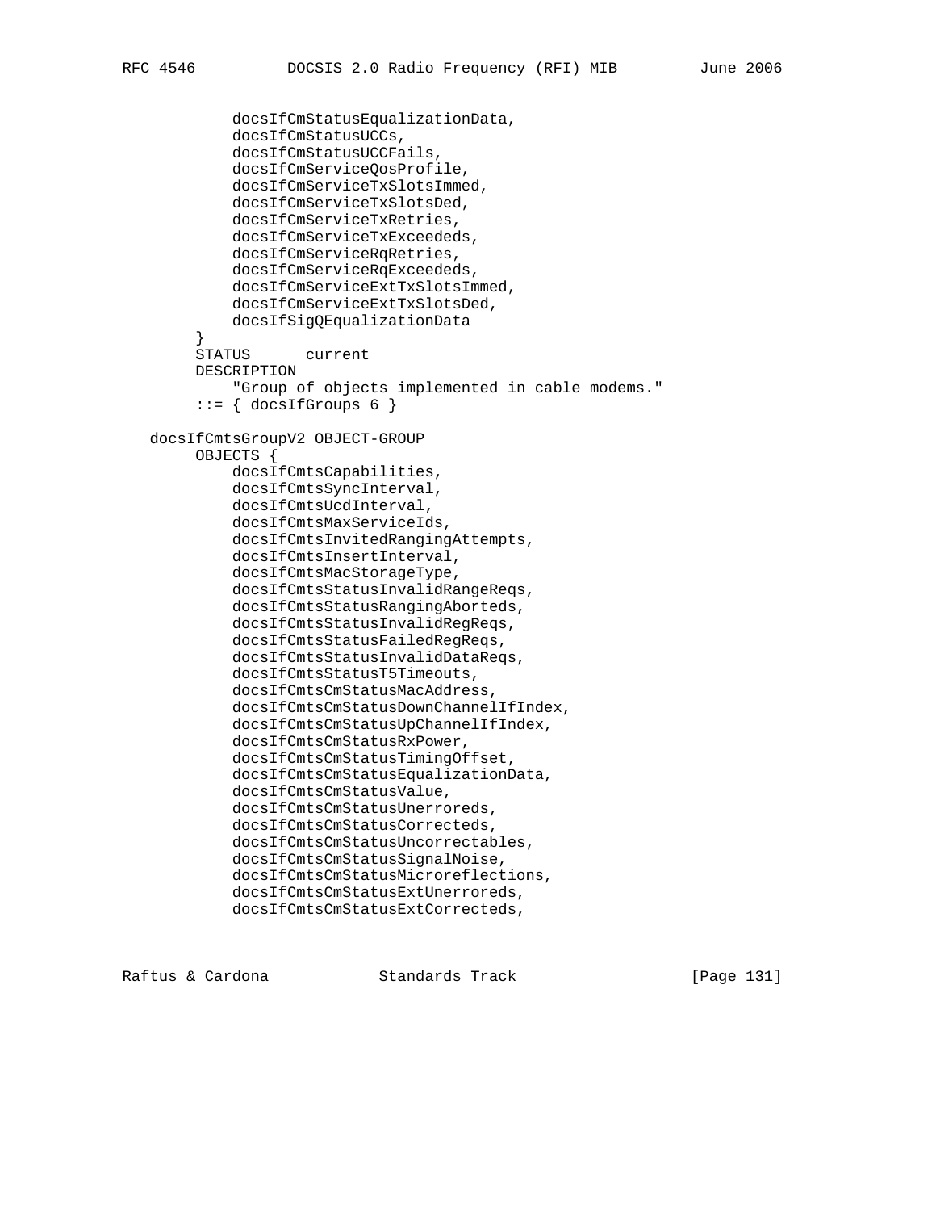```
            docsIfCmStatusEqualizationData,
            docsIfCmStatusUCCs,
            docsIfCmStatusUCCFails,
            docsIfCmServiceQosProfile,
            docsIfCmServiceTxSlotsImmed,
            docsIfCmServiceTxSlotsDed,
            docsIfCmServiceTxRetries,
            docsIfCmServiceTxExceededs,
            docsIfCmServiceRqRetries,
            docsIfCmServiceRqExceededs,
            docsIfCmServiceExtTxSlotsImmed,
            docsIfCmServiceExtTxSlotsDed,
            docsIfSigQEqualizationData
        }
        STATUS      current
        DESCRIPTION
            "Group of objects implemented in cable modems."
        ::= { docsIfGroups 6 }

   docsIfCmtsGroupV2 OBJECT-GROUP
        OBJECTS {
            docsIfCmtsCapabilities,
            docsIfCmtsSyncInterval,
            docsIfCmtsUcdInterval,
            docsIfCmtsMaxServiceIds,
            docsIfCmtsInvitedRangingAttempts,
            docsIfCmtsInsertInterval,
            docsIfCmtsMacStorageType,
            docsIfCmtsStatusInvalidRangeReqs,
            docsIfCmtsStatusRangingAborteds,
            docsIfCmtsStatusInvalidRegReqs,
            docsIfCmtsStatusFailedRegReqs,
            docsIfCmtsStatusInvalidDataReqs,
            docsIfCmtsStatusT5Timeouts,
            docsIfCmtsCmStatusMacAddress,
            docsIfCmtsCmStatusDownChannelIfIndex,
            docsIfCmtsCmStatusUpChannelIfIndex,
            docsIfCmtsCmStatusRxPower,
            docsIfCmtsCmStatusTimingOffset,
            docsIfCmtsCmStatusEqualizationData,
            docsIfCmtsCmStatusValue,
            docsIfCmtsCmStatusUnerroreds,
            docsIfCmtsCmStatusCorrecteds,
            docsIfCmtsCmStatusUncorrectables,
            docsIfCmtsCmStatusSignalNoise,
            docsIfCmtsCmStatusMicroreflections,
            docsIfCmtsCmStatusExtUnerroreds,
            docsIfCmtsCmStatusExtCorrecteds,
```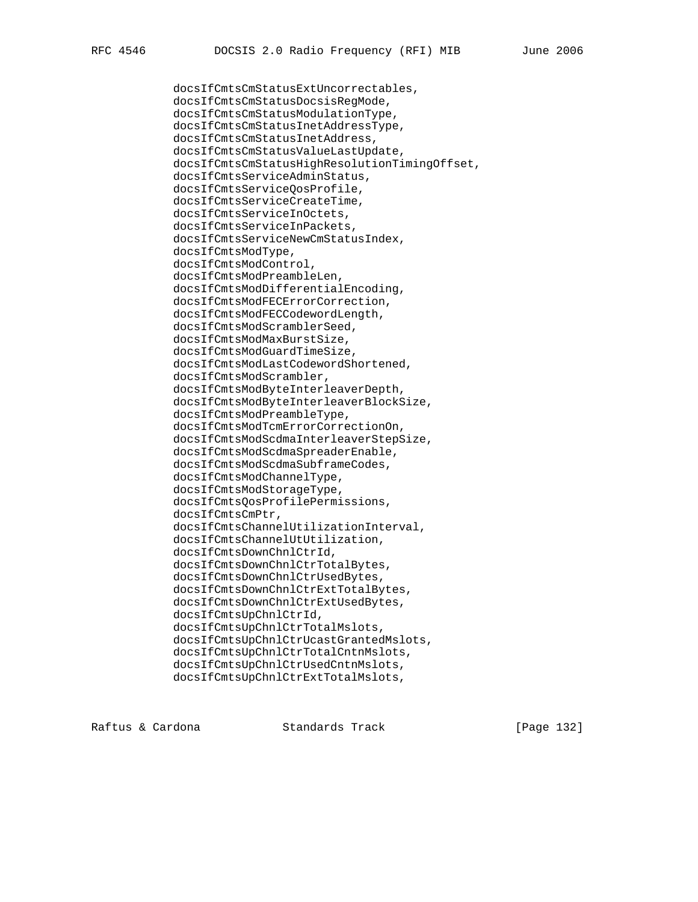```
          docsIfCmtsCmStatusExtUncorrectables,
          docsIfCmtsCmStatusDocsisRegMode,
          docsIfCmtsCmStatusModulationType,
          docsIfCmtsCmStatusInetAddressType,
          docsIfCmtsCmStatusInetAddress,
          docsIfCmtsCmStatusValueLastUpdate,
          docsIfCmtsCmStatusHighResolutionTimingOffset,
          docsIfCmtsServiceAdminStatus,
          docsIfCmtsServiceQosProfile,
          docsIfCmtsServiceCreateTime,
          docsIfCmtsServiceInOctets,
          docsIfCmtsServiceInPackets,
          docsIfCmtsServiceNewCmStatusIndex,
          docsIfCmtsModType,
          docsIfCmtsModControl,
          docsIfCmtsModPreambleLen,
          docsIfCmtsModDifferentialEncoding,
          docsIfCmtsModFECErrorCorrection,
          docsIfCmtsModFECCodewordLength,
          docsIfCmtsModScramblerSeed,
          docsIfCmtsModMaxBurstSize,
          docsIfCmtsModGuardTimeSize,
          docsIfCmtsModLastCodewordShortened,
          docsIfCmtsModScrambler,
          docsIfCmtsModByteInterleaverDepth,
          docsIfCmtsModByteInterleaverBlockSize,
          docsIfCmtsModPreambleType,
          docsIfCmtsModTcmErrorCorrectionOn,
          docsIfCmtsModScdmaInterleaverStepSize,
          docsIfCmtsModScdmaSpreaderEnable,
          docsIfCmtsModScdmaSubframeCodes,
          docsIfCmtsModChannelType,
          docsIfCmtsModStorageType,
          docsIfCmtsQosProfilePermissions,
          docsIfCmtsCmPtr,
          docsIfCmtsChannelUtilizationInterval,
          docsIfCmtsChannelUtUtilization,
          docsIfCmtsDownChnlCtrId,
          docsIfCmtsDownChnlCtrTotalBytes,
          docsIfCmtsDownChnlCtrUsedBytes,
          docsIfCmtsDownChnlCtrExtTotalBytes,
          docsIfCmtsDownChnlCtrExtUsedBytes,
          docsIfCmtsUpChnlCtrId,
          docsIfCmtsUpChnlCtrTotalMslots,
          docsIfCmtsUpChnlCtrUcastGrantedMslots,
          docsIfCmtsUpChnlCtrTotalCntnMslots,
          docsIfCmtsUpChnlCtrUsedCntnMslots,
          docsIfCmtsUpChnlCtrExtTotalMslots,
```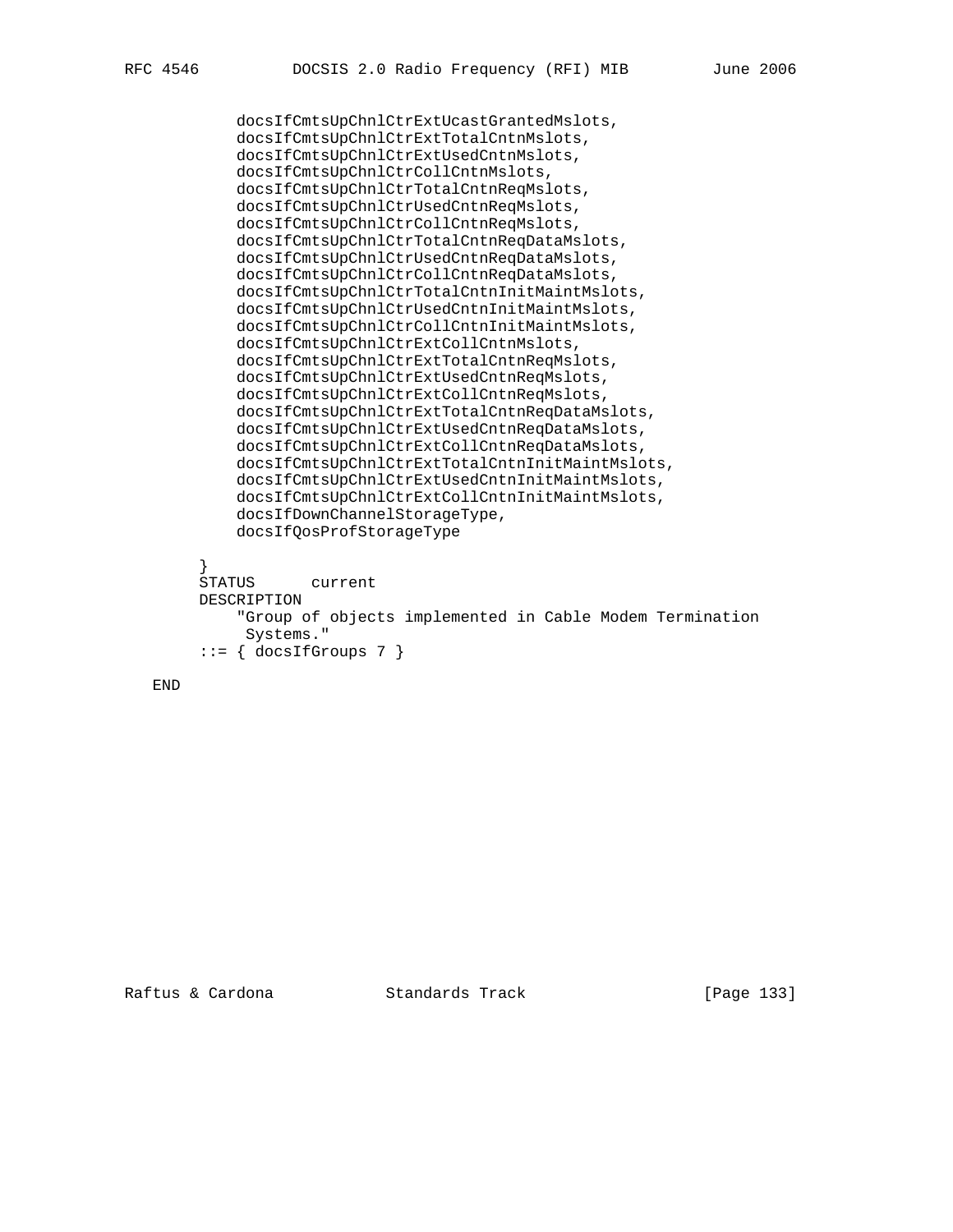```
            docsIfCmtsUpChnlCtrExtUcastGrantedMslots,
            docsIfCmtsUpChnlCtrExtTotalCntnMslots,
            docsIfCmtsUpChnlCtrExtUsedCntnMslots,
            docsIfCmtsUpChnlCtrCollCntnMslots,
            docsIfCmtsUpChnlCtrTotalCntnReqMslots,
            docsIfCmtsUpChnlCtrUsedCntnReqMslots,
            docsIfCmtsUpChnlCtrCollCntnReqMslots,
            docsIfCmtsUpChnlCtrTotalCntnReqDataMslots,
            docsIfCmtsUpChnlCtrUsedCntnReqDataMslots,
            docsIfCmtsUpChnlCtrCollCntnReqDataMslots,
            docsIfCmtsUpChnlCtrTotalCntnInitMaintMslots,
            docsIfCmtsUpChnlCtrUsedCntnInitMaintMslots,
            docsIfCmtsUpChnlCtrCollCntnInitMaintMslots,
            docsIfCmtsUpChnlCtrExtCollCntnMslots,
            docsIfCmtsUpChnlCtrExtTotalCntnReqMslots,
            docsIfCmtsUpChnlCtrExtUsedCntnReqMslots,
            docsIfCmtsUpChnlCtrExtCollCntnReqMslots,
            docsIfCmtsUpChnlCtrExtTotalCntnReqDataMslots,
            docsIfCmtsUpChnlCtrExtUsedCntnReqDataMslots,
            docsIfCmtsUpChnlCtrExtCollCntnReqDataMslots,
            docsIfCmtsUpChnlCtrExtTotalCntnInitMaintMslots,
            docsIfCmtsUpChnlCtrExtUsedCntnInitMaintMslots,
            docsIfCmtsUpChnlCtrExtCollCntnInitMaintMslots,
            docsIfDownChannelStorageType,
            docsIfQosProfStorageType

        }
        STATUS      current
        DESCRIPTION
            "Group of objects implemented in Cable Modem Termination
             Systems."
        ::= { docsIfGroups 7 }

    END
```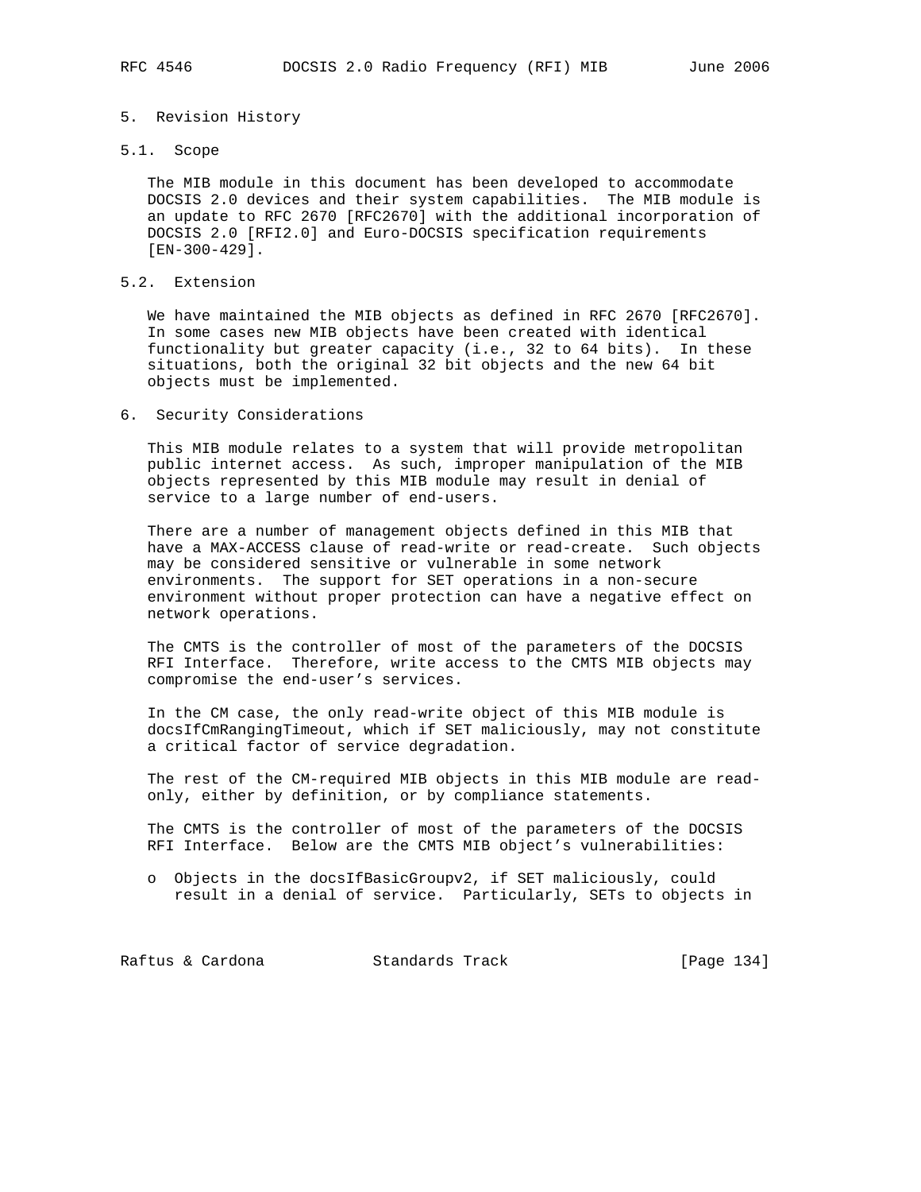## 5. Revision History

### 5.1. Scope

The MIB module in this document has been developed to accommodate DOCSIS 2.0 devices and their system capabilities. The MIB module is an update to RFC 2670 [RFC2670] with the additional incorporation of DOCSIS 2.0 [RFI2.0] and Euro-DOCSIS specification requirements [EN-300-429].

### 5.2. Extension

We have maintained the MIB objects as defined in RFC 2670 [RFC2670]. In some cases new MIB objects have been created with identical functionality but greater capacity (i.e., 32 to 64 bits). In these situations, both the original 32 bit objects and the new 64 bit objects must be implemented.

## 6. Security Considerations

This MIB module relates to a system that will provide metropolitan public internet access. As such, improper manipulation of the MIB objects represented by this MIB module may result in denial of service to a large number of end-users.

There are a number of management objects defined in this MIB that have a MAX-ACCESS clause of read-write or read-create. Such objects may be considered sensitive or vulnerable in some network environments. The support for SET operations in a non-secure environment without proper protection can have a negative effect on network operations.

The CMTS is the controller of most of the parameters of the DOCSIS RFI Interface. Therefore, write access to the CMTS MIB objects may compromise the end-user's services.

In the CM case, the only read-write object of this MIB module is docsIfCmRangingTimeout, which if SET maliciously, may not constitute a critical factor of service degradation.

The rest of the CM-required MIB objects in this MIB module are read-only, either by definition, or by compliance statements.

The CMTS is the controller of most of the parameters of the DOCSIS RFI Interface. Below are the CMTS MIB object's vulnerabilities:

- o Objects in the docsIfBasicGroupv2, if SET maliciously, could result in a denial of service. Particularly, SETs to objects in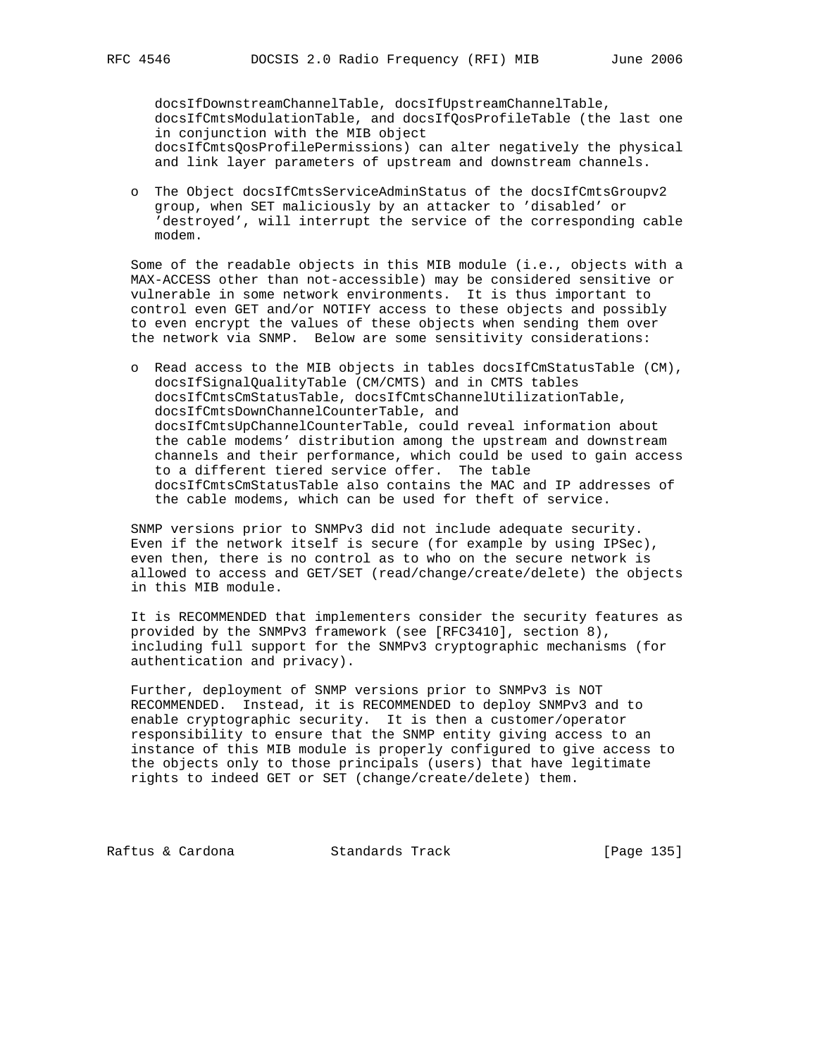docsIfDownstreamChannelTable, docsIfUpstreamChannelTable, docsIfCmtsModulationTable, and docsIfQosProfileTable (the last one in conjunction with the MIB object docsIfCmtsQosProfilePermissions) can alter negatively the physical and link layer parameters of upstream and downstream channels.

- The Object docsIfCmtsServiceAdminStatus of the docsIfCmtsGroupv2 group, when SET maliciously by an attacker to 'disabled' or 'destroyed', will interrupt the service of the corresponding cable modem.

Some of the readable objects in this MIB module (i.e., objects with a MAX-ACCESS other than not-accessible) may be considered sensitive or vulnerable in some network environments. It is thus important to control even GET and/or NOTIFY access to these objects and possibly to even encrypt the values of these objects when sending them over the network via SNMP. Below are some sensitivity considerations:

- Read access to the MIB objects in tables docsIfCmStatusTable (CM), docsIfSignalQualityTable (CM/CMTS) and in CMTS tables docsIfCmtsCmStatusTable, docsIfCmtsChannelUtilizationTable, docsIfCmtsDownChannelCounterTable, and docsIfCmtsUpChannelCounterTable, could reveal information about the cable modems' distribution among the upstream and downstream channels and their performance, which could be used to gain access to a different tiered service offer. The table docsIfCmtsCmStatusTable also contains the MAC and IP addresses of the cable modems, which can be used for theft of service.

SNMP versions prior to SNMPv3 did not include adequate security. Even if the network itself is secure (for example by using IPSec), even then, there is no control as to who on the secure network is allowed to access and GET/SET (read/change/create/delete) the objects in this MIB module.

It is RECOMMENDED that implementers consider the security features as provided by the SNMPv3 framework (see [RFC3410], section 8), including full support for the SNMPv3 cryptographic mechanisms (for authentication and privacy).

Further, deployment of SNMP versions prior to SNMPv3 is NOT RECOMMENDED. Instead, it is RECOMMENDED to deploy SNMPv3 and to enable cryptographic security. It is then a customer/operator responsibility to ensure that the SNMP entity giving access to an instance of this MIB module is properly configured to give access to the objects only to those principals (users) that have legitimate rights to indeed GET or SET (change/create/delete) them.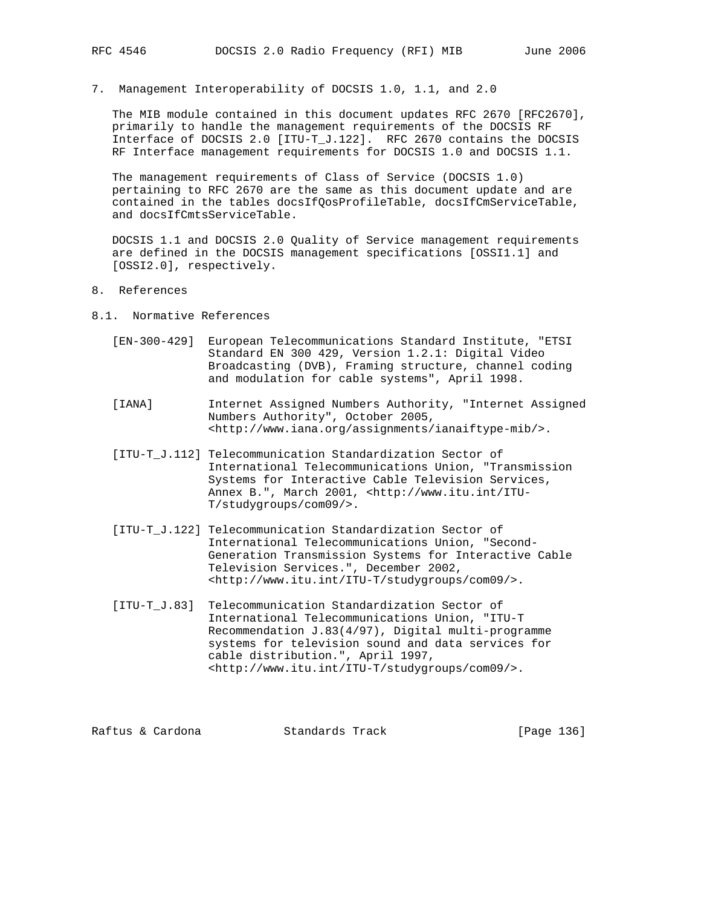## 7. Management Interoperability of DOCSIS 1.0, 1.1, and 2.0

The MIB module contained in this document updates RFC 2670 [RFC2670], primarily to handle the management requirements of the DOCSIS RF Interface of DOCSIS 2.0 [ITU-T_J.122]. RFC 2670 contains the DOCSIS RF Interface management requirements for DOCSIS 1.0 and DOCSIS 1.1.

The management requirements of Class of Service (DOCSIS 1.0) pertaining to RFC 2670 are the same as this document update and are contained in the tables docsIfQosProfileTable, docsIfCmServiceTable, and docsIfCmtsServiceTable.

DOCSIS 1.1 and DOCSIS 2.0 Quality of Service management requirements are defined in the DOCSIS management specifications [OSSI1.1] and [OSSI2.0], respectively.

## 8. References

### 8.1. Normative References

[EN-300-429] European Telecommunications Standard Institute, "ETSI Standard EN 300 429, Version 1.2.1: Digital Video Broadcasting (DVB), Framing structure, channel coding and modulation for cable systems", April 1998.

[IANA] Internet Assigned Numbers Authority, "Internet Assigned Numbers Authority", October 2005, <http://www.iana.org/assignments/ianaiftype-mib/>.

[ITU-T_J.112] Telecommunication Standardization Sector of International Telecommunications Union, "Transmission Systems for Interactive Cable Television Services, Annex B.", March 2001, <http://www.itu.int/ITU-T/studygroups/com09/>.

[ITU-T_J.122] Telecommunication Standardization Sector of International Telecommunications Union, "Second-Generation Transmission Systems for Interactive Cable Television Services.", December 2002, <http://www.itu.int/ITU-T/studygroups/com09/>.

[ITU-T_J.83] Telecommunication Standardization Sector of International Telecommunications Union, "ITU-T Recommendation J.83(4/97), Digital multi-programme systems for television sound and data services for cable distribution.", April 1997, <http://www.itu.int/ITU-T/studygroups/com09/>.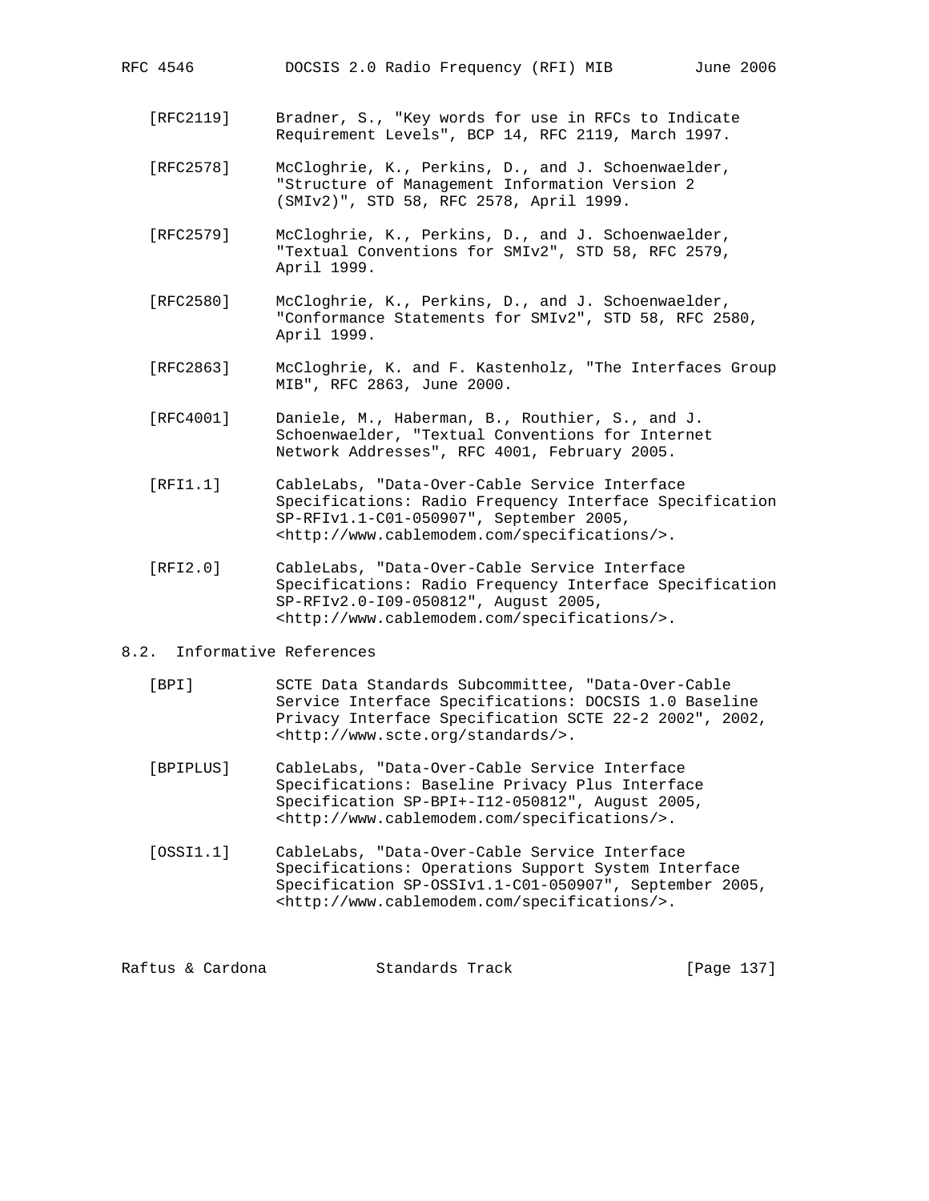[RFC2119] Bradner, S., "Key words for use in RFCs to Indicate Requirement Levels", BCP 14, RFC 2119, March 1997.

[RFC2578] McCloghrie, K., Perkins, D., and J. Schoenwaelder, "Structure of Management Information Version 2 (SMIv2)", STD 58, RFC 2578, April 1999.

[RFC2579] McCloghrie, K., Perkins, D., and J. Schoenwaelder, "Textual Conventions for SMIv2", STD 58, RFC 2579, April 1999.

[RFC2580] McCloghrie, K., Perkins, D., and J. Schoenwaelder, "Conformance Statements for SMIv2", STD 58, RFC 2580, April 1999.

[RFC2863] McCloghrie, K. and F. Kastenholz, "The Interfaces Group MIB", RFC 2863, June 2000.

[RFC4001] Daniele, M., Haberman, B., Routhier, S., and J. Schoenwaelder, "Textual Conventions for Internet Network Addresses", RFC 4001, February 2005.

[RFI1.1] CableLabs, "Data-Over-Cable Service Interface Specifications: Radio Frequency Interface Specification SP-RFIv1.1-C01-050907", September 2005, <http://www.cablemodem.com/specifications/>.

[RFI2.0] CableLabs, "Data-Over-Cable Service Interface Specifications: Radio Frequency Interface Specification SP-RFIv2.0-I09-050812", August 2005, <http://www.cablemodem.com/specifications/>.

## 8.2. Informative References

[BPI] SCTE Data Standards Subcommittee, "Data-Over-Cable Service Interface Specifications: DOCSIS 1.0 Baseline Privacy Interface Specification SCTE 22-2 2002", 2002, <http://www.scte.org/standards/>.

[BPIPLUS] CableLabs, "Data-Over-Cable Service Interface Specifications: Baseline Privacy Plus Interface Specification SP-BPI+-I12-050812", August 2005, <http://www.cablemodem.com/specifications/>.

[OSSI1.1] CableLabs, "Data-Over-Cable Service Interface Specifications: Operations Support System Interface Specification SP-OSSIv1.1-C01-050907", September 2005, <http://www.cablemodem.com/specifications/>.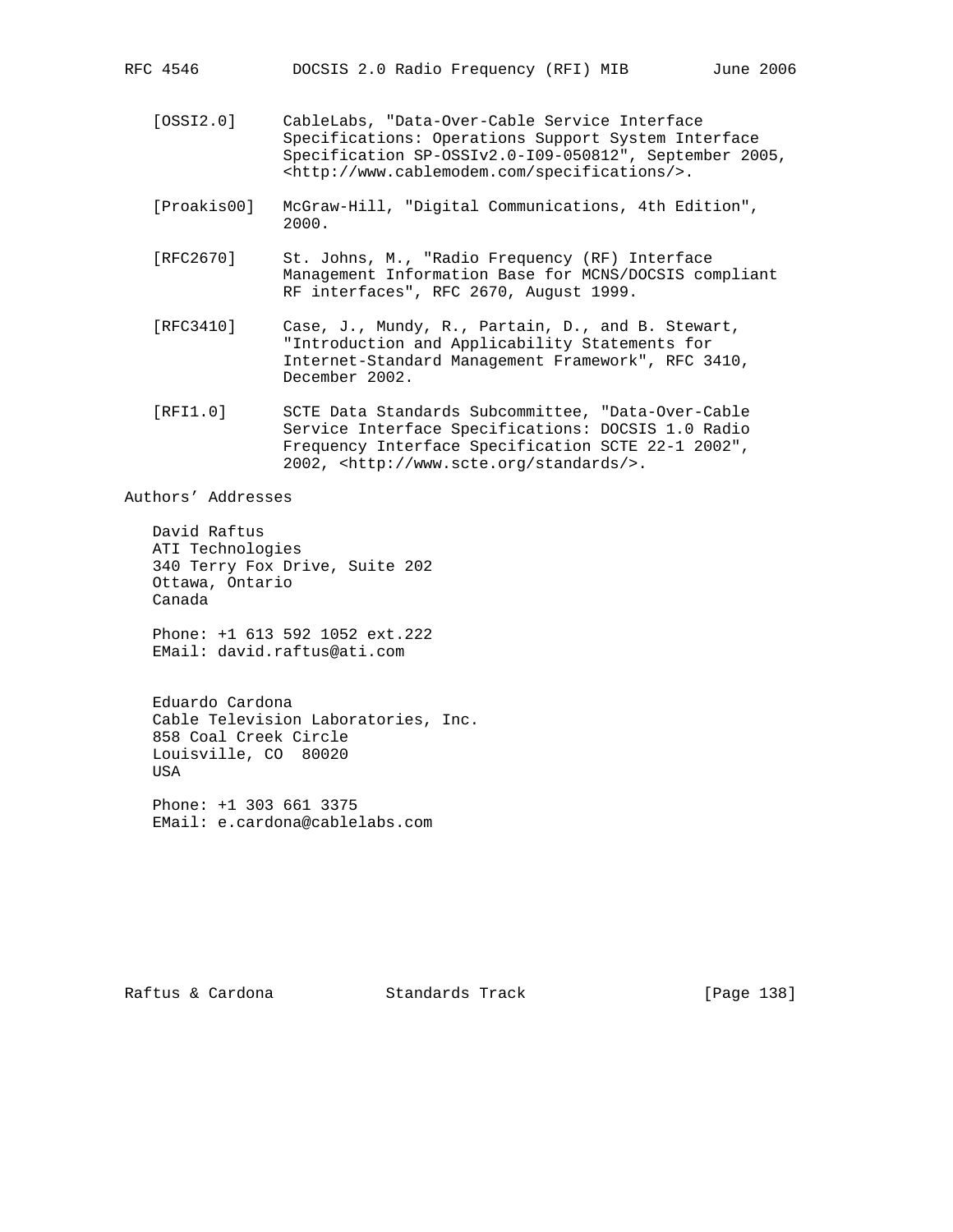[OSSI2.0] CableLabs, "Data-Over-Cable Service Interface Specifications: Operations Support System Interface Specification SP-OSSIv2.0-I09-050812", September 2005, <http://www.cablemodem.com/specifications/>.

[Proakis00] McGraw-Hill, "Digital Communications, 4th Edition", 2000.

[RFC2670] St. Johns, M., "Radio Frequency (RF) Interface Management Information Base for MCNS/DOCSIS compliant RF interfaces", RFC 2670, August 1999.

[RFC3410] Case, J., Mundy, R., Partain, D., and B. Stewart, "Introduction and Applicability Statements for Internet-Standard Management Framework", RFC 3410, December 2002.

[RFI1.0] SCTE Data Standards Subcommittee, "Data-Over-Cable Service Interface Specifications: DOCSIS 1.0 Radio Frequency Interface Specification SCTE 22-1 2002", 2002, <http://www.scte.org/standards/>.

## Authors' Addresses

David Raftus
ATI Technologies
340 Terry Fox Drive, Suite 202
Ottawa, Ontario
Canada

Phone: +1 613 592 1052 ext.222
EMail: david.raftus@ati.com

Eduardo Cardona
Cable Television Laboratories, Inc.
858 Coal Creek Circle
Louisville, CO 80020
USA

Phone: +1 303 661 3375
EMail: e.cardona@cablelabs.com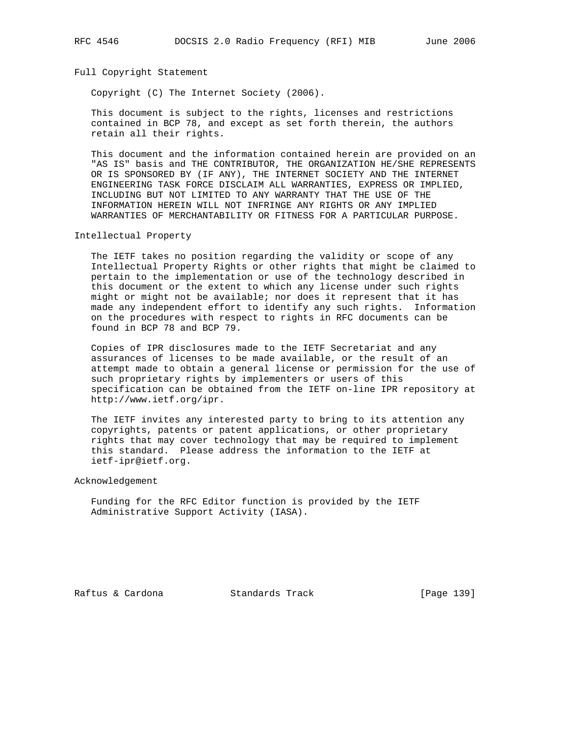## Full Copyright Statement

Copyright (C) The Internet Society (2006).

This document is subject to the rights, licenses and restrictions contained in BCP 78, and except as set forth therein, the authors retain all their rights.

This document and the information contained herein are provided on an "AS IS" basis and THE CONTRIBUTOR, THE ORGANIZATION HE/SHE REPRESENTS OR IS SPONSORED BY (IF ANY), THE INTERNET SOCIETY AND THE INTERNET ENGINEERING TASK FORCE DISCLAIM ALL WARRANTIES, EXPRESS OR IMPLIED, INCLUDING BUT NOT LIMITED TO ANY WARRANTY THAT THE USE OF THE INFORMATION HEREIN WILL NOT INFRINGE ANY RIGHTS OR ANY IMPLIED WARRANTIES OF MERCHANTABILITY OR FITNESS FOR A PARTICULAR PURPOSE.

## Intellectual Property

The IETF takes no position regarding the validity or scope of any Intellectual Property Rights or other rights that might be claimed to pertain to the implementation or use of the technology described in this document or the extent to which any license under such rights might or might not be available; nor does it represent that it has made any independent effort to identify any such rights. Information on the procedures with respect to rights in RFC documents can be found in BCP 78 and BCP 79.

Copies of IPR disclosures made to the IETF Secretariat and any assurances of licenses to be made available, or the result of an attempt made to obtain a general license or permission for the use of such proprietary rights by implementers or users of this specification can be obtained from the IETF on-line IPR repository at http://www.ietf.org/ipr.

The IETF invites any interested party to bring to its attention any copyrights, patents or patent applications, or other proprietary rights that may cover technology that may be required to implement this standard. Please address the information to the IETF at ietf-ipr@ietf.org.

## Acknowledgement

Funding for the RFC Editor function is provided by the IETF Administrative Support Activity (IASA).